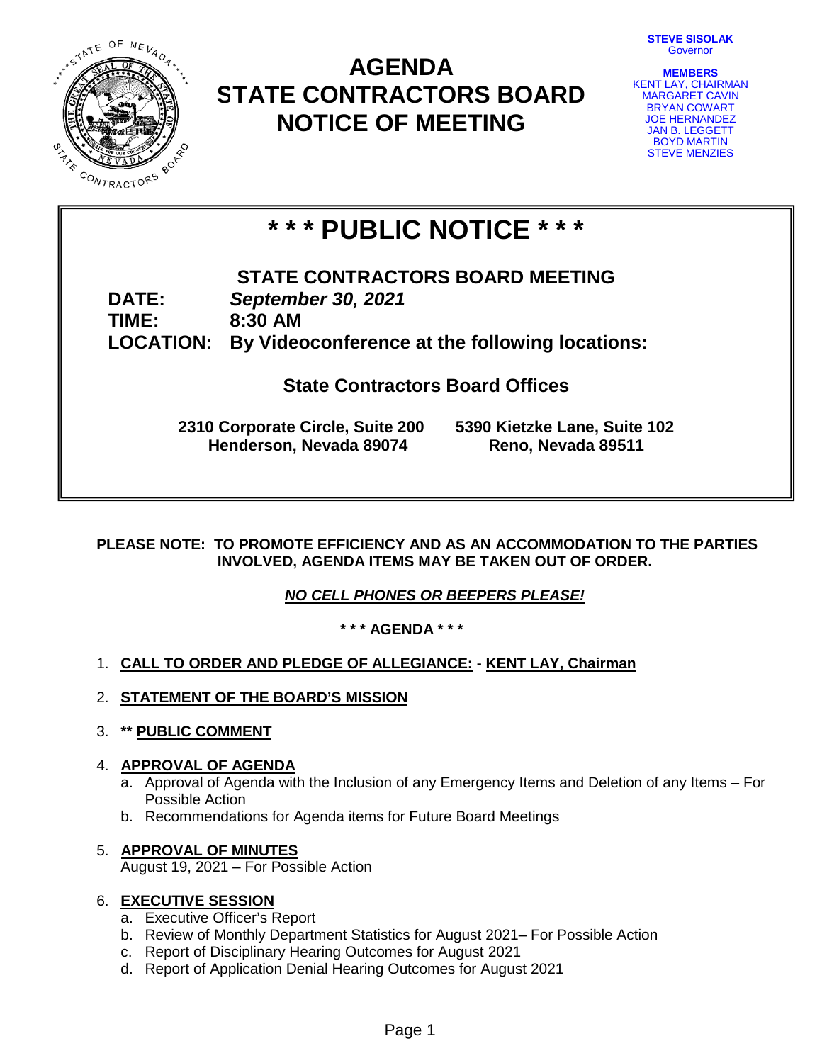STEVE SISOLAK
Governor

**MEMBERS**
KENT LAY, CHAIRMAN
MARGARET CAVIN
BRYAN COWART
JOE HERNANDEZ
JAN B. LEGGETT
BOYD MARTIN
STEVE MENZIES

# AGENDA
# STATE CONTRACTORS BOARD
# NOTICE OF MEETING

## * * * PUBLIC NOTICE * * *

**STATE CONTRACTORS BOARD MEETING**

**DATE:** ***September 30, 2021***
**TIME:** **8:30 AM**
**LOCATION:** **By Videoconference at the following locations:**

**State Contractors Board Offices**

**2310 Corporate Circle, Suite 200**
**Henderson, Nevada 89074**

**5390 Kietzke Lane, Suite 102**
**Reno, Nevada 89511**

**PLEASE NOTE: TO PROMOTE EFFICIENCY AND AS AN ACCOMMODATION TO THE PARTIES INVOLVED, AGENDA ITEMS MAY BE TAKEN OUT OF ORDER.**

***NO CELL PHONES OR BEEPERS PLEASE!***

**\* \* \* AGENDA \* \* \***

1. **CALL TO ORDER AND PLEDGE OF ALLEGIANCE: - KENT LAY, Chairman**

2. **STATEMENT OF THE BOARD'S MISSION**

3. **\*\* PUBLIC COMMENT**

4. **APPROVAL OF AGENDA**
   a. Approval of Agenda with the Inclusion of any Emergency Items and Deletion of any Items – For Possible Action
   b. Recommendations for Agenda items for Future Board Meetings

5. **APPROVAL OF MINUTES**
   August 19, 2021 – For Possible Action

6. **EXECUTIVE SESSION**
   a. Executive Officer's Report
   b. Review of Monthly Department Statistics for August 2021– For Possible Action
   c. Report of Disciplinary Hearing Outcomes for August 2021
   d. Report of Application Denial Hearing Outcomes for August 2021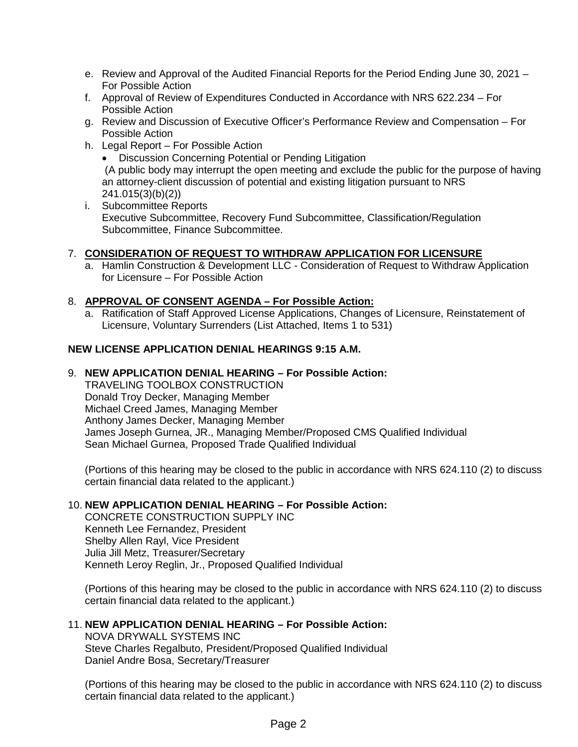e. Review and Approval of the Audited Financial Reports for the Period Ending June 30, 2021 – For Possible Action
f. Approval of Review of Expenditures Conducted in Accordance with NRS 622.234 – For Possible Action
g. Review and Discussion of Executive Officer's Performance Review and Compensation – For Possible Action
h. Legal Report – For Possible Action
   - Discussion Concerning Potential or Pending Litigation

   (A public body may interrupt the open meeting and exclude the public for the purpose of having an attorney-client discussion of potential and existing litigation pursuant to NRS 241.015(3)(b)(2))
i. Subcommittee Reports
   Executive Subcommittee, Recovery Fund Subcommittee, Classification/Regulation Subcommittee, Finance Subcommittee.

7. **CONSIDERATION OF REQUEST TO WITHDRAW APPLICATION FOR LICENSURE**
   a. Hamlin Construction & Development LLC - Consideration of Request to Withdraw Application for Licensure – For Possible Action

8. **APPROVAL OF CONSENT AGENDA – For Possible Action:**
   a. Ratification of Staff Approved License Applications, Changes of Licensure, Reinstatement of Licensure, Voluntary Surrenders (List Attached, Items 1 to 531)

**NEW LICENSE APPLICATION DENIAL HEARINGS 9:15 A.M.**

9. **NEW APPLICATION DENIAL HEARING – For Possible Action:**
   TRAVELING TOOLBOX CONSTRUCTION
   Donald Troy Decker, Managing Member
   Michael Creed James, Managing Member
   Anthony James Decker, Managing Member
   James Joseph Gurnea, JR., Managing Member/Proposed CMS Qualified Individual
   Sean Michael Gurnea, Proposed Trade Qualified Individual

   (Portions of this hearing may be closed to the public in accordance with NRS 624.110 (2) to discuss certain financial data related to the applicant.)

10. **NEW APPLICATION DENIAL HEARING – For Possible Action:**
    CONCRETE CONSTRUCTION SUPPLY INC
    Kenneth Lee Fernandez, President
    Shelby Allen Rayl, Vice President
    Julia Jill Metz, Treasurer/Secretary
    Kenneth Leroy Reglin, Jr., Proposed Qualified Individual

    (Portions of this hearing may be closed to the public in accordance with NRS 624.110 (2) to discuss certain financial data related to the applicant.)

11. **NEW APPLICATION DENIAL HEARING – For Possible Action:**
    NOVA DRYWALL SYSTEMS INC
    Steve Charles Regalbuto, President/Proposed Qualified Individual
    Daniel Andre Bosa, Secretary/Treasurer

    (Portions of this hearing may be closed to the public in accordance with NRS 624.110 (2) to discuss certain financial data related to the applicant.)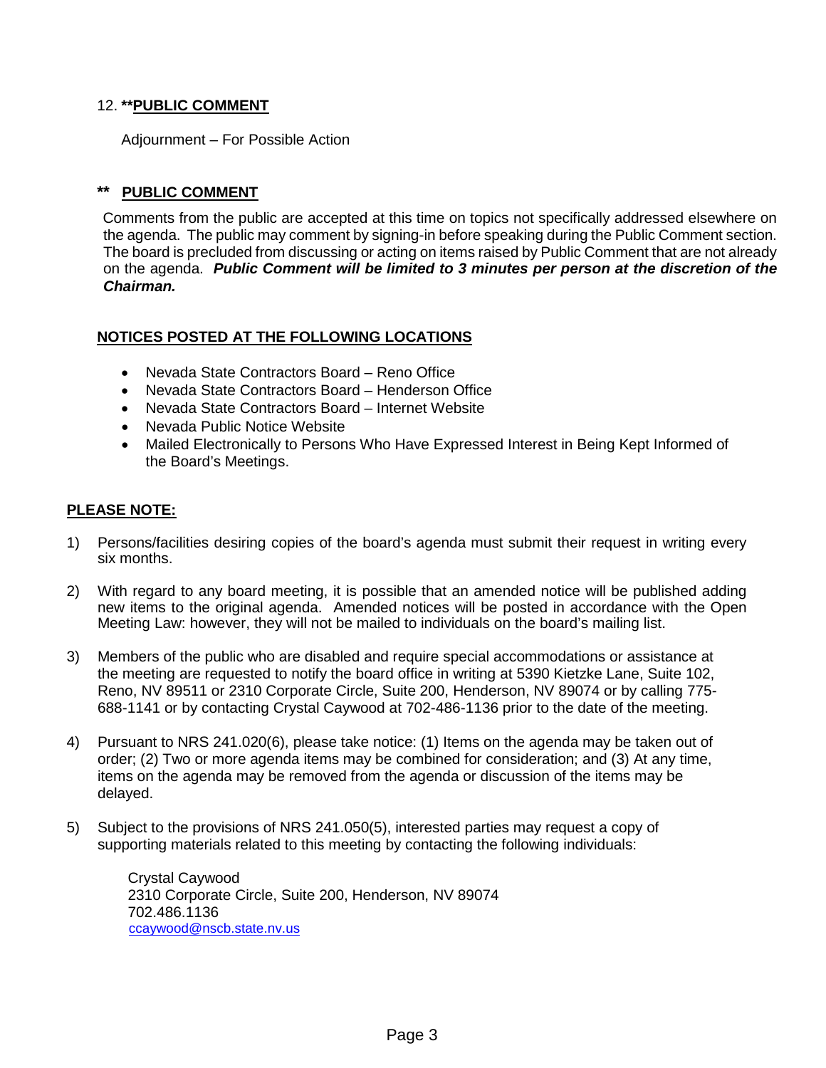12. ****PUBLIC COMMENT**

Adjournment – For Possible Action

** **PUBLIC COMMENT**

Comments from the public are accepted at this time on topics not specifically addressed elsewhere on the agenda. The public may comment by signing-in before speaking during the Public Comment section. The board is precluded from discussing or acting on items raised by Public Comment that are not already on the agenda. ***Public Comment will be limited to 3 minutes per person at the discretion of the Chairman.***

**NOTICES POSTED AT THE FOLLOWING LOCATIONS**

- Nevada State Contractors Board – Reno Office
- Nevada State Contractors Board – Henderson Office
- Nevada State Contractors Board – Internet Website
- Nevada Public Notice Website
- Mailed Electronically to Persons Who Have Expressed Interest in Being Kept Informed of the Board's Meetings.

**PLEASE NOTE:**

1) Persons/facilities desiring copies of the board's agenda must submit their request in writing every six months.

2) With regard to any board meeting, it is possible that an amended notice will be published adding new items to the original agenda. Amended notices will be posted in accordance with the Open Meeting Law: however, they will not be mailed to individuals on the board's mailing list.

3) Members of the public who are disabled and require special accommodations or assistance at the meeting are requested to notify the board office in writing at 5390 Kietzke Lane, Suite 102, Reno, NV 89511 or 2310 Corporate Circle, Suite 200, Henderson, NV 89074 or by calling 775-688-1141 or by contacting Crystal Caywood at 702-486-1136 prior to the date of the meeting.

4) Pursuant to NRS 241.020(6), please take notice: (1) Items on the agenda may be taken out of order; (2) Two or more agenda items may be combined for consideration; and (3) At any time, items on the agenda may be removed from the agenda or discussion of the items may be delayed.

5) Subject to the provisions of NRS 241.050(5), interested parties may request a copy of supporting materials related to this meeting by contacting the following individuals:

   Crystal Caywood
   2310 Corporate Circle, Suite 200, Henderson, NV 89074
   702.486.1136
   ccaywood@nscb.state.nv.us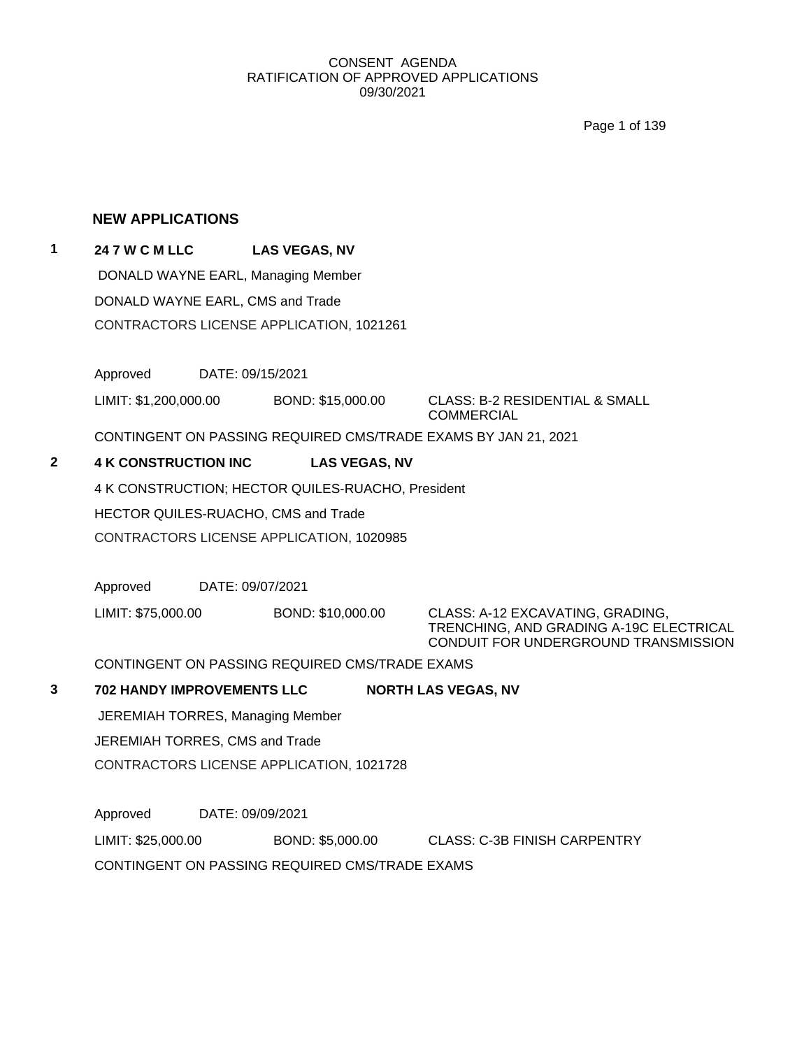CONSENT AGENDA
RATIFICATION OF APPROVED APPLICATIONS
09/30/2021

## NEW APPLICATIONS

**1** **24 7 W C M LLC** **LAS VEGAS, NV**

DONALD WAYNE EARL, Managing Member

DONALD WAYNE EARL, CMS and Trade

CONTRACTORS LICENSE APPLICATION, 1021261

Approved DATE: 09/15/2021

LIMIT: $1,200,000.00 BOND: $15,000.00 CLASS: B-2 RESIDENTIAL & SMALL COMMERCIAL

CONTINGENT ON PASSING REQUIRED CMS/TRADE EXAMS BY JAN 21, 2021

**2** **4 K CONSTRUCTION INC** **LAS VEGAS, NV**

4 K CONSTRUCTION; HECTOR QUILES-RUACHO, President

HECTOR QUILES-RUACHO, CMS and Trade

CONTRACTORS LICENSE APPLICATION, 1020985

Approved DATE: 09/07/2021

LIMIT: $75,000.00 BOND: $10,000.00 CLASS: A-12 EXCAVATING, GRADING, TRENCHING, AND GRADING A-19C ELECTRICAL CONDUIT FOR UNDERGROUND TRANSMISSION

CONTINGENT ON PASSING REQUIRED CMS/TRADE EXAMS

**3** **702 HANDY IMPROVEMENTS LLC** **NORTH LAS VEGAS, NV**

JEREMIAH TORRES, Managing Member

JEREMIAH TORRES, CMS and Trade

CONTRACTORS LICENSE APPLICATION, 1021728

Approved DATE: 09/09/2021

LIMIT: $25,000.00 BOND: $5,000.00 CLASS: C-3B FINISH CARPENTRY

CONTINGENT ON PASSING REQUIRED CMS/TRADE EXAMS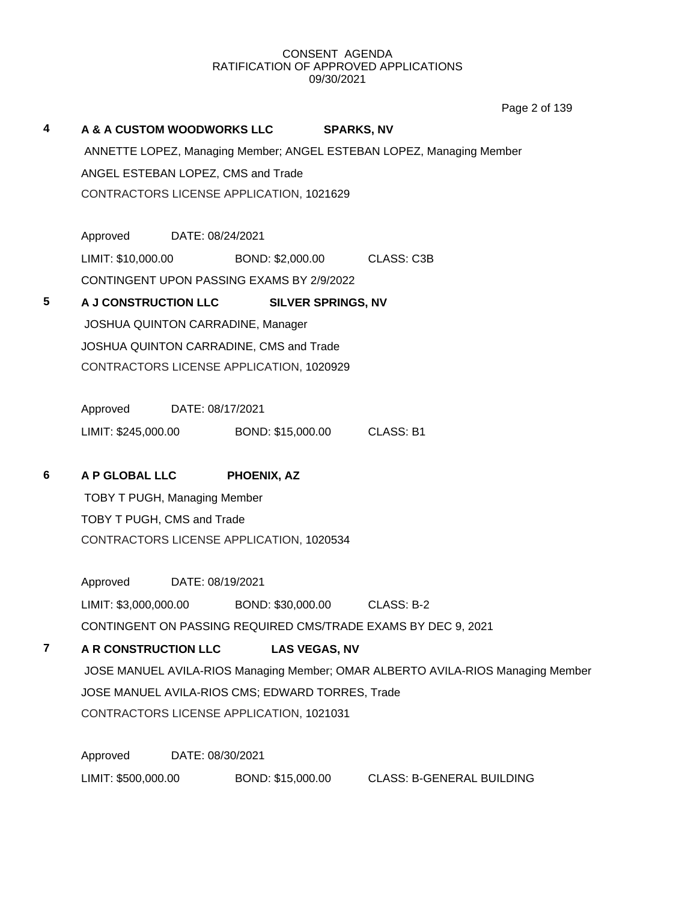CONSENT AGENDA
RATIFICATION OF APPROVED APPLICATIONS
09/30/2021

**4** **A & A CUSTOM WOODWORKS LLC** **SPARKS, NV**

ANNETTE LOPEZ, Managing Member; ANGEL ESTEBAN LOPEZ, Managing Member

ANGEL ESTEBAN LOPEZ, CMS and Trade

CONTRACTORS LICENSE APPLICATION, 1021629

Approved DATE: 08/24/2021

LIMIT: $10,000.00 BOND: $2,000.00 CLASS: C3B

CONTINGENT UPON PASSING EXAMS BY 2/9/2022

**5** **A J CONSTRUCTION LLC** **SILVER SPRINGS, NV**

JOSHUA QUINTON CARRADINE, Manager

JOSHUA QUINTON CARRADINE, CMS and Trade

CONTRACTORS LICENSE APPLICATION, 1020929

Approved DATE: 08/17/2021

LIMIT: $245,000.00 BOND: $15,000.00 CLASS: B1

**6** **A P GLOBAL LLC** **PHOENIX, AZ**

TOBY T PUGH, Managing Member

TOBY T PUGH, CMS and Trade

CONTRACTORS LICENSE APPLICATION, 1020534

Approved DATE: 08/19/2021

LIMIT: $3,000,000.00 BOND: $30,000.00 CLASS: B-2

CONTINGENT ON PASSING REQUIRED CMS/TRADE EXAMS BY DEC 9, 2021

**7** **A R CONSTRUCTION LLC** **LAS VEGAS, NV**

JOSE MANUEL AVILA-RIOS Managing Member; OMAR ALBERTO AVILA-RIOS Managing Member

JOSE MANUEL AVILA-RIOS CMS; EDWARD TORRES, Trade

CONTRACTORS LICENSE APPLICATION, 1021031

Approved DATE: 08/30/2021

LIMIT: $500,000.00 BOND: $15,000.00 CLASS: B-GENERAL BUILDING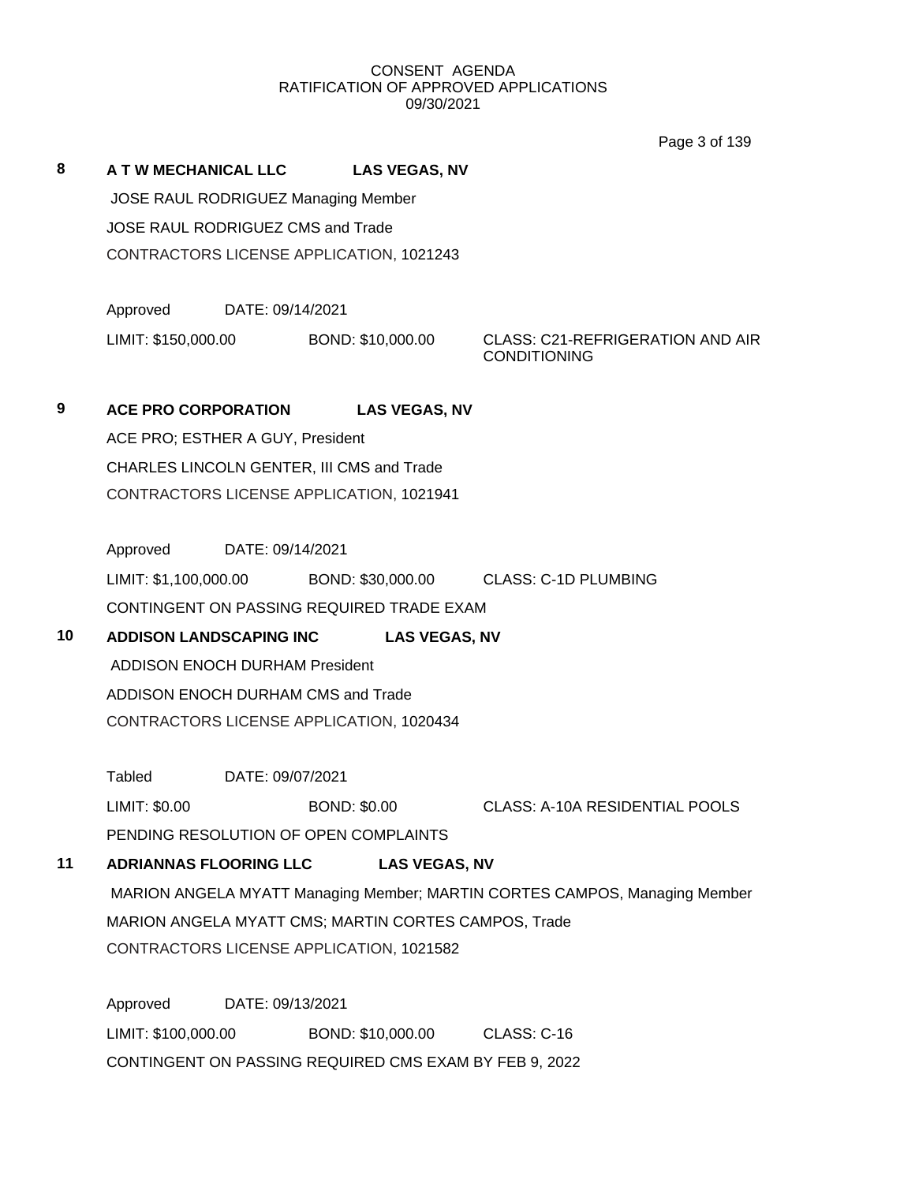CONSENT AGENDA
RATIFICATION OF APPROVED APPLICATIONS
09/30/2021

**8** **A T W MECHANICAL LLC** **LAS VEGAS, NV**

JOSE RAUL RODRIGUEZ Managing Member

JOSE RAUL RODRIGUEZ CMS and Trade

CONTRACTORS LICENSE APPLICATION, 1021243

Approved DATE: 09/14/2021

LIMIT: $150,000.00 BOND: $10,000.00 CLASS: C21-REFRIGERATION AND AIR CONDITIONING

**9** **ACE PRO CORPORATION** **LAS VEGAS, NV**

ACE PRO; ESTHER A GUY, President

CHARLES LINCOLN GENTER, III CMS and Trade

CONTRACTORS LICENSE APPLICATION, 1021941

Approved DATE: 09/14/2021

LIMIT: $1,100,000.00 BOND: $30,000.00 CLASS: C-1D PLUMBING

CONTINGENT ON PASSING REQUIRED TRADE EXAM

**10** **ADDISON LANDSCAPING INC** **LAS VEGAS, NV**

ADDISON ENOCH DURHAM President

ADDISON ENOCH DURHAM CMS and Trade

CONTRACTORS LICENSE APPLICATION, 1020434

Tabled DATE: 09/07/2021

LIMIT: $0.00 BOND: $0.00 CLASS: A-10A RESIDENTIAL POOLS

PENDING RESOLUTION OF OPEN COMPLAINTS

**11** **ADRIANNAS FLOORING LLC** **LAS VEGAS, NV**

MARION ANGELA MYATT Managing Member; MARTIN CORTES CAMPOS, Managing Member

MARION ANGELA MYATT CMS; MARTIN CORTES CAMPOS, Trade

CONTRACTORS LICENSE APPLICATION, 1021582

Approved DATE: 09/13/2021

LIMIT: $100,000.00 BOND: $10,000.00 CLASS: C-16

CONTINGENT ON PASSING REQUIRED CMS EXAM BY FEB 9, 2022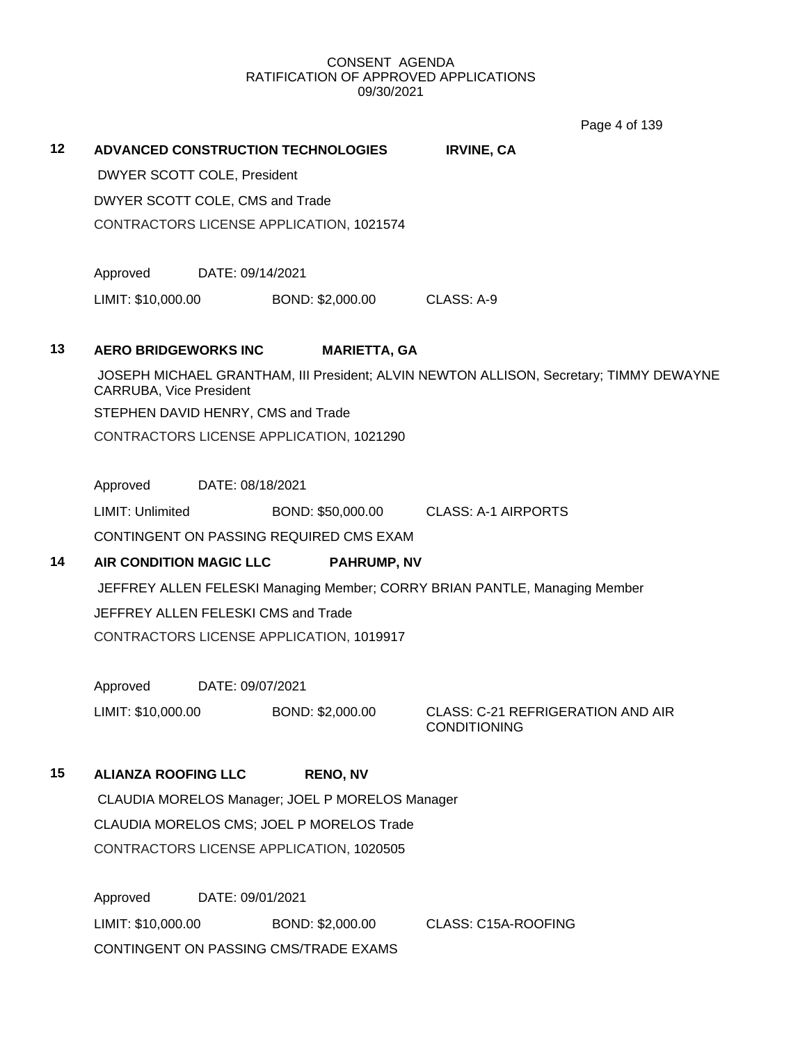CONSENT AGENDA
RATIFICATION OF APPROVED APPLICATIONS
09/30/2021

**12 ADVANCED CONSTRUCTION TECHNOLOGIES IRVINE, CA**

DWYER SCOTT COLE, President

DWYER SCOTT COLE, CMS and Trade

CONTRACTORS LICENSE APPLICATION, 1021574

Approved DATE: 09/14/2021

LIMIT: $10,000.00 BOND: $2,000.00 CLASS: A-9

**13 AERO BRIDGEWORKS INC MARIETTA, GA**

JOSEPH MICHAEL GRANTHAM, III President; ALVIN NEWTON ALLISON, Secretary; TIMMY DEWAYNE CARRUBA, Vice President

STEPHEN DAVID HENRY, CMS and Trade

CONTRACTORS LICENSE APPLICATION, 1021290

Approved DATE: 08/18/2021

LIMIT: Unlimited BOND: $50,000.00 CLASS: A-1 AIRPORTS

CONTINGENT ON PASSING REQUIRED CMS EXAM

**14 AIR CONDITION MAGIC LLC PAHRUMP, NV**

JEFFREY ALLEN FELESKI Managing Member; CORRY BRIAN PANTLE, Managing Member

JEFFREY ALLEN FELESKI CMS and Trade

CONTRACTORS LICENSE APPLICATION, 1019917

Approved DATE: 09/07/2021

LIMIT: $10,000.00 BOND: $2,000.00 CLASS: C-21 REFRIGERATION AND AIR CONDITIONING

**15 ALIANZA ROOFING LLC RENO, NV**

CLAUDIA MORELOS Manager; JOEL P MORELOS Manager

CLAUDIA MORELOS CMS; JOEL P MORELOS Trade

CONTRACTORS LICENSE APPLICATION, 1020505

Approved DATE: 09/01/2021

LIMIT: $10,000.00 BOND: $2,000.00 CLASS: C15A-ROOFING

CONTINGENT ON PASSING CMS/TRADE EXAMS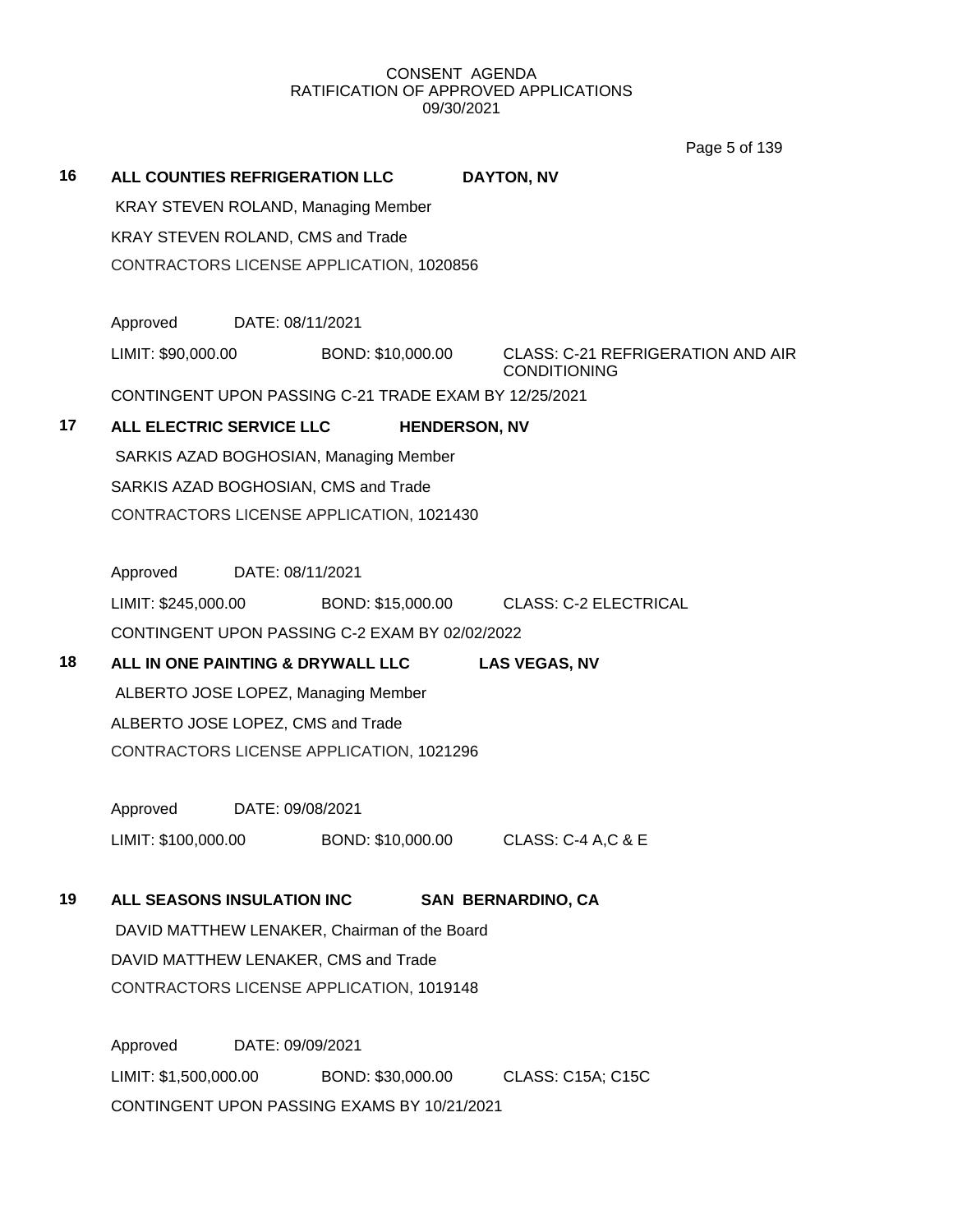CONSENT AGENDA
RATIFICATION OF APPROVED APPLICATIONS
09/30/2021

**16 ALL COUNTIES REFRIGERATION LLC DAYTON, NV**

KRAY STEVEN ROLAND, Managing Member

KRAY STEVEN ROLAND, CMS and Trade

CONTRACTORS LICENSE APPLICATION, 1020856

Approved DATE: 08/11/2021

LIMIT: $90,000.00 BOND: $10,000.00 CLASS: C-21 REFRIGERATION AND AIR CONDITIONING

CONTINGENT UPON PASSING C-21 TRADE EXAM BY 12/25/2021

**17 ALL ELECTRIC SERVICE LLC HENDERSON, NV**

SARKIS AZAD BOGHOSIAN, Managing Member

SARKIS AZAD BOGHOSIAN, CMS and Trade

CONTRACTORS LICENSE APPLICATION, 1021430

Approved DATE: 08/11/2021

LIMIT: $245,000.00 BOND: $15,000.00 CLASS: C-2 ELECTRICAL

CONTINGENT UPON PASSING C-2 EXAM BY 02/02/2022

**18 ALL IN ONE PAINTING & DRYWALL LLC LAS VEGAS, NV**

ALBERTO JOSE LOPEZ, Managing Member

ALBERTO JOSE LOPEZ, CMS and Trade

CONTRACTORS LICENSE APPLICATION, 1021296

Approved DATE: 09/08/2021

LIMIT: $100,000.00 BOND: $10,000.00 CLASS: C-4 A,C & E

**19 ALL SEASONS INSULATION INC SAN BERNARDINO, CA**

DAVID MATTHEW LENAKER, Chairman of the Board

DAVID MATTHEW LENAKER, CMS and Trade

CONTRACTORS LICENSE APPLICATION, 1019148

Approved DATE: 09/09/2021

LIMIT: $1,500,000.00 BOND: $30,000.00 CLASS: C15A; C15C

CONTINGENT UPON PASSING EXAMS BY 10/21/2021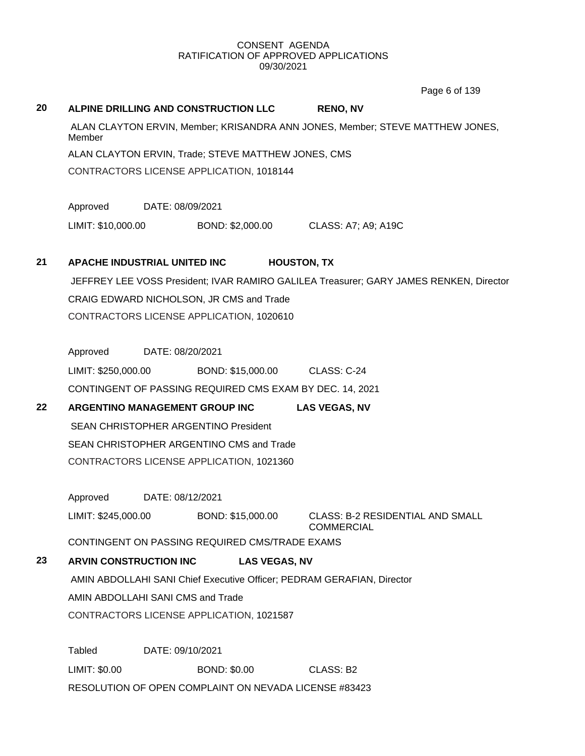CONSENT AGENDA
RATIFICATION OF APPROVED APPLICATIONS
09/30/2021

**20 ALPINE DRILLING AND CONSTRUCTION LLC RENO, NV**

ALAN CLAYTON ERVIN, Member; KRISANDRA ANN JONES, Member; STEVE MATTHEW JONES, Member

ALAN CLAYTON ERVIN, Trade; STEVE MATTHEW JONES, CMS

CONTRACTORS LICENSE APPLICATION, 1018144

Approved DATE: 08/09/2021

LIMIT: $10,000.00 BOND: $2,000.00 CLASS: A7; A9; A19C

**21 APACHE INDUSTRIAL UNITED INC HOUSTON, TX**

JEFFREY LEE VOSS President; IVAR RAMIRO GALILEA Treasurer; GARY JAMES RENKEN, Director

CRAIG EDWARD NICHOLSON, JR CMS and Trade

CONTRACTORS LICENSE APPLICATION, 1020610

Approved DATE: 08/20/2021

LIMIT: $250,000.00 BOND: $15,000.00 CLASS: C-24

CONTINGENT OF PASSING REQUIRED CMS EXAM BY DEC. 14, 2021

**22 ARGENTINO MANAGEMENT GROUP INC LAS VEGAS, NV**

SEAN CHRISTOPHER ARGENTINO President

SEAN CHRISTOPHER ARGENTINO CMS and Trade

CONTRACTORS LICENSE APPLICATION, 1021360

Approved DATE: 08/12/2021

LIMIT: $245,000.00 BOND: $15,000.00 CLASS: B-2 RESIDENTIAL AND SMALL COMMERCIAL

CONTINGENT ON PASSING REQUIRED CMS/TRADE EXAMS

**23 ARVIN CONSTRUCTION INC LAS VEGAS, NV**

AMIN ABDOLLAHI SANI Chief Executive Officer; PEDRAM GERAFIAN, Director

AMIN ABDOLLAHI SANI CMS and Trade

CONTRACTORS LICENSE APPLICATION, 1021587

Tabled DATE: 09/10/2021

LIMIT: $0.00 BOND: $0.00 CLASS: B2

RESOLUTION OF OPEN COMPLAINT ON NEVADA LICENSE #83423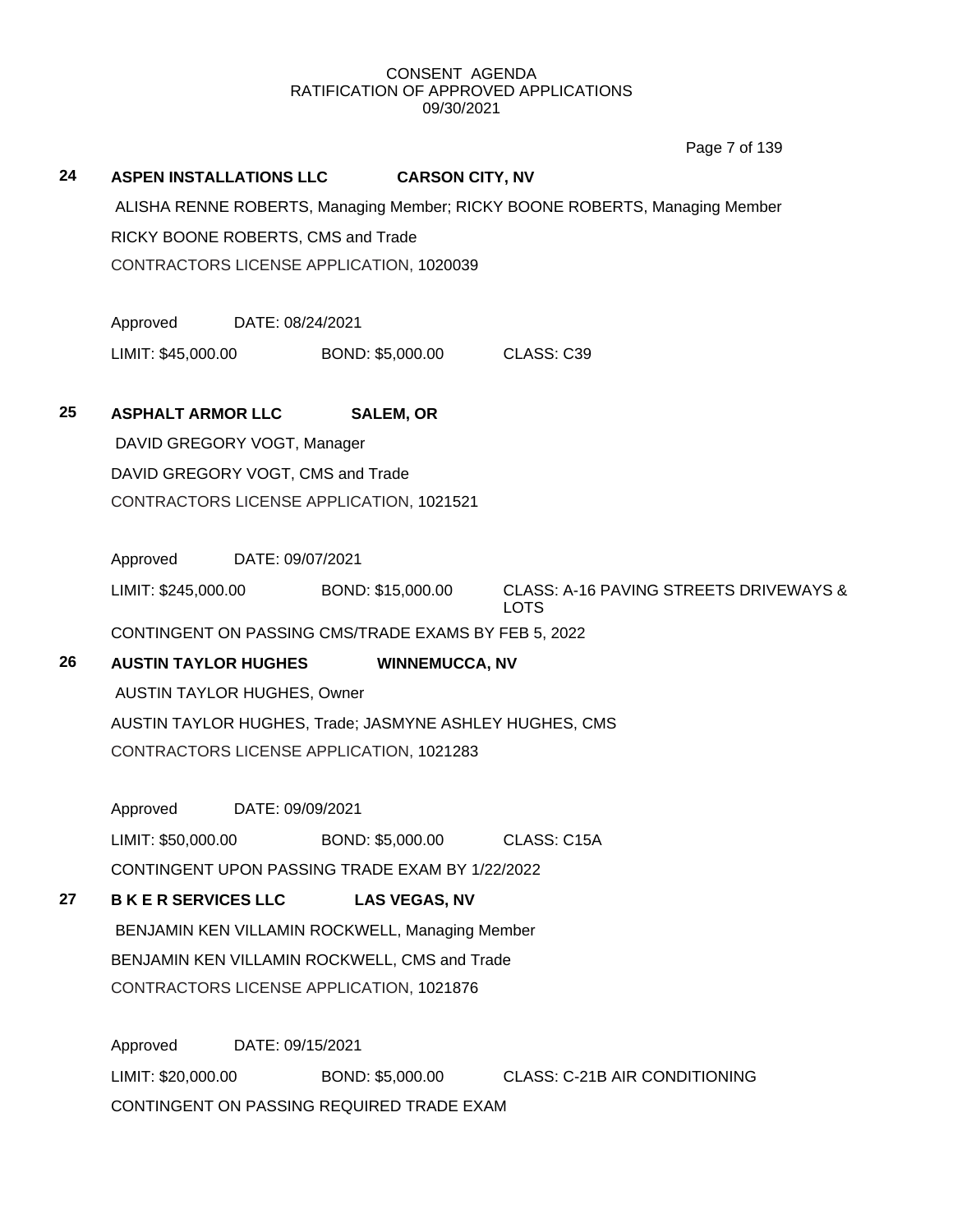CONSENT AGENDA
RATIFICATION OF APPROVED APPLICATIONS
09/30/2021

**24 ASPEN INSTALLATIONS LLC CARSON CITY, NV**

ALISHA RENNE ROBERTS, Managing Member; RICKY BOONE ROBERTS, Managing Member

RICKY BOONE ROBERTS, CMS and Trade

CONTRACTORS LICENSE APPLICATION, 1020039

Approved DATE: 08/24/2021

LIMIT: $45,000.00 BOND: $5,000.00 CLASS: C39

**25 ASPHALT ARMOR LLC SALEM, OR**

DAVID GREGORY VOGT, Manager

DAVID GREGORY VOGT, CMS and Trade

CONTRACTORS LICENSE APPLICATION, 1021521

Approved DATE: 09/07/2021

LIMIT: $245,000.00 BOND: $15,000.00 CLASS: A-16 PAVING STREETS DRIVEWAYS & LOTS

CONTINGENT ON PASSING CMS/TRADE EXAMS BY FEB 5, 2022

**26 AUSTIN TAYLOR HUGHES WINNEMUCCA, NV**

AUSTIN TAYLOR HUGHES, Owner

AUSTIN TAYLOR HUGHES, Trade; JASMYNE ASHLEY HUGHES, CMS

CONTRACTORS LICENSE APPLICATION, 1021283

Approved DATE: 09/09/2021

LIMIT: $50,000.00 BOND: $5,000.00 CLASS: C15A

CONTINGENT UPON PASSING TRADE EXAM BY 1/22/2022

**27 B K E R SERVICES LLC LAS VEGAS, NV**

BENJAMIN KEN VILLAMIN ROCKWELL, Managing Member

BENJAMIN KEN VILLAMIN ROCKWELL, CMS and Trade

CONTRACTORS LICENSE APPLICATION, 1021876

Approved DATE: 09/15/2021

LIMIT: $20,000.00 BOND: $5,000.00 CLASS: C-21B AIR CONDITIONING

CONTINGENT ON PASSING REQUIRED TRADE EXAM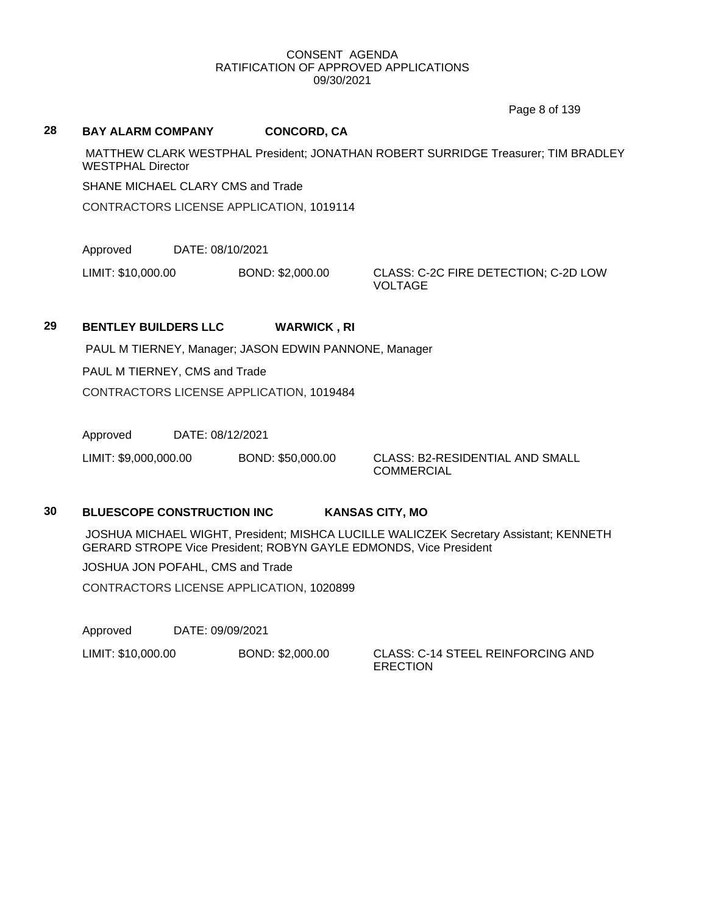CONSENT AGENDA
RATIFICATION OF APPROVED APPLICATIONS
09/30/2021

## 28 BAY ALARM COMPANY — CONCORD, CA

MATTHEW CLARK WESTPHAL President; JONATHAN ROBERT SURRIDGE Treasurer; TIM BRADLEY WESTPHAL Director

SHANE MICHAEL CLARY CMS and Trade

CONTRACTORS LICENSE APPLICATION, 1019114

Approved DATE: 08/10/2021

LIMIT: $10,000.00 BOND: $2,000.00 CLASS: C-2C FIRE DETECTION; C-2D LOW VOLTAGE

## 29 BENTLEY BUILDERS LLC — WARWICK , RI

PAUL M TIERNEY, Manager; JASON EDWIN PANNONE, Manager

PAUL M TIERNEY, CMS and Trade

CONTRACTORS LICENSE APPLICATION, 1019484

Approved DATE: 08/12/2021

LIMIT: $9,000,000.00 BOND: $50,000.00 CLASS: B2-RESIDENTIAL AND SMALL COMMERCIAL

## 30 BLUESCOPE CONSTRUCTION INC — KANSAS CITY, MO

JOSHUA MICHAEL WIGHT, President; MISHCA LUCILLE WALICZEK Secretary Assistant; KENNETH GERARD STROPE Vice President; ROBYN GAYLE EDMONDS, Vice President

JOSHUA JON POFAHL, CMS and Trade

CONTRACTORS LICENSE APPLICATION, 1020899

Approved DATE: 09/09/2021

LIMIT: $10,000.00 BOND: $2,000.00 CLASS: C-14 STEEL REINFORCING AND ERECTION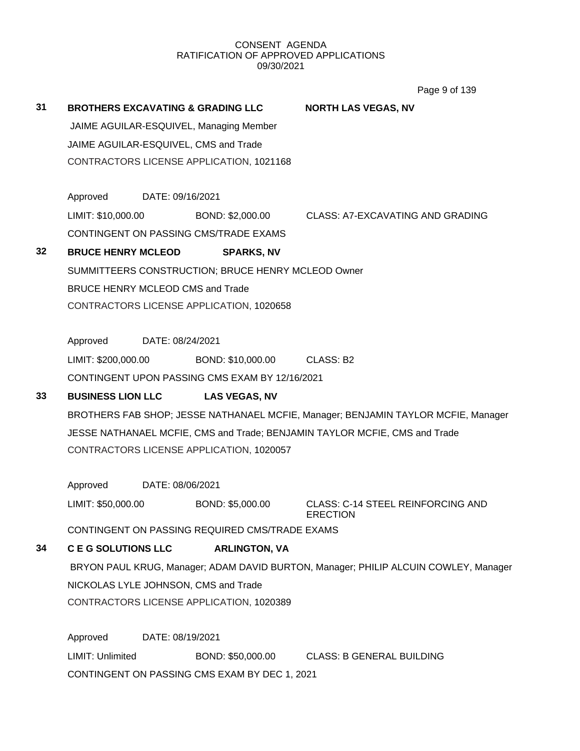CONSENT AGENDA
RATIFICATION OF APPROVED APPLICATIONS
09/30/2021

**31 BROTHERS EXCAVATING & GRADING LLC** **NORTH LAS VEGAS, NV**

JAIME AGUILAR-ESQUIVEL, Managing Member

JAIME AGUILAR-ESQUIVEL, CMS and Trade

CONTRACTORS LICENSE APPLICATION, 1021168

Approved DATE: 09/16/2021

LIMIT: $10,000.00 BOND: $2,000.00 CLASS: A7-EXCAVATING AND GRADING

CONTINGENT ON PASSING CMS/TRADE EXAMS

**32 BRUCE HENRY MCLEOD** **SPARKS, NV**

SUMMITTEERS CONSTRUCTION; BRUCE HENRY MCLEOD Owner

BRUCE HENRY MCLEOD CMS and Trade

CONTRACTORS LICENSE APPLICATION, 1020658

Approved DATE: 08/24/2021

LIMIT: $200,000.00 BOND: $10,000.00 CLASS: B2

CONTINGENT UPON PASSING CMS EXAM BY 12/16/2021

**33 BUSINESS LION LLC** **LAS VEGAS, NV**

BROTHERS FAB SHOP; JESSE NATHANAEL MCFIE, Manager; BENJAMIN TAYLOR MCFIE, Manager

JESSE NATHANAEL MCFIE, CMS and Trade; BENJAMIN TAYLOR MCFIE, CMS and Trade

CONTRACTORS LICENSE APPLICATION, 1020057

Approved DATE: 08/06/2021

LIMIT: $50,000.00 BOND: $5,000.00 CLASS: C-14 STEEL REINFORCING AND ERECTION

CONTINGENT ON PASSING REQUIRED CMS/TRADE EXAMS

**34 C E G SOLUTIONS LLC** **ARLINGTON, VA**

BRYON PAUL KRUG, Manager; ADAM DAVID BURTON, Manager; PHILIP ALCUIN COWLEY, Manager

NICKOLAS LYLE JOHNSON, CMS and Trade

CONTRACTORS LICENSE APPLICATION, 1020389

Approved DATE: 08/19/2021

LIMIT: Unlimited BOND: $50,000.00 CLASS: B GENERAL BUILDING

CONTINGENT ON PASSING CMS EXAM BY DEC 1, 2021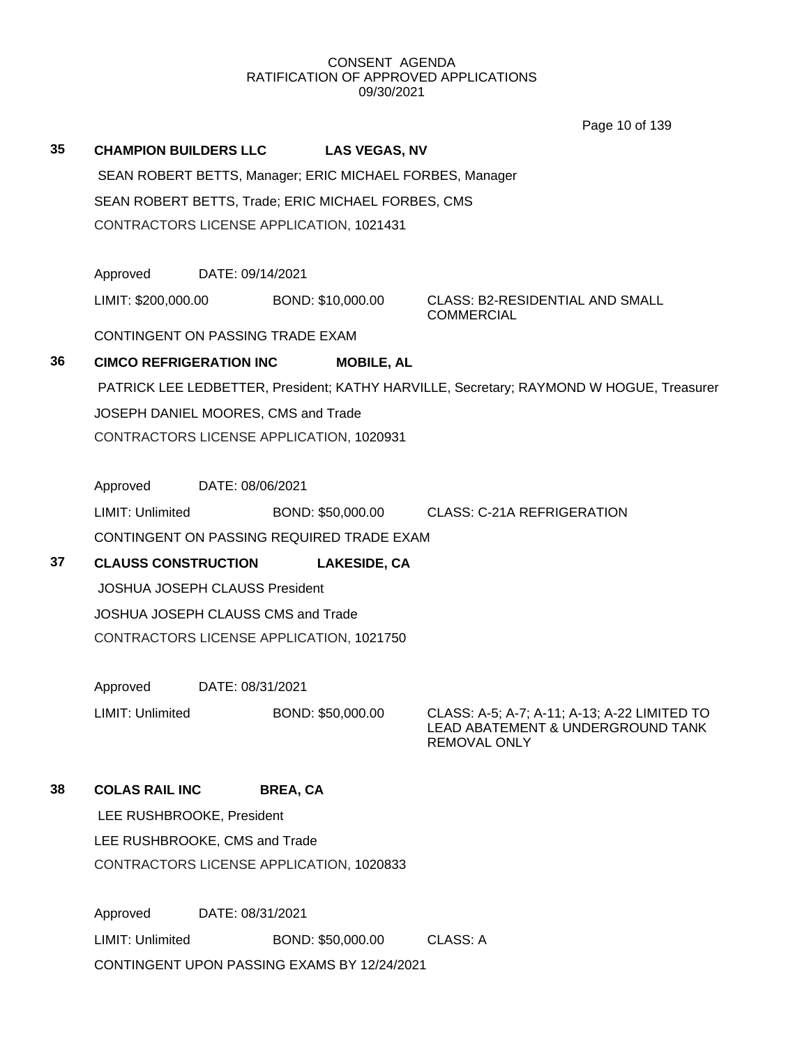CONSENT AGENDA
RATIFICATION OF APPROVED APPLICATIONS
09/30/2021

**35 CHAMPION BUILDERS LLC LAS VEGAS, NV**

SEAN ROBERT BETTS, Manager; ERIC MICHAEL FORBES, Manager

SEAN ROBERT BETTS, Trade; ERIC MICHAEL FORBES, CMS

CONTRACTORS LICENSE APPLICATION, 1021431

Approved DATE: 09/14/2021

LIMIT: $200,000.00 BOND: $10,000.00 CLASS: B2-RESIDENTIAL AND SMALL COMMERCIAL

CONTINGENT ON PASSING TRADE EXAM

**36 CIMCO REFRIGERATION INC MOBILE, AL**

PATRICK LEE LEDBETTER, President; KATHY HARVILLE, Secretary; RAYMOND W HOGUE, Treasurer

JOSEPH DANIEL MOORES, CMS and Trade

CONTRACTORS LICENSE APPLICATION, 1020931

Approved DATE: 08/06/2021

LIMIT: Unlimited BOND: $50,000.00 CLASS: C-21A REFRIGERATION

CONTINGENT ON PASSING REQUIRED TRADE EXAM

**37 CLAUSS CONSTRUCTION LAKESIDE, CA**

JOSHUA JOSEPH CLAUSS President

JOSHUA JOSEPH CLAUSS CMS and Trade

CONTRACTORS LICENSE APPLICATION, 1021750

Approved DATE: 08/31/2021

LIMIT: Unlimited BOND: $50,000.00 CLASS: A-5; A-7; A-11; A-13; A-22 LIMITED TO LEAD ABATEMENT & UNDERGROUND TANK REMOVAL ONLY

**38 COLAS RAIL INC BREA, CA**

LEE RUSHBROOKE, President

LEE RUSHBROOKE, CMS and Trade

CONTRACTORS LICENSE APPLICATION, 1020833

Approved DATE: 08/31/2021

LIMIT: Unlimited BOND: $50,000.00 CLASS: A

CONTINGENT UPON PASSING EXAMS BY 12/24/2021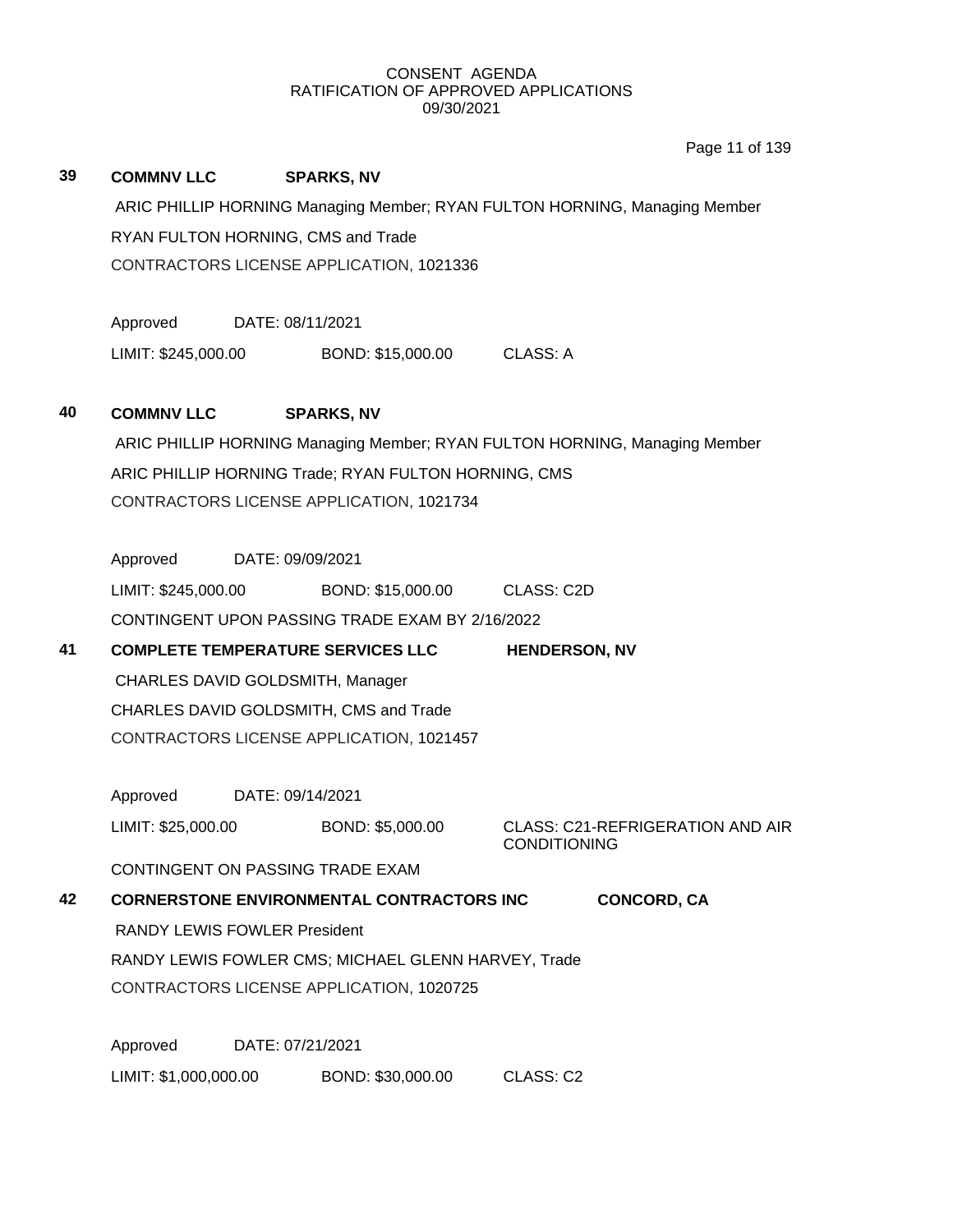CONSENT AGENDA
RATIFICATION OF APPROVED APPLICATIONS
09/30/2021

**39** **COMMNV LLC** **SPARKS, NV**

ARIC PHILLIP HORNING Managing Member; RYAN FULTON HORNING, Managing Member

RYAN FULTON HORNING, CMS and Trade

CONTRACTORS LICENSE APPLICATION, 1021336

Approved DATE: 08/11/2021

LIMIT: $245,000.00 BOND: $15,000.00 CLASS: A

**40** **COMMNV LLC** **SPARKS, NV**

ARIC PHILLIP HORNING Managing Member; RYAN FULTON HORNING, Managing Member

ARIC PHILLIP HORNING Trade; RYAN FULTON HORNING, CMS

CONTRACTORS LICENSE APPLICATION, 1021734

Approved DATE: 09/09/2021

LIMIT: $245,000.00 BOND: $15,000.00 CLASS: C2D

CONTINGENT UPON PASSING TRADE EXAM BY 2/16/2022

**41** **COMPLETE TEMPERATURE SERVICES LLC** **HENDERSON, NV**

CHARLES DAVID GOLDSMITH, Manager

CHARLES DAVID GOLDSMITH, CMS and Trade

CONTRACTORS LICENSE APPLICATION, 1021457

Approved DATE: 09/14/2021

LIMIT: $25,000.00 BOND: $5,000.00 CLASS: C21-REFRIGERATION AND AIR CONDITIONING

CONTINGENT ON PASSING TRADE EXAM

**42** **CORNERSTONE ENVIRONMENTAL CONTRACTORS INC** **CONCORD, CA**

RANDY LEWIS FOWLER President

RANDY LEWIS FOWLER CMS; MICHAEL GLENN HARVEY, Trade

CONTRACTORS LICENSE APPLICATION, 1020725

Approved DATE: 07/21/2021

LIMIT: $1,000,000.00 BOND: $30,000.00 CLASS: C2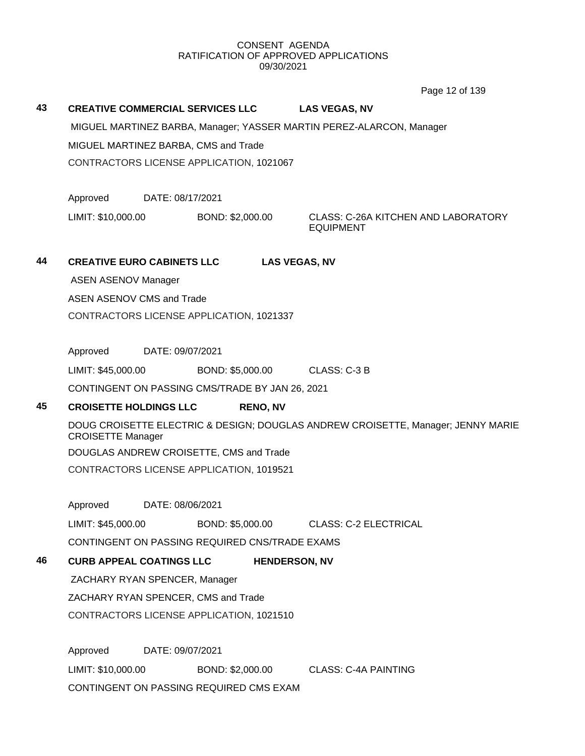CONSENT AGENDA
RATIFICATION OF APPROVED APPLICATIONS
09/30/2021

**43 CREATIVE COMMERCIAL SERVICES LLC LAS VEGAS, NV**

MIGUEL MARTINEZ BARBA, Manager; YASSER MARTIN PEREZ-ALARCON, Manager

MIGUEL MARTINEZ BARBA, CMS and Trade

CONTRACTORS LICENSE APPLICATION, 1021067

Approved DATE: 08/17/2021

LIMIT: $10,000.00 BOND: $2,000.00 CLASS: C-26A KITCHEN AND LABORATORY EQUIPMENT

**44 CREATIVE EURO CABINETS LLC LAS VEGAS, NV**

ASEN ASENOV Manager

ASEN ASENOV CMS and Trade

CONTRACTORS LICENSE APPLICATION, 1021337

Approved DATE: 09/07/2021

LIMIT: $45,000.00 BOND: $5,000.00 CLASS: C-3 B

CONTINGENT ON PASSING CMS/TRADE BY JAN 26, 2021

**45 CROISETTE HOLDINGS LLC RENO, NV**

DOUG CROISETTE ELECTRIC & DESIGN; DOUGLAS ANDREW CROISETTE, Manager; JENNY MARIE CROISETTE Manager

DOUGLAS ANDREW CROISETTE, CMS and Trade

CONTRACTORS LICENSE APPLICATION, 1019521

Approved DATE: 08/06/2021

LIMIT: $45,000.00 BOND: $5,000.00 CLASS: C-2 ELECTRICAL

CONTINGENT ON PASSING REQUIRED CNS/TRADE EXAMS

**46 CURB APPEAL COATINGS LLC HENDERSON, NV**

ZACHARY RYAN SPENCER, Manager

ZACHARY RYAN SPENCER, CMS and Trade

CONTRACTORS LICENSE APPLICATION, 1021510

Approved DATE: 09/07/2021

LIMIT: $10,000.00 BOND: $2,000.00 CLASS: C-4A PAINTING

CONTINGENT ON PASSING REQUIRED CMS EXAM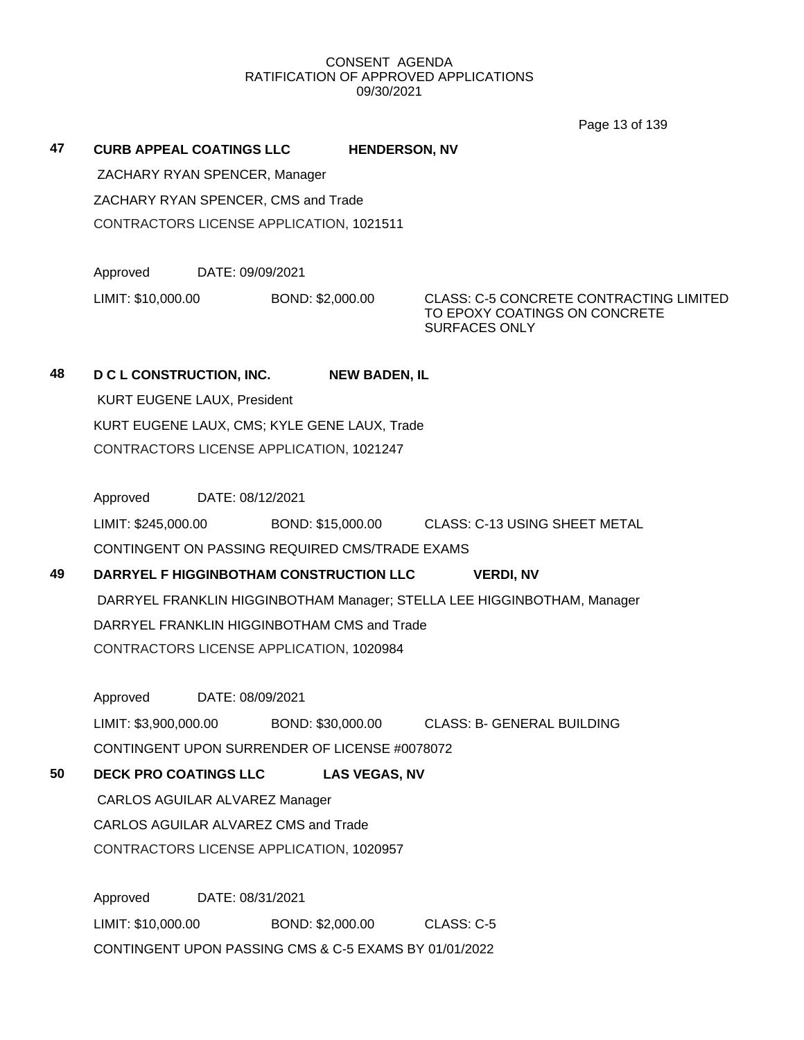CONSENT AGENDA
RATIFICATION OF APPROVED APPLICATIONS
09/30/2021

**47 CURB APPEAL COATINGS LLC HENDERSON, NV**

ZACHARY RYAN SPENCER, Manager

ZACHARY RYAN SPENCER, CMS and Trade

CONTRACTORS LICENSE APPLICATION, 1021511

Approved DATE: 09/09/2021

LIMIT: $10,000.00 BOND: $2,000.00 CLASS: C-5 CONCRETE CONTRACTING LIMITED TO EPOXY COATINGS ON CONCRETE SURFACES ONLY

**48 D C L CONSTRUCTION, INC. NEW BADEN, IL**

KURT EUGENE LAUX, President

KURT EUGENE LAUX, CMS; KYLE GENE LAUX, Trade

CONTRACTORS LICENSE APPLICATION, 1021247

Approved DATE: 08/12/2021

LIMIT: $245,000.00 BOND: $15,000.00 CLASS: C-13 USING SHEET METAL

CONTINGENT ON PASSING REQUIRED CMS/TRADE EXAMS

**49 DARRYEL F HIGGINBOTHAM CONSTRUCTION LLC VERDI, NV**

DARRYEL FRANKLIN HIGGINBOTHAM Manager; STELLA LEE HIGGINBOTHAM, Manager

DARRYEL FRANKLIN HIGGINBOTHAM CMS and Trade

CONTRACTORS LICENSE APPLICATION, 1020984

Approved DATE: 08/09/2021

LIMIT: $3,900,000.00 BOND: $30,000.00 CLASS: B- GENERAL BUILDING

CONTINGENT UPON SURRENDER OF LICENSE #0078072

**50 DECK PRO COATINGS LLC LAS VEGAS, NV**

CARLOS AGUILAR ALVAREZ Manager

CARLOS AGUILAR ALVAREZ CMS and Trade

CONTRACTORS LICENSE APPLICATION, 1020957

Approved DATE: 08/31/2021

LIMIT: $10,000.00 BOND: $2,000.00 CLASS: C-5

CONTINGENT UPON PASSING CMS & C-5 EXAMS BY 01/01/2022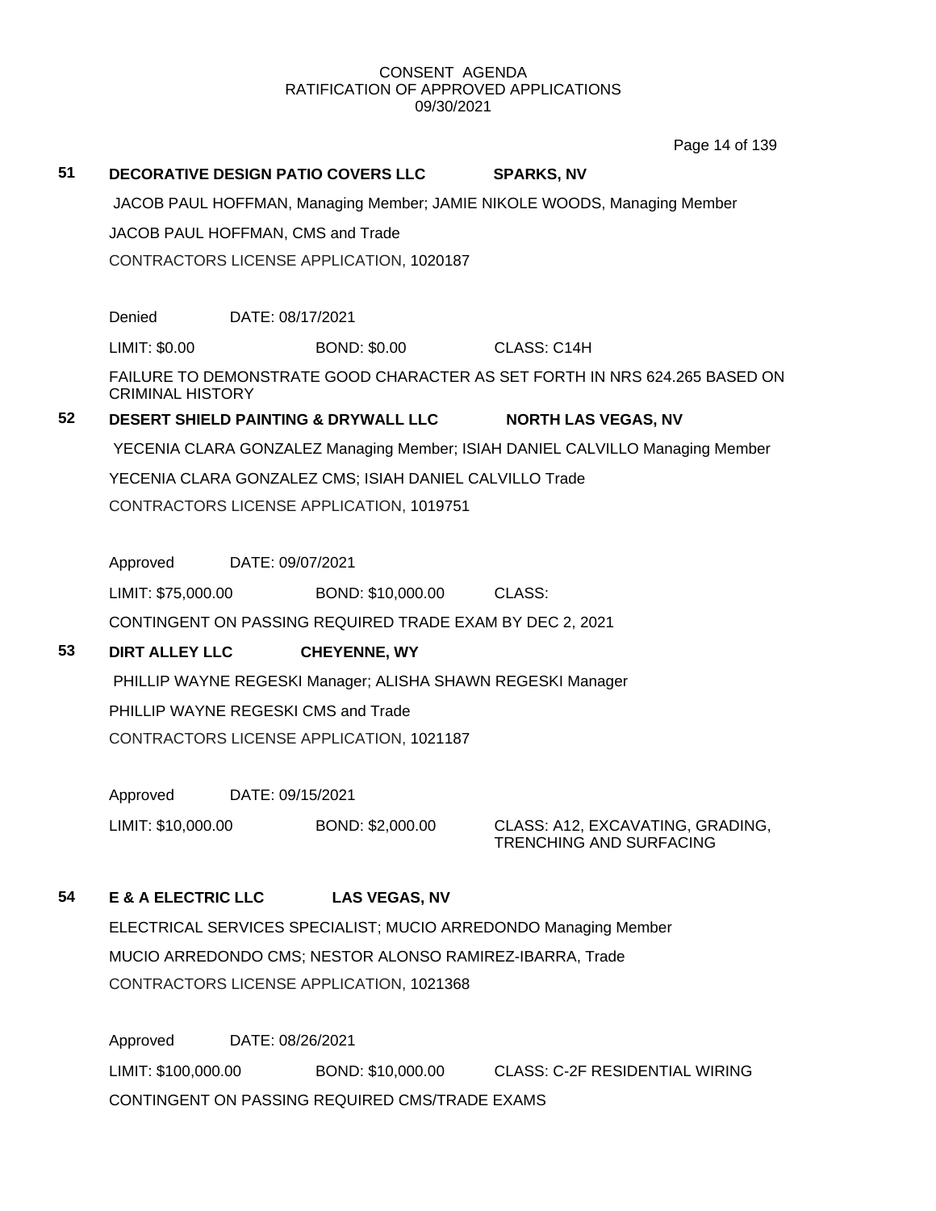CONSENT AGENDA
RATIFICATION OF APPROVED APPLICATIONS
09/30/2021

**51 DECORATIVE DESIGN PATIO COVERS LLC SPARKS, NV**

JACOB PAUL HOFFMAN, Managing Member; JAMIE NIKOLE WOODS, Managing Member

JACOB PAUL HOFFMAN, CMS and Trade

CONTRACTORS LICENSE APPLICATION, 1020187

Denied DATE: 08/17/2021

LIMIT: $0.00 BOND: $0.00 CLASS: C14H

FAILURE TO DEMONSTRATE GOOD CHARACTER AS SET FORTH IN NRS 624.265 BASED ON CRIMINAL HISTORY

**52 DESERT SHIELD PAINTING & DRYWALL LLC NORTH LAS VEGAS, NV**

YECENIA CLARA GONZALEZ Managing Member; ISIAH DANIEL CALVILLO Managing Member

YECENIA CLARA GONZALEZ CMS; ISIAH DANIEL CALVILLO Trade

CONTRACTORS LICENSE APPLICATION, 1019751

Approved DATE: 09/07/2021

LIMIT: $75,000.00 BOND: $10,000.00 CLASS:

CONTINGENT ON PASSING REQUIRED TRADE EXAM BY DEC 2, 2021

**53 DIRT ALLEY LLC CHEYENNE, WY**

PHILLIP WAYNE REGESKI Manager; ALISHA SHAWN REGESKI Manager

PHILLIP WAYNE REGESKI CMS and Trade

CONTRACTORS LICENSE APPLICATION, 1021187

Approved DATE: 09/15/2021

LIMIT: $10,000.00 BOND: $2,000.00 CLASS: A12, EXCAVATING, GRADING, TRENCHING AND SURFACING

**54 E & A ELECTRIC LLC LAS VEGAS, NV**

ELECTRICAL SERVICES SPECIALIST; MUCIO ARREDONDO Managing Member

MUCIO ARREDONDO CMS; NESTOR ALONSO RAMIREZ-IBARRA, Trade

CONTRACTORS LICENSE APPLICATION, 1021368

Approved DATE: 08/26/2021

LIMIT: $100,000.00 BOND: $10,000.00 CLASS: C-2F RESIDENTIAL WIRING

CONTINGENT ON PASSING REQUIRED CMS/TRADE EXAMS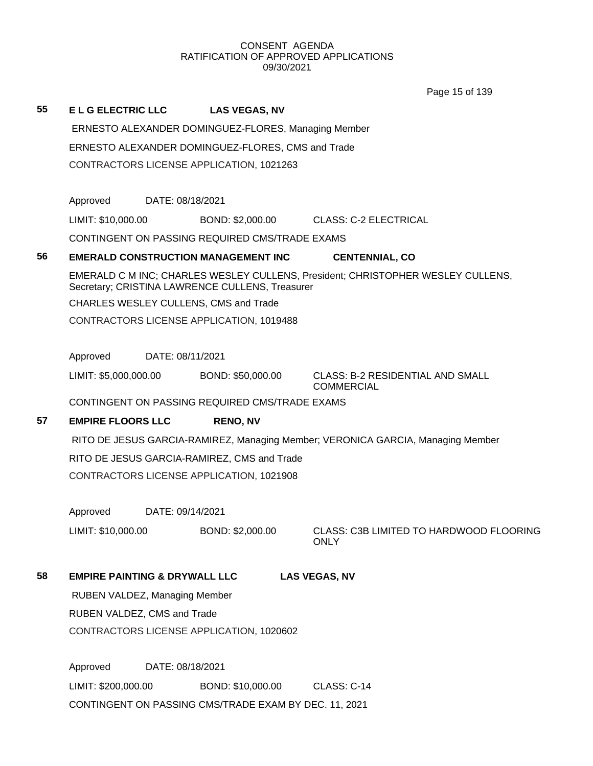CONSENT AGENDA
RATIFICATION OF APPROVED APPLICATIONS
09/30/2021

**55 E L G ELECTRIC LLC LAS VEGAS, NV**

ERNESTO ALEXANDER DOMINGUEZ-FLORES, Managing Member

ERNESTO ALEXANDER DOMINGUEZ-FLORES, CMS and Trade

CONTRACTORS LICENSE APPLICATION, 1021263

Approved DATE: 08/18/2021

LIMIT: $10,000.00 BOND: $2,000.00 CLASS: C-2 ELECTRICAL

CONTINGENT ON PASSING REQUIRED CMS/TRADE EXAMS

**56 EMERALD CONSTRUCTION MANAGEMENT INC CENTENNIAL, CO**

EMERALD C M INC; CHARLES WESLEY CULLENS, President; CHRISTOPHER WESLEY CULLENS, Secretary; CRISTINA LAWRENCE CULLENS, Treasurer

CHARLES WESLEY CULLENS, CMS and Trade

CONTRACTORS LICENSE APPLICATION, 1019488

Approved DATE: 08/11/2021

LIMIT: $5,000,000.00 BOND: $50,000.00 CLASS: B-2 RESIDENTIAL AND SMALL COMMERCIAL

CONTINGENT ON PASSING REQUIRED CMS/TRADE EXAMS

**57 EMPIRE FLOORS LLC RENO, NV**

RITO DE JESUS GARCIA-RAMIREZ, Managing Member; VERONICA GARCIA, Managing Member

RITO DE JESUS GARCIA-RAMIREZ, CMS and Trade

CONTRACTORS LICENSE APPLICATION, 1021908

Approved DATE: 09/14/2021

LIMIT: $10,000.00 BOND: $2,000.00 CLASS: C3B LIMITED TO HARDWOOD FLOORING ONLY

**58 EMPIRE PAINTING & DRYWALL LLC LAS VEGAS, NV**

RUBEN VALDEZ, Managing Member

RUBEN VALDEZ, CMS and Trade

CONTRACTORS LICENSE APPLICATION, 1020602

Approved DATE: 08/18/2021

LIMIT: $200,000.00 BOND: $10,000.00 CLASS: C-14

CONTINGENT ON PASSING CMS/TRADE EXAM BY DEC. 11, 2021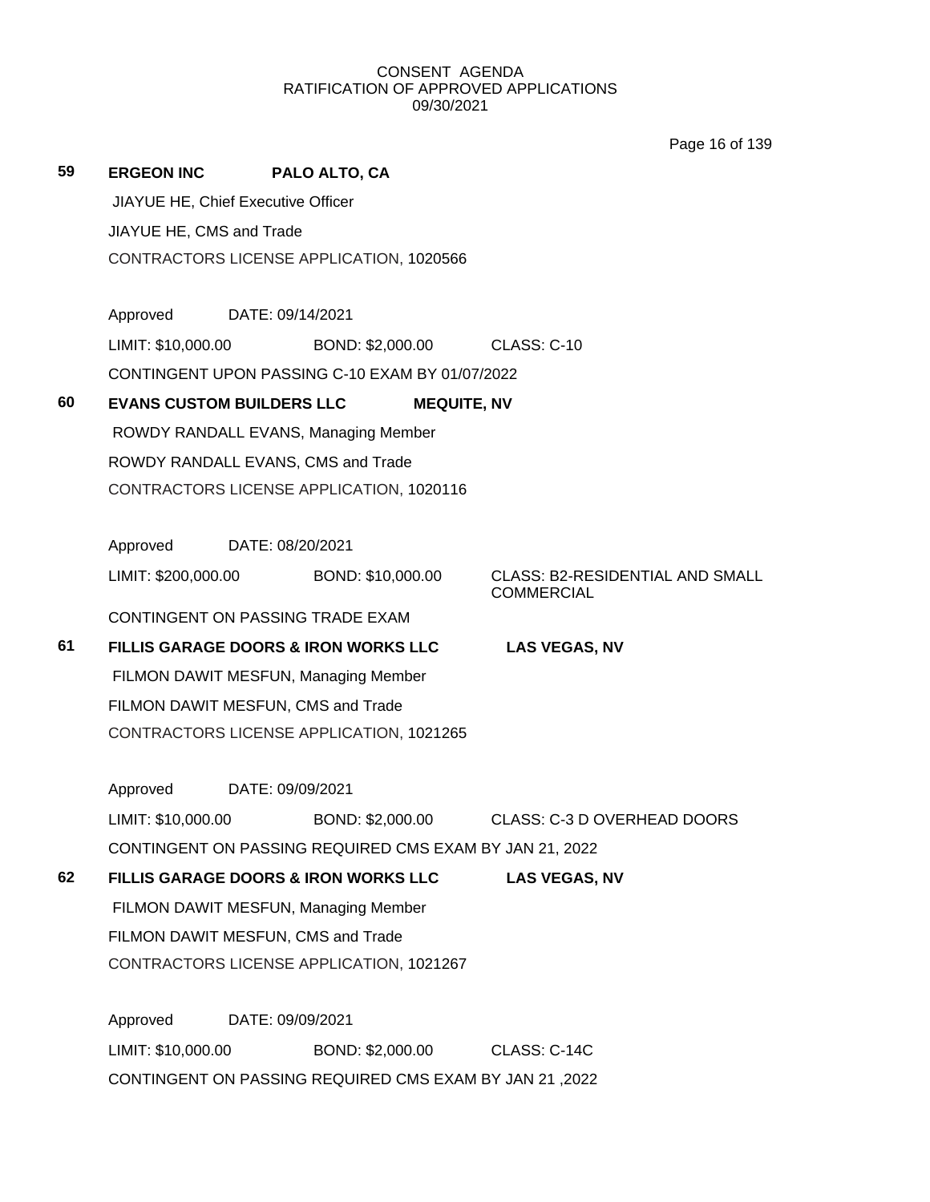CONSENT AGENDA
RATIFICATION OF APPROVED APPLICATIONS
09/30/2021

**59** **ERGEON INC** **PALO ALTO, CA**

JIAYUE HE, Chief Executive Officer

JIAYUE HE, CMS and Trade

CONTRACTORS LICENSE APPLICATION, 1020566

Approved DATE: 09/14/2021

LIMIT: $10,000.00 BOND: $2,000.00 CLASS: C-10

CONTINGENT UPON PASSING C-10 EXAM BY 01/07/2022

**60** **EVANS CUSTOM BUILDERS LLC** **MEQUITE, NV**

ROWDY RANDALL EVANS, Managing Member

ROWDY RANDALL EVANS, CMS and Trade

CONTRACTORS LICENSE APPLICATION, 1020116

Approved DATE: 08/20/2021

LIMIT: $200,000.00 BOND: $10,000.00 CLASS: B2-RESIDENTIAL AND SMALL COMMERCIAL

CONTINGENT ON PASSING TRADE EXAM

**61** **FILLIS GARAGE DOORS & IRON WORKS LLC** **LAS VEGAS, NV**

FILMON DAWIT MESFUN, Managing Member

FILMON DAWIT MESFUN, CMS and Trade

CONTRACTORS LICENSE APPLICATION, 1021265

Approved DATE: 09/09/2021

LIMIT: $10,000.00 BOND: $2,000.00 CLASS: C-3 D OVERHEAD DOORS

CONTINGENT ON PASSING REQUIRED CMS EXAM BY JAN 21, 2022

**62** **FILLIS GARAGE DOORS & IRON WORKS LLC** **LAS VEGAS, NV**

FILMON DAWIT MESFUN, Managing Member

FILMON DAWIT MESFUN, CMS and Trade

CONTRACTORS LICENSE APPLICATION, 1021267

Approved DATE: 09/09/2021

LIMIT: $10,000.00 BOND: $2,000.00 CLASS: C-14C

CONTINGENT ON PASSING REQUIRED CMS EXAM BY JAN 21 ,2022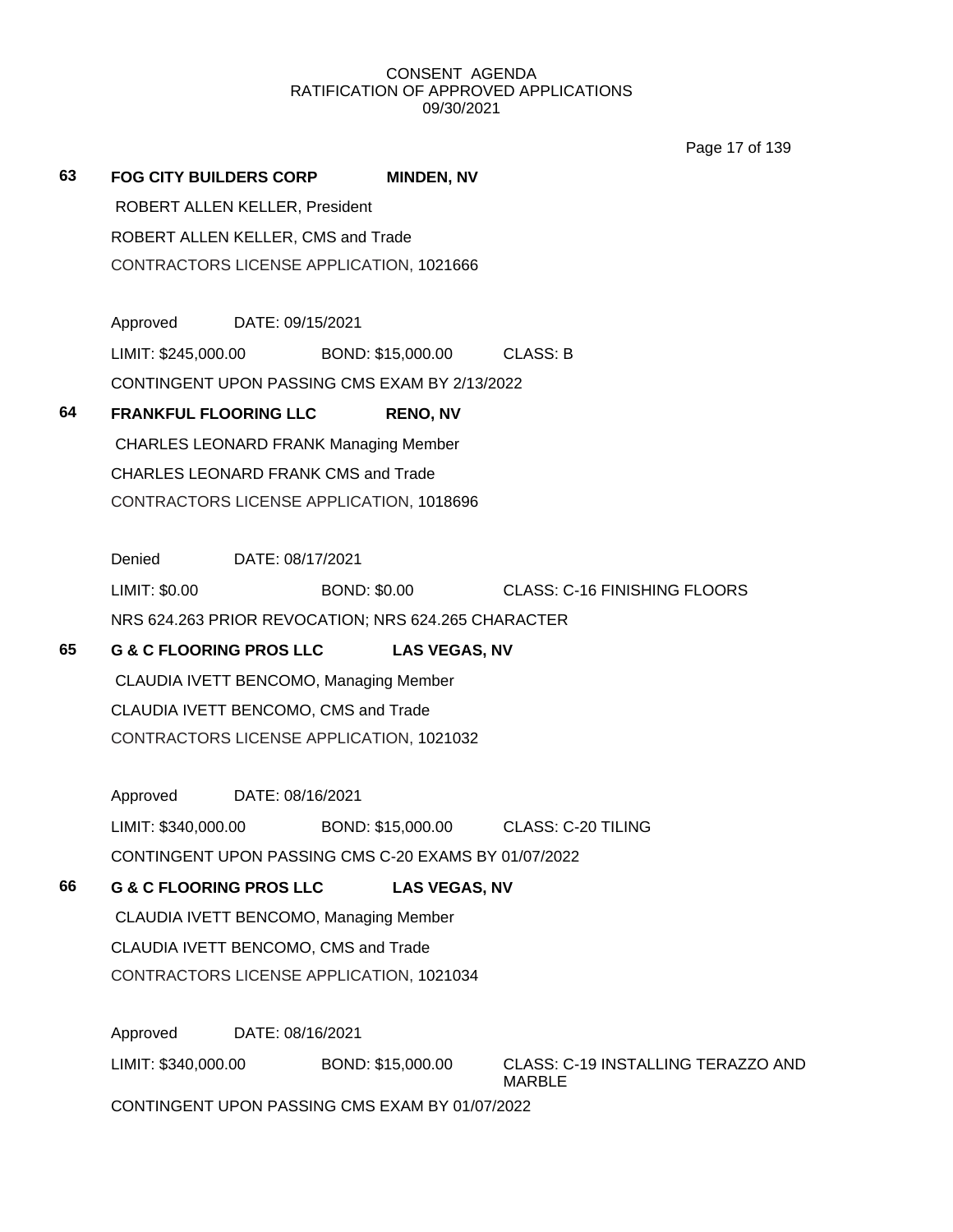CONSENT AGENDA
RATIFICATION OF APPROVED APPLICATIONS
09/30/2021

**63** **FOG CITY BUILDERS CORP** **MINDEN, NV**

ROBERT ALLEN KELLER, President
ROBERT ALLEN KELLER, CMS and Trade
CONTRACTORS LICENSE APPLICATION, 1021666

Approved DATE: 09/15/2021
LIMIT: $245,000.00 BOND: $15,000.00 CLASS: B
CONTINGENT UPON PASSING CMS EXAM BY 2/13/2022

**64** **FRANKFUL FLOORING LLC** **RENO, NV**

CHARLES LEONARD FRANK Managing Member
CHARLES LEONARD FRANK CMS and Trade
CONTRACTORS LICENSE APPLICATION, 1018696

Denied DATE: 08/17/2021
LIMIT: $0.00 BOND: $0.00 CLASS: C-16 FINISHING FLOORS
NRS 624.263 PRIOR REVOCATION; NRS 624.265 CHARACTER

**65** **G & C FLOORING PROS LLC** **LAS VEGAS, NV**

CLAUDIA IVETT BENCOMO, Managing Member
CLAUDIA IVETT BENCOMO, CMS and Trade
CONTRACTORS LICENSE APPLICATION, 1021032

Approved DATE: 08/16/2021
LIMIT: $340,000.00 BOND: $15,000.00 CLASS: C-20 TILING
CONTINGENT UPON PASSING CMS C-20 EXAMS BY 01/07/2022

**66** **G & C FLOORING PROS LLC** **LAS VEGAS, NV**

CLAUDIA IVETT BENCOMO, Managing Member
CLAUDIA IVETT BENCOMO, CMS and Trade
CONTRACTORS LICENSE APPLICATION, 1021034

Approved DATE: 08/16/2021
LIMIT: $340,000.00 BOND: $15,000.00 CLASS: C-19 INSTALLING TERAZZO AND MARBLE
CONTINGENT UPON PASSING CMS EXAM BY 01/07/2022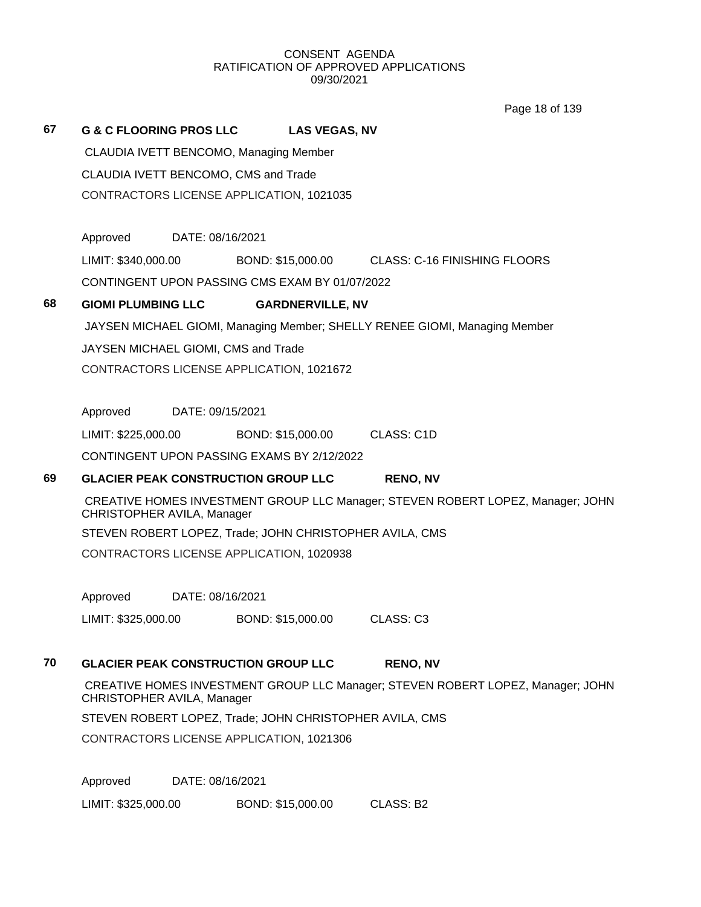CONSENT AGENDA
RATIFICATION OF APPROVED APPLICATIONS
09/30/2021

**67 G & C FLOORING PROS LLC LAS VEGAS, NV**

CLAUDIA IVETT BENCOMO, Managing Member

CLAUDIA IVETT BENCOMO, CMS and Trade

CONTRACTORS LICENSE APPLICATION, 1021035

Approved DATE: 08/16/2021

LIMIT: $340,000.00 BOND: $15,000.00 CLASS: C-16 FINISHING FLOORS

CONTINGENT UPON PASSING CMS EXAM BY 01/07/2022

**68 GIOMI PLUMBING LLC GARDNERVILLE, NV**

JAYSEN MICHAEL GIOMI, Managing Member; SHELLY RENEE GIOMI, Managing Member

JAYSEN MICHAEL GIOMI, CMS and Trade

CONTRACTORS LICENSE APPLICATION, 1021672

Approved DATE: 09/15/2021

LIMIT: $225,000.00 BOND: $15,000.00 CLASS: C1D

CONTINGENT UPON PASSING EXAMS BY 2/12/2022

**69 GLACIER PEAK CONSTRUCTION GROUP LLC RENO, NV**

CREATIVE HOMES INVESTMENT GROUP LLC Manager; STEVEN ROBERT LOPEZ, Manager; JOHN CHRISTOPHER AVILA, Manager

STEVEN ROBERT LOPEZ, Trade; JOHN CHRISTOPHER AVILA, CMS

CONTRACTORS LICENSE APPLICATION, 1020938

Approved DATE: 08/16/2021

LIMIT: $325,000.00 BOND: $15,000.00 CLASS: C3

**70 GLACIER PEAK CONSTRUCTION GROUP LLC RENO, NV**

CREATIVE HOMES INVESTMENT GROUP LLC Manager; STEVEN ROBERT LOPEZ, Manager; JOHN CHRISTOPHER AVILA, Manager

STEVEN ROBERT LOPEZ, Trade; JOHN CHRISTOPHER AVILA, CMS

CONTRACTORS LICENSE APPLICATION, 1021306

Approved DATE: 08/16/2021

LIMIT: $325,000.00 BOND: $15,000.00 CLASS: B2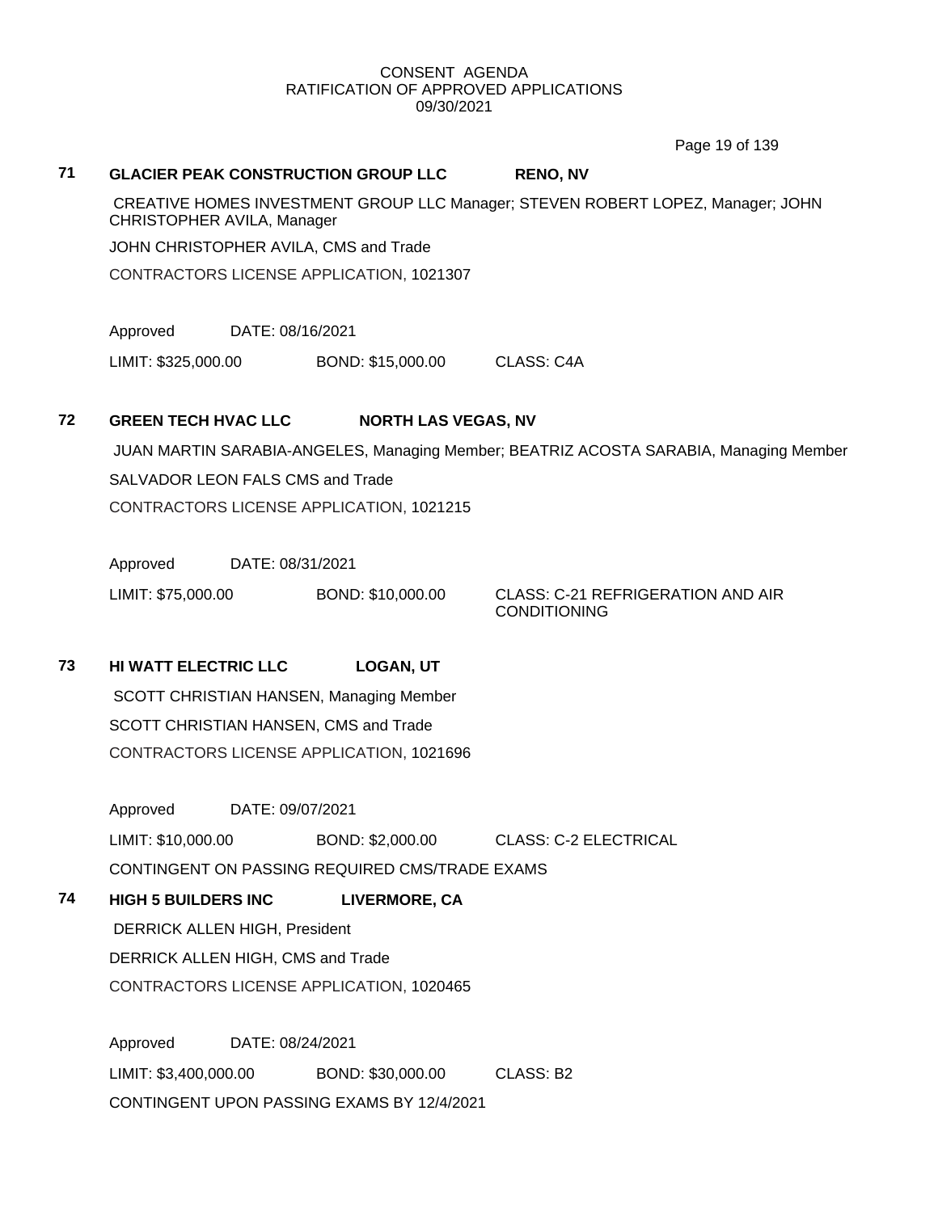CONSENT AGENDA
RATIFICATION OF APPROVED APPLICATIONS
09/30/2021

**71 GLACIER PEAK CONSTRUCTION GROUP LLC RENO, NV**

CREATIVE HOMES INVESTMENT GROUP LLC Manager; STEVEN ROBERT LOPEZ, Manager; JOHN CHRISTOPHER AVILA, Manager

JOHN CHRISTOPHER AVILA, CMS and Trade

CONTRACTORS LICENSE APPLICATION, 1021307

Approved DATE: 08/16/2021

LIMIT: $325,000.00 BOND: $15,000.00 CLASS: C4A

**72 GREEN TECH HVAC LLC NORTH LAS VEGAS, NV**

JUAN MARTIN SARABIA-ANGELES, Managing Member; BEATRIZ ACOSTA SARABIA, Managing Member

SALVADOR LEON FALS CMS and Trade

CONTRACTORS LICENSE APPLICATION, 1021215

Approved DATE: 08/31/2021

LIMIT: $75,000.00 BOND: $10,000.00 CLASS: C-21 REFRIGERATION AND AIR CONDITIONING

**73 HI WATT ELECTRIC LLC LOGAN, UT**

SCOTT CHRISTIAN HANSEN, Managing Member

SCOTT CHRISTIAN HANSEN, CMS and Trade

CONTRACTORS LICENSE APPLICATION, 1021696

Approved DATE: 09/07/2021

LIMIT: $10,000.00 BOND: $2,000.00 CLASS: C-2 ELECTRICAL

CONTINGENT ON PASSING REQUIRED CMS/TRADE EXAMS

**74 HIGH 5 BUILDERS INC LIVERMORE, CA**

DERRICK ALLEN HIGH, President

DERRICK ALLEN HIGH, CMS and Trade

CONTRACTORS LICENSE APPLICATION, 1020465

Approved DATE: 08/24/2021

LIMIT: $3,400,000.00 BOND: $30,000.00 CLASS: B2

CONTINGENT UPON PASSING EXAMS BY 12/4/2021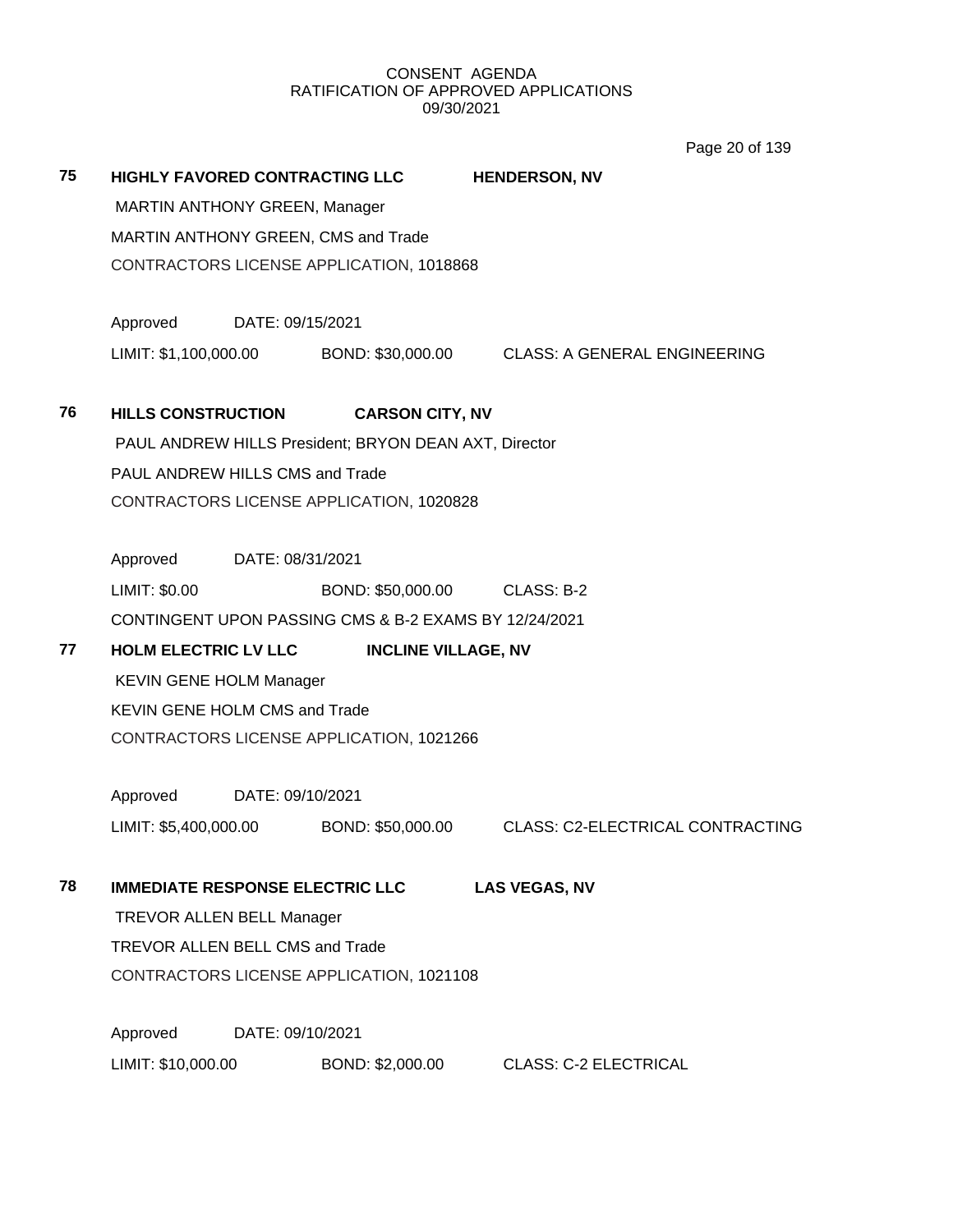CONSENT AGENDA
RATIFICATION OF APPROVED APPLICATIONS
09/30/2021

**75 HIGHLY FAVORED CONTRACTING LLC HENDERSON, NV**

MARTIN ANTHONY GREEN, Manager
MARTIN ANTHONY GREEN, CMS and Trade
CONTRACTORS LICENSE APPLICATION, 1018868

Approved DATE: 09/15/2021
LIMIT: $1,100,000.00 BOND: $30,000.00 CLASS: A GENERAL ENGINEERING

**76 HILLS CONSTRUCTION CARSON CITY, NV**

PAUL ANDREW HILLS President; BRYON DEAN AXT, Director
PAUL ANDREW HILLS CMS and Trade
CONTRACTORS LICENSE APPLICATION, 1020828

Approved DATE: 08/31/2021
LIMIT: $0.00 BOND: $50,000.00 CLASS: B-2
CONTINGENT UPON PASSING CMS & B-2 EXAMS BY 12/24/2021

**77 HOLM ELECTRIC LV LLC INCLINE VILLAGE, NV**

KEVIN GENE HOLM Manager
KEVIN GENE HOLM CMS and Trade
CONTRACTORS LICENSE APPLICATION, 1021266

Approved DATE: 09/10/2021
LIMIT: $5,400,000.00 BOND: $50,000.00 CLASS: C2-ELECTRICAL CONTRACTING

**78 IMMEDIATE RESPONSE ELECTRIC LLC LAS VEGAS, NV**

TREVOR ALLEN BELL Manager
TREVOR ALLEN BELL CMS and Trade
CONTRACTORS LICENSE APPLICATION, 1021108

Approved DATE: 09/10/2021
LIMIT: $10,000.00 BOND: $2,000.00 CLASS: C-2 ELECTRICAL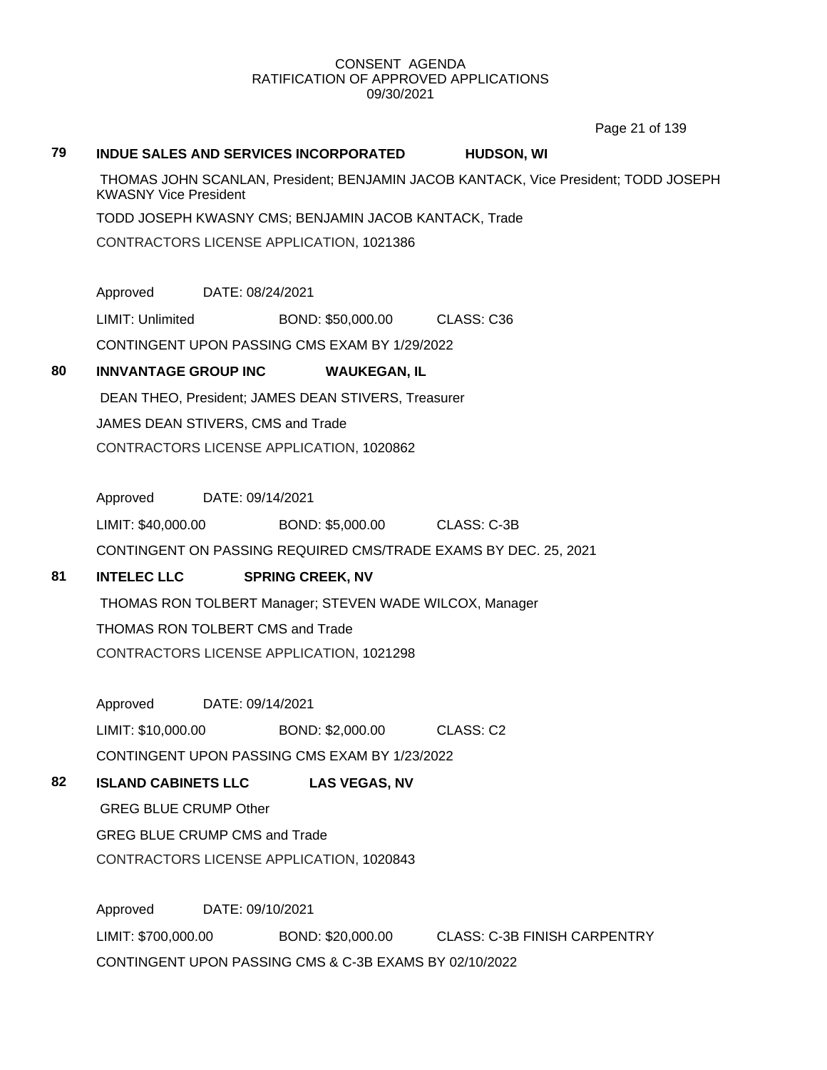CONSENT AGENDA
RATIFICATION OF APPROVED APPLICATIONS
09/30/2021

**79** **INDUE SALES AND SERVICES INCORPORATED** **HUDSON, WI**

THOMAS JOHN SCANLAN, President; BENJAMIN JACOB KANTACK, Vice President; TODD JOSEPH KWASNY Vice President

TODD JOSEPH KWASNY CMS; BENJAMIN JACOB KANTACK, Trade

CONTRACTORS LICENSE APPLICATION, 1021386

Approved DATE: 08/24/2021

LIMIT: Unlimited BOND: $50,000.00 CLASS: C36

CONTINGENT UPON PASSING CMS EXAM BY 1/29/2022

**80** **INNVANTAGE GROUP INC** **WAUKEGAN, IL**

DEAN THEO, President; JAMES DEAN STIVERS, Treasurer

JAMES DEAN STIVERS, CMS and Trade

CONTRACTORS LICENSE APPLICATION, 1020862

Approved DATE: 09/14/2021

LIMIT: $40,000.00 BOND: $5,000.00 CLASS: C-3B

CONTINGENT ON PASSING REQUIRED CMS/TRADE EXAMS BY DEC. 25, 2021

**81** **INTELEC LLC** **SPRING CREEK, NV**

THOMAS RON TOLBERT Manager; STEVEN WADE WILCOX, Manager

THOMAS RON TOLBERT CMS and Trade

CONTRACTORS LICENSE APPLICATION, 1021298

Approved DATE: 09/14/2021

LIMIT: $10,000.00 BOND: $2,000.00 CLASS: C2

CONTINGENT UPON PASSING CMS EXAM BY 1/23/2022

**82** **ISLAND CABINETS LLC** **LAS VEGAS, NV**

GREG BLUE CRUMP Other

GREG BLUE CRUMP CMS and Trade

CONTRACTORS LICENSE APPLICATION, 1020843

Approved DATE: 09/10/2021

LIMIT: $700,000.00 BOND: $20,000.00 CLASS: C-3B FINISH CARPENTRY

CONTINGENT UPON PASSING CMS & C-3B EXAMS BY 02/10/2022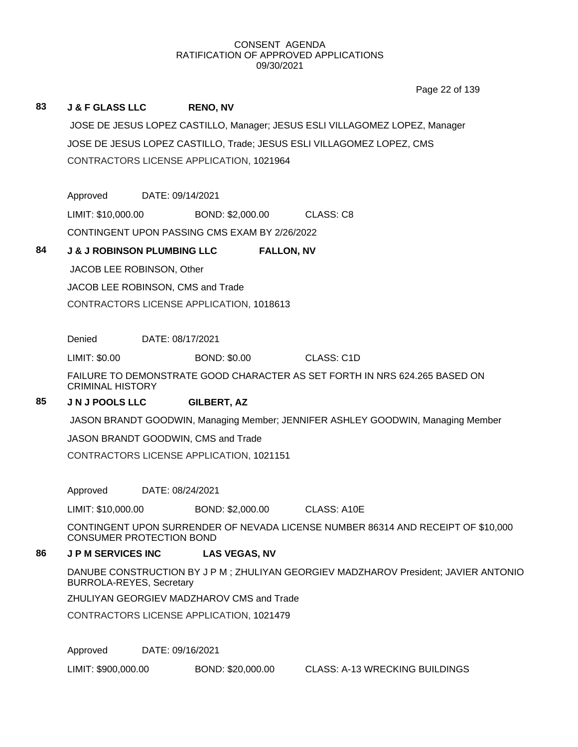CONSENT AGENDA
RATIFICATION OF APPROVED APPLICATIONS
09/30/2021

**83 J & F GLASS LLC RENO, NV**

JOSE DE JESUS LOPEZ CASTILLO, Manager; JESUS ESLI VILLAGOMEZ LOPEZ, Manager

JOSE DE JESUS LOPEZ CASTILLO, Trade; JESUS ESLI VILLAGOMEZ LOPEZ, CMS

CONTRACTORS LICENSE APPLICATION, 1021964

Approved DATE: 09/14/2021

LIMIT: $10,000.00 BOND: $2,000.00 CLASS: C8

CONTINGENT UPON PASSING CMS EXAM BY 2/26/2022

**84 J & J ROBINSON PLUMBING LLC FALLON, NV**

JACOB LEE ROBINSON, Other

JACOB LEE ROBINSON, CMS and Trade

CONTRACTORS LICENSE APPLICATION, 1018613

Denied DATE: 08/17/2021

LIMIT: $0.00 BOND: $0.00 CLASS: C1D

FAILURE TO DEMONSTRATE GOOD CHARACTER AS SET FORTH IN NRS 624.265 BASED ON CRIMINAL HISTORY

**85 J N J POOLS LLC GILBERT, AZ**

JASON BRANDT GOODWIN, Managing Member; JENNIFER ASHLEY GOODWIN, Managing Member

JASON BRANDT GOODWIN, CMS and Trade

CONTRACTORS LICENSE APPLICATION, 1021151

Approved DATE: 08/24/2021

LIMIT: $10,000.00 BOND: $2,000.00 CLASS: A10E

CONTINGENT UPON SURRENDER OF NEVADA LICENSE NUMBER 86314 AND RECEIPT OF $10,000 CONSUMER PROTECTION BOND

**86 J P M SERVICES INC LAS VEGAS, NV**

DANUBE CONSTRUCTION BY J P M ; ZHULIYAN GEORGIEV MADZHAROV President; JAVIER ANTONIO BURROLA-REYES, Secretary

ZHULIYAN GEORGIEV MADZHAROV CMS and Trade

CONTRACTORS LICENSE APPLICATION, 1021479

Approved DATE: 09/16/2021

LIMIT: $900,000.00 BOND: $20,000.00 CLASS: A-13 WRECKING BUILDINGS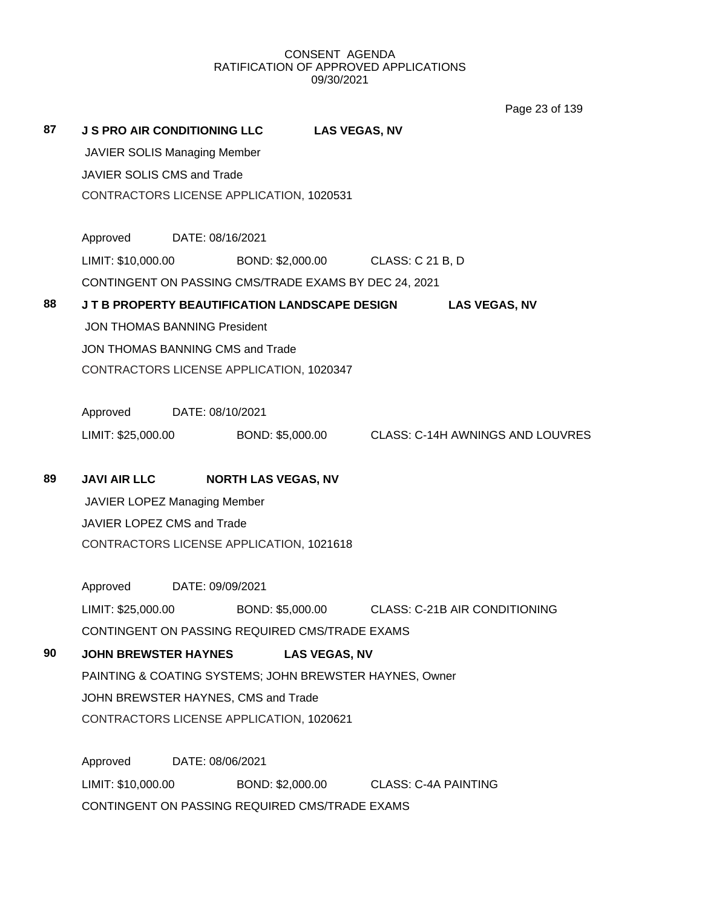CONSENT AGENDA
RATIFICATION OF APPROVED APPLICATIONS
09/30/2021

**87 J S PRO AIR CONDITIONING LLC LAS VEGAS, NV**

JAVIER SOLIS Managing Member

JAVIER SOLIS CMS and Trade

CONTRACTORS LICENSE APPLICATION, 1020531

Approved DATE: 08/16/2021

LIMIT: $10,000.00 BOND: $2,000.00 CLASS: C 21 B, D

CONTINGENT ON PASSING CMS/TRADE EXAMS BY DEC 24, 2021

**88 J T B PROPERTY BEAUTIFICATION LANDSCAPE DESIGN LAS VEGAS, NV**

JON THOMAS BANNING President

JON THOMAS BANNING CMS and Trade

CONTRACTORS LICENSE APPLICATION, 1020347

Approved DATE: 08/10/2021

LIMIT: $25,000.00 BOND: $5,000.00 CLASS: C-14H AWNINGS AND LOUVRES

**89 JAVI AIR LLC NORTH LAS VEGAS, NV**

JAVIER LOPEZ Managing Member

JAVIER LOPEZ CMS and Trade

CONTRACTORS LICENSE APPLICATION, 1021618

Approved DATE: 09/09/2021

LIMIT: $25,000.00 BOND: $5,000.00 CLASS: C-21B AIR CONDITIONING

CONTINGENT ON PASSING REQUIRED CMS/TRADE EXAMS

**90 JOHN BREWSTER HAYNES LAS VEGAS, NV**

PAINTING & COATING SYSTEMS; JOHN BREWSTER HAYNES, Owner

JOHN BREWSTER HAYNES, CMS and Trade

CONTRACTORS LICENSE APPLICATION, 1020621

Approved DATE: 08/06/2021

LIMIT: $10,000.00 BOND: $2,000.00 CLASS: C-4A PAINTING

CONTINGENT ON PASSING REQUIRED CMS/TRADE EXAMS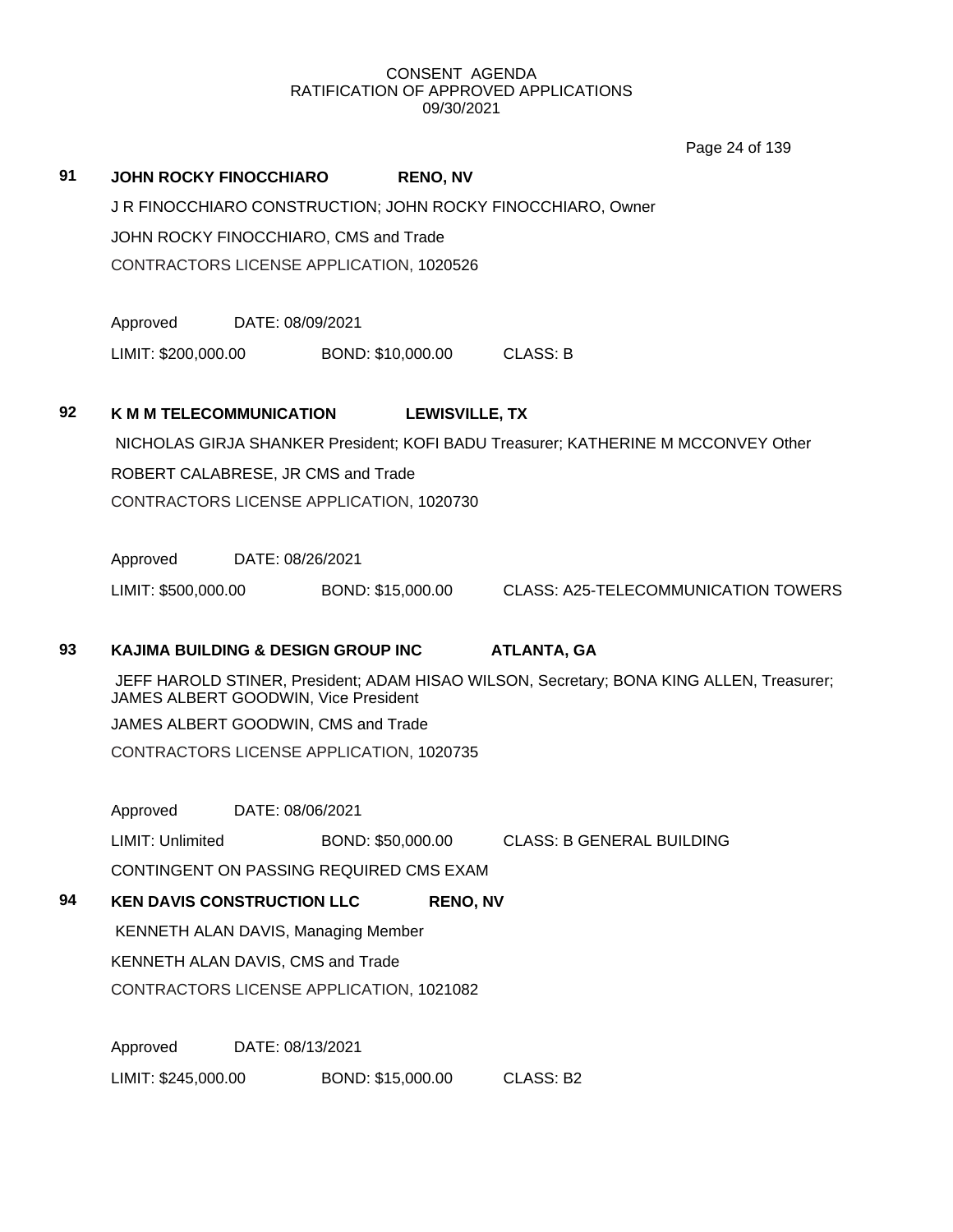CONSENT AGENDA
RATIFICATION OF APPROVED APPLICATIONS
09/30/2021

**91 JOHN ROCKY FINOCCHIARO RENO, NV**

J R FINOCCHIARO CONSTRUCTION; JOHN ROCKY FINOCCHIARO, Owner

JOHN ROCKY FINOCCHIARO, CMS and Trade

CONTRACTORS LICENSE APPLICATION, 1020526

Approved DATE: 08/09/2021

LIMIT: $200,000.00 BOND: $10,000.00 CLASS: B

**92 K M M TELECOMMUNICATION LEWISVILLE, TX**

NICHOLAS GIRJA SHANKER President; KOFI BADU Treasurer; KATHERINE M MCCONVEY Other

ROBERT CALABRESE, JR CMS and Trade

CONTRACTORS LICENSE APPLICATION, 1020730

Approved DATE: 08/26/2021

LIMIT: $500,000.00 BOND: $15,000.00 CLASS: A25-TELECOMMUNICATION TOWERS

**93 KAJIMA BUILDING & DESIGN GROUP INC ATLANTA, GA**

JEFF HAROLD STINER, President; ADAM HISAO WILSON, Secretary; BONA KING ALLEN, Treasurer; JAMES ALBERT GOODWIN, Vice President

JAMES ALBERT GOODWIN, CMS and Trade

CONTRACTORS LICENSE APPLICATION, 1020735

Approved DATE: 08/06/2021

LIMIT: Unlimited BOND: $50,000.00 CLASS: B GENERAL BUILDING

CONTINGENT ON PASSING REQUIRED CMS EXAM

**94 KEN DAVIS CONSTRUCTION LLC RENO, NV**

KENNETH ALAN DAVIS, Managing Member

KENNETH ALAN DAVIS, CMS and Trade

CONTRACTORS LICENSE APPLICATION, 1021082

Approved DATE: 08/13/2021

LIMIT: $245,000.00 BOND: $15,000.00 CLASS: B2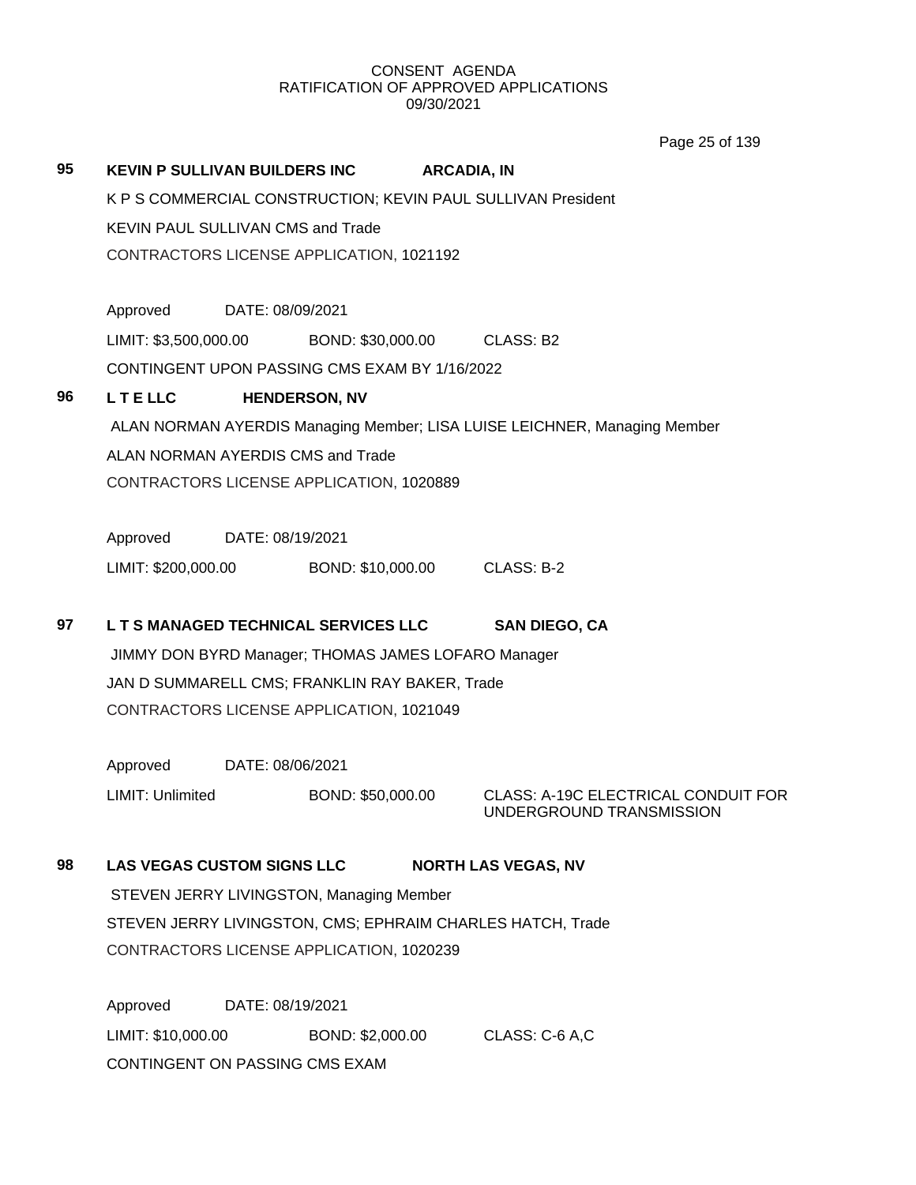CONSENT AGENDA
RATIFICATION OF APPROVED APPLICATIONS
09/30/2021

**95** **KEVIN P SULLIVAN BUILDERS INC** **ARCADIA, IN**

K P S COMMERCIAL CONSTRUCTION; KEVIN PAUL SULLIVAN President

KEVIN PAUL SULLIVAN CMS and Trade

CONTRACTORS LICENSE APPLICATION, 1021192

Approved DATE: 08/09/2021

LIMIT: $3,500,000.00 BOND: $30,000.00 CLASS: B2

CONTINGENT UPON PASSING CMS EXAM BY 1/16/2022

**96** **L T E LLC** **HENDERSON, NV**

ALAN NORMAN AYERDIS Managing Member; LISA LUISE LEICHNER, Managing Member

ALAN NORMAN AYERDIS CMS and Trade

CONTRACTORS LICENSE APPLICATION, 1020889

Approved DATE: 08/19/2021

LIMIT: $200,000.00 BOND: $10,000.00 CLASS: B-2

**97** **L T S MANAGED TECHNICAL SERVICES LLC** **SAN DIEGO, CA**

JIMMY DON BYRD Manager; THOMAS JAMES LOFARO Manager

JAN D SUMMARELL CMS; FRANKLIN RAY BAKER, Trade

CONTRACTORS LICENSE APPLICATION, 1021049

Approved DATE: 08/06/2021

LIMIT: Unlimited BOND: $50,000.00 CLASS: A-19C ELECTRICAL CONDUIT FOR UNDERGROUND TRANSMISSION

**98** **LAS VEGAS CUSTOM SIGNS LLC** **NORTH LAS VEGAS, NV**

STEVEN JERRY LIVINGSTON, Managing Member

STEVEN JERRY LIVINGSTON, CMS; EPHRAIM CHARLES HATCH, Trade

CONTRACTORS LICENSE APPLICATION, 1020239

Approved DATE: 08/19/2021

LIMIT: $10,000.00 BOND: $2,000.00 CLASS: C-6 A,C

CONTINGENT ON PASSING CMS EXAM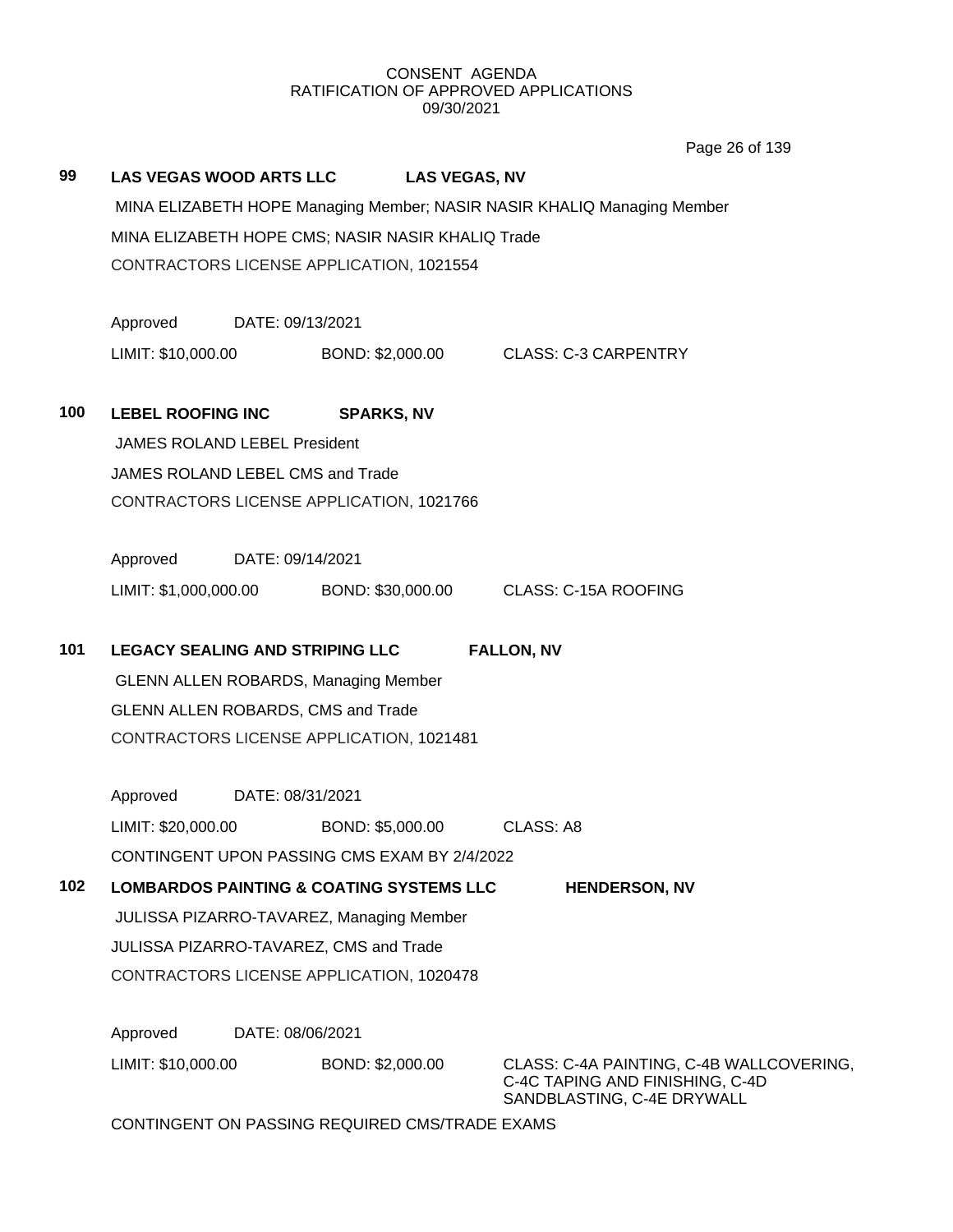CONSENT AGENDA
RATIFICATION OF APPROVED APPLICATIONS
09/30/2021

**99 LAS VEGAS WOOD ARTS LLC LAS VEGAS, NV**

MINA ELIZABETH HOPE Managing Member; NASIR NASIR KHALIQ Managing Member

MINA ELIZABETH HOPE CMS; NASIR NASIR KHALIQ Trade

CONTRACTORS LICENSE APPLICATION, 1021554

Approved DATE: 09/13/2021

LIMIT: $10,000.00 BOND: $2,000.00 CLASS: C-3 CARPENTRY

**100 LEBEL ROOFING INC SPARKS, NV**

JAMES ROLAND LEBEL President

JAMES ROLAND LEBEL CMS and Trade

CONTRACTORS LICENSE APPLICATION, 1021766

Approved DATE: 09/14/2021

LIMIT: $1,000,000.00 BOND: $30,000.00 CLASS: C-15A ROOFING

**101 LEGACY SEALING AND STRIPING LLC FALLON, NV**

GLENN ALLEN ROBARDS, Managing Member

GLENN ALLEN ROBARDS, CMS and Trade

CONTRACTORS LICENSE APPLICATION, 1021481

Approved DATE: 08/31/2021

LIMIT: $20,000.00 BOND: $5,000.00 CLASS: A8

CONTINGENT UPON PASSING CMS EXAM BY 2/4/2022

**102 LOMBARDOS PAINTING & COATING SYSTEMS LLC HENDERSON, NV**

JULISSA PIZARRO-TAVAREZ, Managing Member

JULISSA PIZARRO-TAVAREZ, CMS and Trade

CONTRACTORS LICENSE APPLICATION, 1020478

Approved DATE: 08/06/2021

LIMIT: $10,000.00 BOND: $2,000.00 CLASS: C-4A PAINTING, C-4B WALLCOVERING, C-4C TAPING AND FINISHING, C-4D SANDBLASTING, C-4E DRYWALL

CONTINGENT ON PASSING REQUIRED CMS/TRADE EXAMS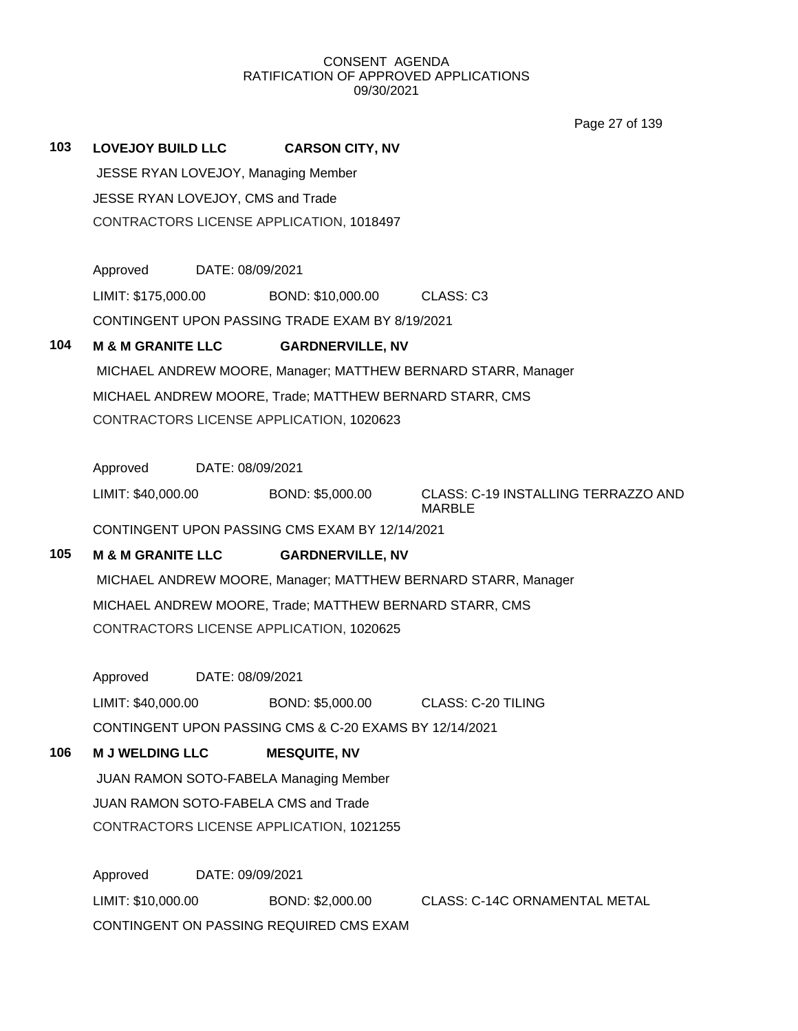CONSENT AGENDA
RATIFICATION OF APPROVED APPLICATIONS
09/30/2021

**103 LOVEJOY BUILD LLC CARSON CITY, NV**

JESSE RYAN LOVEJOY, Managing Member

JESSE RYAN LOVEJOY, CMS and Trade

CONTRACTORS LICENSE APPLICATION, 1018497

Approved DATE: 08/09/2021

LIMIT: $175,000.00 BOND: $10,000.00 CLASS: C3

CONTINGENT UPON PASSING TRADE EXAM BY 8/19/2021

**104 M & M GRANITE LLC GARDNERVILLE, NV**

MICHAEL ANDREW MOORE, Manager; MATTHEW BERNARD STARR, Manager

MICHAEL ANDREW MOORE, Trade; MATTHEW BERNARD STARR, CMS

CONTRACTORS LICENSE APPLICATION, 1020623

Approved DATE: 08/09/2021

LIMIT: $40,000.00 BOND: $5,000.00 CLASS: C-19 INSTALLING TERRAZZO AND MARBLE

CONTINGENT UPON PASSING CMS EXAM BY 12/14/2021

**105 M & M GRANITE LLC GARDNERVILLE, NV**

MICHAEL ANDREW MOORE, Manager; MATTHEW BERNARD STARR, Manager

MICHAEL ANDREW MOORE, Trade; MATTHEW BERNARD STARR, CMS

CONTRACTORS LICENSE APPLICATION, 1020625

Approved DATE: 08/09/2021

LIMIT: $40,000.00 BOND: $5,000.00 CLASS: C-20 TILING

CONTINGENT UPON PASSING CMS & C-20 EXAMS BY 12/14/2021

**106 M J WELDING LLC MESQUITE, NV**

JUAN RAMON SOTO-FABELA Managing Member

JUAN RAMON SOTO-FABELA CMS and Trade

CONTRACTORS LICENSE APPLICATION, 1021255

Approved DATE: 09/09/2021

LIMIT: $10,000.00 BOND: $2,000.00 CLASS: C-14C ORNAMENTAL METAL

CONTINGENT ON PASSING REQUIRED CMS EXAM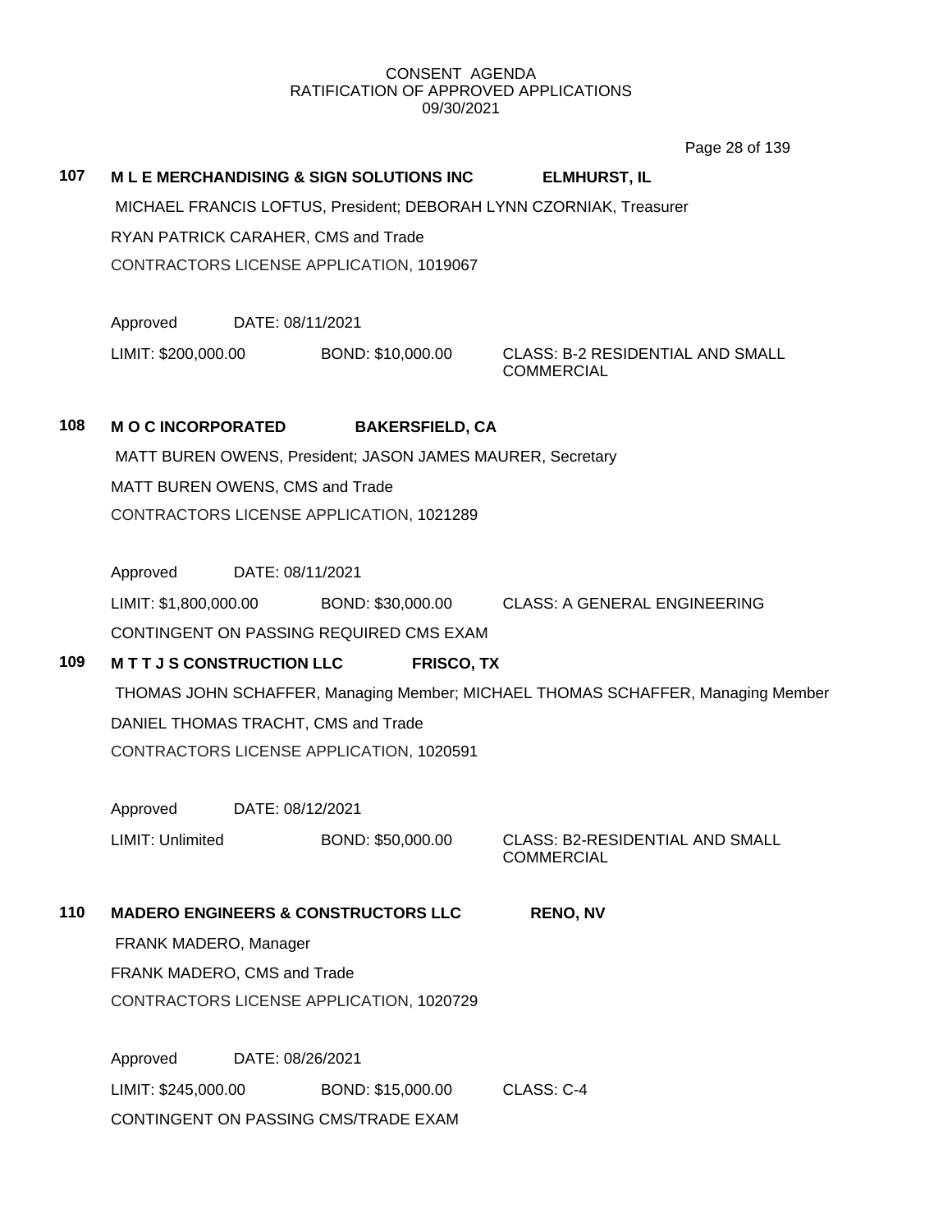CONSENT AGENDA
RATIFICATION OF APPROVED APPLICATIONS
09/30/2021

**107 M L E MERCHANDISING & SIGN SOLUTIONS INC ELMHURST, IL**

MICHAEL FRANCIS LOFTUS, President; DEBORAH LYNN CZORNIAK, Treasurer

RYAN PATRICK CARAHER, CMS and Trade

CONTRACTORS LICENSE APPLICATION, 1019067

Approved DATE: 08/11/2021

LIMIT: $200,000.00 BOND: $10,000.00 CLASS: B-2 RESIDENTIAL AND SMALL COMMERCIAL

**108 M O C INCORPORATED BAKERSFIELD, CA**

MATT BUREN OWENS, President; JASON JAMES MAURER, Secretary

MATT BUREN OWENS, CMS and Trade

CONTRACTORS LICENSE APPLICATION, 1021289

Approved DATE: 08/11/2021

LIMIT: $1,800,000.00 BOND: $30,000.00 CLASS: A GENERAL ENGINEERING

CONTINGENT ON PASSING REQUIRED CMS EXAM

**109 M T T J S CONSTRUCTION LLC FRISCO, TX**

THOMAS JOHN SCHAFFER, Managing Member; MICHAEL THOMAS SCHAFFER, Managing Member

DANIEL THOMAS TRACHT, CMS and Trade

CONTRACTORS LICENSE APPLICATION, 1020591

Approved DATE: 08/12/2021

LIMIT: Unlimited BOND: $50,000.00 CLASS: B2-RESIDENTIAL AND SMALL COMMERCIAL

**110 MADERO ENGINEERS & CONSTRUCTORS LLC RENO, NV**

FRANK MADERO, Manager

FRANK MADERO, CMS and Trade

CONTRACTORS LICENSE APPLICATION, 1020729

Approved DATE: 08/26/2021

LIMIT: $245,000.00 BOND: $15,000.00 CLASS: C-4

CONTINGENT ON PASSING CMS/TRADE EXAM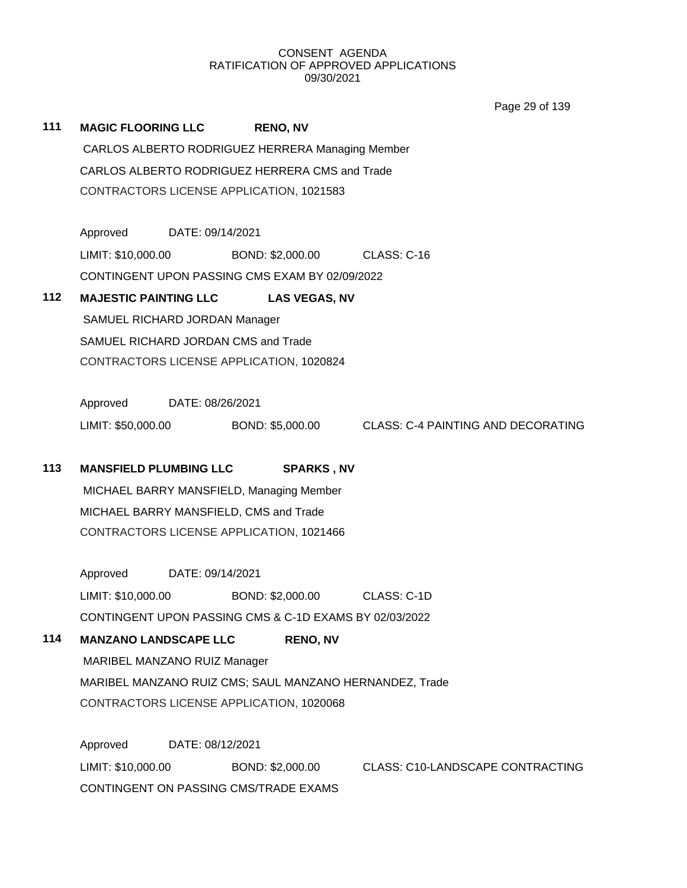CONSENT AGENDA
RATIFICATION OF APPROVED APPLICATIONS
09/30/2021

**111 MAGIC FLOORING LLC RENO, NV**

CARLOS ALBERTO RODRIGUEZ HERRERA Managing Member

CARLOS ALBERTO RODRIGUEZ HERRERA CMS and Trade

CONTRACTORS LICENSE APPLICATION, 1021583

Approved DATE: 09/14/2021

LIMIT: $10,000.00 BOND: $2,000.00 CLASS: C-16

CONTINGENT UPON PASSING CMS EXAM BY 02/09/2022

**112 MAJESTIC PAINTING LLC LAS VEGAS, NV**

SAMUEL RICHARD JORDAN Manager

SAMUEL RICHARD JORDAN CMS and Trade

CONTRACTORS LICENSE APPLICATION, 1020824

Approved DATE: 08/26/2021

LIMIT: $50,000.00 BOND: $5,000.00 CLASS: C-4 PAINTING AND DECORATING

**113 MANSFIELD PLUMBING LLC SPARKS , NV**

MICHAEL BARRY MANSFIELD, Managing Member

MICHAEL BARRY MANSFIELD, CMS and Trade

CONTRACTORS LICENSE APPLICATION, 1021466

Approved DATE: 09/14/2021

LIMIT: $10,000.00 BOND: $2,000.00 CLASS: C-1D

CONTINGENT UPON PASSING CMS & C-1D EXAMS BY 02/03/2022

**114 MANZANO LANDSCAPE LLC RENO, NV**

MARIBEL MANZANO RUIZ Manager

MARIBEL MANZANO RUIZ CMS; SAUL MANZANO HERNANDEZ, Trade

CONTRACTORS LICENSE APPLICATION, 1020068

Approved DATE: 08/12/2021

LIMIT: $10,000.00 BOND: $2,000.00 CLASS: C10-LANDSCAPE CONTRACTING

CONTINGENT ON PASSING CMS/TRADE EXAMS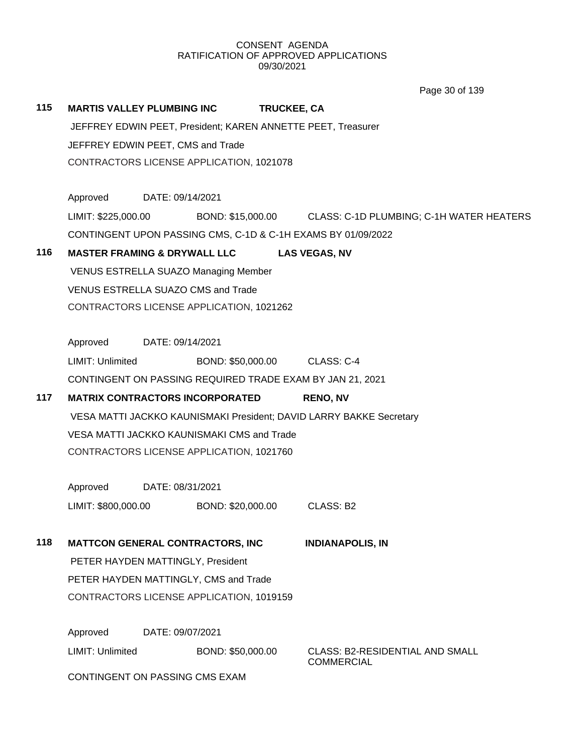CONSENT AGENDA
RATIFICATION OF APPROVED APPLICATIONS
09/30/2021

**115 MARTIS VALLEY PLUMBING INC — TRUCKEE, CA**

JEFFREY EDWIN PEET, President; KAREN ANNETTE PEET, Treasurer

JEFFREY EDWIN PEET, CMS and Trade

CONTRACTORS LICENSE APPLICATION, 1021078

Approved DATE: 09/14/2021

LIMIT: $225,000.00 BOND: $15,000.00 CLASS: C-1D PLUMBING; C-1H WATER HEATERS

CONTINGENT UPON PASSING CMS, C-1D & C-1H EXAMS BY 01/09/2022

**116 MASTER FRAMING & DRYWALL LLC — LAS VEGAS, NV**

VENUS ESTRELLA SUAZO Managing Member

VENUS ESTRELLA SUAZO CMS and Trade

CONTRACTORS LICENSE APPLICATION, 1021262

Approved DATE: 09/14/2021

LIMIT: Unlimited BOND: $50,000.00 CLASS: C-4

CONTINGENT ON PASSING REQUIRED TRADE EXAM BY JAN 21, 2021

**117 MATRIX CONTRACTORS INCORPORATED — RENO, NV**

VESA MATTI JACKKO KAUNISMAKI President; DAVID LARRY BAKKE Secretary

VESA MATTI JACKKO KAUNISMAKI CMS and Trade

CONTRACTORS LICENSE APPLICATION, 1021760

Approved DATE: 08/31/2021

LIMIT: $800,000.00 BOND: $20,000.00 CLASS: B2

**118 MATTCON GENERAL CONTRACTORS, INC — INDIANAPOLIS, IN**

PETER HAYDEN MATTINGLY, President

PETER HAYDEN MATTINGLY, CMS and Trade

CONTRACTORS LICENSE APPLICATION, 1019159

Approved DATE: 09/07/2021

LIMIT: Unlimited BOND: $50,000.00 CLASS: B2-RESIDENTIAL AND SMALL COMMERCIAL

CONTINGENT ON PASSING CMS EXAM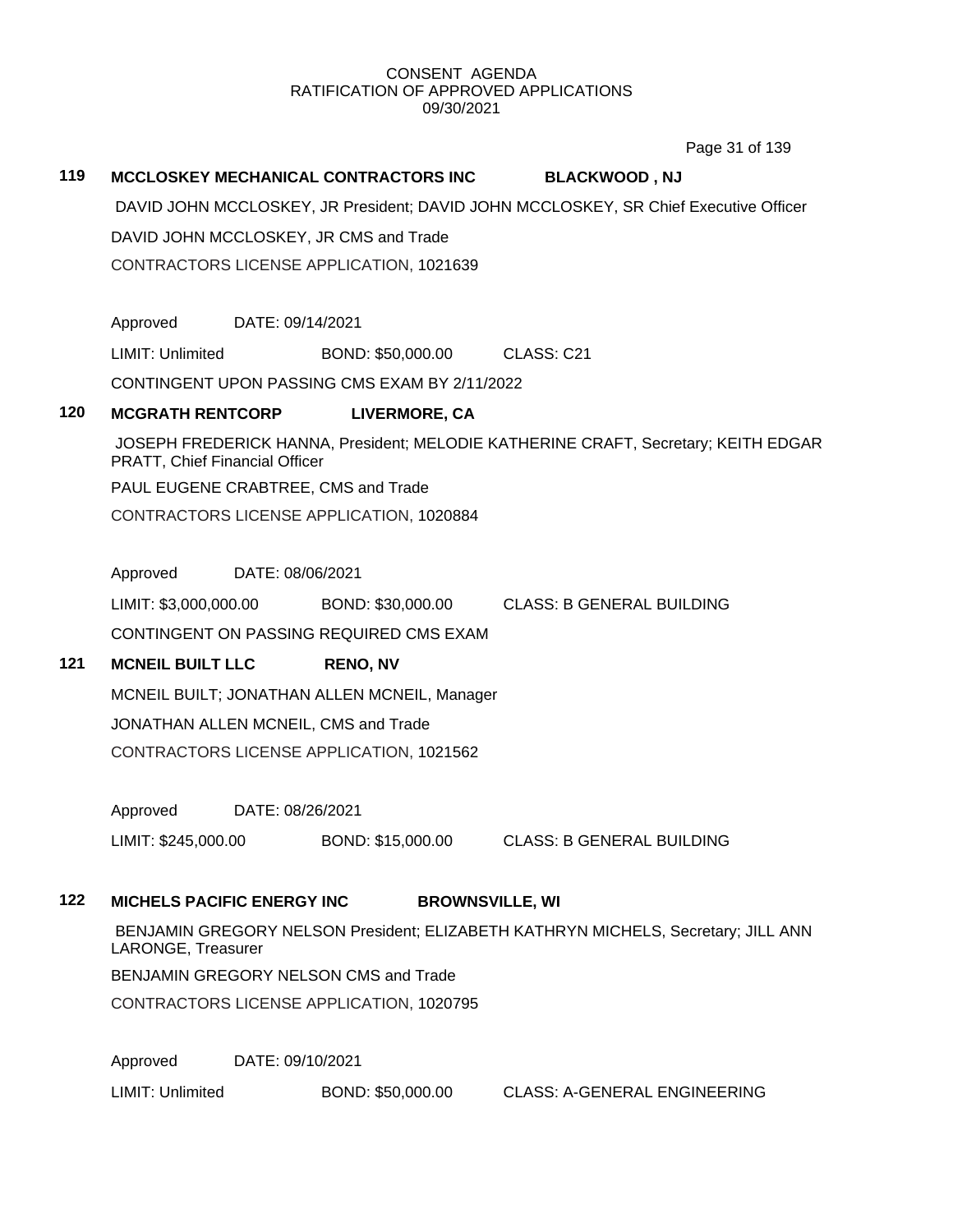CONSENT AGENDA
RATIFICATION OF APPROVED APPLICATIONS
09/30/2021

**119 MCCLOSKEY MECHANICAL CONTRACTORS INC BLACKWOOD , NJ**

DAVID JOHN MCCLOSKEY, JR President; DAVID JOHN MCCLOSKEY, SR Chief Executive Officer

DAVID JOHN MCCLOSKEY, JR CMS and Trade

CONTRACTORS LICENSE APPLICATION, 1021639

Approved DATE: 09/14/2021

LIMIT: Unlimited BOND: $50,000.00 CLASS: C21

CONTINGENT UPON PASSING CMS EXAM BY 2/11/2022

**120 MCGRATH RENTCORP LIVERMORE, CA**

JOSEPH FREDERICK HANNA, President; MELODIE KATHERINE CRAFT, Secretary; KEITH EDGAR PRATT, Chief Financial Officer

PAUL EUGENE CRABTREE, CMS and Trade

CONTRACTORS LICENSE APPLICATION, 1020884

Approved DATE: 08/06/2021

LIMIT: $3,000,000.00 BOND: $30,000.00 CLASS: B GENERAL BUILDING

CONTINGENT ON PASSING REQUIRED CMS EXAM

**121 MCNEIL BUILT LLC RENO, NV**

MCNEIL BUILT; JONATHAN ALLEN MCNEIL, Manager

JONATHAN ALLEN MCNEIL, CMS and Trade

CONTRACTORS LICENSE APPLICATION, 1021562

Approved DATE: 08/26/2021

LIMIT: $245,000.00 BOND: $15,000.00 CLASS: B GENERAL BUILDING

**122 MICHELS PACIFIC ENERGY INC BROWNSVILLE, WI**

BENJAMIN GREGORY NELSON President; ELIZABETH KATHRYN MICHELS, Secretary; JILL ANN LARONGE, Treasurer

BENJAMIN GREGORY NELSON CMS and Trade

CONTRACTORS LICENSE APPLICATION, 1020795

Approved DATE: 09/10/2021

LIMIT: Unlimited BOND: $50,000.00 CLASS: A-GENERAL ENGINEERING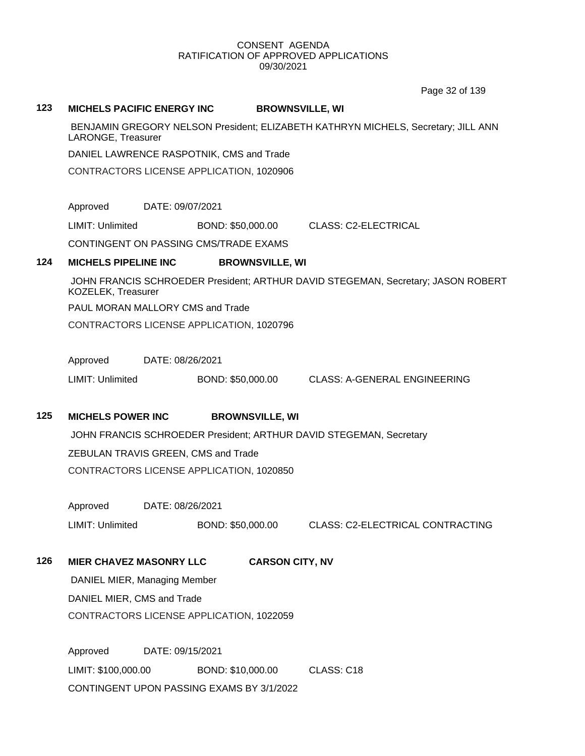CONSENT AGENDA
RATIFICATION OF APPROVED APPLICATIONS
09/30/2021

**123 MICHELS PACIFIC ENERGY INC BROWNSVILLE, WI**

BENJAMIN GREGORY NELSON President; ELIZABETH KATHRYN MICHELS, Secretary; JILL ANN LARONGE, Treasurer

DANIEL LAWRENCE RASPOTNIK, CMS and Trade

CONTRACTORS LICENSE APPLICATION, 1020906

Approved DATE: 09/07/2021

LIMIT: Unlimited BOND: $50,000.00 CLASS: C2-ELECTRICAL

CONTINGENT ON PASSING CMS/TRADE EXAMS

**124 MICHELS PIPELINE INC BROWNSVILLE, WI**

JOHN FRANCIS SCHROEDER President; ARTHUR DAVID STEGEMAN, Secretary; JASON ROBERT KOZELEK, Treasurer

PAUL MORAN MALLORY CMS and Trade

CONTRACTORS LICENSE APPLICATION, 1020796

Approved DATE: 08/26/2021

LIMIT: Unlimited BOND: $50,000.00 CLASS: A-GENERAL ENGINEERING

**125 MICHELS POWER INC BROWNSVILLE, WI**

JOHN FRANCIS SCHROEDER President; ARTHUR DAVID STEGEMAN, Secretary

ZEBULAN TRAVIS GREEN, CMS and Trade

CONTRACTORS LICENSE APPLICATION, 1020850

Approved DATE: 08/26/2021

LIMIT: Unlimited BOND: $50,000.00 CLASS: C2-ELECTRICAL CONTRACTING

**126 MIER CHAVEZ MASONRY LLC CARSON CITY, NV**

DANIEL MIER, Managing Member

DANIEL MIER, CMS and Trade

CONTRACTORS LICENSE APPLICATION, 1022059

Approved DATE: 09/15/2021

LIMIT: $100,000.00 BOND: $10,000.00 CLASS: C18

CONTINGENT UPON PASSING EXAMS BY 3/1/2022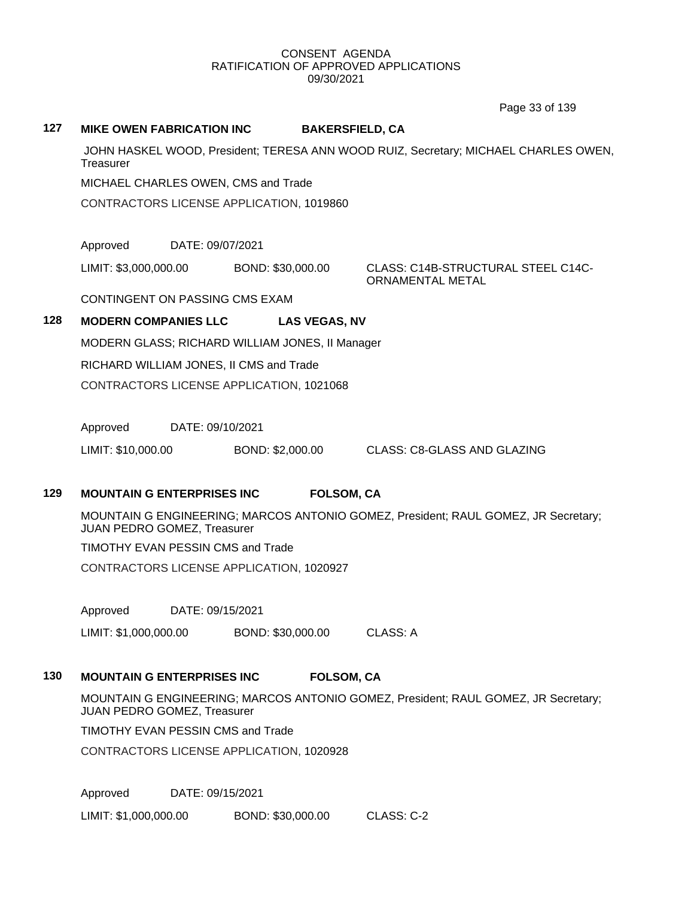CONSENT AGENDA
RATIFICATION OF APPROVED APPLICATIONS
09/30/2021

**127 MIKE OWEN FABRICATION INC BAKERSFIELD, CA**

JOHN HASKEL WOOD, President; TERESA ANN WOOD RUIZ, Secretary; MICHAEL CHARLES OWEN, Treasurer

MICHAEL CHARLES OWEN, CMS and Trade

CONTRACTORS LICENSE APPLICATION, 1019860

Approved DATE: 09/07/2021

LIMIT: $3,000,000.00 BOND: $30,000.00 CLASS: C14B-STRUCTURAL STEEL C14C-ORNAMENTAL METAL

CONTINGENT ON PASSING CMS EXAM

**128 MODERN COMPANIES LLC LAS VEGAS, NV**

MODERN GLASS; RICHARD WILLIAM JONES, II Manager

RICHARD WILLIAM JONES, II CMS and Trade

CONTRACTORS LICENSE APPLICATION, 1021068

Approved DATE: 09/10/2021

LIMIT: $10,000.00 BOND: $2,000.00 CLASS: C8-GLASS AND GLAZING

**129 MOUNTAIN G ENTERPRISES INC FOLSOM, CA**

MOUNTAIN G ENGINEERING; MARCOS ANTONIO GOMEZ, President; RAUL GOMEZ, JR Secretary; JUAN PEDRO GOMEZ, Treasurer

TIMOTHY EVAN PESSIN CMS and Trade

CONTRACTORS LICENSE APPLICATION, 1020927

Approved DATE: 09/15/2021

LIMIT: $1,000,000.00 BOND: $30,000.00 CLASS: A

**130 MOUNTAIN G ENTERPRISES INC FOLSOM, CA**

MOUNTAIN G ENGINEERING; MARCOS ANTONIO GOMEZ, President; RAUL GOMEZ, JR Secretary; JUAN PEDRO GOMEZ, Treasurer

TIMOTHY EVAN PESSIN CMS and Trade

CONTRACTORS LICENSE APPLICATION, 1020928

Approved DATE: 09/15/2021

LIMIT: $1,000,000.00 BOND: $30,000.00 CLASS: C-2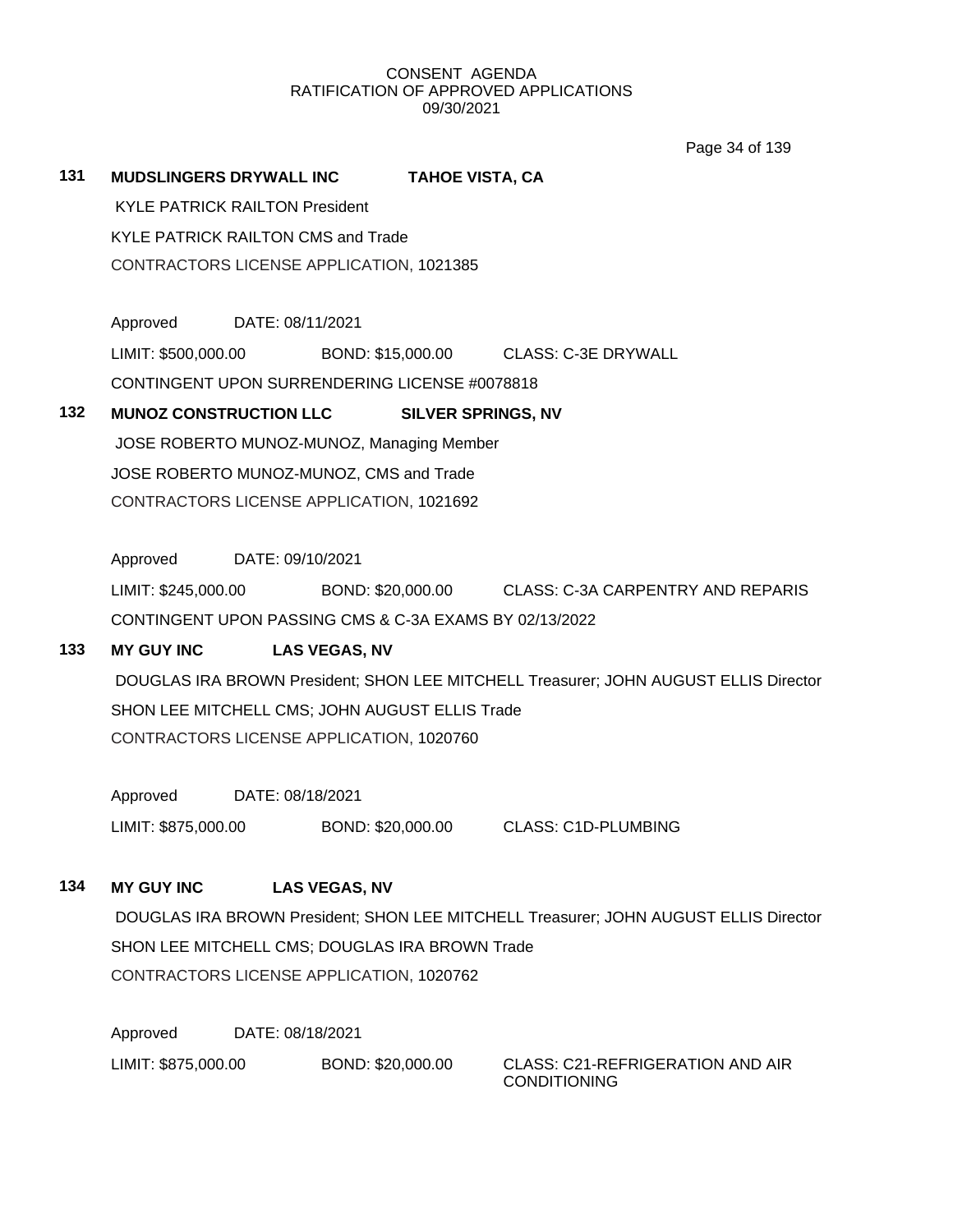CONSENT AGENDA
RATIFICATION OF APPROVED APPLICATIONS
09/30/2021

**131 MUDSLINGERS DRYWALL INC TAHOE VISTA, CA**

KYLE PATRICK RAILTON President
KYLE PATRICK RAILTON CMS and Trade
CONTRACTORS LICENSE APPLICATION, 1021385

Approved DATE: 08/11/2021
LIMIT: $500,000.00 BOND: $15,000.00 CLASS: C-3E DRYWALL
CONTINGENT UPON SURRENDERING LICENSE #0078818

**132 MUNOZ CONSTRUCTION LLC SILVER SPRINGS, NV**

JOSE ROBERTO MUNOZ-MUNOZ, Managing Member
JOSE ROBERTO MUNOZ-MUNOZ, CMS and Trade
CONTRACTORS LICENSE APPLICATION, 1021692

Approved DATE: 09/10/2021
LIMIT: $245,000.00 BOND: $20,000.00 CLASS: C-3A CARPENTRY AND REPARIS
CONTINGENT UPON PASSING CMS & C-3A EXAMS BY 02/13/2022

**133 MY GUY INC LAS VEGAS, NV**

DOUGLAS IRA BROWN President; SHON LEE MITCHELL Treasurer; JOHN AUGUST ELLIS Director
SHON LEE MITCHELL CMS; JOHN AUGUST ELLIS Trade
CONTRACTORS LICENSE APPLICATION, 1020760

Approved DATE: 08/18/2021
LIMIT: $875,000.00 BOND: $20,000.00 CLASS: C1D-PLUMBING

**134 MY GUY INC LAS VEGAS, NV**

DOUGLAS IRA BROWN President; SHON LEE MITCHELL Treasurer; JOHN AUGUST ELLIS Director
SHON LEE MITCHELL CMS; DOUGLAS IRA BROWN Trade
CONTRACTORS LICENSE APPLICATION, 1020762

Approved DATE: 08/18/2021
LIMIT: $875,000.00 BOND: $20,000.00 CLASS: C21-REFRIGERATION AND AIR CONDITIONING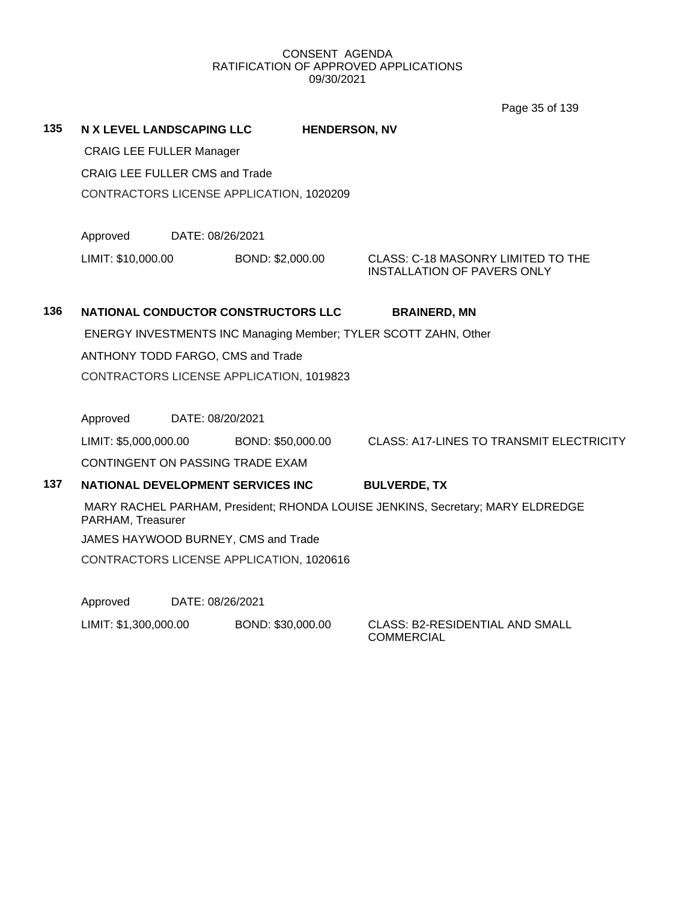CONSENT AGENDA
RATIFICATION OF APPROVED APPLICATIONS
09/30/2021

**135 N X LEVEL LANDSCAPING LLC HENDERSON, NV**

CRAIG LEE FULLER Manager

CRAIG LEE FULLER CMS and Trade

CONTRACTORS LICENSE APPLICATION, 1020209

Approved DATE: 08/26/2021

LIMIT: $10,000.00 BOND: $2,000.00 CLASS: C-18 MASONRY LIMITED TO THE INSTALLATION OF PAVERS ONLY

**136 NATIONAL CONDUCTOR CONSTRUCTORS LLC BRAINERD, MN**

ENERGY INVESTMENTS INC Managing Member; TYLER SCOTT ZAHN, Other

ANTHONY TODD FARGO, CMS and Trade

CONTRACTORS LICENSE APPLICATION, 1019823

Approved DATE: 08/20/2021

LIMIT: $5,000,000.00 BOND: $50,000.00 CLASS: A17-LINES TO TRANSMIT ELECTRICITY

CONTINGENT ON PASSING TRADE EXAM

**137 NATIONAL DEVELOPMENT SERVICES INC BULVERDE, TX**

MARY RACHEL PARHAM, President; RHONDA LOUISE JENKINS, Secretary; MARY ELDREDGE PARHAM, Treasurer

JAMES HAYWOOD BURNEY, CMS and Trade

CONTRACTORS LICENSE APPLICATION, 1020616

Approved DATE: 08/26/2021

LIMIT: $1,300,000.00 BOND: $30,000.00 CLASS: B2-RESIDENTIAL AND SMALL COMMERCIAL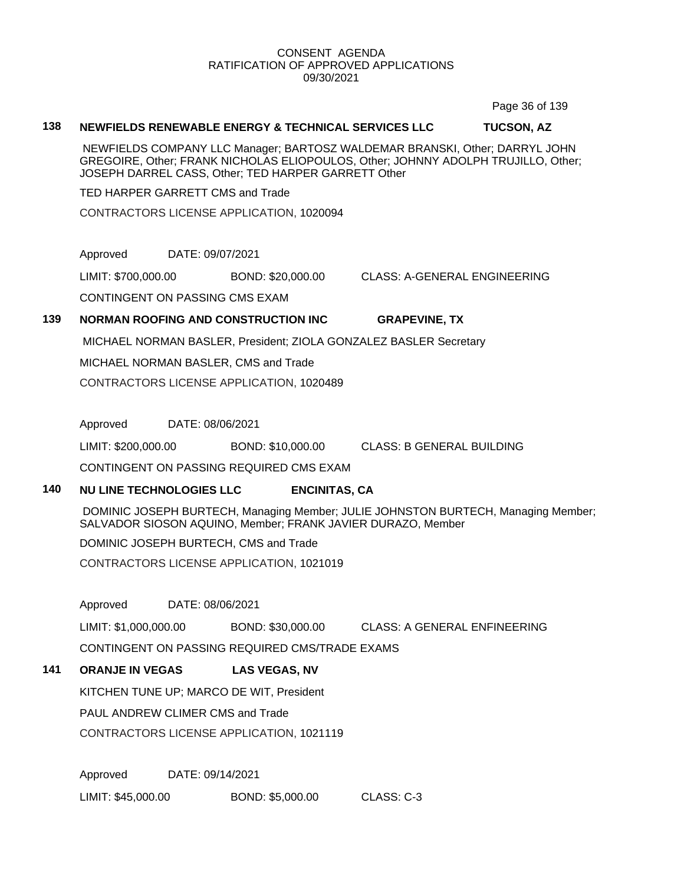CONSENT AGENDA
RATIFICATION OF APPROVED APPLICATIONS
09/30/2021

**138 NEWFIELDS RENEWABLE ENERGY & TECHNICAL SERVICES LLC TUCSON, AZ**

NEWFIELDS COMPANY LLC Manager; BARTOSZ WALDEMAR BRANSKI, Other; DARRYL JOHN GREGOIRE, Other; FRANK NICHOLAS ELIOPOULOS, Other; JOHNNY ADOLPH TRUJILLO, Other; JOSEPH DARREL CASS, Other; TED HARPER GARRETT Other

TED HARPER GARRETT CMS and Trade

CONTRACTORS LICENSE APPLICATION, 1020094

Approved DATE: 09/07/2021

LIMIT: $700,000.00 BOND: $20,000.00 CLASS: A-GENERAL ENGINEERING

CONTINGENT ON PASSING CMS EXAM

**139 NORMAN ROOFING AND CONSTRUCTION INC GRAPEVINE, TX**

MICHAEL NORMAN BASLER, President; ZIOLA GONZALEZ BASLER Secretary

MICHAEL NORMAN BASLER, CMS and Trade

CONTRACTORS LICENSE APPLICATION, 1020489

Approved DATE: 08/06/2021

LIMIT: $200,000.00 BOND: $10,000.00 CLASS: B GENERAL BUILDING

CONTINGENT ON PASSING REQUIRED CMS EXAM

**140 NU LINE TECHNOLOGIES LLC ENCINITAS, CA**

DOMINIC JOSEPH BURTECH, Managing Member; JULIE JOHNSTON BURTECH, Managing Member; SALVADOR SIOSON AQUINO, Member; FRANK JAVIER DURAZO, Member

DOMINIC JOSEPH BURTECH, CMS and Trade

CONTRACTORS LICENSE APPLICATION, 1021019

Approved DATE: 08/06/2021

LIMIT: $1,000,000.00 BOND: $30,000.00 CLASS: A GENERAL ENFINEERING

CONTINGENT ON PASSING REQUIRED CMS/TRADE EXAMS

**141 ORANJE IN VEGAS LAS VEGAS, NV**

KITCHEN TUNE UP; MARCO DE WIT, President

PAUL ANDREW CLIMER CMS and Trade

CONTRACTORS LICENSE APPLICATION, 1021119

Approved DATE: 09/14/2021

LIMIT: $45,000.00 BOND: $5,000.00 CLASS: C-3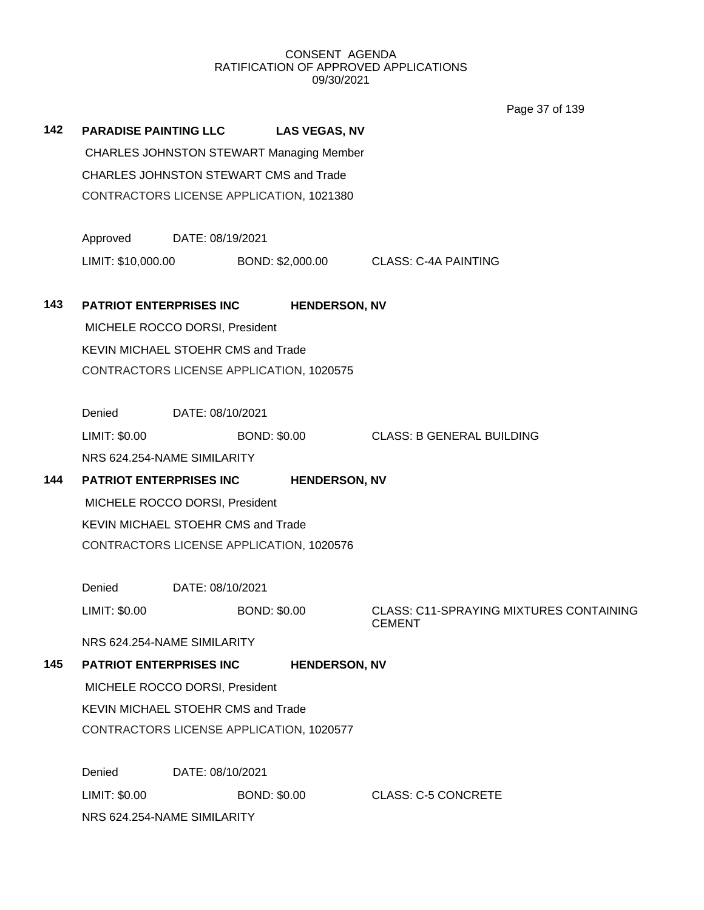CONSENT AGENDA
RATIFICATION OF APPROVED APPLICATIONS
09/30/2021

**142 PARADISE PAINTING LLC** **LAS VEGAS, NV**

CHARLES JOHNSTON STEWART Managing Member

CHARLES JOHNSTON STEWART CMS and Trade

CONTRACTORS LICENSE APPLICATION, 1021380

Approved DATE: 08/19/2021

LIMIT: $10,000.00 BOND: $2,000.00 CLASS: C-4A PAINTING

**143 PATRIOT ENTERPRISES INC** **HENDERSON, NV**

MICHELE ROCCO DORSI, President

KEVIN MICHAEL STOEHR CMS and Trade

CONTRACTORS LICENSE APPLICATION, 1020575

Denied DATE: 08/10/2021

LIMIT: $0.00 BOND: $0.00 CLASS: B GENERAL BUILDING

NRS 624.254-NAME SIMILARITY

**144 PATRIOT ENTERPRISES INC** **HENDERSON, NV**

MICHELE ROCCO DORSI, President

KEVIN MICHAEL STOEHR CMS and Trade

CONTRACTORS LICENSE APPLICATION, 1020576

Denied DATE: 08/10/2021

LIMIT: $0.00 BOND: $0.00 CLASS: C11-SPRAYING MIXTURES CONTAINING CEMENT

NRS 624.254-NAME SIMILARITY

**145 PATRIOT ENTERPRISES INC** **HENDERSON, NV**

MICHELE ROCCO DORSI, President

KEVIN MICHAEL STOEHR CMS and Trade

CONTRACTORS LICENSE APPLICATION, 1020577

Denied DATE: 08/10/2021

LIMIT: $0.00 BOND: $0.00 CLASS: C-5 CONCRETE

NRS 624.254-NAME SIMILARITY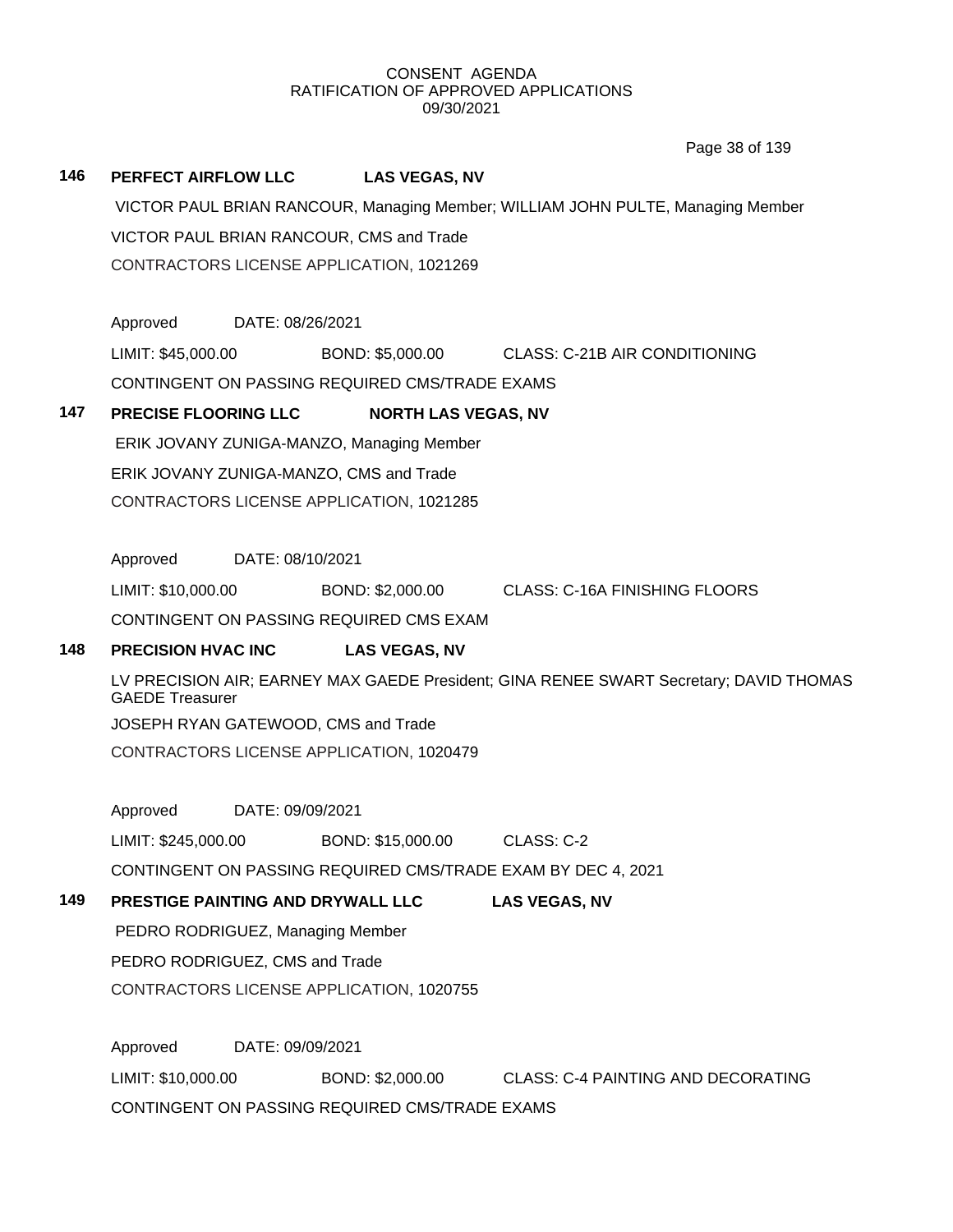CONSENT AGENDA
RATIFICATION OF APPROVED APPLICATIONS
09/30/2021

**146 PERFECT AIRFLOW LLC LAS VEGAS, NV**

VICTOR PAUL BRIAN RANCOUR, Managing Member; WILLIAM JOHN PULTE, Managing Member

VICTOR PAUL BRIAN RANCOUR, CMS and Trade

CONTRACTORS LICENSE APPLICATION, 1021269

Approved DATE: 08/26/2021

LIMIT: $45,000.00 BOND: $5,000.00 CLASS: C-21B AIR CONDITIONING

CONTINGENT ON PASSING REQUIRED CMS/TRADE EXAMS

**147 PRECISE FLOORING LLC NORTH LAS VEGAS, NV**

ERIK JOVANY ZUNIGA-MANZO, Managing Member

ERIK JOVANY ZUNIGA-MANZO, CMS and Trade

CONTRACTORS LICENSE APPLICATION, 1021285

Approved DATE: 08/10/2021

LIMIT: $10,000.00 BOND: $2,000.00 CLASS: C-16A FINISHING FLOORS

CONTINGENT ON PASSING REQUIRED CMS EXAM

**148 PRECISION HVAC INC LAS VEGAS, NV**

LV PRECISION AIR; EARNEY MAX GAEDE President; GINA RENEE SWART Secretary; DAVID THOMAS GAEDE Treasurer

JOSEPH RYAN GATEWOOD, CMS and Trade

CONTRACTORS LICENSE APPLICATION, 1020479

Approved DATE: 09/09/2021

LIMIT: $245,000.00 BOND: $15,000.00 CLASS: C-2

CONTINGENT ON PASSING REQUIRED CMS/TRADE EXAM BY DEC 4, 2021

**149 PRESTIGE PAINTING AND DRYWALL LLC LAS VEGAS, NV**

PEDRO RODRIGUEZ, Managing Member

PEDRO RODRIGUEZ, CMS and Trade

CONTRACTORS LICENSE APPLICATION, 1020755

Approved DATE: 09/09/2021

LIMIT: $10,000.00 BOND: $2,000.00 CLASS: C-4 PAINTING AND DECORATING

CONTINGENT ON PASSING REQUIRED CMS/TRADE EXAMS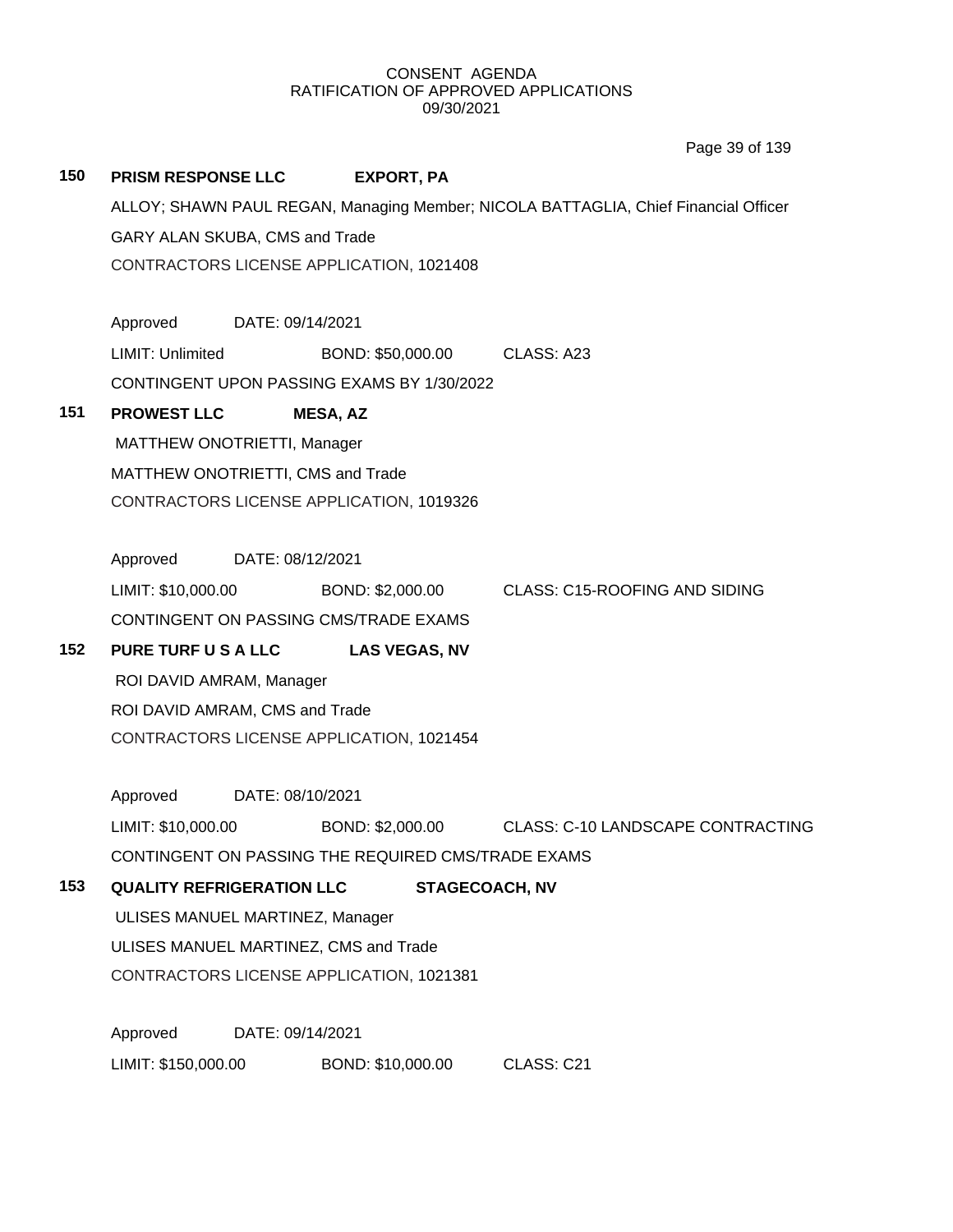CONSENT AGENDA
RATIFICATION OF APPROVED APPLICATIONS
09/30/2021

**150 PRISM RESPONSE LLC EXPORT, PA**

ALLOY; SHAWN PAUL REGAN, Managing Member; NICOLA BATTAGLIA, Chief Financial Officer

GARY ALAN SKUBA, CMS and Trade

CONTRACTORS LICENSE APPLICATION, 1021408

Approved DATE: 09/14/2021

LIMIT: Unlimited BOND: $50,000.00 CLASS: A23

CONTINGENT UPON PASSING EXAMS BY 1/30/2022

**151 PROWEST LLC MESA, AZ**

MATTHEW ONOTRIETTI, Manager

MATTHEW ONOTRIETTI, CMS and Trade

CONTRACTORS LICENSE APPLICATION, 1019326

Approved DATE: 08/12/2021

LIMIT: $10,000.00 BOND: $2,000.00 CLASS: C15-ROOFING AND SIDING

CONTINGENT ON PASSING CMS/TRADE EXAMS

**152 PURE TURF U S A LLC LAS VEGAS, NV**

ROI DAVID AMRAM, Manager

ROI DAVID AMRAM, CMS and Trade

CONTRACTORS LICENSE APPLICATION, 1021454

Approved DATE: 08/10/2021

LIMIT: $10,000.00 BOND: $2,000.00 CLASS: C-10 LANDSCAPE CONTRACTING

CONTINGENT ON PASSING THE REQUIRED CMS/TRADE EXAMS

**153 QUALITY REFRIGERATION LLC STAGECOACH, NV**

ULISES MANUEL MARTINEZ, Manager

ULISES MANUEL MARTINEZ, CMS and Trade

CONTRACTORS LICENSE APPLICATION, 1021381

Approved DATE: 09/14/2021

LIMIT: $150,000.00 BOND: $10,000.00 CLASS: C21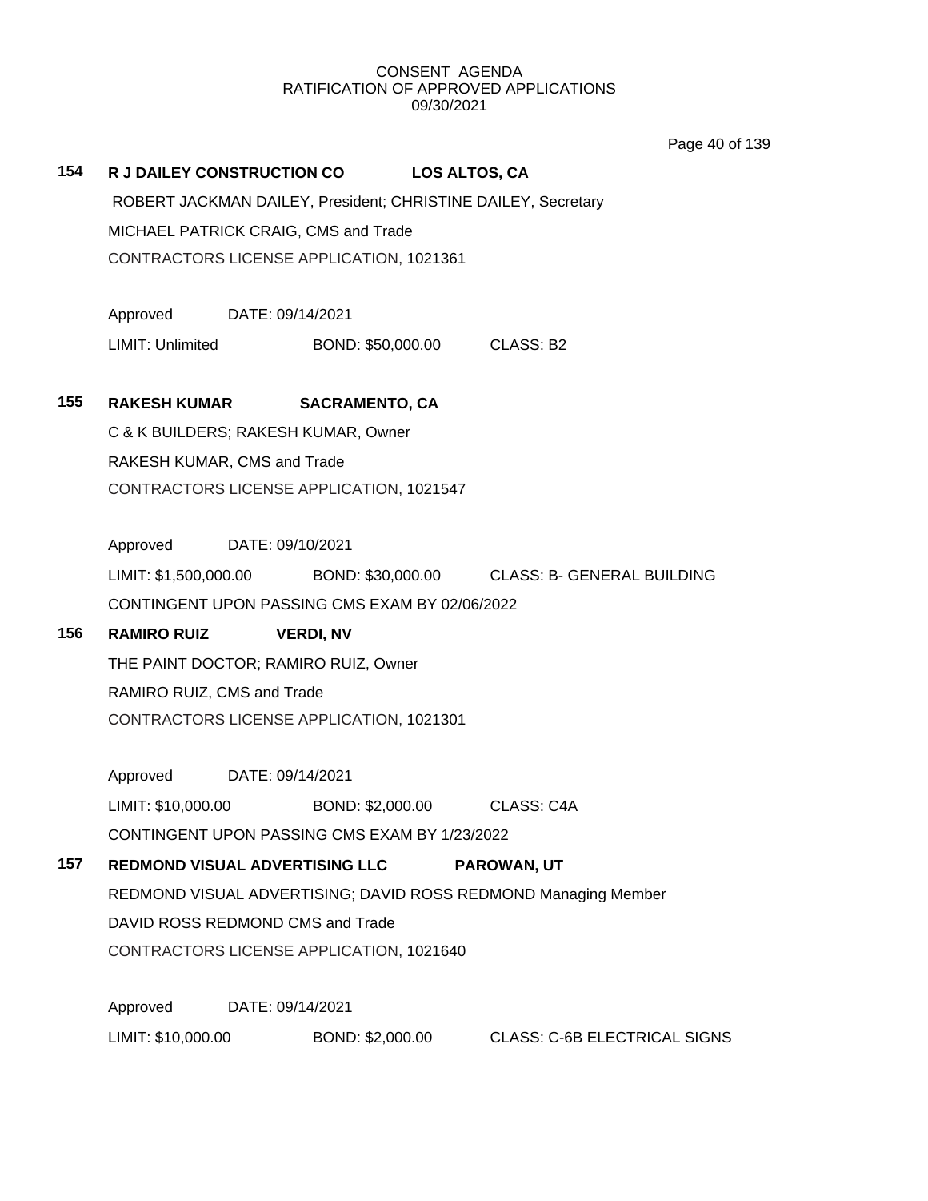CONSENT AGENDA
RATIFICATION OF APPROVED APPLICATIONS
09/30/2021

**154 R J DAILEY CONSTRUCTION CO LOS ALTOS, CA**

ROBERT JACKMAN DAILEY, President; CHRISTINE DAILEY, Secretary

MICHAEL PATRICK CRAIG, CMS and Trade

CONTRACTORS LICENSE APPLICATION, 1021361

Approved DATE: 09/14/2021

LIMIT: Unlimited BOND: $50,000.00 CLASS: B2

**155 RAKESH KUMAR SACRAMENTO, CA**

C & K BUILDERS; RAKESH KUMAR, Owner

RAKESH KUMAR, CMS and Trade

CONTRACTORS LICENSE APPLICATION, 1021547

Approved DATE: 09/10/2021

LIMIT: $1,500,000.00 BOND: $30,000.00 CLASS: B- GENERAL BUILDING

CONTINGENT UPON PASSING CMS EXAM BY 02/06/2022

**156 RAMIRO RUIZ VERDI, NV**

THE PAINT DOCTOR; RAMIRO RUIZ, Owner

RAMIRO RUIZ, CMS and Trade

CONTRACTORS LICENSE APPLICATION, 1021301

Approved DATE: 09/14/2021

LIMIT: $10,000.00 BOND: $2,000.00 CLASS: C4A

CONTINGENT UPON PASSING CMS EXAM BY 1/23/2022

**157 REDMOND VISUAL ADVERTISING LLC PAROWAN, UT**

REDMOND VISUAL ADVERTISING; DAVID ROSS REDMOND Managing Member

DAVID ROSS REDMOND CMS and Trade

CONTRACTORS LICENSE APPLICATION, 1021640

Approved DATE: 09/14/2021

LIMIT: $10,000.00 BOND: $2,000.00 CLASS: C-6B ELECTRICAL SIGNS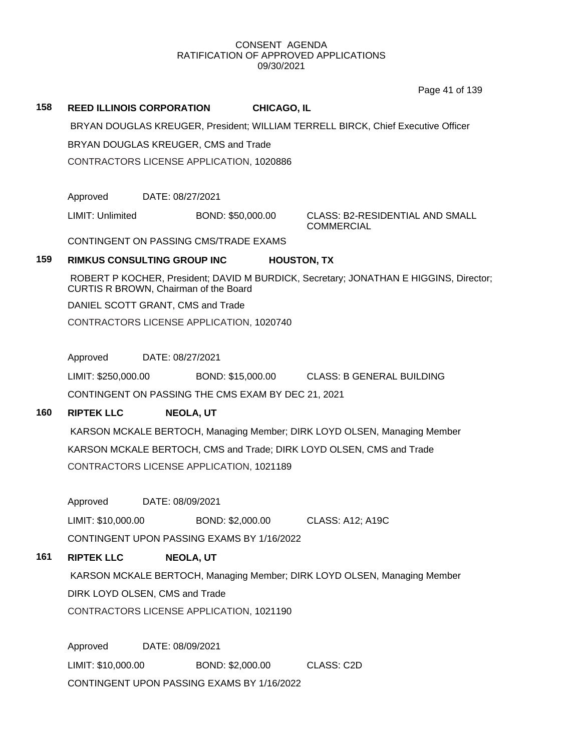CONSENT AGENDA
RATIFICATION OF APPROVED APPLICATIONS
09/30/2021

**158 REED ILLINOIS CORPORATION CHICAGO, IL**

BRYAN DOUGLAS KREUGER, President; WILLIAM TERRELL BIRCK, Chief Executive Officer

BRYAN DOUGLAS KREUGER, CMS and Trade

CONTRACTORS LICENSE APPLICATION, 1020886

Approved DATE: 08/27/2021

LIMIT: Unlimited BOND: $50,000.00 CLASS: B2-RESIDENTIAL AND SMALL COMMERCIAL

CONTINGENT ON PASSING CMS/TRADE EXAMS

**159 RIMKUS CONSULTING GROUP INC HOUSTON, TX**

ROBERT P KOCHER, President; DAVID M BURDICK, Secretary; JONATHAN E HIGGINS, Director; CURTIS R BROWN, Chairman of the Board

DANIEL SCOTT GRANT, CMS and Trade

CONTRACTORS LICENSE APPLICATION, 1020740

Approved DATE: 08/27/2021

LIMIT: $250,000.00 BOND: $15,000.00 CLASS: B GENERAL BUILDING

CONTINGENT ON PASSING THE CMS EXAM BY DEC 21, 2021

**160 RIPTEK LLC NEOLA, UT**

KARSON MCKALE BERTOCH, Managing Member; DIRK LOYD OLSEN, Managing Member

KARSON MCKALE BERTOCH, CMS and Trade; DIRK LOYD OLSEN, CMS and Trade

CONTRACTORS LICENSE APPLICATION, 1021189

Approved DATE: 08/09/2021

LIMIT: $10,000.00 BOND: $2,000.00 CLASS: A12; A19C

CONTINGENT UPON PASSING EXAMS BY 1/16/2022

**161 RIPTEK LLC NEOLA, UT**

KARSON MCKALE BERTOCH, Managing Member; DIRK LOYD OLSEN, Managing Member

DIRK LOYD OLSEN, CMS and Trade

CONTRACTORS LICENSE APPLICATION, 1021190

Approved DATE: 08/09/2021

LIMIT: $10,000.00 BOND: $2,000.00 CLASS: C2D

CONTINGENT UPON PASSING EXAMS BY 1/16/2022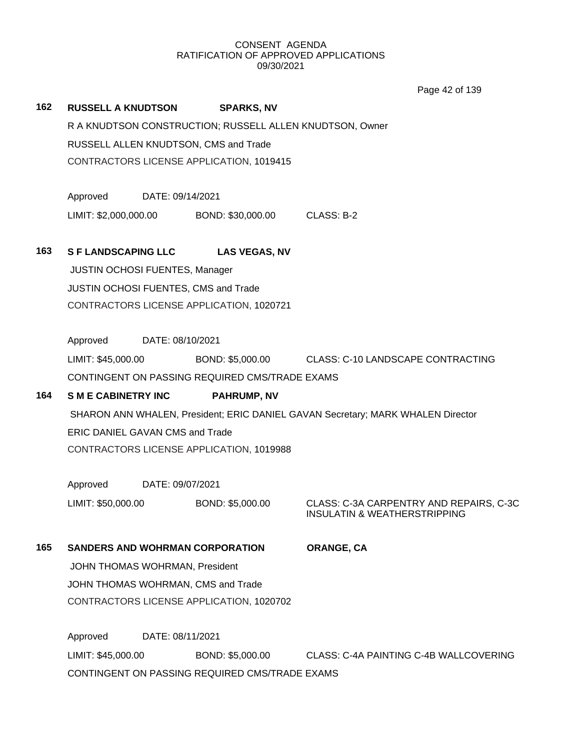CONSENT AGENDA
RATIFICATION OF APPROVED APPLICATIONS
09/30/2021

**162 RUSSELL A KNUDTSON SPARKS, NV**

R A KNUDTSON CONSTRUCTION; RUSSELL ALLEN KNUDTSON, Owner
RUSSELL ALLEN KNUDTSON, CMS and Trade
CONTRACTORS LICENSE APPLICATION, 1019415

Approved DATE: 09/14/2021
LIMIT: $2,000,000.00 BOND: $30,000.00 CLASS: B-2

**163 S F LANDSCAPING LLC LAS VEGAS, NV**

JUSTIN OCHOSI FUENTES, Manager
JUSTIN OCHOSI FUENTES, CMS and Trade
CONTRACTORS LICENSE APPLICATION, 1020721

Approved DATE: 08/10/2021
LIMIT: $45,000.00 BOND: $5,000.00 CLASS: C-10 LANDSCAPE CONTRACTING
CONTINGENT ON PASSING REQUIRED CMS/TRADE EXAMS

**164 S M E CABINETRY INC PAHRUMP, NV**

SHARON ANN WHALEN, President; ERIC DANIEL GAVAN Secretary; MARK WHALEN Director
ERIC DANIEL GAVAN CMS and Trade
CONTRACTORS LICENSE APPLICATION, 1019988

Approved DATE: 09/07/2021
LIMIT: $50,000.00 BOND: $5,000.00 CLASS: C-3A CARPENTRY AND REPAIRS, C-3C INSULATIN & WEATHERSTRIPPING

**165 SANDERS AND WOHRMAN CORPORATION ORANGE, CA**

JOHN THOMAS WOHRMAN, President
JOHN THOMAS WOHRMAN, CMS and Trade
CONTRACTORS LICENSE APPLICATION, 1020702

Approved DATE: 08/11/2021
LIMIT: $45,000.00 BOND: $5,000.00 CLASS: C-4A PAINTING C-4B WALLCOVERING
CONTINGENT ON PASSING REQUIRED CMS/TRADE EXAMS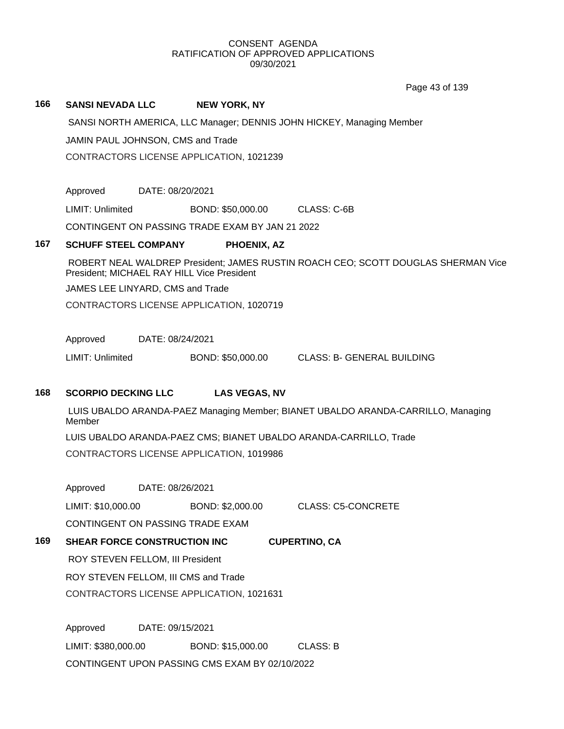CONSENT AGENDA
RATIFICATION OF APPROVED APPLICATIONS
09/30/2021

**166 SANSI NEVADA LLC NEW YORK, NY**

SANSI NORTH AMERICA, LLC Manager; DENNIS JOHN HICKEY, Managing Member

JAMIN PAUL JOHNSON, CMS and Trade

CONTRACTORS LICENSE APPLICATION, 1021239

Approved DATE: 08/20/2021

LIMIT: Unlimited BOND: $50,000.00 CLASS: C-6B

CONTINGENT ON PASSING TRADE EXAM BY JAN 21 2022

**167 SCHUFF STEEL COMPANY PHOENIX, AZ**

ROBERT NEAL WALDREP President; JAMES RUSTIN ROACH CEO; SCOTT DOUGLAS SHERMAN Vice President; MICHAEL RAY HILL Vice President

JAMES LEE LINYARD, CMS and Trade

CONTRACTORS LICENSE APPLICATION, 1020719

Approved DATE: 08/24/2021

LIMIT: Unlimited BOND: $50,000.00 CLASS: B- GENERAL BUILDING

**168 SCORPIO DECKING LLC LAS VEGAS, NV**

LUIS UBALDO ARANDA-PAEZ Managing Member; BIANET UBALDO ARANDA-CARRILLO, Managing Member

LUIS UBALDO ARANDA-PAEZ CMS; BIANET UBALDO ARANDA-CARRILLO, Trade

CONTRACTORS LICENSE APPLICATION, 1019986

Approved DATE: 08/26/2021

LIMIT: $10,000.00 BOND: $2,000.00 CLASS: C5-CONCRETE

CONTINGENT ON PASSING TRADE EXAM

**169 SHEAR FORCE CONSTRUCTION INC CUPERTINO, CA**

ROY STEVEN FELLOM, III President

ROY STEVEN FELLOM, III CMS and Trade

CONTRACTORS LICENSE APPLICATION, 1021631

Approved DATE: 09/15/2021

LIMIT: $380,000.00 BOND: $15,000.00 CLASS: B

CONTINGENT UPON PASSING CMS EXAM BY 02/10/2022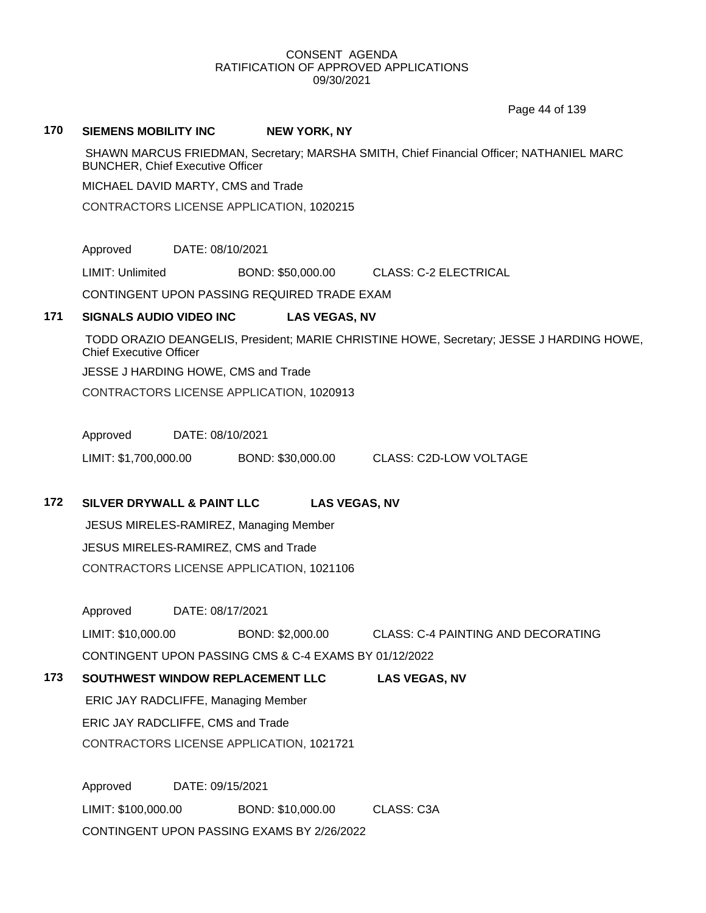CONSENT AGENDA
RATIFICATION OF APPROVED APPLICATIONS
09/30/2021

**170 SIEMENS MOBILITY INC NEW YORK, NY**

SHAWN MARCUS FRIEDMAN, Secretary; MARSHA SMITH, Chief Financial Officer; NATHANIEL MARC BUNCHER, Chief Executive Officer

MICHAEL DAVID MARTY, CMS and Trade

CONTRACTORS LICENSE APPLICATION, 1020215

Approved DATE: 08/10/2021

LIMIT: Unlimited BOND: $50,000.00 CLASS: C-2 ELECTRICAL

CONTINGENT UPON PASSING REQUIRED TRADE EXAM

**171 SIGNALS AUDIO VIDEO INC LAS VEGAS, NV**

TODD ORAZIO DEANGELIS, President; MARIE CHRISTINE HOWE, Secretary; JESSE J HARDING HOWE, Chief Executive Officer

JESSE J HARDING HOWE, CMS and Trade

CONTRACTORS LICENSE APPLICATION, 1020913

Approved DATE: 08/10/2021

LIMIT: $1,700,000.00 BOND: $30,000.00 CLASS: C2D-LOW VOLTAGE

**172 SILVER DRYWALL & PAINT LLC LAS VEGAS, NV**

JESUS MIRELES-RAMIREZ, Managing Member

JESUS MIRELES-RAMIREZ, CMS and Trade

CONTRACTORS LICENSE APPLICATION, 1021106

Approved DATE: 08/17/2021

LIMIT: $10,000.00 BOND: $2,000.00 CLASS: C-4 PAINTING AND DECORATING

CONTINGENT UPON PASSING CMS & C-4 EXAMS BY 01/12/2022

**173 SOUTHWEST WINDOW REPLACEMENT LLC LAS VEGAS, NV**

ERIC JAY RADCLIFFE, Managing Member

ERIC JAY RADCLIFFE, CMS and Trade

CONTRACTORS LICENSE APPLICATION, 1021721

Approved DATE: 09/15/2021

LIMIT: $100,000.00 BOND: $10,000.00 CLASS: C3A

CONTINGENT UPON PASSING EXAMS BY 2/26/2022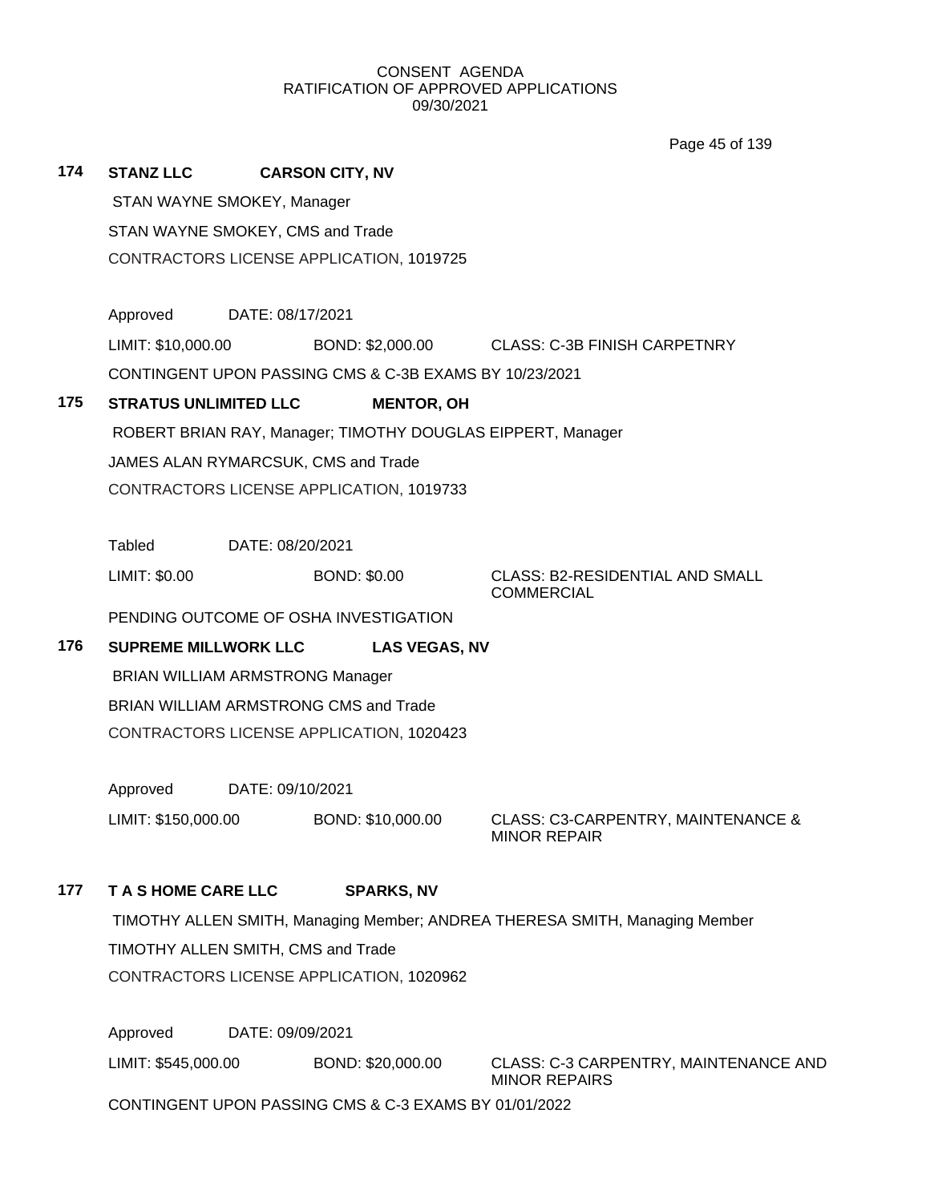CONSENT AGENDA
RATIFICATION OF APPROVED APPLICATIONS
09/30/2021

**174 STANZ LLC CARSON CITY, NV**

STAN WAYNE SMOKEY, Manager

STAN WAYNE SMOKEY, CMS and Trade

CONTRACTORS LICENSE APPLICATION, 1019725

Approved DATE: 08/17/2021

LIMIT: $10,000.00 BOND: $2,000.00 CLASS: C-3B FINISH CARPETNRY

CONTINGENT UPON PASSING CMS & C-3B EXAMS BY 10/23/2021

**175 STRATUS UNLIMITED LLC MENTOR, OH**

ROBERT BRIAN RAY, Manager; TIMOTHY DOUGLAS EIPPERT, Manager

JAMES ALAN RYMARCSUK, CMS and Trade

CONTRACTORS LICENSE APPLICATION, 1019733

Tabled DATE: 08/20/2021

LIMIT: $0.00 BOND: $0.00 CLASS: B2-RESIDENTIAL AND SMALL COMMERCIAL

PENDING OUTCOME OF OSHA INVESTIGATION

**176 SUPREME MILLWORK LLC LAS VEGAS, NV**

BRIAN WILLIAM ARMSTRONG Manager

BRIAN WILLIAM ARMSTRONG CMS and Trade

CONTRACTORS LICENSE APPLICATION, 1020423

Approved DATE: 09/10/2021

LIMIT: $150,000.00 BOND: $10,000.00 CLASS: C3-CARPENTRY, MAINTENANCE & MINOR REPAIR

**177 T A S HOME CARE LLC SPARKS, NV**

TIMOTHY ALLEN SMITH, Managing Member; ANDREA THERESA SMITH, Managing Member

TIMOTHY ALLEN SMITH, CMS and Trade

CONTRACTORS LICENSE APPLICATION, 1020962

Approved DATE: 09/09/2021

LIMIT: $545,000.00 BOND: $20,000.00 CLASS: C-3 CARPENTRY, MAINTENANCE AND MINOR REPAIRS

CONTINGENT UPON PASSING CMS & C-3 EXAMS BY 01/01/2022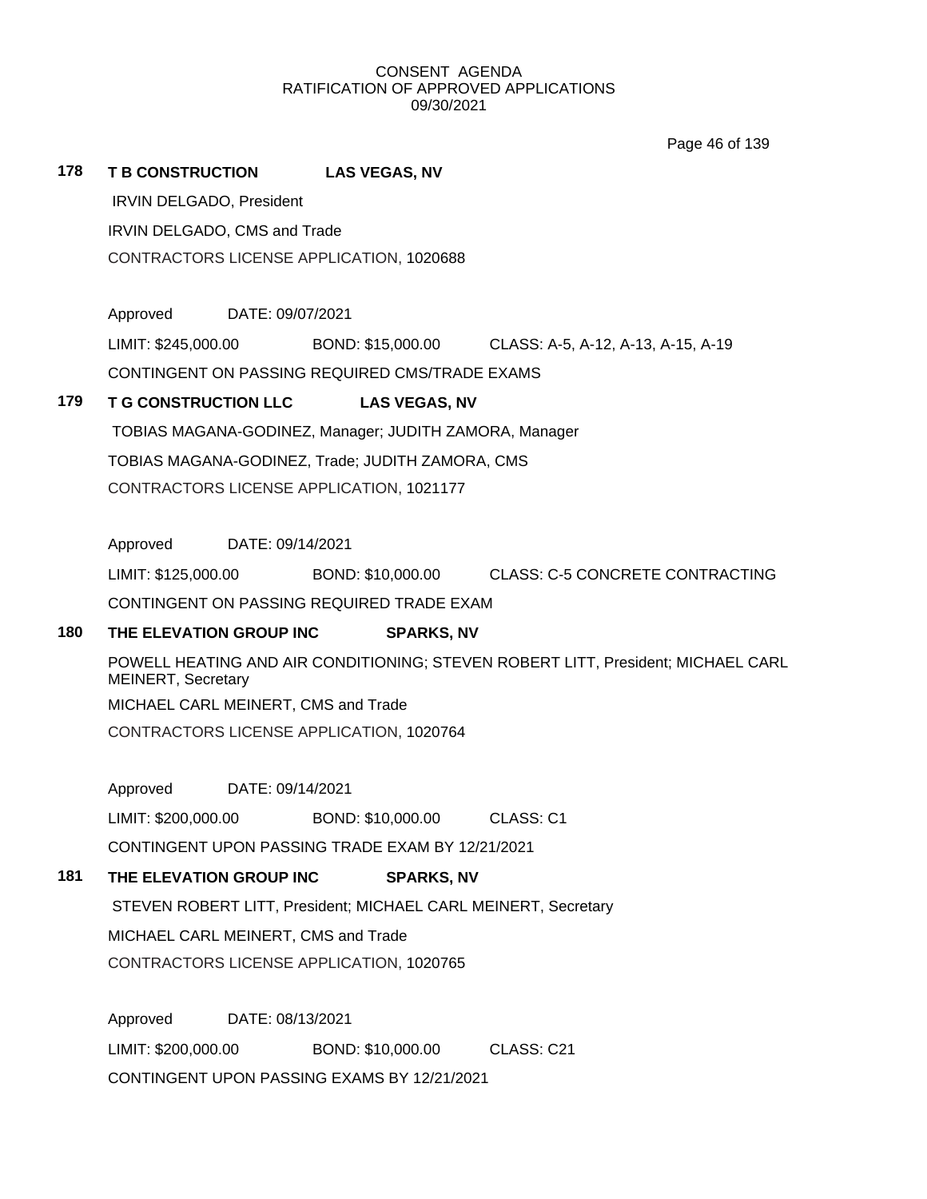CONSENT AGENDA
RATIFICATION OF APPROVED APPLICATIONS
09/30/2021

**178 T B CONSTRUCTION LAS VEGAS, NV**

IRVIN DELGADO, President

IRVIN DELGADO, CMS and Trade

CONTRACTORS LICENSE APPLICATION, 1020688

Approved DATE: 09/07/2021

LIMIT: $245,000.00 BOND: $15,000.00 CLASS: A-5, A-12, A-13, A-15, A-19

CONTINGENT ON PASSING REQUIRED CMS/TRADE EXAMS

**179 T G CONSTRUCTION LLC LAS VEGAS, NV**

TOBIAS MAGANA-GODINEZ, Manager; JUDITH ZAMORA, Manager

TOBIAS MAGANA-GODINEZ, Trade; JUDITH ZAMORA, CMS

CONTRACTORS LICENSE APPLICATION, 1021177

Approved DATE: 09/14/2021

LIMIT: $125,000.00 BOND: $10,000.00 CLASS: C-5 CONCRETE CONTRACTING

CONTINGENT ON PASSING REQUIRED TRADE EXAM

**180 THE ELEVATION GROUP INC SPARKS, NV**

POWELL HEATING AND AIR CONDITIONING; STEVEN ROBERT LITT, President; MICHAEL CARL MEINERT, Secretary

MICHAEL CARL MEINERT, CMS and Trade

CONTRACTORS LICENSE APPLICATION, 1020764

Approved DATE: 09/14/2021

LIMIT: $200,000.00 BOND: $10,000.00 CLASS: C1

CONTINGENT UPON PASSING TRADE EXAM BY 12/21/2021

**181 THE ELEVATION GROUP INC SPARKS, NV**

STEVEN ROBERT LITT, President; MICHAEL CARL MEINERT, Secretary

MICHAEL CARL MEINERT, CMS and Trade

CONTRACTORS LICENSE APPLICATION, 1020765

Approved DATE: 08/13/2021

LIMIT: $200,000.00 BOND: $10,000.00 CLASS: C21

CONTINGENT UPON PASSING EXAMS BY 12/21/2021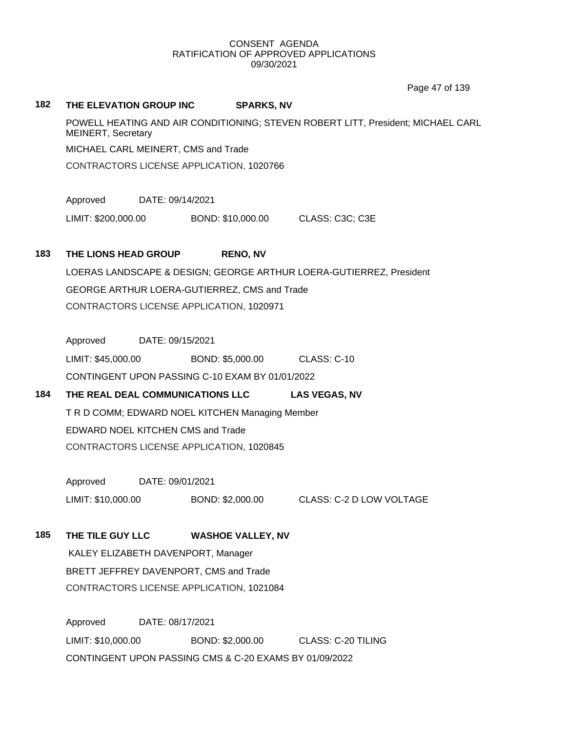CONSENT AGENDA
RATIFICATION OF APPROVED APPLICATIONS
09/30/2021

**182 THE ELEVATION GROUP INC SPARKS, NV**

POWELL HEATING AND AIR CONDITIONING; STEVEN ROBERT LITT, President; MICHAEL CARL MEINERT, Secretary

MICHAEL CARL MEINERT, CMS and Trade

CONTRACTORS LICENSE APPLICATION, 1020766

Approved DATE: 09/14/2021

LIMIT: $200,000.00 BOND: $10,000.00 CLASS: C3C; C3E

**183 THE LIONS HEAD GROUP RENO, NV**

LOERAS LANDSCAPE & DESIGN; GEORGE ARTHUR LOERA-GUTIERREZ, President

GEORGE ARTHUR LOERA-GUTIERREZ, CMS and Trade

CONTRACTORS LICENSE APPLICATION, 1020971

Approved DATE: 09/15/2021

LIMIT: $45,000.00 BOND: $5,000.00 CLASS: C-10

CONTINGENT UPON PASSING C-10 EXAM BY 01/01/2022

**184 THE REAL DEAL COMMUNICATIONS LLC LAS VEGAS, NV**

T R D COMM; EDWARD NOEL KITCHEN Managing Member

EDWARD NOEL KITCHEN CMS and Trade

CONTRACTORS LICENSE APPLICATION, 1020845

Approved DATE: 09/01/2021

LIMIT: $10,000.00 BOND: $2,000.00 CLASS: C-2 D LOW VOLTAGE

**185 THE TILE GUY LLC WASHOE VALLEY, NV**

KALEY ELIZABETH DAVENPORT, Manager

BRETT JEFFREY DAVENPORT, CMS and Trade

CONTRACTORS LICENSE APPLICATION, 1021084

Approved DATE: 08/17/2021

LIMIT: $10,000.00 BOND: $2,000.00 CLASS: C-20 TILING

CONTINGENT UPON PASSING CMS & C-20 EXAMS BY 01/09/2022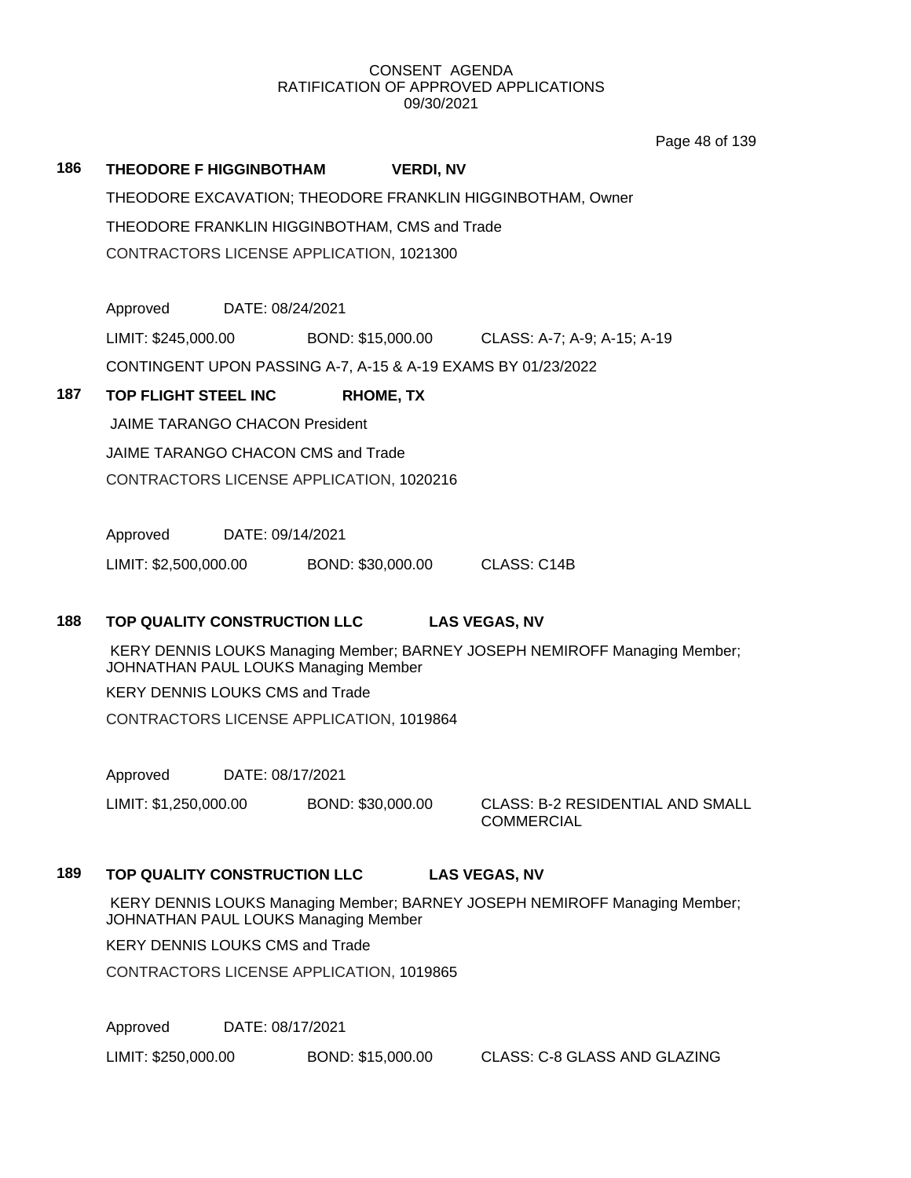CONSENT AGENDA
RATIFICATION OF APPROVED APPLICATIONS
09/30/2021

**186 THEODORE F HIGGINBOTHAM VERDI, NV**

THEODORE EXCAVATION; THEODORE FRANKLIN HIGGINBOTHAM, Owner

THEODORE FRANKLIN HIGGINBOTHAM, CMS and Trade

CONTRACTORS LICENSE APPLICATION, 1021300

Approved DATE: 08/24/2021

LIMIT: $245,000.00 BOND: $15,000.00 CLASS: A-7; A-9; A-15; A-19

CONTINGENT UPON PASSING A-7, A-15 & A-19 EXAMS BY 01/23/2022

**187 TOP FLIGHT STEEL INC RHOME, TX**

JAIME TARANGO CHACON President

JAIME TARANGO CHACON CMS and Trade

CONTRACTORS LICENSE APPLICATION, 1020216

Approved DATE: 09/14/2021

LIMIT: $2,500,000.00 BOND: $30,000.00 CLASS: C14B

**188 TOP QUALITY CONSTRUCTION LLC LAS VEGAS, NV**

KERY DENNIS LOUKS Managing Member; BARNEY JOSEPH NEMIROFF Managing Member; JOHNATHAN PAUL LOUKS Managing Member

KERY DENNIS LOUKS CMS and Trade

CONTRACTORS LICENSE APPLICATION, 1019864

Approved DATE: 08/17/2021

LIMIT: $1,250,000.00 BOND: $30,000.00 CLASS: B-2 RESIDENTIAL AND SMALL COMMERCIAL

**189 TOP QUALITY CONSTRUCTION LLC LAS VEGAS, NV**

KERY DENNIS LOUKS Managing Member; BARNEY JOSEPH NEMIROFF Managing Member; JOHNATHAN PAUL LOUKS Managing Member

KERY DENNIS LOUKS CMS and Trade

CONTRACTORS LICENSE APPLICATION, 1019865

Approved DATE: 08/17/2021

LIMIT: $250,000.00 BOND: $15,000.00 CLASS: C-8 GLASS AND GLAZING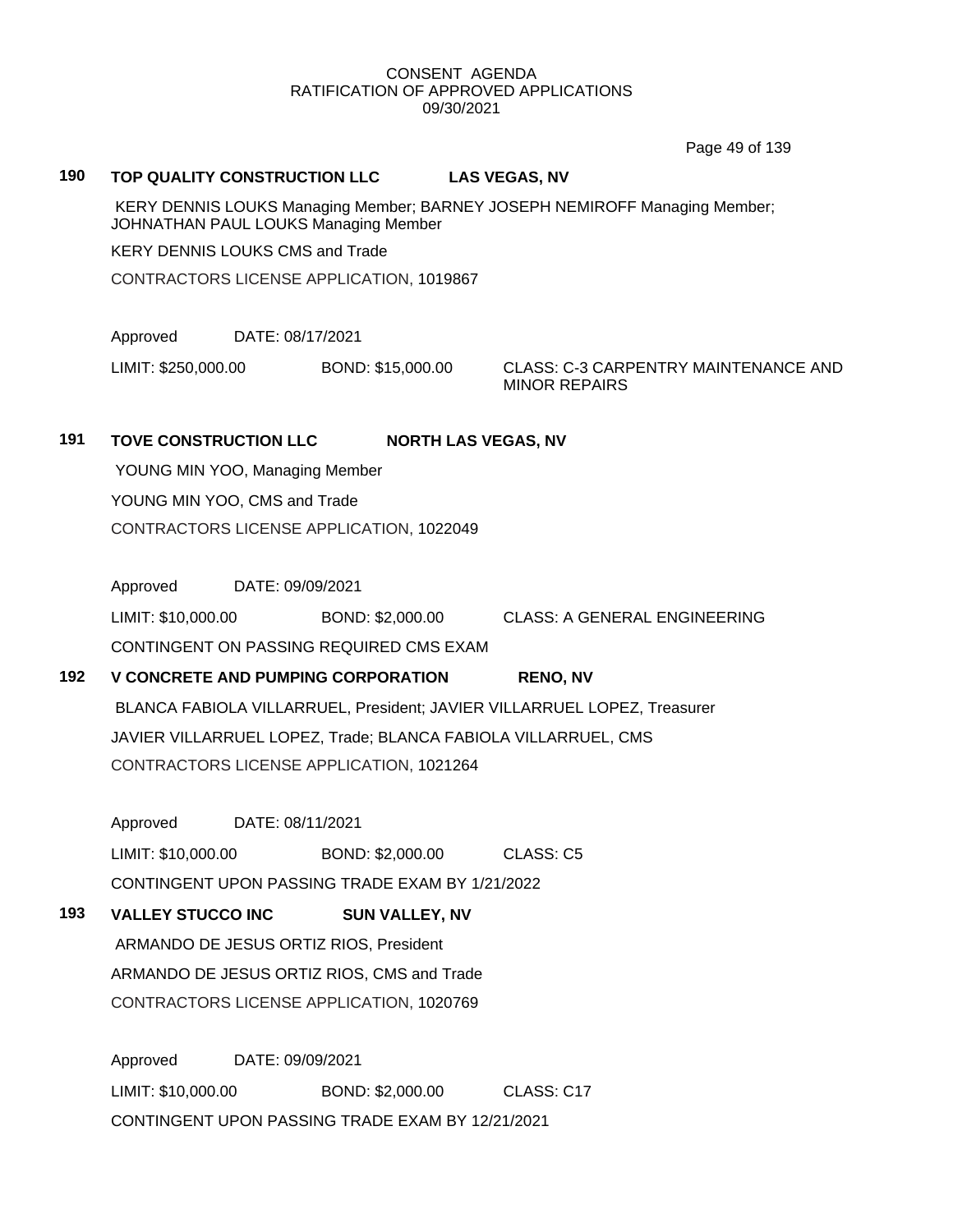CONSENT AGENDA
RATIFICATION OF APPROVED APPLICATIONS
09/30/2021

**190 TOP QUALITY CONSTRUCTION LLC LAS VEGAS, NV**

KERY DENNIS LOUKS Managing Member; BARNEY JOSEPH NEMIROFF Managing Member; JOHNATHAN PAUL LOUKS Managing Member

KERY DENNIS LOUKS CMS and Trade

CONTRACTORS LICENSE APPLICATION, 1019867

Approved DATE: 08/17/2021

LIMIT: $250,000.00 BOND: $15,000.00 CLASS: C-3 CARPENTRY MAINTENANCE AND MINOR REPAIRS

**191 TOVE CONSTRUCTION LLC NORTH LAS VEGAS, NV**

YOUNG MIN YOO, Managing Member

YOUNG MIN YOO, CMS and Trade

CONTRACTORS LICENSE APPLICATION, 1022049

Approved DATE: 09/09/2021

LIMIT: $10,000.00 BOND: $2,000.00 CLASS: A GENERAL ENGINEERING

CONTINGENT ON PASSING REQUIRED CMS EXAM

**192 V CONCRETE AND PUMPING CORPORATION RENO, NV**

BLANCA FABIOLA VILLARRUEL, President; JAVIER VILLARRUEL LOPEZ, Treasurer

JAVIER VILLARRUEL LOPEZ, Trade; BLANCA FABIOLA VILLARRUEL, CMS

CONTRACTORS LICENSE APPLICATION, 1021264

Approved DATE: 08/11/2021

LIMIT: $10,000.00 BOND: $2,000.00 CLASS: C5

CONTINGENT UPON PASSING TRADE EXAM BY 1/21/2022

**193 VALLEY STUCCO INC SUN VALLEY, NV**

ARMANDO DE JESUS ORTIZ RIOS, President

ARMANDO DE JESUS ORTIZ RIOS, CMS and Trade

CONTRACTORS LICENSE APPLICATION, 1020769

Approved DATE: 09/09/2021

LIMIT: $10,000.00 BOND: $2,000.00 CLASS: C17

CONTINGENT UPON PASSING TRADE EXAM BY 12/21/2021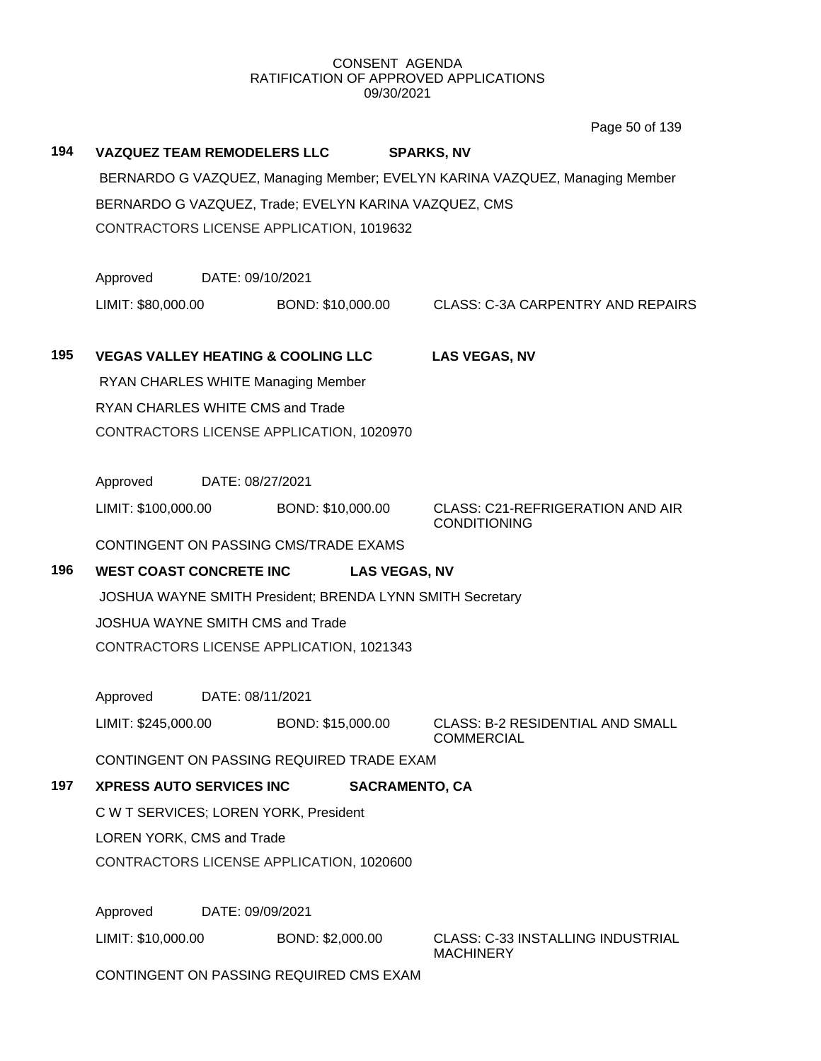CONSENT AGENDA
RATIFICATION OF APPROVED APPLICATIONS
09/30/2021

**194 VAZQUEZ TEAM REMODELERS LLC SPARKS, NV**

BERNARDO G VAZQUEZ, Managing Member; EVELYN KARINA VAZQUEZ, Managing Member

BERNARDO G VAZQUEZ, Trade; EVELYN KARINA VAZQUEZ, CMS

CONTRACTORS LICENSE APPLICATION, 1019632

Approved DATE: 09/10/2021

LIMIT: $80,000.00 BOND: $10,000.00 CLASS: C-3A CARPENTRY AND REPAIRS

**195 VEGAS VALLEY HEATING & COOLING LLC LAS VEGAS, NV**

RYAN CHARLES WHITE Managing Member

RYAN CHARLES WHITE CMS and Trade

CONTRACTORS LICENSE APPLICATION, 1020970

Approved DATE: 08/27/2021

LIMIT: $100,000.00 BOND: $10,000.00 CLASS: C21-REFRIGERATION AND AIR CONDITIONING

CONTINGENT ON PASSING CMS/TRADE EXAMS

**196 WEST COAST CONCRETE INC LAS VEGAS, NV**

JOSHUA WAYNE SMITH President; BRENDA LYNN SMITH Secretary

JOSHUA WAYNE SMITH CMS and Trade

CONTRACTORS LICENSE APPLICATION, 1021343

Approved DATE: 08/11/2021

LIMIT: $245,000.00 BOND: $15,000.00 CLASS: B-2 RESIDENTIAL AND SMALL COMMERCIAL

CONTINGENT ON PASSING REQUIRED TRADE EXAM

**197 XPRESS AUTO SERVICES INC SACRAMENTO, CA**

C W T SERVICES; LOREN YORK, President

LOREN YORK, CMS and Trade

CONTRACTORS LICENSE APPLICATION, 1020600

Approved DATE: 09/09/2021

LIMIT: $10,000.00 BOND: $2,000.00 CLASS: C-33 INSTALLING INDUSTRIAL MACHINERY

CONTINGENT ON PASSING REQUIRED CMS EXAM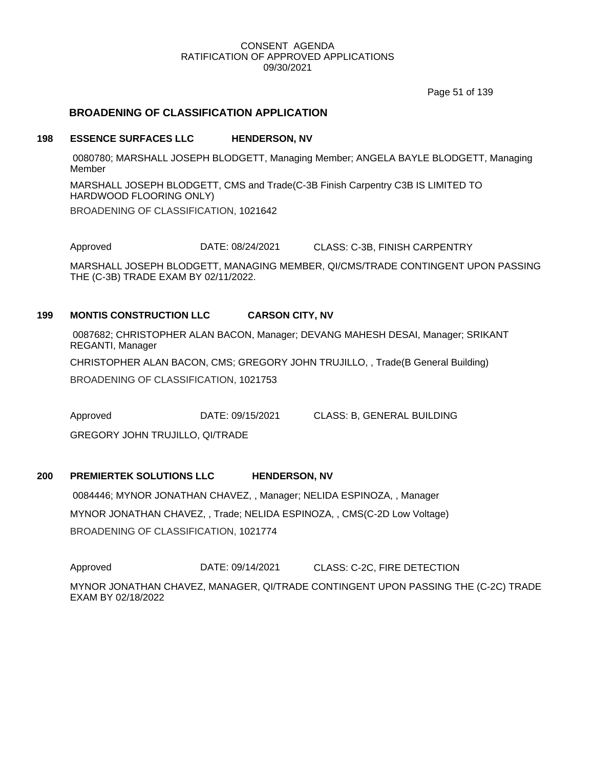CONSENT AGENDA
RATIFICATION OF APPROVED APPLICATIONS
09/30/2021

## BROADENING OF CLASSIFICATION APPLICATION

**198 ESSENCE SURFACES LLC HENDERSON, NV**

0080780; MARSHALL JOSEPH BLODGETT, Managing Member; ANGELA BAYLE BLODGETT, Managing Member

MARSHALL JOSEPH BLODGETT, CMS and Trade(C-3B Finish Carpentry C3B IS LIMITED TO HARDWOOD FLOORING ONLY)

BROADENING OF CLASSIFICATION, 1021642

Approved DATE: 08/24/2021 CLASS: C-3B, FINISH CARPENTRY

MARSHALL JOSEPH BLODGETT, MANAGING MEMBER, QI/CMS/TRADE CONTINGENT UPON PASSING THE (C-3B) TRADE EXAM BY 02/11/2022.

**199 MONTIS CONSTRUCTION LLC CARSON CITY, NV**

0087682; CHRISTOPHER ALAN BACON, Manager; DEVANG MAHESH DESAI, Manager; SRIKANT REGANTI, Manager

CHRISTOPHER ALAN BACON, CMS; GREGORY JOHN TRUJILLO, , Trade(B General Building)

BROADENING OF CLASSIFICATION, 1021753

Approved DATE: 09/15/2021 CLASS: B, GENERAL BUILDING

GREGORY JOHN TRUJILLO, QI/TRADE

**200 PREMIERTEK SOLUTIONS LLC HENDERSON, NV**

0084446; MYNOR JONATHAN CHAVEZ, , Manager; NELIDA ESPINOZA, , Manager

MYNOR JONATHAN CHAVEZ, , Trade; NELIDA ESPINOZA, , CMS(C-2D Low Voltage)

BROADENING OF CLASSIFICATION, 1021774

Approved DATE: 09/14/2021 CLASS: C-2C, FIRE DETECTION

MYNOR JONATHAN CHAVEZ, MANAGER, QI/TRADE CONTINGENT UPON PASSING THE (C-2C) TRADE EXAM BY 02/18/2022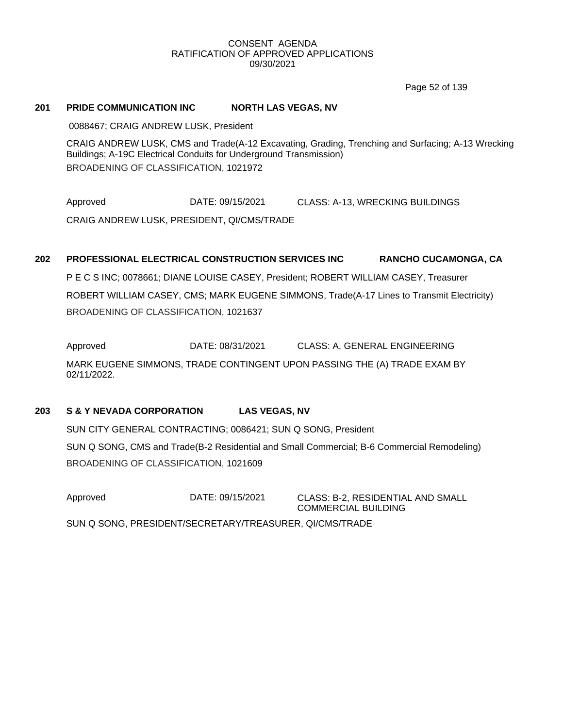CONSENT AGENDA
RATIFICATION OF APPROVED APPLICATIONS
09/30/2021

**201 PRIDE COMMUNICATION INC NORTH LAS VEGAS, NV**

0088467; CRAIG ANDREW LUSK, President

CRAIG ANDREW LUSK, CMS and Trade(A-12 Excavating, Grading, Trenching and Surfacing; A-13 Wrecking Buildings; A-19C Electrical Conduits for Underground Transmission)

BROADENING OF CLASSIFICATION, 1021972

Approved DATE: 09/15/2021 CLASS: A-13, WRECKING BUILDINGS

CRAIG ANDREW LUSK, PRESIDENT, QI/CMS/TRADE

**202 PROFESSIONAL ELECTRICAL CONSTRUCTION SERVICES INC RANCHO CUCAMONGA, CA**

P E C S INC; 0078661; DIANE LOUISE CASEY, President; ROBERT WILLIAM CASEY, Treasurer

ROBERT WILLIAM CASEY, CMS; MARK EUGENE SIMMONS, Trade(A-17 Lines to Transmit Electricity)

BROADENING OF CLASSIFICATION, 1021637

Approved DATE: 08/31/2021 CLASS: A, GENERAL ENGINEERING

MARK EUGENE SIMMONS, TRADE CONTINGENT UPON PASSING THE (A) TRADE EXAM BY 02/11/2022.

**203 S & Y NEVADA CORPORATION LAS VEGAS, NV**

SUN CITY GENERAL CONTRACTING; 0086421; SUN Q SONG, President

SUN Q SONG, CMS and Trade(B-2 Residential and Small Commercial; B-6 Commercial Remodeling)

BROADENING OF CLASSIFICATION, 1021609

Approved DATE: 09/15/2021 CLASS: B-2, RESIDENTIAL AND SMALL COMMERCIAL BUILDING

SUN Q SONG, PRESIDENT/SECRETARY/TREASURER, QI/CMS/TRADE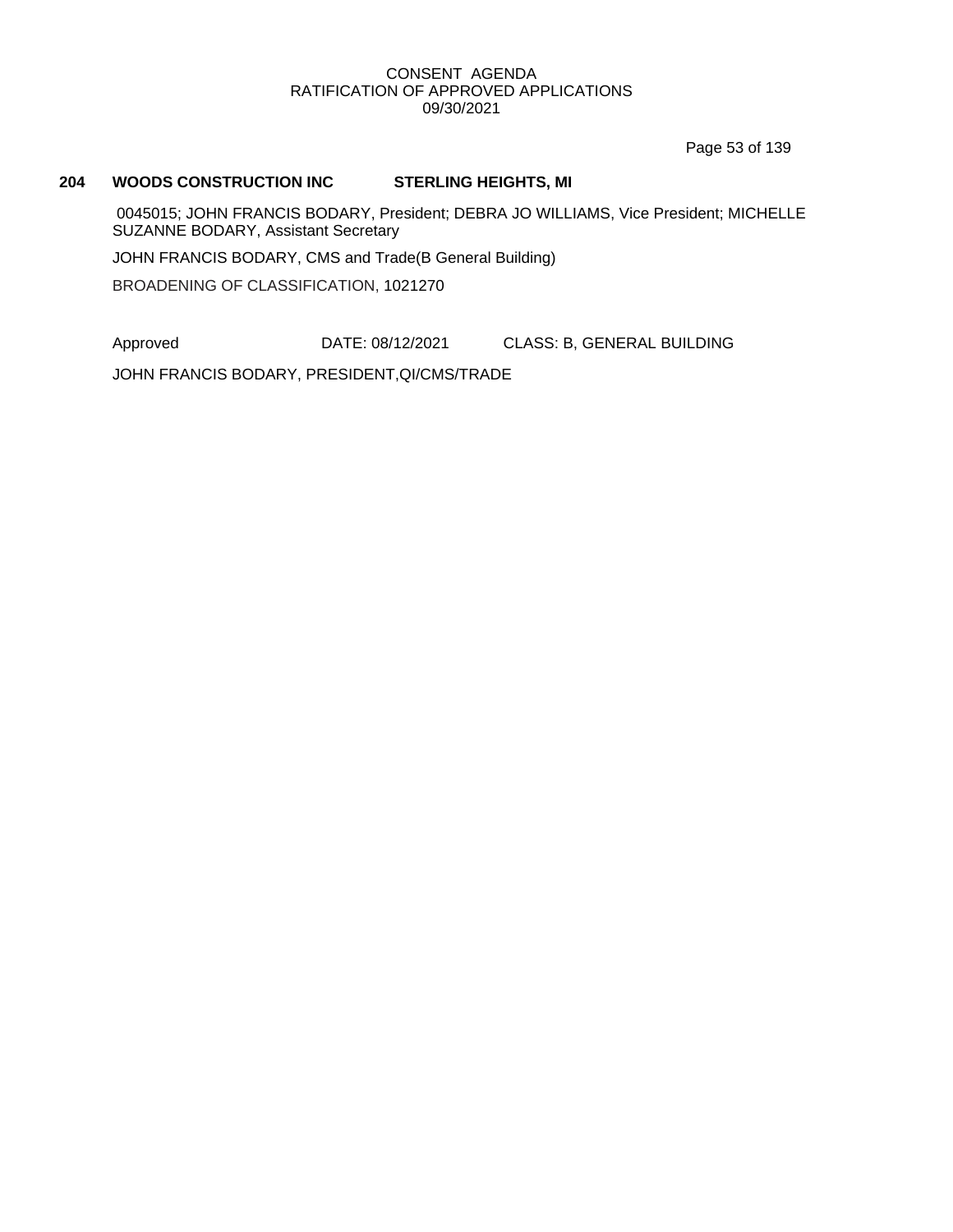**204 WOODS CONSTRUCTION INC STERLING HEIGHTS, MI**

0045015; JOHN FRANCIS BODARY, President; DEBRA JO WILLIAMS, Vice President; MICHELLE SUZANNE BODARY, Assistant Secretary

JOHN FRANCIS BODARY, CMS and Trade(B General Building)

BROADENING OF CLASSIFICATION, 1021270

Approved DATE: 08/12/2021 CLASS: B, GENERAL BUILDING

JOHN FRANCIS BODARY, PRESIDENT,QI/CMS/TRADE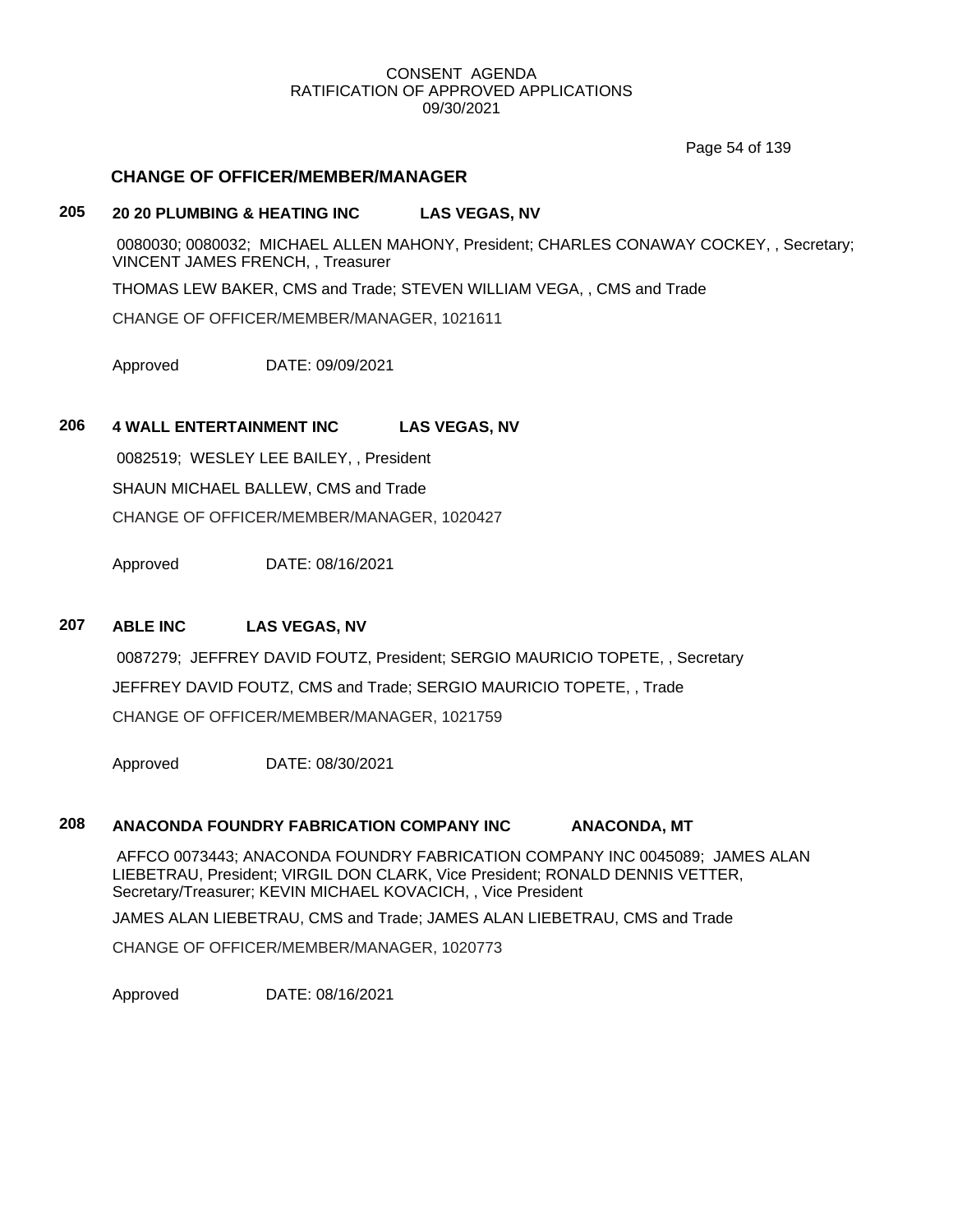## CHANGE OF OFFICER/MEMBER/MANAGER

### 205 20 20 PLUMBING & HEATING INC LAS VEGAS, NV

0080030; 0080032; MICHAEL ALLEN MAHONY, President; CHARLES CONAWAY COCKEY, , Secretary; VINCENT JAMES FRENCH, , Treasurer

THOMAS LEW BAKER, CMS and Trade; STEVEN WILLIAM VEGA, , CMS and Trade

CHANGE OF OFFICER/MEMBER/MANAGER, 1021611

Approved DATE: 09/09/2021

### 206 4 WALL ENTERTAINMENT INC LAS VEGAS, NV

0082519; WESLEY LEE BAILEY, , President

SHAUN MICHAEL BALLEW, CMS and Trade

CHANGE OF OFFICER/MEMBER/MANAGER, 1020427

Approved DATE: 08/16/2021

### 207 ABLE INC LAS VEGAS, NV

0087279; JEFFREY DAVID FOUTZ, President; SERGIO MAURICIO TOPETE, , Secretary

JEFFREY DAVID FOUTZ, CMS and Trade; SERGIO MAURICIO TOPETE, , Trade

CHANGE OF OFFICER/MEMBER/MANAGER, 1021759

Approved DATE: 08/30/2021

### 208 ANACONDA FOUNDRY FABRICATION COMPANY INC ANACONDA, MT

AFFCO 0073443; ANACONDA FOUNDRY FABRICATION COMPANY INC 0045089; JAMES ALAN LIEBETRAU, President; VIRGIL DON CLARK, Vice President; RONALD DENNIS VETTER, Secretary/Treasurer; KEVIN MICHAEL KOVACICH, , Vice President

JAMES ALAN LIEBETRAU, CMS and Trade; JAMES ALAN LIEBETRAU, CMS and Trade

CHANGE OF OFFICER/MEMBER/MANAGER, 1020773

Approved DATE: 08/16/2021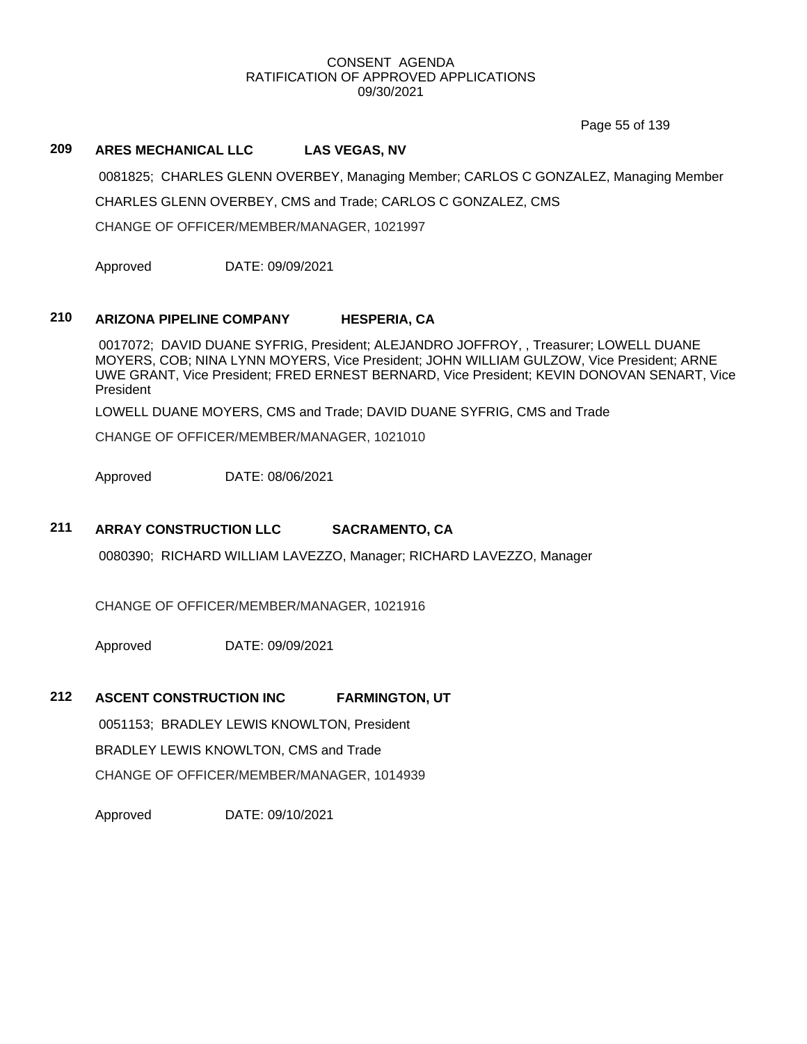CONSENT AGENDA
RATIFICATION OF APPROVED APPLICATIONS
09/30/2021

**209 ARES MECHANICAL LLC LAS VEGAS, NV**

0081825; CHARLES GLENN OVERBEY, Managing Member; CARLOS C GONZALEZ, Managing Member

CHARLES GLENN OVERBEY, CMS and Trade; CARLOS C GONZALEZ, CMS

CHANGE OF OFFICER/MEMBER/MANAGER, 1021997

Approved DATE: 09/09/2021

**210 ARIZONA PIPELINE COMPANY HESPERIA, CA**

0017072; DAVID DUANE SYFRIG, President; ALEJANDRO JOFFROY, , Treasurer; LOWELL DUANE MOYERS, COB; NINA LYNN MOYERS, Vice President; JOHN WILLIAM GULZOW, Vice President; ARNE UWE GRANT, Vice President; FRED ERNEST BERNARD, Vice President; KEVIN DONOVAN SENART, Vice President

LOWELL DUANE MOYERS, CMS and Trade; DAVID DUANE SYFRIG, CMS and Trade

CHANGE OF OFFICER/MEMBER/MANAGER, 1021010

Approved DATE: 08/06/2021

**211 ARRAY CONSTRUCTION LLC SACRAMENTO, CA**

0080390; RICHARD WILLIAM LAVEZZO, Manager; RICHARD LAVEZZO, Manager

CHANGE OF OFFICER/MEMBER/MANAGER, 1021916

Approved DATE: 09/09/2021

**212 ASCENT CONSTRUCTION INC FARMINGTON, UT**

0051153; BRADLEY LEWIS KNOWLTON, President

BRADLEY LEWIS KNOWLTON, CMS and Trade

CHANGE OF OFFICER/MEMBER/MANAGER, 1014939

Approved DATE: 09/10/2021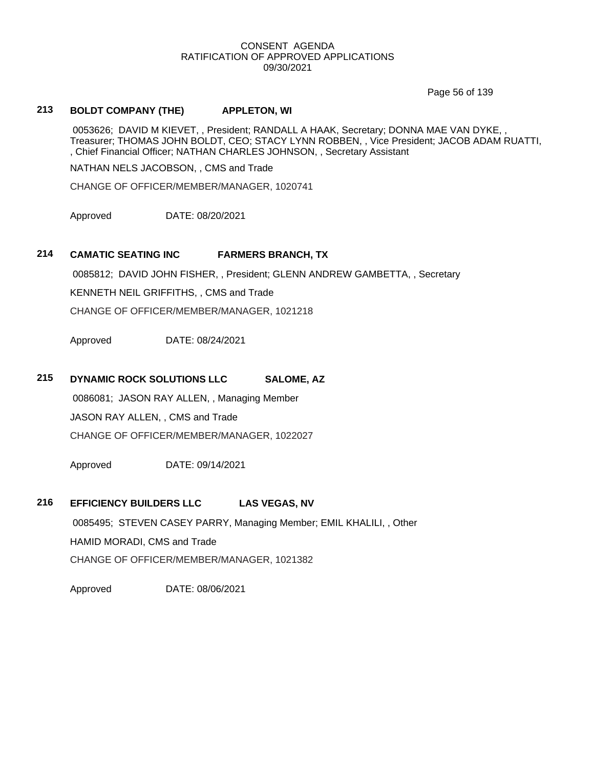CONSENT AGENDA
RATIFICATION OF APPROVED APPLICATIONS
09/30/2021

**213 BOLDT COMPANY (THE) APPLETON, WI**

0053626; DAVID M KIEVET, , President; RANDALL A HAAK, Secretary; DONNA MAE VAN DYKE, , Treasurer; THOMAS JOHN BOLDT, CEO; STACY LYNN ROBBEN, , Vice President; JACOB ADAM RUATTI, , Chief Financial Officer; NATHAN CHARLES JOHNSON, , Secretary Assistant

NATHAN NELS JACOBSON, , CMS and Trade

CHANGE OF OFFICER/MEMBER/MANAGER, 1020741

Approved DATE: 08/20/2021

**214 CAMATIC SEATING INC FARMERS BRANCH, TX**

0085812; DAVID JOHN FISHER, , President; GLENN ANDREW GAMBETTA, , Secretary

KENNETH NEIL GRIFFITHS, , CMS and Trade

CHANGE OF OFFICER/MEMBER/MANAGER, 1021218

Approved DATE: 08/24/2021

**215 DYNAMIC ROCK SOLUTIONS LLC SALOME, AZ**

0086081; JASON RAY ALLEN, , Managing Member

JASON RAY ALLEN, , CMS and Trade

CHANGE OF OFFICER/MEMBER/MANAGER, 1022027

Approved DATE: 09/14/2021

**216 EFFICIENCY BUILDERS LLC LAS VEGAS, NV**

0085495; STEVEN CASEY PARRY, Managing Member; EMIL KHALILI, , Other

HAMID MORADI, CMS and Trade

CHANGE OF OFFICER/MEMBER/MANAGER, 1021382

Approved DATE: 08/06/2021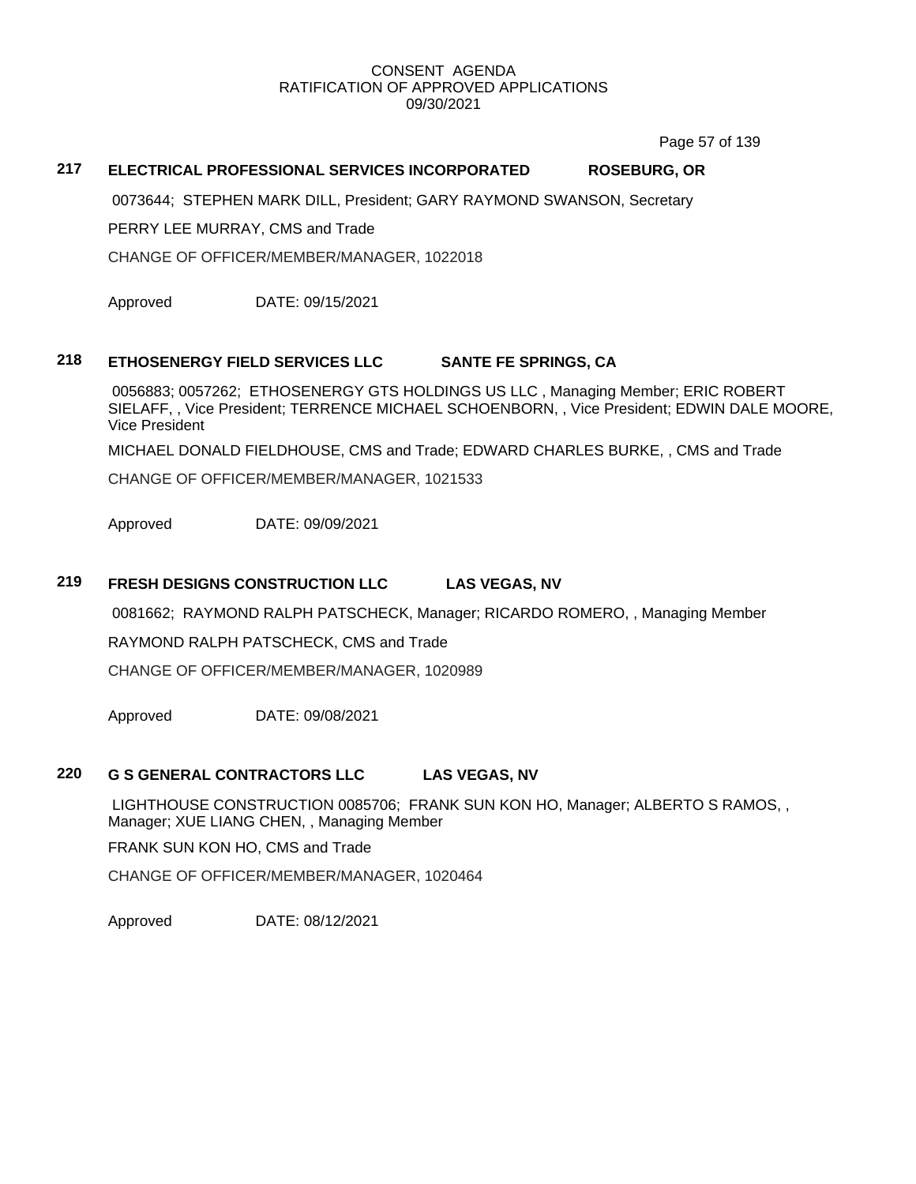CONSENT AGENDA
RATIFICATION OF APPROVED APPLICATIONS
09/30/2021

**217 ELECTRICAL PROFESSIONAL SERVICES INCORPORATED ROSEBURG, OR**

0073644; STEPHEN MARK DILL, President; GARY RAYMOND SWANSON, Secretary

PERRY LEE MURRAY, CMS and Trade

CHANGE OF OFFICER/MEMBER/MANAGER, 1022018

Approved DATE: 09/15/2021

**218 ETHOSENERGY FIELD SERVICES LLC SANTE FE SPRINGS, CA**

0056883; 0057262; ETHOSENERGY GTS HOLDINGS US LLC , Managing Member; ERIC ROBERT SIELAFF, , Vice President; TERRENCE MICHAEL SCHOENBORN, , Vice President; EDWIN DALE MOORE, Vice President

MICHAEL DONALD FIELDHOUSE, CMS and Trade; EDWARD CHARLES BURKE, , CMS and Trade

CHANGE OF OFFICER/MEMBER/MANAGER, 1021533

Approved DATE: 09/09/2021

**219 FRESH DESIGNS CONSTRUCTION LLC LAS VEGAS, NV**

0081662; RAYMOND RALPH PATSCHECK, Manager; RICARDO ROMERO, , Managing Member

RAYMOND RALPH PATSCHECK, CMS and Trade

CHANGE OF OFFICER/MEMBER/MANAGER, 1020989

Approved DATE: 09/08/2021

**220 G S GENERAL CONTRACTORS LLC LAS VEGAS, NV**

LIGHTHOUSE CONSTRUCTION 0085706; FRANK SUN KON HO, Manager; ALBERTO S RAMOS, , Manager; XUE LIANG CHEN, , Managing Member

FRANK SUN KON HO, CMS and Trade

CHANGE OF OFFICER/MEMBER/MANAGER, 1020464

Approved DATE: 08/12/2021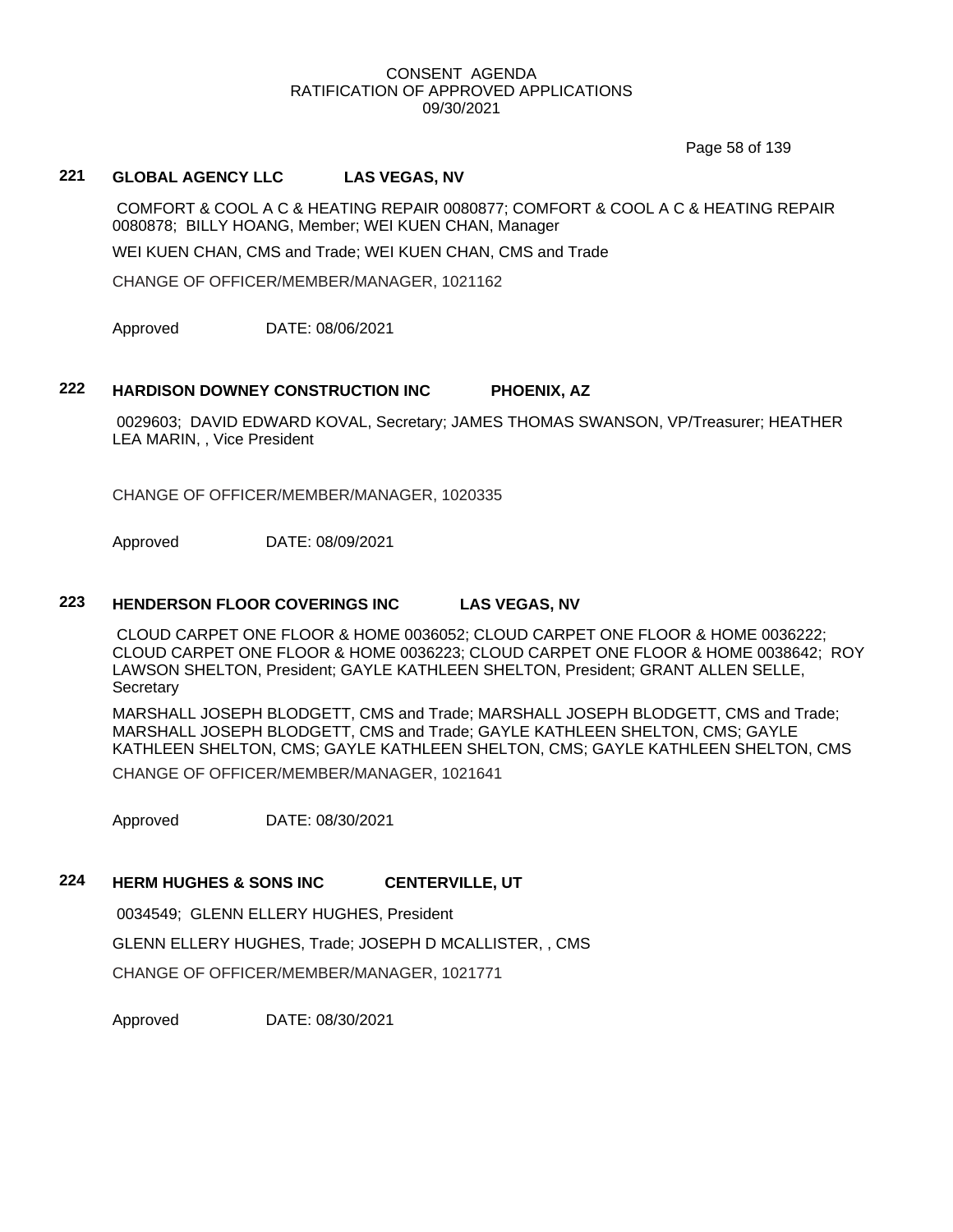CONSENT AGENDA
RATIFICATION OF APPROVED APPLICATIONS
09/30/2021

### 221 GLOBAL AGENCY LLC LAS VEGAS, NV

COMFORT & COOL A C & HEATING REPAIR 0080877; COMFORT & COOL A C & HEATING REPAIR 0080878; BILLY HOANG, Member; WEI KUEN CHAN, Manager

WEI KUEN CHAN, CMS and Trade; WEI KUEN CHAN, CMS and Trade

CHANGE OF OFFICER/MEMBER/MANAGER, 1021162

Approved DATE: 08/06/2021

### 222 HARDISON DOWNEY CONSTRUCTION INC PHOENIX, AZ

0029603; DAVID EDWARD KOVAL, Secretary; JAMES THOMAS SWANSON, VP/Treasurer; HEATHER LEA MARIN, , Vice President

CHANGE OF OFFICER/MEMBER/MANAGER, 1020335

Approved DATE: 08/09/2021

### 223 HENDERSON FLOOR COVERINGS INC LAS VEGAS, NV

CLOUD CARPET ONE FLOOR & HOME 0036052; CLOUD CARPET ONE FLOOR & HOME 0036222; CLOUD CARPET ONE FLOOR & HOME 0036223; CLOUD CARPET ONE FLOOR & HOME 0038642; ROY LAWSON SHELTON, President; GAYLE KATHLEEN SHELTON, President; GRANT ALLEN SELLE, Secretary

MARSHALL JOSEPH BLODGETT, CMS and Trade; MARSHALL JOSEPH BLODGETT, CMS and Trade; MARSHALL JOSEPH BLODGETT, CMS and Trade; GAYLE KATHLEEN SHELTON, CMS; GAYLE KATHLEEN SHELTON, CMS; GAYLE KATHLEEN SHELTON, CMS; GAYLE KATHLEEN SHELTON, CMS

CHANGE OF OFFICER/MEMBER/MANAGER, 1021641

Approved DATE: 08/30/2021

### 224 HERM HUGHES & SONS INC CENTERVILLE, UT

0034549; GLENN ELLERY HUGHES, President

GLENN ELLERY HUGHES, Trade; JOSEPH D MCALLISTER, , CMS

CHANGE OF OFFICER/MEMBER/MANAGER, 1021771

Approved DATE: 08/30/2021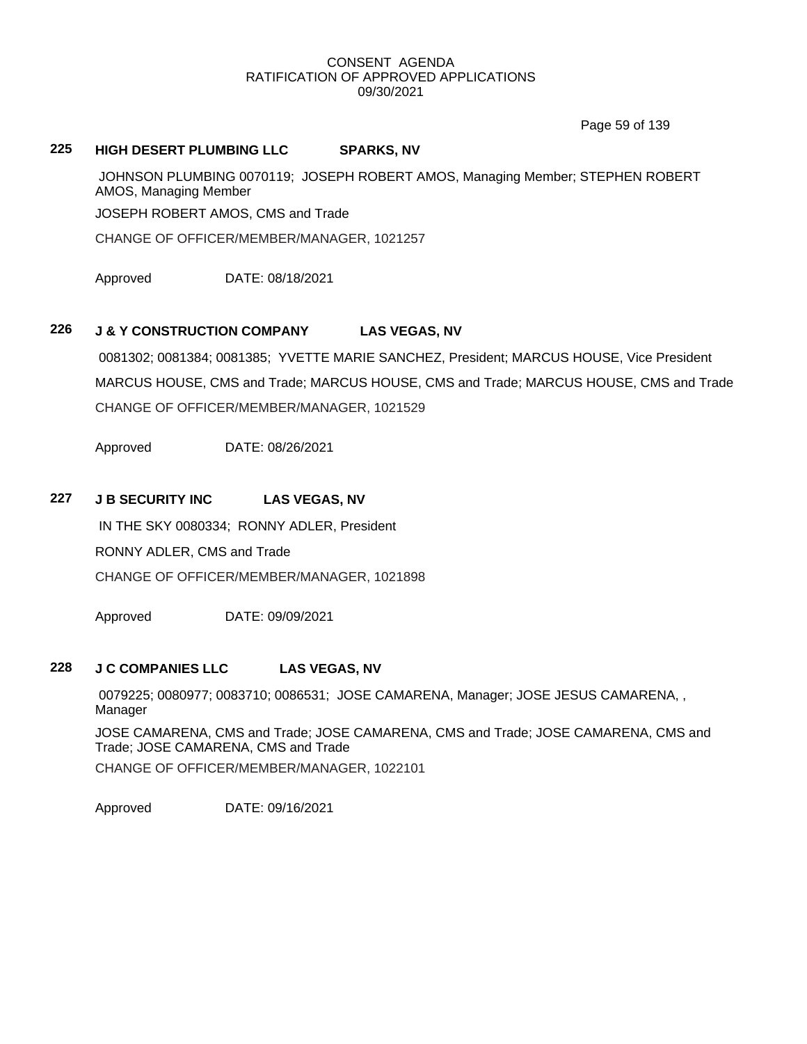CONSENT AGENDA
RATIFICATION OF APPROVED APPLICATIONS
09/30/2021

**225 HIGH DESERT PLUMBING LLC SPARKS, NV**

JOHNSON PLUMBING 0070119; JOSEPH ROBERT AMOS, Managing Member; STEPHEN ROBERT AMOS, Managing Member

JOSEPH ROBERT AMOS, CMS and Trade

CHANGE OF OFFICER/MEMBER/MANAGER, 1021257

Approved DATE: 08/18/2021

**226 J & Y CONSTRUCTION COMPANY LAS VEGAS, NV**

0081302; 0081384; 0081385; YVETTE MARIE SANCHEZ, President; MARCUS HOUSE, Vice President

MARCUS HOUSE, CMS and Trade; MARCUS HOUSE, CMS and Trade; MARCUS HOUSE, CMS and Trade

CHANGE OF OFFICER/MEMBER/MANAGER, 1021529

Approved DATE: 08/26/2021

**227 J B SECURITY INC LAS VEGAS, NV**

IN THE SKY 0080334; RONNY ADLER, President

RONNY ADLER, CMS and Trade

CHANGE OF OFFICER/MEMBER/MANAGER, 1021898

Approved DATE: 09/09/2021

**228 J C COMPANIES LLC LAS VEGAS, NV**

0079225; 0080977; 0083710; 0086531; JOSE CAMARENA, Manager; JOSE JESUS CAMARENA, , Manager

JOSE CAMARENA, CMS and Trade; JOSE CAMARENA, CMS and Trade; JOSE CAMARENA, CMS and Trade; JOSE CAMARENA, CMS and Trade

CHANGE OF OFFICER/MEMBER/MANAGER, 1022101

Approved DATE: 09/16/2021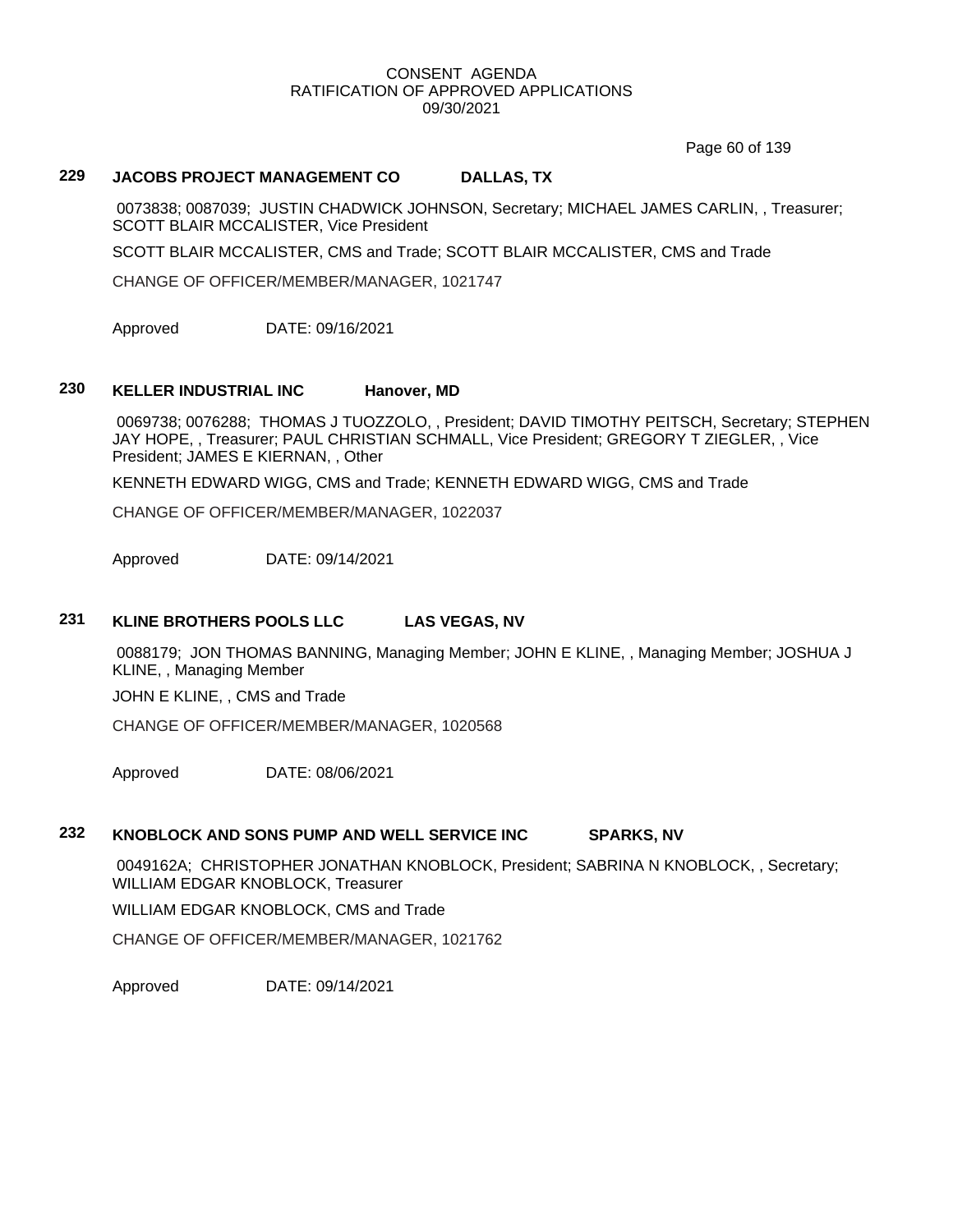CONSENT AGENDA
RATIFICATION OF APPROVED APPLICATIONS
09/30/2021

**229 JACOBS PROJECT MANAGEMENT CO DALLAS, TX**

0073838; 0087039; JUSTIN CHADWICK JOHNSON, Secretary; MICHAEL JAMES CARLIN, , Treasurer; SCOTT BLAIR MCCALISTER, Vice President

SCOTT BLAIR MCCALISTER, CMS and Trade; SCOTT BLAIR MCCALISTER, CMS and Trade

CHANGE OF OFFICER/MEMBER/MANAGER, 1021747

Approved DATE: 09/16/2021

**230 KELLER INDUSTRIAL INC Hanover, MD**

0069738; 0076288; THOMAS J TUOZZOLO, , President; DAVID TIMOTHY PEITSCH, Secretary; STEPHEN JAY HOPE, , Treasurer; PAUL CHRISTIAN SCHMALL, Vice President; GREGORY T ZIEGLER, , Vice President; JAMES E KIERNAN, , Other

KENNETH EDWARD WIGG, CMS and Trade; KENNETH EDWARD WIGG, CMS and Trade

CHANGE OF OFFICER/MEMBER/MANAGER, 1022037

Approved DATE: 09/14/2021

**231 KLINE BROTHERS POOLS LLC LAS VEGAS, NV**

0088179; JON THOMAS BANNING, Managing Member; JOHN E KLINE, , Managing Member; JOSHUA J KLINE, , Managing Member

JOHN E KLINE, , CMS and Trade

CHANGE OF OFFICER/MEMBER/MANAGER, 1020568

Approved DATE: 08/06/2021

**232 KNOBLOCK AND SONS PUMP AND WELL SERVICE INC SPARKS, NV**

0049162A; CHRISTOPHER JONATHAN KNOBLOCK, President; SABRINA N KNOBLOCK, , Secretary; WILLIAM EDGAR KNOBLOCK, Treasurer

WILLIAM EDGAR KNOBLOCK, CMS and Trade

CHANGE OF OFFICER/MEMBER/MANAGER, 1021762

Approved DATE: 09/14/2021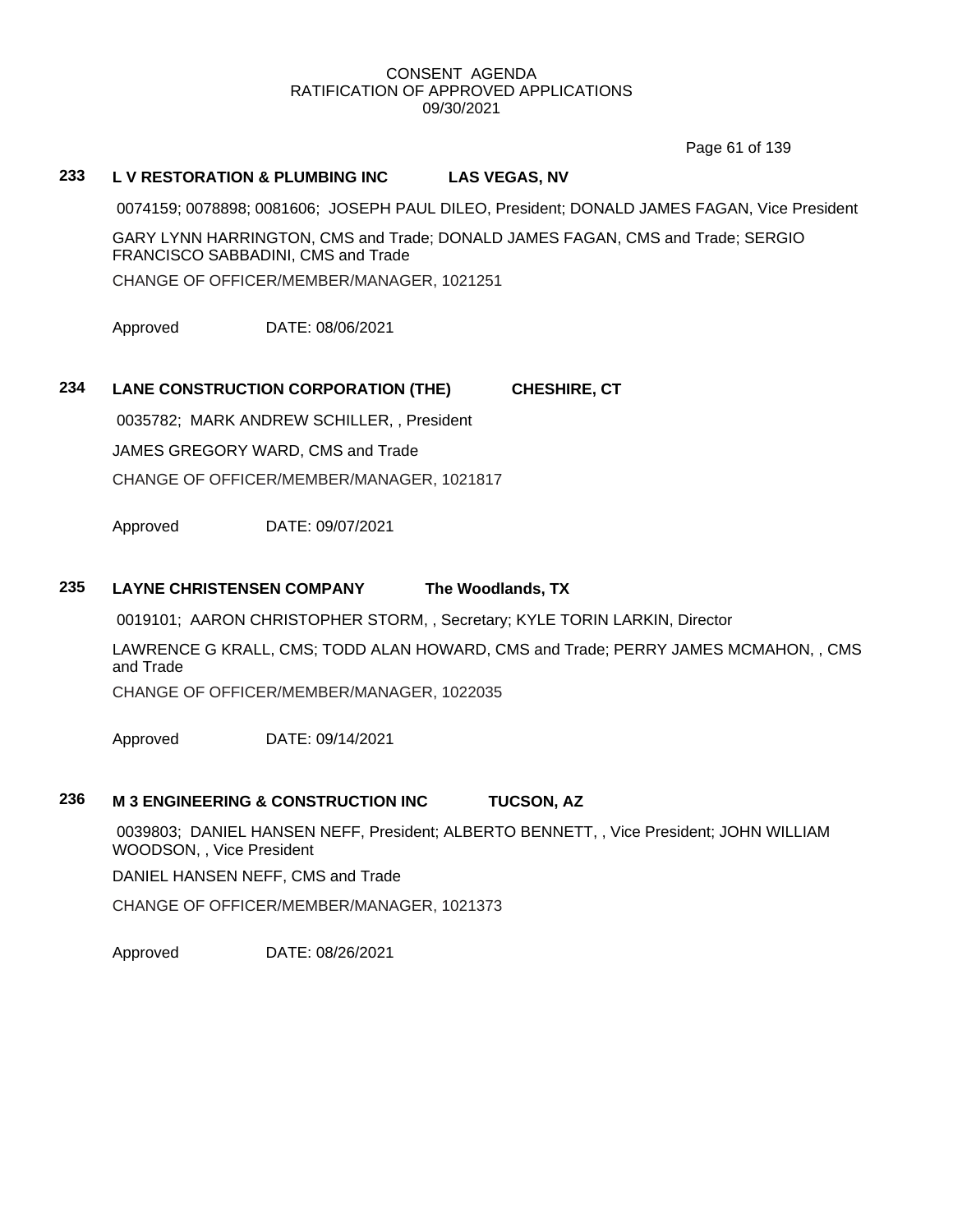CONSENT AGENDA
RATIFICATION OF APPROVED APPLICATIONS
09/30/2021

**233 L V RESTORATION & PLUMBING INC LAS VEGAS, NV**

0074159; 0078898; 0081606; JOSEPH PAUL DILEO, President; DONALD JAMES FAGAN, Vice President

GARY LYNN HARRINGTON, CMS and Trade; DONALD JAMES FAGAN, CMS and Trade; SERGIO FRANCISCO SABBADINI, CMS and Trade

CHANGE OF OFFICER/MEMBER/MANAGER, 1021251

Approved DATE: 08/06/2021

**234 LANE CONSTRUCTION CORPORATION (THE) CHESHIRE, CT**

0035782; MARK ANDREW SCHILLER, , President

JAMES GREGORY WARD, CMS and Trade

CHANGE OF OFFICER/MEMBER/MANAGER, 1021817

Approved DATE: 09/07/2021

**235 LAYNE CHRISTENSEN COMPANY The Woodlands, TX**

0019101; AARON CHRISTOPHER STORM, , Secretary; KYLE TORIN LARKIN, Director

LAWRENCE G KRALL, CMS; TODD ALAN HOWARD, CMS and Trade; PERRY JAMES MCMAHON, , CMS and Trade

CHANGE OF OFFICER/MEMBER/MANAGER, 1022035

Approved DATE: 09/14/2021

**236 M 3 ENGINEERING & CONSTRUCTION INC TUCSON, AZ**

0039803; DANIEL HANSEN NEFF, President; ALBERTO BENNETT, , Vice President; JOHN WILLIAM WOODSON, , Vice President

DANIEL HANSEN NEFF, CMS and Trade

CHANGE OF OFFICER/MEMBER/MANAGER, 1021373

Approved DATE: 08/26/2021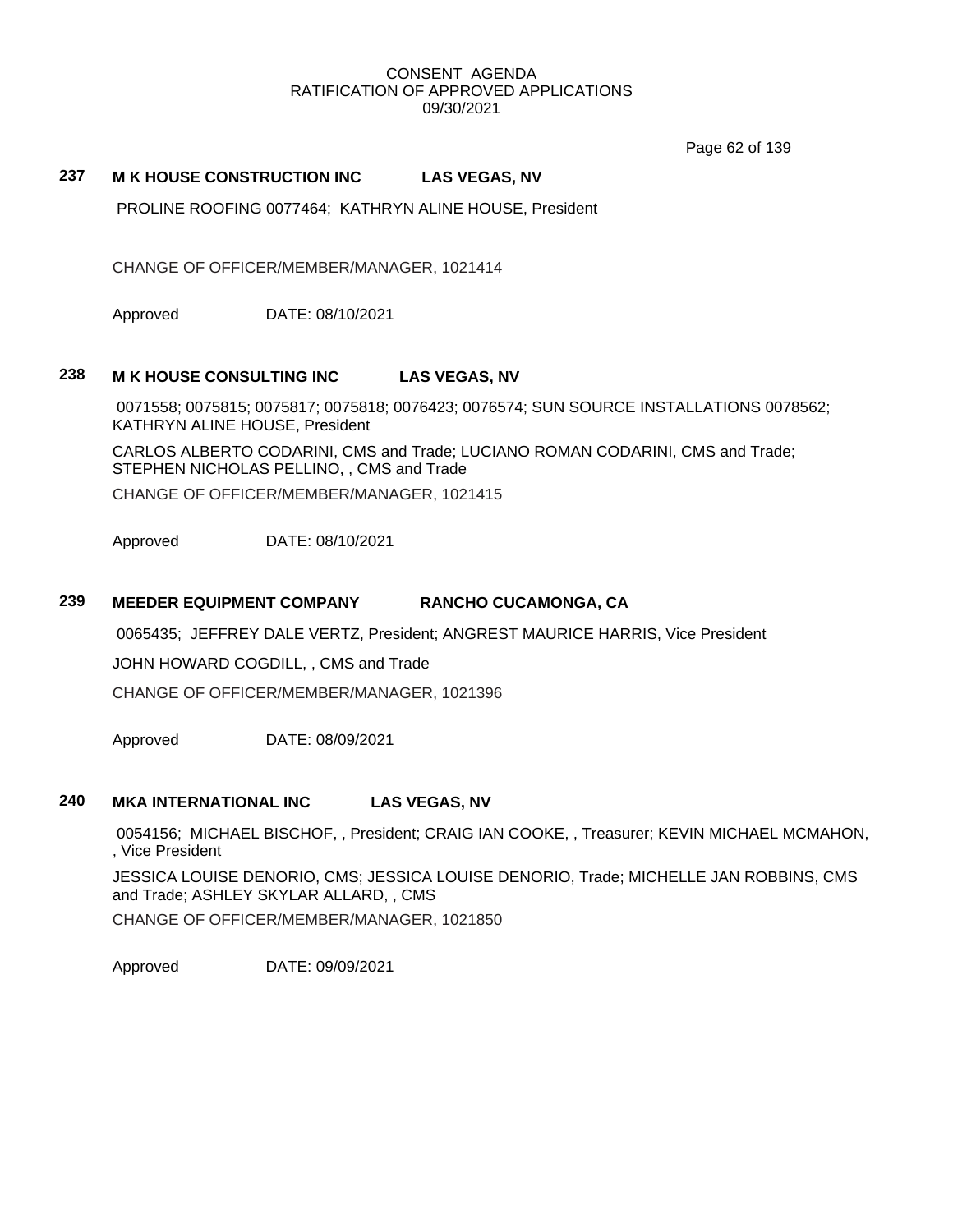## 237 M K HOUSE CONSTRUCTION INC LAS VEGAS, NV

PROLINE ROOFING 0077464; KATHRYN ALINE HOUSE, President

CHANGE OF OFFICER/MEMBER/MANAGER, 1021414

Approved DATE: 08/10/2021

## 238 M K HOUSE CONSULTING INC LAS VEGAS, NV

0071558; 0075815; 0075817; 0075818; 0076423; 0076574; SUN SOURCE INSTALLATIONS 0078562; KATHRYN ALINE HOUSE, President

CARLOS ALBERTO CODARINI, CMS and Trade; LUCIANO ROMAN CODARINI, CMS and Trade; STEPHEN NICHOLAS PELLINO, , CMS and Trade

CHANGE OF OFFICER/MEMBER/MANAGER, 1021415

Approved DATE: 08/10/2021

## 239 MEEDER EQUIPMENT COMPANY RANCHO CUCAMONGA, CA

0065435; JEFFREY DALE VERTZ, President; ANGREST MAURICE HARRIS, Vice President

JOHN HOWARD COGDILL, , CMS and Trade

CHANGE OF OFFICER/MEMBER/MANAGER, 1021396

Approved DATE: 08/09/2021

## 240 MKA INTERNATIONAL INC LAS VEGAS, NV

0054156; MICHAEL BISCHOF, , President; CRAIG IAN COOKE, , Treasurer; KEVIN MICHAEL MCMAHON, , Vice President

JESSICA LOUISE DENORIO, CMS; JESSICA LOUISE DENORIO, Trade; MICHELLE JAN ROBBINS, CMS and Trade; ASHLEY SKYLAR ALLARD, , CMS

CHANGE OF OFFICER/MEMBER/MANAGER, 1021850

Approved DATE: 09/09/2021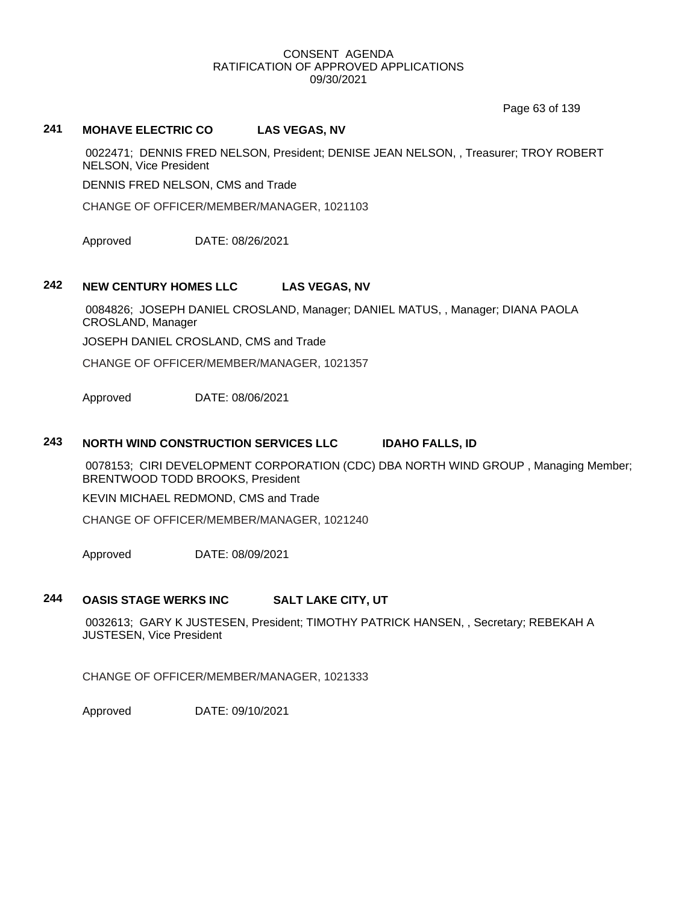CONSENT AGENDA
RATIFICATION OF APPROVED APPLICATIONS
09/30/2021

## 241 MOHAVE ELECTRIC CO LAS VEGAS, NV

0022471; DENNIS FRED NELSON, President; DENISE JEAN NELSON, , Treasurer; TROY ROBERT NELSON, Vice President

DENNIS FRED NELSON, CMS and Trade

CHANGE OF OFFICER/MEMBER/MANAGER, 1021103

Approved DATE: 08/26/2021

## 242 NEW CENTURY HOMES LLC LAS VEGAS, NV

0084826; JOSEPH DANIEL CROSLAND, Manager; DANIEL MATUS, , Manager; DIANA PAOLA CROSLAND, Manager

JOSEPH DANIEL CROSLAND, CMS and Trade

CHANGE OF OFFICER/MEMBER/MANAGER, 1021357

Approved DATE: 08/06/2021

## 243 NORTH WIND CONSTRUCTION SERVICES LLC IDAHO FALLS, ID

0078153; CIRI DEVELOPMENT CORPORATION (CDC) DBA NORTH WIND GROUP , Managing Member; BRENTWOOD TODD BROOKS, President

KEVIN MICHAEL REDMOND, CMS and Trade

CHANGE OF OFFICER/MEMBER/MANAGER, 1021240

Approved DATE: 08/09/2021

## 244 OASIS STAGE WERKS INC SALT LAKE CITY, UT

0032613; GARY K JUSTESEN, President; TIMOTHY PATRICK HANSEN, , Secretary; REBEKAH A JUSTESEN, Vice President

CHANGE OF OFFICER/MEMBER/MANAGER, 1021333

Approved DATE: 09/10/2021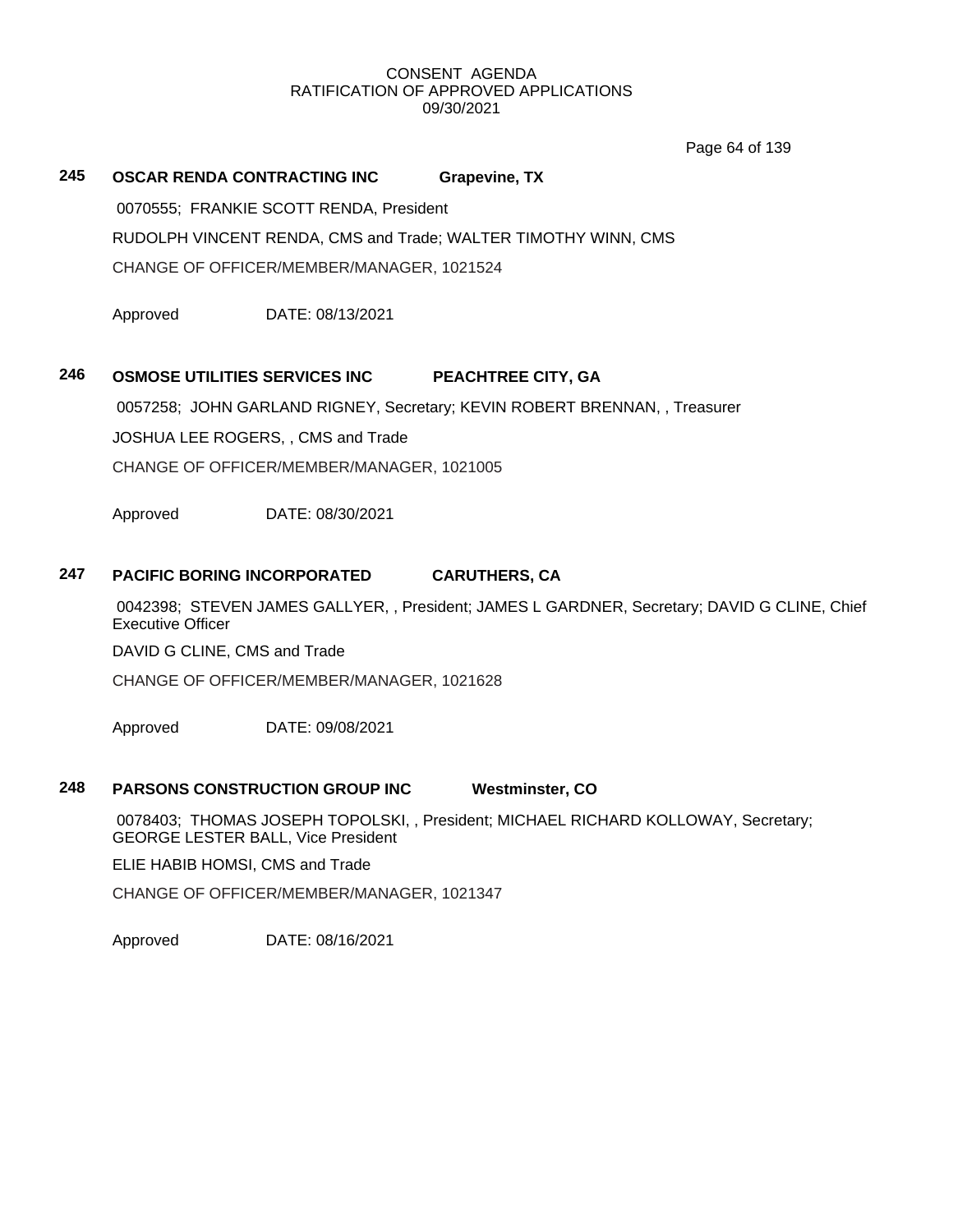CONSENT AGENDA
RATIFICATION OF APPROVED APPLICATIONS
09/30/2021

**245 OSCAR RENDA CONTRACTING INC Grapevine, TX**

0070555; FRANKIE SCOTT RENDA, President

RUDOLPH VINCENT RENDA, CMS and Trade; WALTER TIMOTHY WINN, CMS

CHANGE OF OFFICER/MEMBER/MANAGER, 1021524

Approved DATE: 08/13/2021

**246 OSMOSE UTILITIES SERVICES INC PEACHTREE CITY, GA**

0057258; JOHN GARLAND RIGNEY, Secretary; KEVIN ROBERT BRENNAN, , Treasurer

JOSHUA LEE ROGERS, , CMS and Trade

CHANGE OF OFFICER/MEMBER/MANAGER, 1021005

Approved DATE: 08/30/2021

**247 PACIFIC BORING INCORPORATED CARUTHERS, CA**

0042398; STEVEN JAMES GALLYER, , President; JAMES L GARDNER, Secretary; DAVID G CLINE, Chief Executive Officer

DAVID G CLINE, CMS and Trade

CHANGE OF OFFICER/MEMBER/MANAGER, 1021628

Approved DATE: 09/08/2021

**248 PARSONS CONSTRUCTION GROUP INC Westminster, CO**

0078403; THOMAS JOSEPH TOPOLSKI, , President; MICHAEL RICHARD KOLLOWAY, Secretary; GEORGE LESTER BALL, Vice President

ELIE HABIB HOMSI, CMS and Trade

CHANGE OF OFFICER/MEMBER/MANAGER, 1021347

Approved DATE: 08/16/2021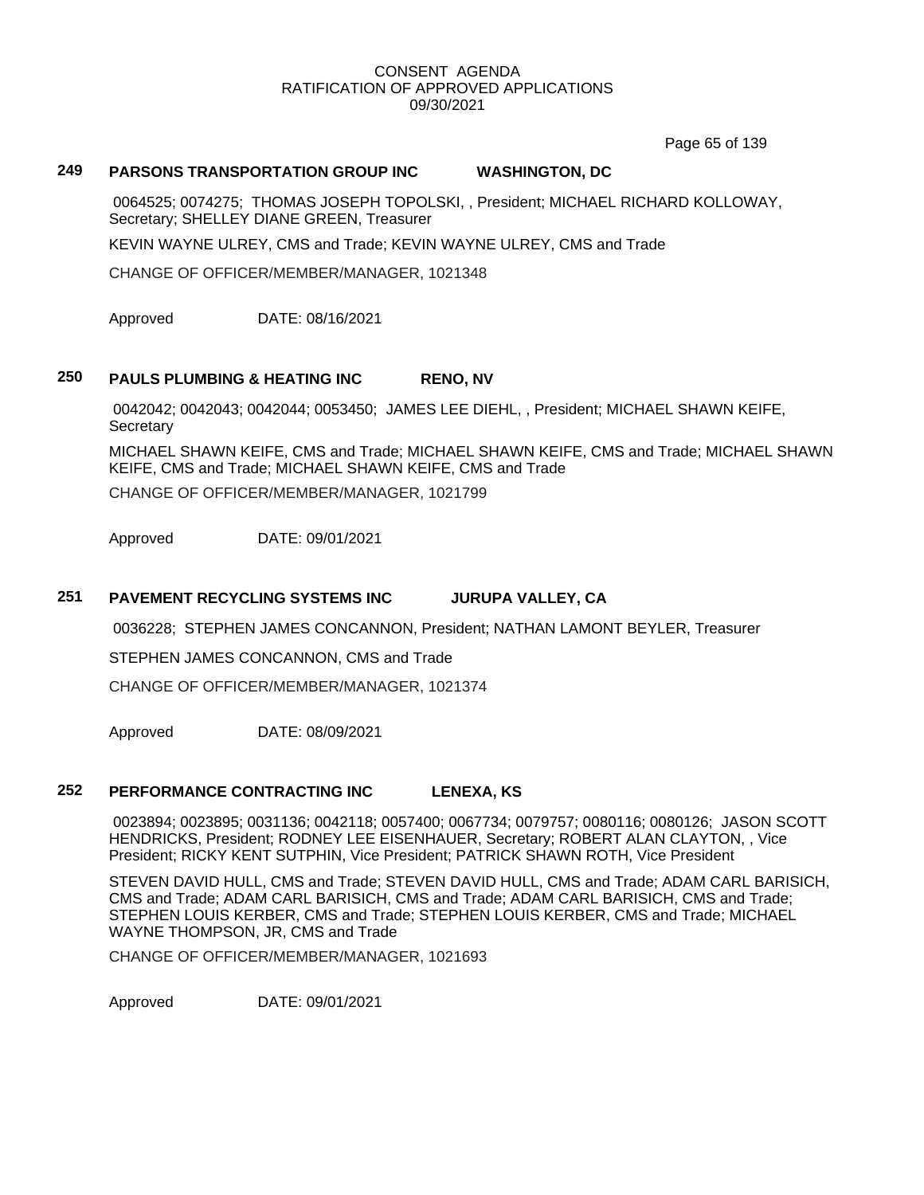CONSENT AGENDA
RATIFICATION OF APPROVED APPLICATIONS
09/30/2021

**249 PARSONS TRANSPORTATION GROUP INC WASHINGTON, DC**

0064525; 0074275; THOMAS JOSEPH TOPOLSKI, , President; MICHAEL RICHARD KOLLOWAY, Secretary; SHELLEY DIANE GREEN, Treasurer

KEVIN WAYNE ULREY, CMS and Trade; KEVIN WAYNE ULREY, CMS and Trade

CHANGE OF OFFICER/MEMBER/MANAGER, 1021348

Approved DATE: 08/16/2021

**250 PAULS PLUMBING & HEATING INC RENO, NV**

0042042; 0042043; 0042044; 0053450; JAMES LEE DIEHL, , President; MICHAEL SHAWN KEIFE, Secretary

MICHAEL SHAWN KEIFE, CMS and Trade; MICHAEL SHAWN KEIFE, CMS and Trade; MICHAEL SHAWN KEIFE, CMS and Trade; MICHAEL SHAWN KEIFE, CMS and Trade

CHANGE OF OFFICER/MEMBER/MANAGER, 1021799

Approved DATE: 09/01/2021

**251 PAVEMENT RECYCLING SYSTEMS INC JURUPA VALLEY, CA**

0036228; STEPHEN JAMES CONCANNON, President; NATHAN LAMONT BEYLER, Treasurer

STEPHEN JAMES CONCANNON, CMS and Trade

CHANGE OF OFFICER/MEMBER/MANAGER, 1021374

Approved DATE: 08/09/2021

**252 PERFORMANCE CONTRACTING INC LENEXA, KS**

0023894; 0023895; 0031136; 0042118; 0057400; 0067734; 0079757; 0080116; 0080126; JASON SCOTT HENDRICKS, President; RODNEY LEE EISENHAUER, Secretary; ROBERT ALAN CLAYTON, , Vice President; RICKY KENT SUTPHIN, Vice President; PATRICK SHAWN ROTH, Vice President

STEVEN DAVID HULL, CMS and Trade; STEVEN DAVID HULL, CMS and Trade; ADAM CARL BARISICH, CMS and Trade; ADAM CARL BARISICH, CMS and Trade; ADAM CARL BARISICH, CMS and Trade; STEPHEN LOUIS KERBER, CMS and Trade; STEPHEN LOUIS KERBER, CMS and Trade; MICHAEL WAYNE THOMPSON, JR, CMS and Trade

CHANGE OF OFFICER/MEMBER/MANAGER, 1021693

Approved DATE: 09/01/2021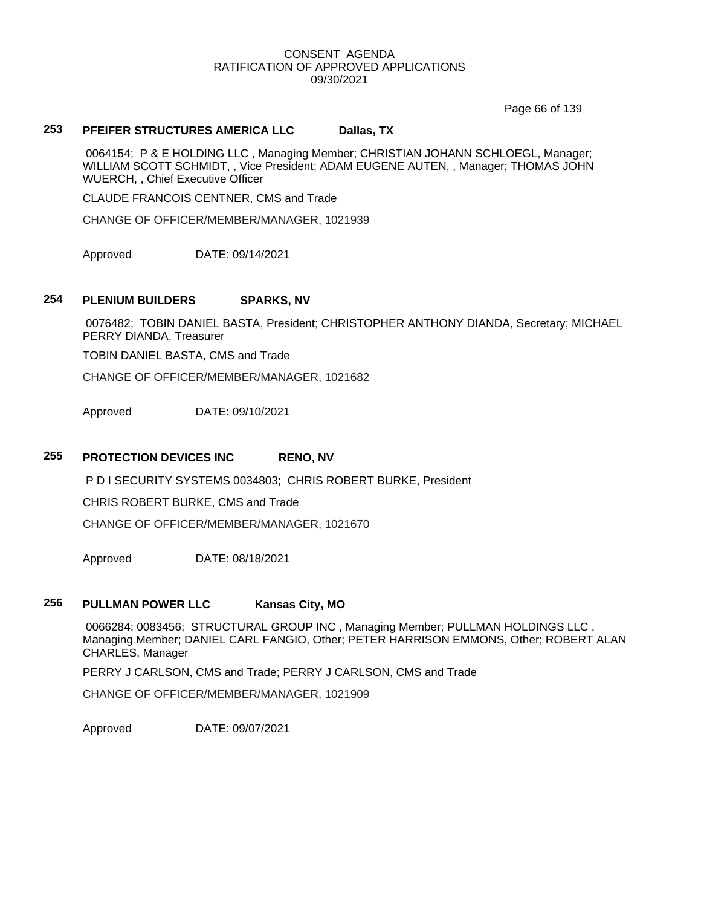**253 PFEIFER STRUCTURES AMERICA LLC Dallas, TX**

0064154; P & E HOLDING LLC , Managing Member; CHRISTIAN JOHANN SCHLOEGL, Manager; WILLIAM SCOTT SCHMIDT, , Vice President; ADAM EUGENE AUTEN, , Manager; THOMAS JOHN WUERCH, , Chief Executive Officer

CLAUDE FRANCOIS CENTNER, CMS and Trade

CHANGE OF OFFICER/MEMBER/MANAGER, 1021939

Approved DATE: 09/14/2021

**254 PLENIUM BUILDERS SPARKS, NV**

0076482; TOBIN DANIEL BASTA, President; CHRISTOPHER ANTHONY DIANDA, Secretary; MICHAEL PERRY DIANDA, Treasurer

TOBIN DANIEL BASTA, CMS and Trade

CHANGE OF OFFICER/MEMBER/MANAGER, 1021682

Approved DATE: 09/10/2021

**255 PROTECTION DEVICES INC RENO, NV**

P D I SECURITY SYSTEMS 0034803; CHRIS ROBERT BURKE, President

CHRIS ROBERT BURKE, CMS and Trade

CHANGE OF OFFICER/MEMBER/MANAGER, 1021670

Approved DATE: 08/18/2021

**256 PULLMAN POWER LLC Kansas City, MO**

0066284; 0083456; STRUCTURAL GROUP INC , Managing Member; PULLMAN HOLDINGS LLC , Managing Member; DANIEL CARL FANGIO, Other; PETER HARRISON EMMONS, Other; ROBERT ALAN CHARLES, Manager

PERRY J CARLSON, CMS and Trade; PERRY J CARLSON, CMS and Trade

CHANGE OF OFFICER/MEMBER/MANAGER, 1021909

Approved DATE: 09/07/2021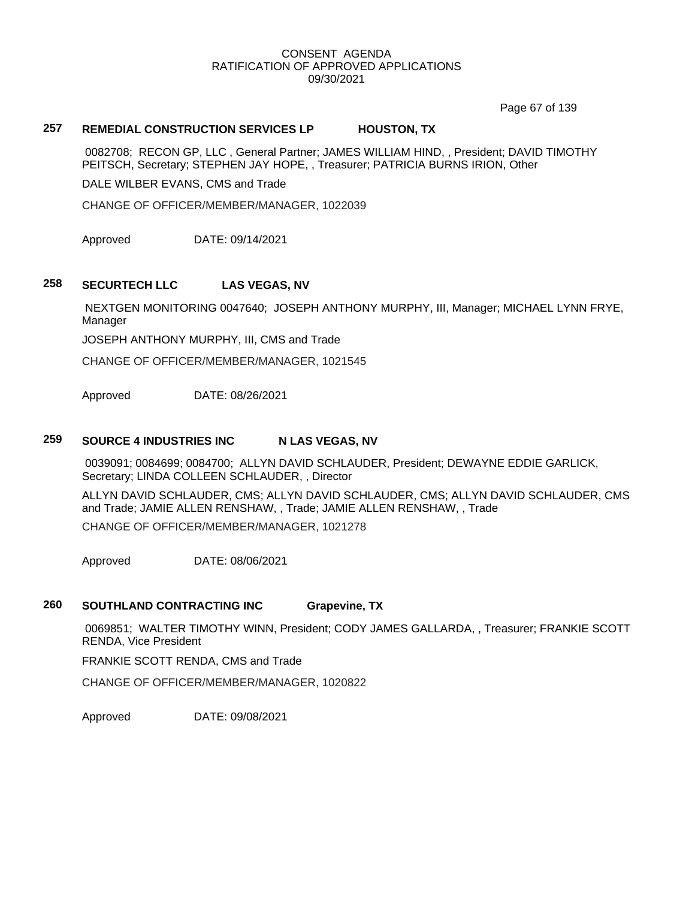CONSENT AGENDA
RATIFICATION OF APPROVED APPLICATIONS
09/30/2021

**257 REMEDIAL CONSTRUCTION SERVICES LP HOUSTON, TX**

0082708; RECON GP, LLC , General Partner; JAMES WILLIAM HIND, , President; DAVID TIMOTHY PEITSCH, Secretary; STEPHEN JAY HOPE, , Treasurer; PATRICIA BURNS IRION, Other

DALE WILBER EVANS, CMS and Trade

CHANGE OF OFFICER/MEMBER/MANAGER, 1022039

Approved DATE: 09/14/2021

**258 SECURTECH LLC LAS VEGAS, NV**

NEXTGEN MONITORING 0047640; JOSEPH ANTHONY MURPHY, III, Manager; MICHAEL LYNN FRYE, Manager

JOSEPH ANTHONY MURPHY, III, CMS and Trade

CHANGE OF OFFICER/MEMBER/MANAGER, 1021545

Approved DATE: 08/26/2021

**259 SOURCE 4 INDUSTRIES INC N LAS VEGAS, NV**

0039091; 0084699; 0084700; ALLYN DAVID SCHLAUDER, President; DEWAYNE EDDIE GARLICK, Secretary; LINDA COLLEEN SCHLAUDER, , Director

ALLYN DAVID SCHLAUDER, CMS; ALLYN DAVID SCHLAUDER, CMS; ALLYN DAVID SCHLAUDER, CMS and Trade; JAMIE ALLEN RENSHAW, , Trade; JAMIE ALLEN RENSHAW, , Trade

CHANGE OF OFFICER/MEMBER/MANAGER, 1021278

Approved DATE: 08/06/2021

**260 SOUTHLAND CONTRACTING INC Grapevine, TX**

0069851; WALTER TIMOTHY WINN, President; CODY JAMES GALLARDA, , Treasurer; FRANKIE SCOTT RENDA, Vice President

FRANKIE SCOTT RENDA, CMS and Trade

CHANGE OF OFFICER/MEMBER/MANAGER, 1020822

Approved DATE: 09/08/2021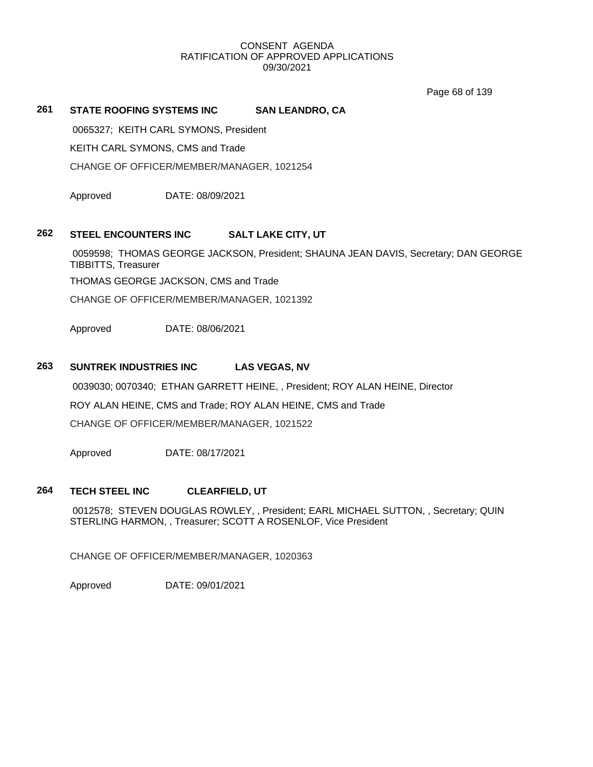CONSENT AGENDA
RATIFICATION OF APPROVED APPLICATIONS
09/30/2021

**261 STATE ROOFING SYSTEMS INC SAN LEANDRO, CA**

0065327; KEITH CARL SYMONS, President

KEITH CARL SYMONS, CMS and Trade

CHANGE OF OFFICER/MEMBER/MANAGER, 1021254

Approved DATE: 08/09/2021

**262 STEEL ENCOUNTERS INC SALT LAKE CITY, UT**

0059598; THOMAS GEORGE JACKSON, President; SHAUNA JEAN DAVIS, Secretary; DAN GEORGE TIBBITTS, Treasurer

THOMAS GEORGE JACKSON, CMS and Trade

CHANGE OF OFFICER/MEMBER/MANAGER, 1021392

Approved DATE: 08/06/2021

**263 SUNTREK INDUSTRIES INC LAS VEGAS, NV**

0039030; 0070340; ETHAN GARRETT HEINE, , President; ROY ALAN HEINE, Director

ROY ALAN HEINE, CMS and Trade; ROY ALAN HEINE, CMS and Trade

CHANGE OF OFFICER/MEMBER/MANAGER, 1021522

Approved DATE: 08/17/2021

**264 TECH STEEL INC CLEARFIELD, UT**

0012578; STEVEN DOUGLAS ROWLEY, , President; EARL MICHAEL SUTTON, , Secretary; QUIN STERLING HARMON, , Treasurer; SCOTT A ROSENLOF, Vice President

CHANGE OF OFFICER/MEMBER/MANAGER, 1020363

Approved DATE: 09/01/2021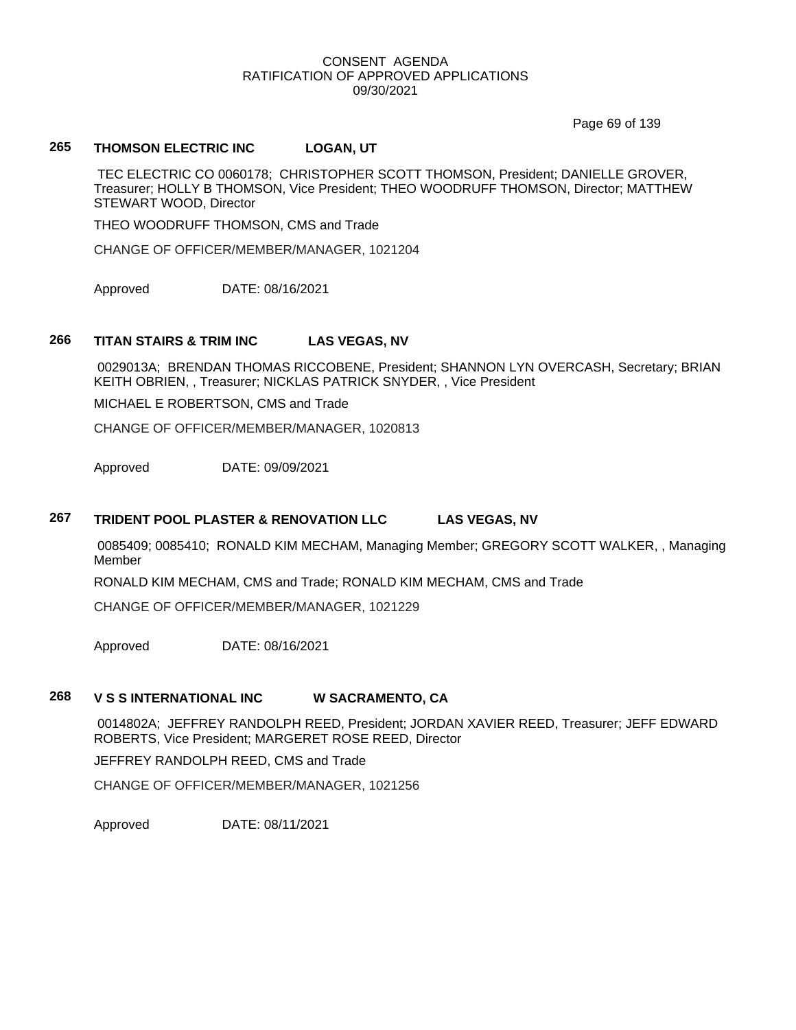CONSENT AGENDA
RATIFICATION OF APPROVED APPLICATIONS
09/30/2021

### 265 THOMSON ELECTRIC INC LOGAN, UT

TEC ELECTRIC CO 0060178; CHRISTOPHER SCOTT THOMSON, President; DANIELLE GROVER, Treasurer; HOLLY B THOMSON, Vice President; THEO WOODRUFF THOMSON, Director; MATTHEW STEWART WOOD, Director

THEO WOODRUFF THOMSON, CMS and Trade

CHANGE OF OFFICER/MEMBER/MANAGER, 1021204

Approved DATE: 08/16/2021

### 266 TITAN STAIRS & TRIM INC LAS VEGAS, NV

0029013A; BRENDAN THOMAS RICCOBENE, President; SHANNON LYN OVERCASH, Secretary; BRIAN KEITH OBRIEN, , Treasurer; NICKLAS PATRICK SNYDER, , Vice President

MICHAEL E ROBERTSON, CMS and Trade

CHANGE OF OFFICER/MEMBER/MANAGER, 1020813

Approved DATE: 09/09/2021

### 267 TRIDENT POOL PLASTER & RENOVATION LLC LAS VEGAS, NV

0085409; 0085410; RONALD KIM MECHAM, Managing Member; GREGORY SCOTT WALKER, , Managing Member

RONALD KIM MECHAM, CMS and Trade; RONALD KIM MECHAM, CMS and Trade

CHANGE OF OFFICER/MEMBER/MANAGER, 1021229

Approved DATE: 08/16/2021

### 268 V S S INTERNATIONAL INC W SACRAMENTO, CA

0014802A; JEFFREY RANDOLPH REED, President; JORDAN XAVIER REED, Treasurer; JEFF EDWARD ROBERTS, Vice President; MARGERET ROSE REED, Director

JEFFREY RANDOLPH REED, CMS and Trade

CHANGE OF OFFICER/MEMBER/MANAGER, 1021256

Approved DATE: 08/11/2021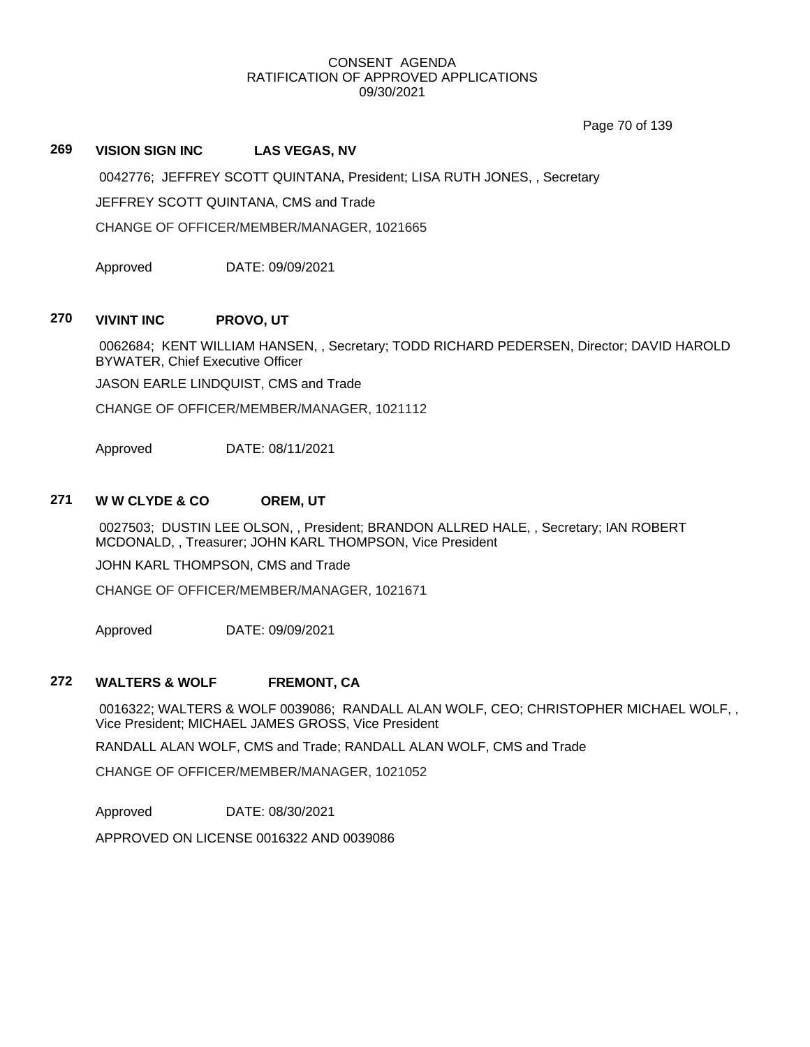CONSENT AGENDA
RATIFICATION OF APPROVED APPLICATIONS
09/30/2021

**269 VISION SIGN INC LAS VEGAS, NV**

0042776; JEFFREY SCOTT QUINTANA, President; LISA RUTH JONES, , Secretary

JEFFREY SCOTT QUINTANA, CMS and Trade

CHANGE OF OFFICER/MEMBER/MANAGER, 1021665

Approved DATE: 09/09/2021

**270 VIVINT INC PROVO, UT**

0062684; KENT WILLIAM HANSEN, , Secretary; TODD RICHARD PEDERSEN, Director; DAVID HAROLD BYWATER, Chief Executive Officer

JASON EARLE LINDQUIST, CMS and Trade

CHANGE OF OFFICER/MEMBER/MANAGER, 1021112

Approved DATE: 08/11/2021

**271 W W CLYDE & CO OREM, UT**

0027503; DUSTIN LEE OLSON, , President; BRANDON ALLRED HALE, , Secretary; IAN ROBERT MCDONALD, , Treasurer; JOHN KARL THOMPSON, Vice President

JOHN KARL THOMPSON, CMS and Trade

CHANGE OF OFFICER/MEMBER/MANAGER, 1021671

Approved DATE: 09/09/2021

**272 WALTERS & WOLF FREMONT, CA**

0016322; WALTERS & WOLF 0039086; RANDALL ALAN WOLF, CEO; CHRISTOPHER MICHAEL WOLF, , Vice President; MICHAEL JAMES GROSS, Vice President

RANDALL ALAN WOLF, CMS and Trade; RANDALL ALAN WOLF, CMS and Trade

CHANGE OF OFFICER/MEMBER/MANAGER, 1021052

Approved DATE: 08/30/2021

APPROVED ON LICENSE 0016322 AND 0039086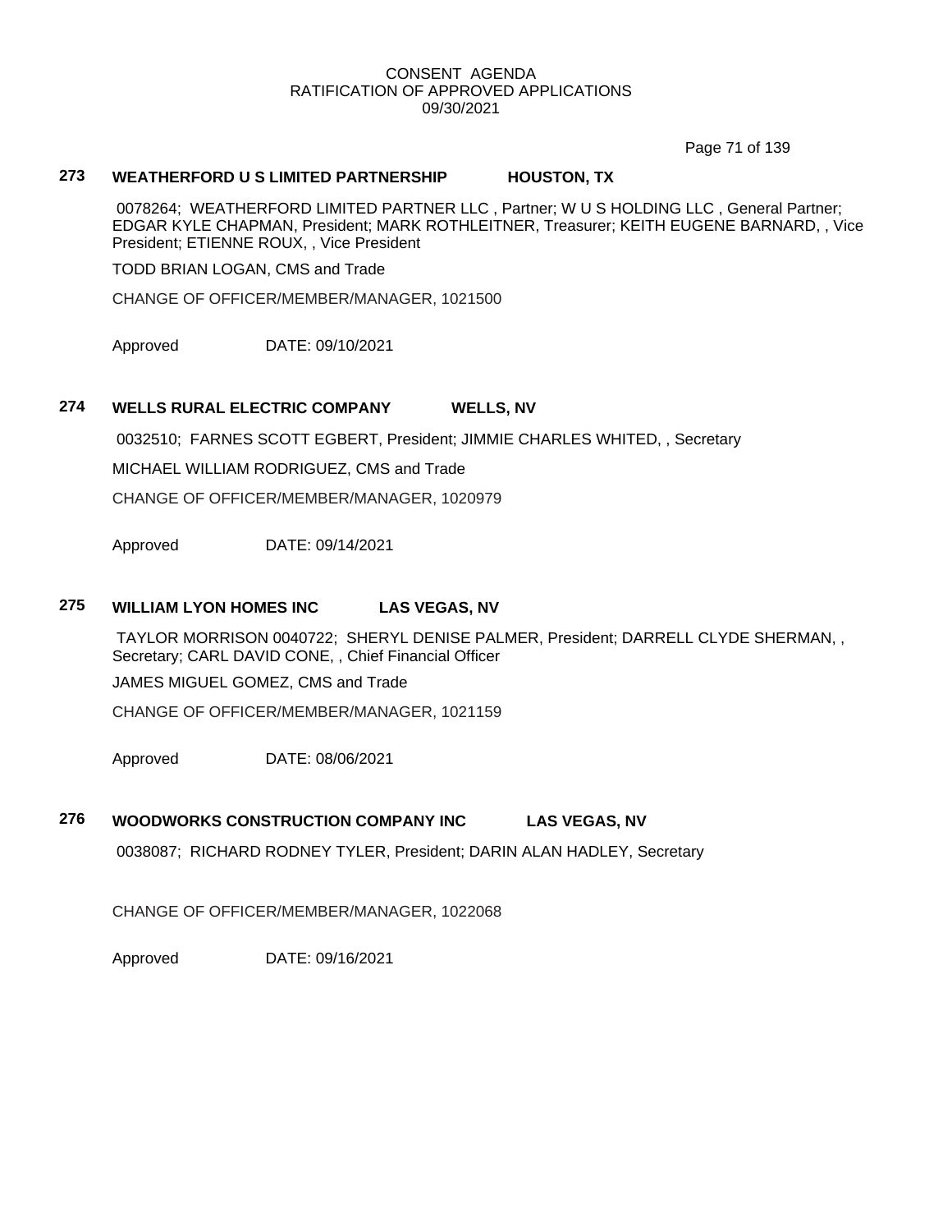CONSENT AGENDA
RATIFICATION OF APPROVED APPLICATIONS
09/30/2021

**273 WEATHERFORD U S LIMITED PARTNERSHIP HOUSTON, TX**

0078264; WEATHERFORD LIMITED PARTNER LLC , Partner; W U S HOLDING LLC , General Partner; EDGAR KYLE CHAPMAN, President; MARK ROTHLEITNER, Treasurer; KEITH EUGENE BARNARD, , Vice President; ETIENNE ROUX, , Vice President

TODD BRIAN LOGAN, CMS and Trade

CHANGE OF OFFICER/MEMBER/MANAGER, 1021500

Approved DATE: 09/10/2021

**274 WELLS RURAL ELECTRIC COMPANY WELLS, NV**

0032510; FARNES SCOTT EGBERT, President; JIMMIE CHARLES WHITED, , Secretary

MICHAEL WILLIAM RODRIGUEZ, CMS and Trade

CHANGE OF OFFICER/MEMBER/MANAGER, 1020979

Approved DATE: 09/14/2021

**275 WILLIAM LYON HOMES INC LAS VEGAS, NV**

TAYLOR MORRISON 0040722; SHERYL DENISE PALMER, President; DARRELL CLYDE SHERMAN, , Secretary; CARL DAVID CONE, , Chief Financial Officer

JAMES MIGUEL GOMEZ, CMS and Trade

CHANGE OF OFFICER/MEMBER/MANAGER, 1021159

Approved DATE: 08/06/2021

**276 WOODWORKS CONSTRUCTION COMPANY INC LAS VEGAS, NV**

0038087; RICHARD RODNEY TYLER, President; DARIN ALAN HADLEY, Secretary

CHANGE OF OFFICER/MEMBER/MANAGER, 1022068

Approved DATE: 09/16/2021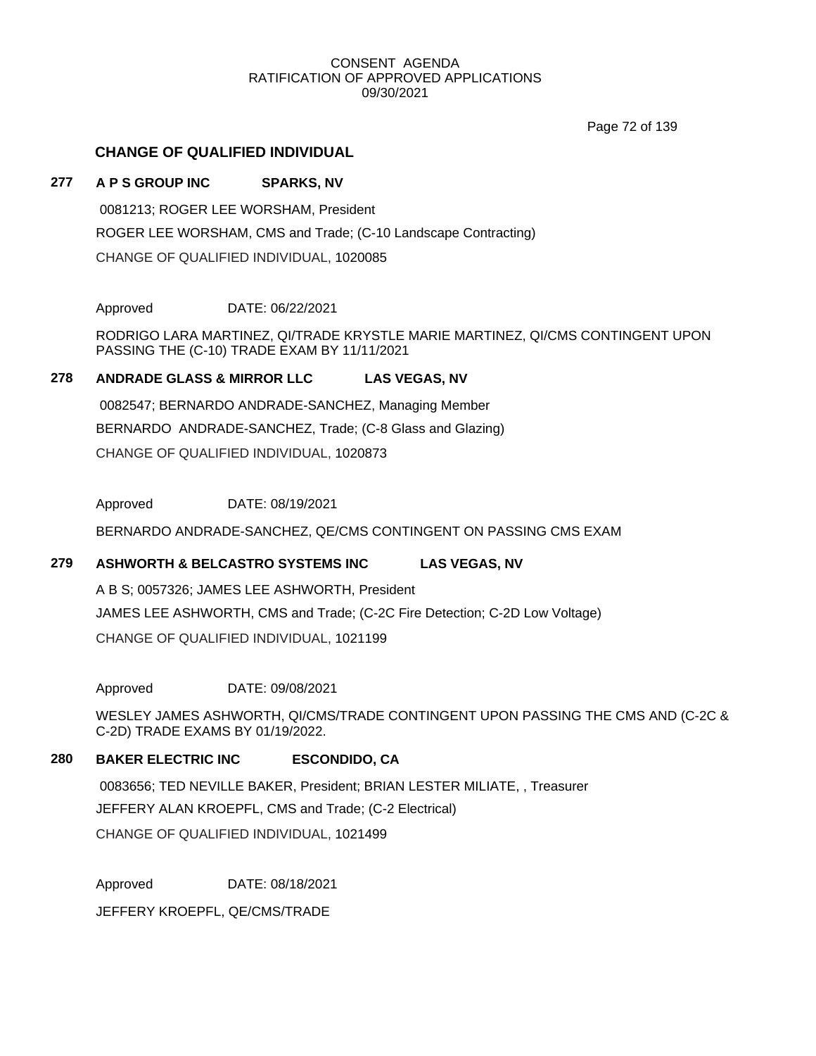CONSENT AGENDA
RATIFICATION OF APPROVED APPLICATIONS
09/30/2021

## CHANGE OF QUALIFIED INDIVIDUAL

**277 A P S GROUP INC SPARKS, NV**

0081213; ROGER LEE WORSHAM, President

ROGER LEE WORSHAM, CMS and Trade; (C-10 Landscape Contracting)

CHANGE OF QUALIFIED INDIVIDUAL, 1020085

Approved DATE: 06/22/2021

RODRIGO LARA MARTINEZ, QI/TRADE KRYSTLE MARIE MARTINEZ, QI/CMS CONTINGENT UPON PASSING THE (C-10) TRADE EXAM BY 11/11/2021

**278 ANDRADE GLASS & MIRROR LLC LAS VEGAS, NV**

0082547; BERNARDO ANDRADE-SANCHEZ, Managing Member

BERNARDO ANDRADE-SANCHEZ, Trade; (C-8 Glass and Glazing)

CHANGE OF QUALIFIED INDIVIDUAL, 1020873

Approved DATE: 08/19/2021

BERNARDO ANDRADE-SANCHEZ, QE/CMS CONTINGENT ON PASSING CMS EXAM

**279 ASHWORTH & BELCASTRO SYSTEMS INC LAS VEGAS, NV**

A B S; 0057326; JAMES LEE ASHWORTH, President

JAMES LEE ASHWORTH, CMS and Trade; (C-2C Fire Detection; C-2D Low Voltage)

CHANGE OF QUALIFIED INDIVIDUAL, 1021199

Approved DATE: 09/08/2021

WESLEY JAMES ASHWORTH, QI/CMS/TRADE CONTINGENT UPON PASSING THE CMS AND (C-2C & C-2D) TRADE EXAMS BY 01/19/2022.

**280 BAKER ELECTRIC INC ESCONDIDO, CA**

0083656; TED NEVILLE BAKER, President; BRIAN LESTER MILIATE, , Treasurer

JEFFERY ALAN KROEPFL, CMS and Trade; (C-2 Electrical)

CHANGE OF QUALIFIED INDIVIDUAL, 1021499

Approved DATE: 08/18/2021

JEFFERY KROEPFL, QE/CMS/TRADE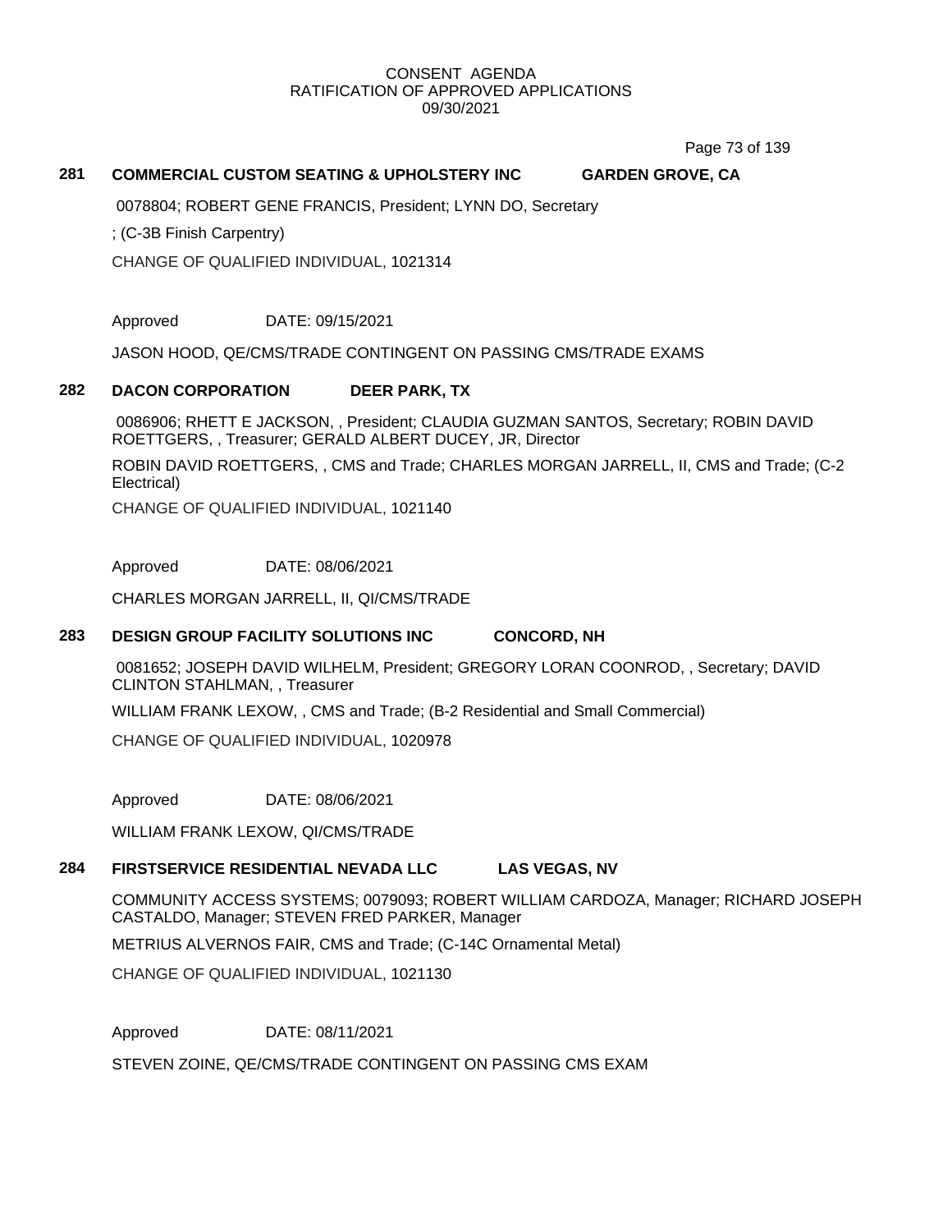CONSENT AGENDA
RATIFICATION OF APPROVED APPLICATIONS
09/30/2021

**281 COMMERCIAL CUSTOM SEATING & UPHOLSTERY INC GARDEN GROVE, CA**

0078804; ROBERT GENE FRANCIS, President; LYNN DO, Secretary

; (C-3B Finish Carpentry)

CHANGE OF QUALIFIED INDIVIDUAL, 1021314

Approved DATE: 09/15/2021

JASON HOOD, QE/CMS/TRADE CONTINGENT ON PASSING CMS/TRADE EXAMS

**282 DACON CORPORATION DEER PARK, TX**

0086906; RHETT E JACKSON, , President; CLAUDIA GUZMAN SANTOS, Secretary; ROBIN DAVID ROETTGERS, , Treasurer; GERALD ALBERT DUCEY, JR, Director

ROBIN DAVID ROETTGERS, , CMS and Trade; CHARLES MORGAN JARRELL, II, CMS and Trade; (C-2 Electrical)

CHANGE OF QUALIFIED INDIVIDUAL, 1021140

Approved DATE: 08/06/2021

CHARLES MORGAN JARRELL, II, QI/CMS/TRADE

**283 DESIGN GROUP FACILITY SOLUTIONS INC CONCORD, NH**

0081652; JOSEPH DAVID WILHELM, President; GREGORY LORAN COONROD, , Secretary; DAVID CLINTON STAHLMAN, , Treasurer

WILLIAM FRANK LEXOW, , CMS and Trade; (B-2 Residential and Small Commercial)

CHANGE OF QUALIFIED INDIVIDUAL, 1020978

Approved DATE: 08/06/2021

WILLIAM FRANK LEXOW, QI/CMS/TRADE

**284 FIRSTSERVICE RESIDENTIAL NEVADA LLC LAS VEGAS, NV**

COMMUNITY ACCESS SYSTEMS; 0079093; ROBERT WILLIAM CARDOZA, Manager; RICHARD JOSEPH CASTALDO, Manager; STEVEN FRED PARKER, Manager

METRIUS ALVERNOS FAIR, CMS and Trade; (C-14C Ornamental Metal)

CHANGE OF QUALIFIED INDIVIDUAL, 1021130

Approved DATE: 08/11/2021

STEVEN ZOINE, QE/CMS/TRADE CONTINGENT ON PASSING CMS EXAM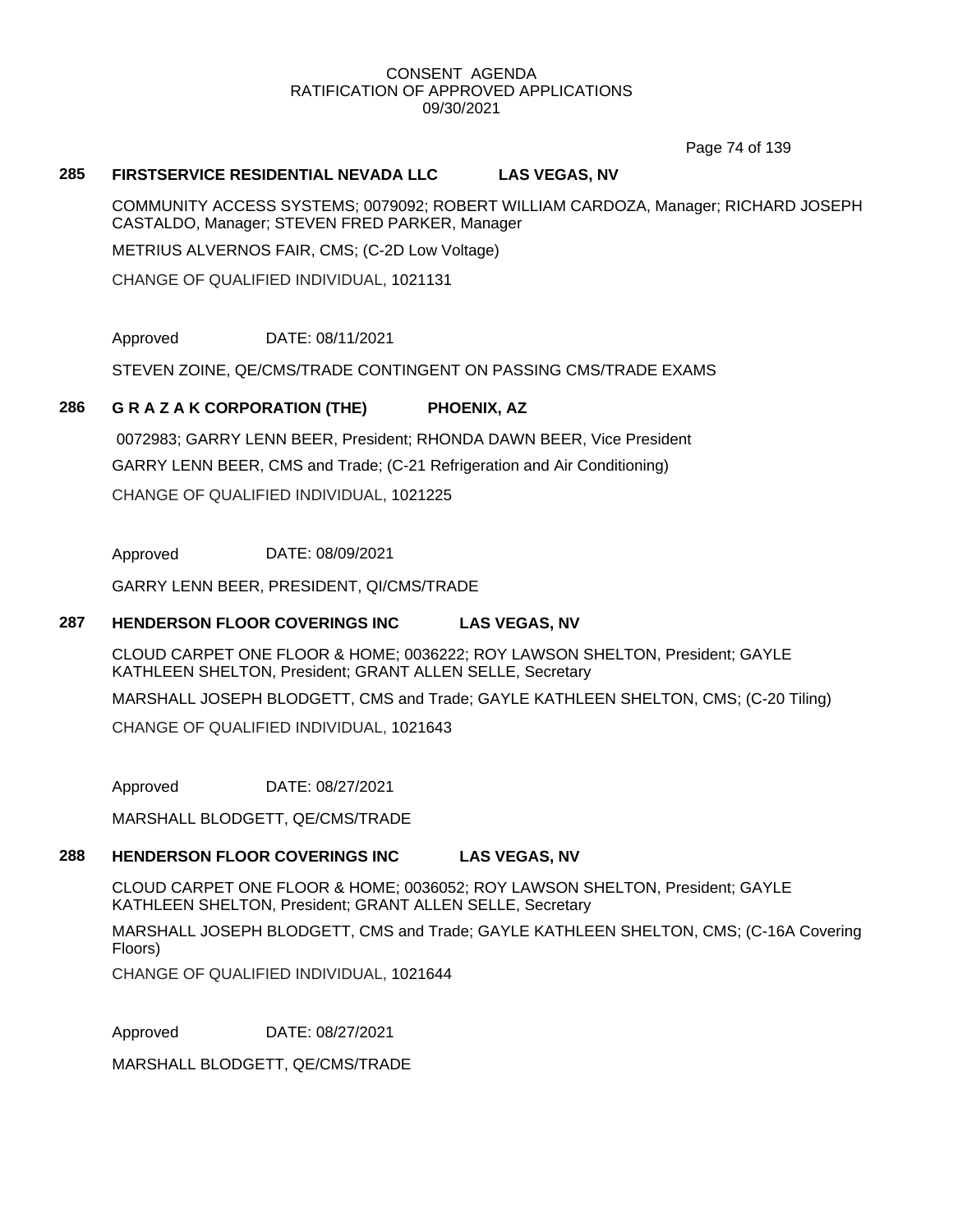CONSENT AGENDA
RATIFICATION OF APPROVED APPLICATIONS
09/30/2021

### 285 FIRSTSERVICE RESIDENTIAL NEVADA LLC — LAS VEGAS, NV

COMMUNITY ACCESS SYSTEMS; 0079092; ROBERT WILLIAM CARDOZA, Manager; RICHARD JOSEPH CASTALDO, Manager; STEVEN FRED PARKER, Manager

METRIUS ALVERNOS FAIR, CMS; (C-2D Low Voltage)

CHANGE OF QUALIFIED INDIVIDUAL, 1021131

Approved DATE: 08/11/2021

STEVEN ZOINE, QE/CMS/TRADE CONTINGENT ON PASSING CMS/TRADE EXAMS

### 286 G R A Z A K CORPORATION (THE) — PHOENIX, AZ

0072983; GARRY LENN BEER, President; RHONDA DAWN BEER, Vice President

GARRY LENN BEER, CMS and Trade; (C-21 Refrigeration and Air Conditioning)

CHANGE OF QUALIFIED INDIVIDUAL, 1021225

Approved DATE: 08/09/2021

GARRY LENN BEER, PRESIDENT, QI/CMS/TRADE

### 287 HENDERSON FLOOR COVERINGS INC — LAS VEGAS, NV

CLOUD CARPET ONE FLOOR & HOME; 0036222; ROY LAWSON SHELTON, President; GAYLE KATHLEEN SHELTON, President; GRANT ALLEN SELLE, Secretary

MARSHALL JOSEPH BLODGETT, CMS and Trade; GAYLE KATHLEEN SHELTON, CMS; (C-20 Tiling)

CHANGE OF QUALIFIED INDIVIDUAL, 1021643

Approved DATE: 08/27/2021

MARSHALL BLODGETT, QE/CMS/TRADE

### 288 HENDERSON FLOOR COVERINGS INC — LAS VEGAS, NV

CLOUD CARPET ONE FLOOR & HOME; 0036052; ROY LAWSON SHELTON, President; GAYLE KATHLEEN SHELTON, President; GRANT ALLEN SELLE, Secretary

MARSHALL JOSEPH BLODGETT, CMS and Trade; GAYLE KATHLEEN SHELTON, CMS; (C-16A Covering Floors)

CHANGE OF QUALIFIED INDIVIDUAL, 1021644

Approved DATE: 08/27/2021

MARSHALL BLODGETT, QE/CMS/TRADE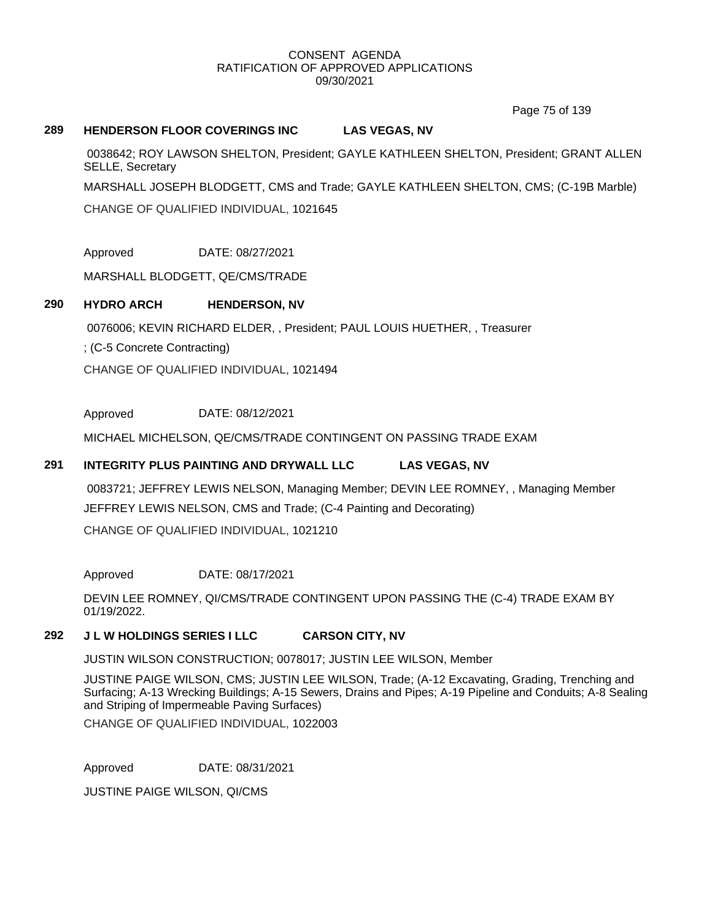CONSENT AGENDA
RATIFICATION OF APPROVED APPLICATIONS
09/30/2021

**289 HENDERSON FLOOR COVERINGS INC LAS VEGAS, NV**

0038642; ROY LAWSON SHELTON, President; GAYLE KATHLEEN SHELTON, President; GRANT ALLEN SELLE, Secretary

MARSHALL JOSEPH BLODGETT, CMS and Trade; GAYLE KATHLEEN SHELTON, CMS; (C-19B Marble)

CHANGE OF QUALIFIED INDIVIDUAL, 1021645

Approved DATE: 08/27/2021

MARSHALL BLODGETT, QE/CMS/TRADE

**290 HYDRO ARCH HENDERSON, NV**

0076006; KEVIN RICHARD ELDER, , President; PAUL LOUIS HUETHER, , Treasurer

; (C-5 Concrete Contracting)

CHANGE OF QUALIFIED INDIVIDUAL, 1021494

Approved DATE: 08/12/2021

MICHAEL MICHELSON, QE/CMS/TRADE CONTINGENT ON PASSING TRADE EXAM

**291 INTEGRITY PLUS PAINTING AND DRYWALL LLC LAS VEGAS, NV**

0083721; JEFFREY LEWIS NELSON, Managing Member; DEVIN LEE ROMNEY, , Managing Member

JEFFREY LEWIS NELSON, CMS and Trade; (C-4 Painting and Decorating)

CHANGE OF QUALIFIED INDIVIDUAL, 1021210

Approved DATE: 08/17/2021

DEVIN LEE ROMNEY, QI/CMS/TRADE CONTINGENT UPON PASSING THE (C-4) TRADE EXAM BY 01/19/2022.

**292 J L W HOLDINGS SERIES I LLC CARSON CITY, NV**

JUSTIN WILSON CONSTRUCTION; 0078017; JUSTIN LEE WILSON, Member

JUSTINE PAIGE WILSON, CMS; JUSTIN LEE WILSON, Trade; (A-12 Excavating, Grading, Trenching and Surfacing; A-13 Wrecking Buildings; A-15 Sewers, Drains and Pipes; A-19 Pipeline and Conduits; A-8 Sealing and Striping of Impermeable Paving Surfaces)

CHANGE OF QUALIFIED INDIVIDUAL, 1022003

Approved DATE: 08/31/2021

JUSTINE PAIGE WILSON, QI/CMS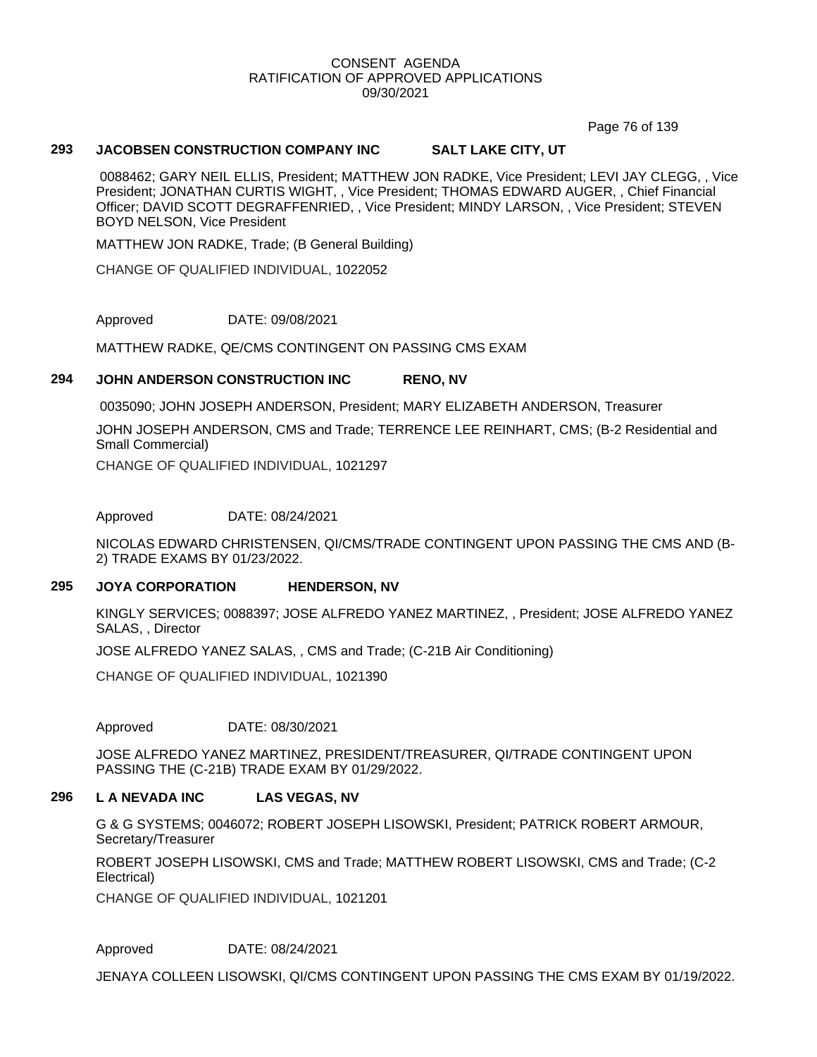CONSENT AGENDA
RATIFICATION OF APPROVED APPLICATIONS
09/30/2021

**293 JACOBSEN CONSTRUCTION COMPANY INC SALT LAKE CITY, UT**

0088462; GARY NEIL ELLIS, President; MATTHEW JON RADKE, Vice President; LEVI JAY CLEGG, , Vice President; JONATHAN CURTIS WIGHT, , Vice President; THOMAS EDWARD AUGER, , Chief Financial Officer; DAVID SCOTT DEGRAFFENRIED, , Vice President; MINDY LARSON, , Vice President; STEVEN BOYD NELSON, Vice President

MATTHEW JON RADKE, Trade; (B General Building)

CHANGE OF QUALIFIED INDIVIDUAL, 1022052

Approved DATE: 09/08/2021

MATTHEW RADKE, QE/CMS CONTINGENT ON PASSING CMS EXAM

**294 JOHN ANDERSON CONSTRUCTION INC RENO, NV**

0035090; JOHN JOSEPH ANDERSON, President; MARY ELIZABETH ANDERSON, Treasurer

JOHN JOSEPH ANDERSON, CMS and Trade; TERRENCE LEE REINHART, CMS; (B-2 Residential and Small Commercial)

CHANGE OF QUALIFIED INDIVIDUAL, 1021297

Approved DATE: 08/24/2021

NICOLAS EDWARD CHRISTENSEN, QI/CMS/TRADE CONTINGENT UPON PASSING THE CMS AND (B-2) TRADE EXAMS BY 01/23/2022.

**295 JOYA CORPORATION HENDERSON, NV**

KINGLY SERVICES; 0088397; JOSE ALFREDO YANEZ MARTINEZ, , President; JOSE ALFREDO YANEZ SALAS, , Director

JOSE ALFREDO YANEZ SALAS, , CMS and Trade; (C-21B Air Conditioning)

CHANGE OF QUALIFIED INDIVIDUAL, 1021390

Approved DATE: 08/30/2021

JOSE ALFREDO YANEZ MARTINEZ, PRESIDENT/TREASURER, QI/TRADE CONTINGENT UPON PASSING THE (C-21B) TRADE EXAM BY 01/29/2022.

**296 L A NEVADA INC LAS VEGAS, NV**

G & G SYSTEMS; 0046072; ROBERT JOSEPH LISOWSKI, President; PATRICK ROBERT ARMOUR, Secretary/Treasurer

ROBERT JOSEPH LISOWSKI, CMS and Trade; MATTHEW ROBERT LISOWSKI, CMS and Trade; (C-2 Electrical)

CHANGE OF QUALIFIED INDIVIDUAL, 1021201

Approved DATE: 08/24/2021

JENAYA COLLEEN LISOWSKI, QI/CMS CONTINGENT UPON PASSING THE CMS EXAM BY 01/19/2022.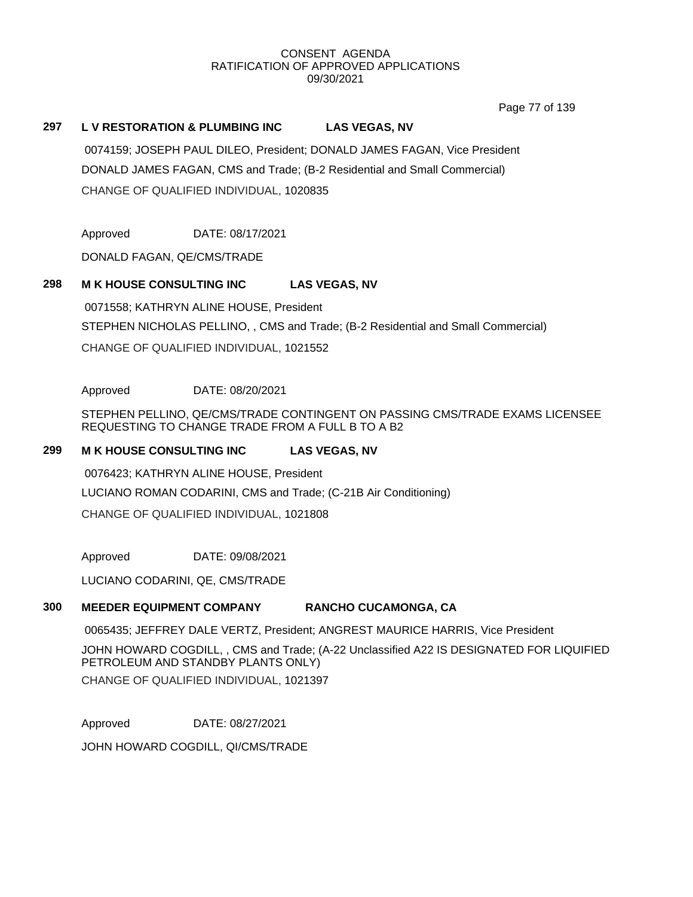CONSENT AGENDA
RATIFICATION OF APPROVED APPLICATIONS
09/30/2021

**297 L V RESTORATION & PLUMBING INC LAS VEGAS, NV**

0074159; JOSEPH PAUL DILEO, President; DONALD JAMES FAGAN, Vice President

DONALD JAMES FAGAN, CMS and Trade; (B-2 Residential and Small Commercial)

CHANGE OF QUALIFIED INDIVIDUAL, 1020835

Approved DATE: 08/17/2021

DONALD FAGAN, QE/CMS/TRADE

**298 M K HOUSE CONSULTING INC LAS VEGAS, NV**

0071558; KATHRYN ALINE HOUSE, President

STEPHEN NICHOLAS PELLINO, , CMS and Trade; (B-2 Residential and Small Commercial)

CHANGE OF QUALIFIED INDIVIDUAL, 1021552

Approved DATE: 08/20/2021

STEPHEN PELLINO, QE/CMS/TRADE CONTINGENT ON PASSING CMS/TRADE EXAMS LICENSEE REQUESTING TO CHANGE TRADE FROM A FULL B TO A B2

**299 M K HOUSE CONSULTING INC LAS VEGAS, NV**

0076423; KATHRYN ALINE HOUSE, President

LUCIANO ROMAN CODARINI, CMS and Trade; (C-21B Air Conditioning)

CHANGE OF QUALIFIED INDIVIDUAL, 1021808

Approved DATE: 09/08/2021

LUCIANO CODARINI, QE, CMS/TRADE

**300 MEEDER EQUIPMENT COMPANY RANCHO CUCAMONGA, CA**

0065435; JEFFREY DALE VERTZ, President; ANGREST MAURICE HARRIS, Vice President

JOHN HOWARD COGDILL, , CMS and Trade; (A-22 Unclassified A22 IS DESIGNATED FOR LIQUIFIED PETROLEUM AND STANDBY PLANTS ONLY)

CHANGE OF QUALIFIED INDIVIDUAL, 1021397

Approved DATE: 08/27/2021

JOHN HOWARD COGDILL, QI/CMS/TRADE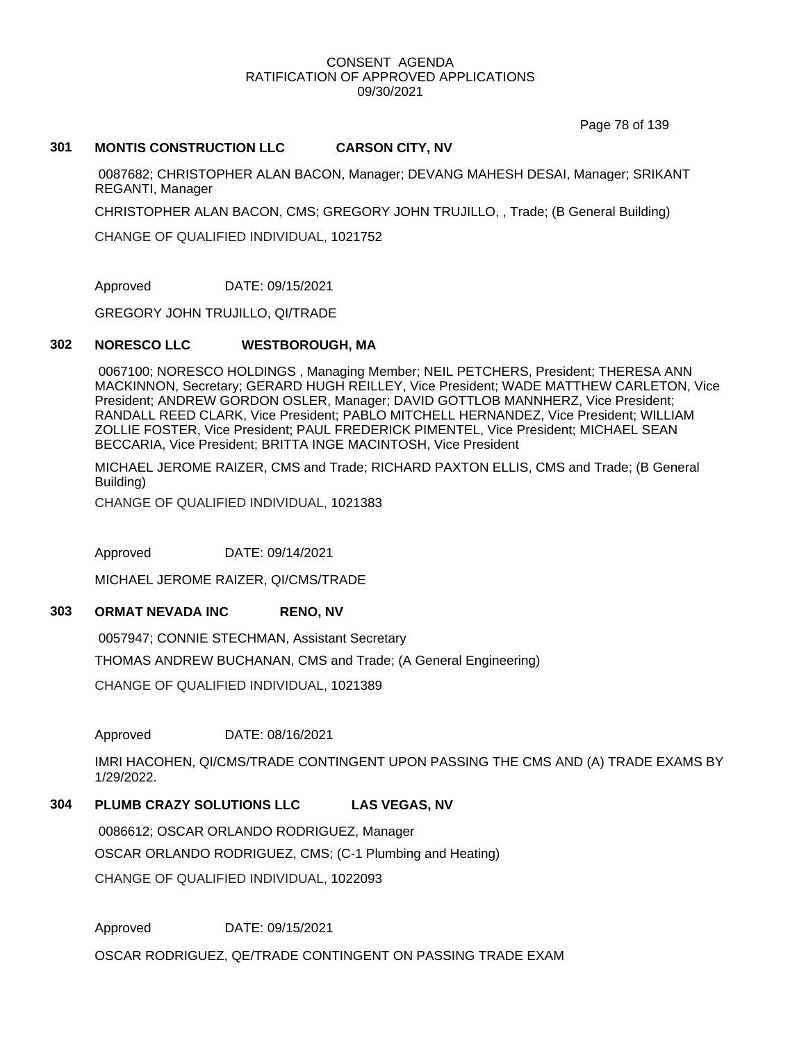CONSENT AGENDA
RATIFICATION OF APPROVED APPLICATIONS
09/30/2021

### 301 MONTIS CONSTRUCTION LLC CARSON CITY, NV

0087682; CHRISTOPHER ALAN BACON, Manager; DEVANG MAHESH DESAI, Manager; SRIKANT REGANTI, Manager

CHRISTOPHER ALAN BACON, CMS; GREGORY JOHN TRUJILLO, , Trade; (B General Building)

CHANGE OF QUALIFIED INDIVIDUAL, 1021752

Approved DATE: 09/15/2021

GREGORY JOHN TRUJILLO, QI/TRADE

### 302 NORESCO LLC WESTBOROUGH, MA

0067100; NORESCO HOLDINGS , Managing Member; NEIL PETCHERS, President; THERESA ANN MACKINNON, Secretary; GERARD HUGH REILLEY, Vice President; WADE MATTHEW CARLETON, Vice President; ANDREW GORDON OSLER, Manager; DAVID GOTTLOB MANNHERZ, Vice President; RANDALL REED CLARK, Vice President; PABLO MITCHELL HERNANDEZ, Vice President; WILLIAM ZOLLIE FOSTER, Vice President; PAUL FREDERICK PIMENTEL, Vice President; MICHAEL SEAN BECCARIA, Vice President; BRITTA INGE MACINTOSH, Vice President

MICHAEL JEROME RAIZER, CMS and Trade; RICHARD PAXTON ELLIS, CMS and Trade; (B General Building)

CHANGE OF QUALIFIED INDIVIDUAL, 1021383

Approved DATE: 09/14/2021

MICHAEL JEROME RAIZER, QI/CMS/TRADE

### 303 ORMAT NEVADA INC RENO, NV

0057947; CONNIE STECHMAN, Assistant Secretary

THOMAS ANDREW BUCHANAN, CMS and Trade; (A General Engineering)

CHANGE OF QUALIFIED INDIVIDUAL, 1021389

Approved DATE: 08/16/2021

IMRI HACOHEN, QI/CMS/TRADE CONTINGENT UPON PASSING THE CMS AND (A) TRADE EXAMS BY 1/29/2022.

### 304 PLUMB CRAZY SOLUTIONS LLC LAS VEGAS, NV

0086612; OSCAR ORLANDO RODRIGUEZ, Manager

OSCAR ORLANDO RODRIGUEZ, CMS; (C-1 Plumbing and Heating)

CHANGE OF QUALIFIED INDIVIDUAL, 1022093

Approved DATE: 09/15/2021

OSCAR RODRIGUEZ, QE/TRADE CONTINGENT ON PASSING TRADE EXAM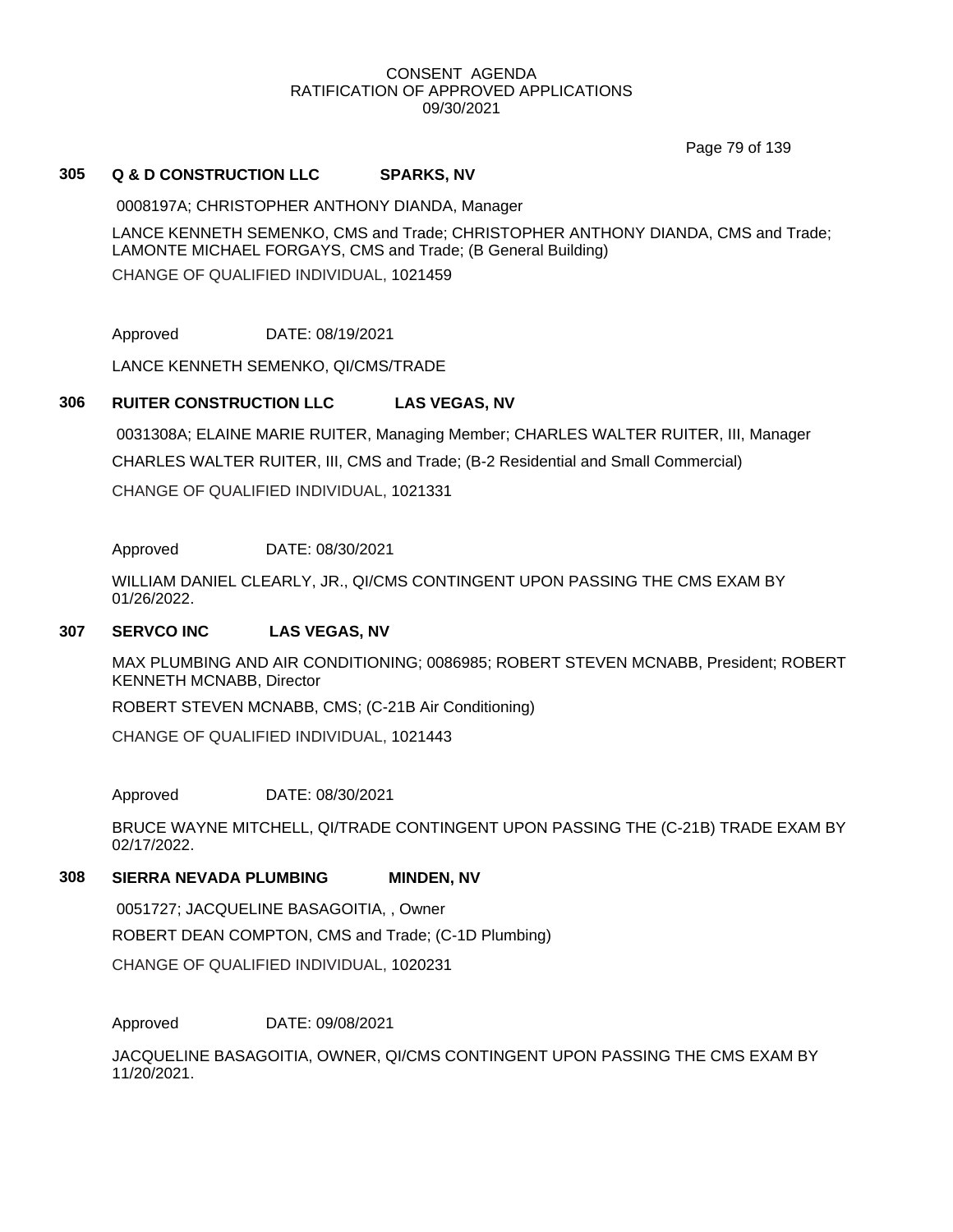CONSENT AGENDA
RATIFICATION OF APPROVED APPLICATIONS
09/30/2021

### 305 Q & D CONSTRUCTION LLC SPARKS, NV

0008197A; CHRISTOPHER ANTHONY DIANDA, Manager

LANCE KENNETH SEMENKO, CMS and Trade; CHRISTOPHER ANTHONY DIANDA, CMS and Trade; LAMONTE MICHAEL FORGAYS, CMS and Trade; (B General Building)

CHANGE OF QUALIFIED INDIVIDUAL, 1021459

Approved DATE: 08/19/2021

LANCE KENNETH SEMENKO, QI/CMS/TRADE

### 306 RUITER CONSTRUCTION LLC LAS VEGAS, NV

0031308A; ELAINE MARIE RUITER, Managing Member; CHARLES WALTER RUITER, III, Manager

CHARLES WALTER RUITER, III, CMS and Trade; (B-2 Residential and Small Commercial)

CHANGE OF QUALIFIED INDIVIDUAL, 1021331

Approved DATE: 08/30/2021

WILLIAM DANIEL CLEARLY, JR., QI/CMS CONTINGENT UPON PASSING THE CMS EXAM BY 01/26/2022.

### 307 SERVCO INC LAS VEGAS, NV

MAX PLUMBING AND AIR CONDITIONING; 0086985; ROBERT STEVEN MCNABB, President; ROBERT KENNETH MCNABB, Director

ROBERT STEVEN MCNABB, CMS; (C-21B Air Conditioning)

CHANGE OF QUALIFIED INDIVIDUAL, 1021443

Approved DATE: 08/30/2021

BRUCE WAYNE MITCHELL, QI/TRADE CONTINGENT UPON PASSING THE (C-21B) TRADE EXAM BY 02/17/2022.

### 308 SIERRA NEVADA PLUMBING MINDEN, NV

0051727; JACQUELINE BASAGOITIA, , Owner

ROBERT DEAN COMPTON, CMS and Trade; (C-1D Plumbing)

CHANGE OF QUALIFIED INDIVIDUAL, 1020231

Approved DATE: 09/08/2021

JACQUELINE BASAGOITIA, OWNER, QI/CMS CONTINGENT UPON PASSING THE CMS EXAM BY 11/20/2021.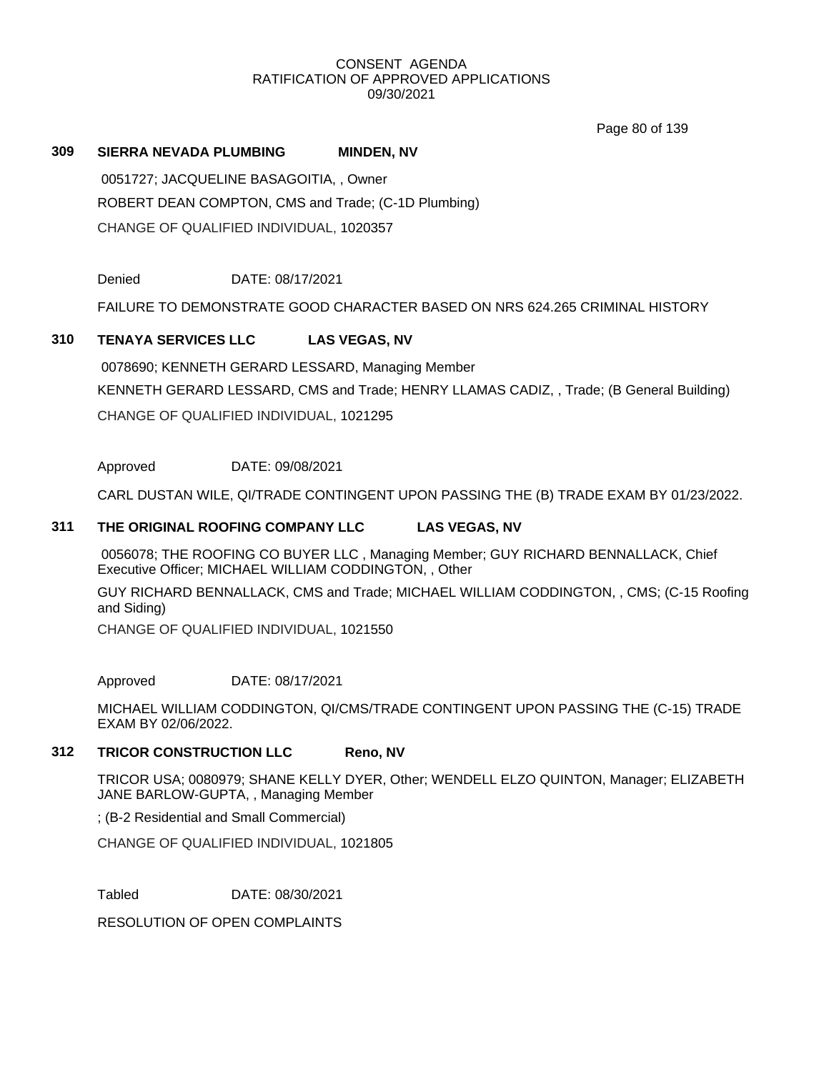CONSENT AGENDA
RATIFICATION OF APPROVED APPLICATIONS
09/30/2021

**309 SIERRA NEVADA PLUMBING MINDEN, NV**

0051727; JACQUELINE BASAGOITIA, , Owner

ROBERT DEAN COMPTON, CMS and Trade; (C-1D Plumbing)

CHANGE OF QUALIFIED INDIVIDUAL, 1020357

Denied DATE: 08/17/2021

FAILURE TO DEMONSTRATE GOOD CHARACTER BASED ON NRS 624.265 CRIMINAL HISTORY

**310 TENAYA SERVICES LLC LAS VEGAS, NV**

0078690; KENNETH GERARD LESSARD, Managing Member

KENNETH GERARD LESSARD, CMS and Trade; HENRY LLAMAS CADIZ, , Trade; (B General Building)

CHANGE OF QUALIFIED INDIVIDUAL, 1021295

Approved DATE: 09/08/2021

CARL DUSTAN WILE, QI/TRADE CONTINGENT UPON PASSING THE (B) TRADE EXAM BY 01/23/2022.

**311 THE ORIGINAL ROOFING COMPANY LLC LAS VEGAS, NV**

0056078; THE ROOFING CO BUYER LLC , Managing Member; GUY RICHARD BENNALLACK, Chief Executive Officer; MICHAEL WILLIAM CODDINGTON, , Other

GUY RICHARD BENNALLACK, CMS and Trade; MICHAEL WILLIAM CODDINGTON, , CMS; (C-15 Roofing and Siding)

CHANGE OF QUALIFIED INDIVIDUAL, 1021550

Approved DATE: 08/17/2021

MICHAEL WILLIAM CODDINGTON, QI/CMS/TRADE CONTINGENT UPON PASSING THE (C-15) TRADE EXAM BY 02/06/2022.

**312 TRICOR CONSTRUCTION LLC Reno, NV**

TRICOR USA; 0080979; SHANE KELLY DYER, Other; WENDELL ELZO QUINTON, Manager; ELIZABETH JANE BARLOW-GUPTA, , Managing Member

; (B-2 Residential and Small Commercial)

CHANGE OF QUALIFIED INDIVIDUAL, 1021805

Tabled DATE: 08/30/2021

RESOLUTION OF OPEN COMPLAINTS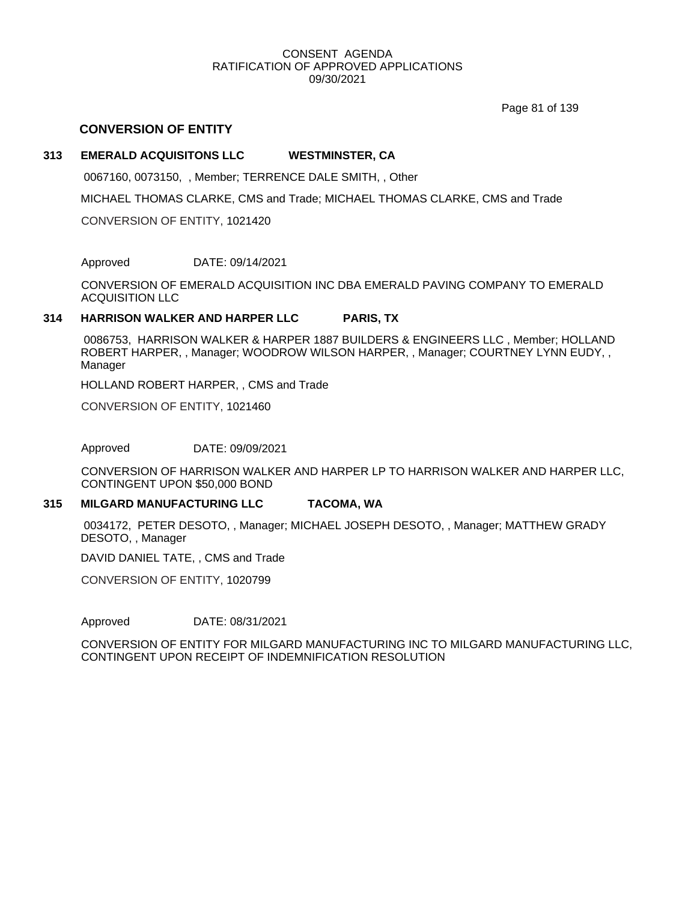## CONVERSION OF ENTITY

**313 EMERALD ACQUISITONS LLC WESTMINSTER, CA**

0067160, 0073150, , Member; TERRENCE DALE SMITH, , Other

MICHAEL THOMAS CLARKE, CMS and Trade; MICHAEL THOMAS CLARKE, CMS and Trade

CONVERSION OF ENTITY, 1021420

Approved DATE: 09/14/2021

CONVERSION OF EMERALD ACQUISITION INC DBA EMERALD PAVING COMPANY TO EMERALD ACQUISITION LLC

**314 HARRISON WALKER AND HARPER LLC PARIS, TX**

0086753, HARRISON WALKER & HARPER 1887 BUILDERS & ENGINEERS LLC , Member; HOLLAND ROBERT HARPER, , Manager; WOODROW WILSON HARPER, , Manager; COURTNEY LYNN EUDY, , Manager

HOLLAND ROBERT HARPER, , CMS and Trade

CONVERSION OF ENTITY, 1021460

Approved DATE: 09/09/2021

CONVERSION OF HARRISON WALKER AND HARPER LP TO HARRISON WALKER AND HARPER LLC, CONTINGENT UPON $50,000 BOND

**315 MILGARD MANUFACTURING LLC TACOMA, WA**

0034172, PETER DESOTO, , Manager; MICHAEL JOSEPH DESOTO, , Manager; MATTHEW GRADY DESOTO, , Manager

DAVID DANIEL TATE, , CMS and Trade

CONVERSION OF ENTITY, 1020799

Approved DATE: 08/31/2021

CONVERSION OF ENTITY FOR MILGARD MANUFACTURING INC TO MILGARD MANUFACTURING LLC, CONTINGENT UPON RECEIPT OF INDEMNIFICATION RESOLUTION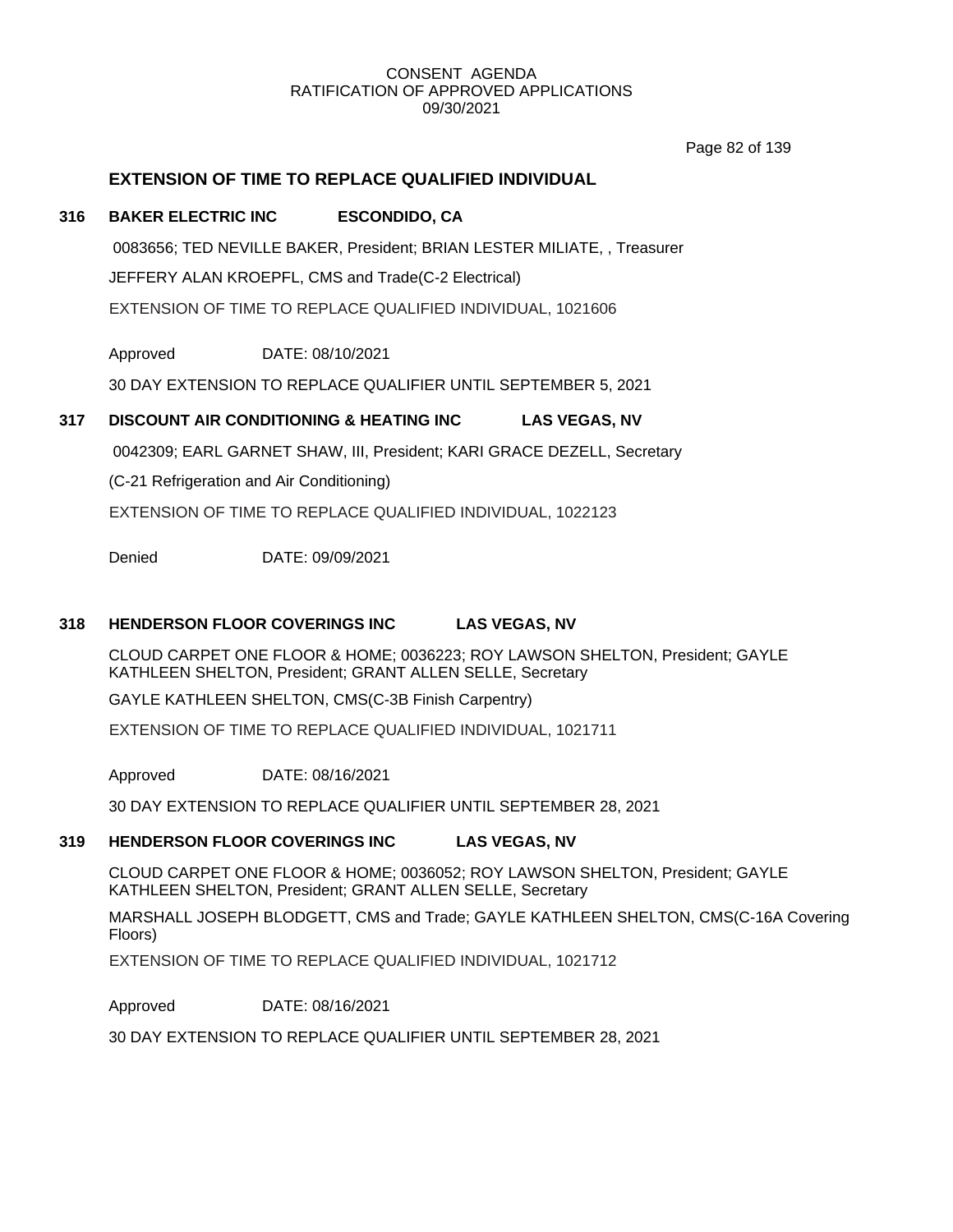CONSENT AGENDA
RATIFICATION OF APPROVED APPLICATIONS
09/30/2021

## EXTENSION OF TIME TO REPLACE QUALIFIED INDIVIDUAL

**316 BAKER ELECTRIC INC ESCONDIDO, CA**

0083656; TED NEVILLE BAKER, President; BRIAN LESTER MILIATE, , Treasurer

JEFFERY ALAN KROEPFL, CMS and Trade(C-2 Electrical)

EXTENSION OF TIME TO REPLACE QUALIFIED INDIVIDUAL, 1021606

Approved DATE: 08/10/2021

30 DAY EXTENSION TO REPLACE QUALIFIER UNTIL SEPTEMBER 5, 2021

**317 DISCOUNT AIR CONDITIONING & HEATING INC LAS VEGAS, NV**

0042309; EARL GARNET SHAW, III, President; KARI GRACE DEZELL, Secretary

(C-21 Refrigeration and Air Conditioning)

EXTENSION OF TIME TO REPLACE QUALIFIED INDIVIDUAL, 1022123

Denied DATE: 09/09/2021

**318 HENDERSON FLOOR COVERINGS INC LAS VEGAS, NV**

CLOUD CARPET ONE FLOOR & HOME; 0036223; ROY LAWSON SHELTON, President; GAYLE KATHLEEN SHELTON, President; GRANT ALLEN SELLE, Secretary

GAYLE KATHLEEN SHELTON, CMS(C-3B Finish Carpentry)

EXTENSION OF TIME TO REPLACE QUALIFIED INDIVIDUAL, 1021711

Approved DATE: 08/16/2021

30 DAY EXTENSION TO REPLACE QUALIFIER UNTIL SEPTEMBER 28, 2021

**319 HENDERSON FLOOR COVERINGS INC LAS VEGAS, NV**

CLOUD CARPET ONE FLOOR & HOME; 0036052; ROY LAWSON SHELTON, President; GAYLE KATHLEEN SHELTON, President; GRANT ALLEN SELLE, Secretary

MARSHALL JOSEPH BLODGETT, CMS and Trade; GAYLE KATHLEEN SHELTON, CMS(C-16A Covering Floors)

EXTENSION OF TIME TO REPLACE QUALIFIED INDIVIDUAL, 1021712

Approved DATE: 08/16/2021

30 DAY EXTENSION TO REPLACE QUALIFIER UNTIL SEPTEMBER 28, 2021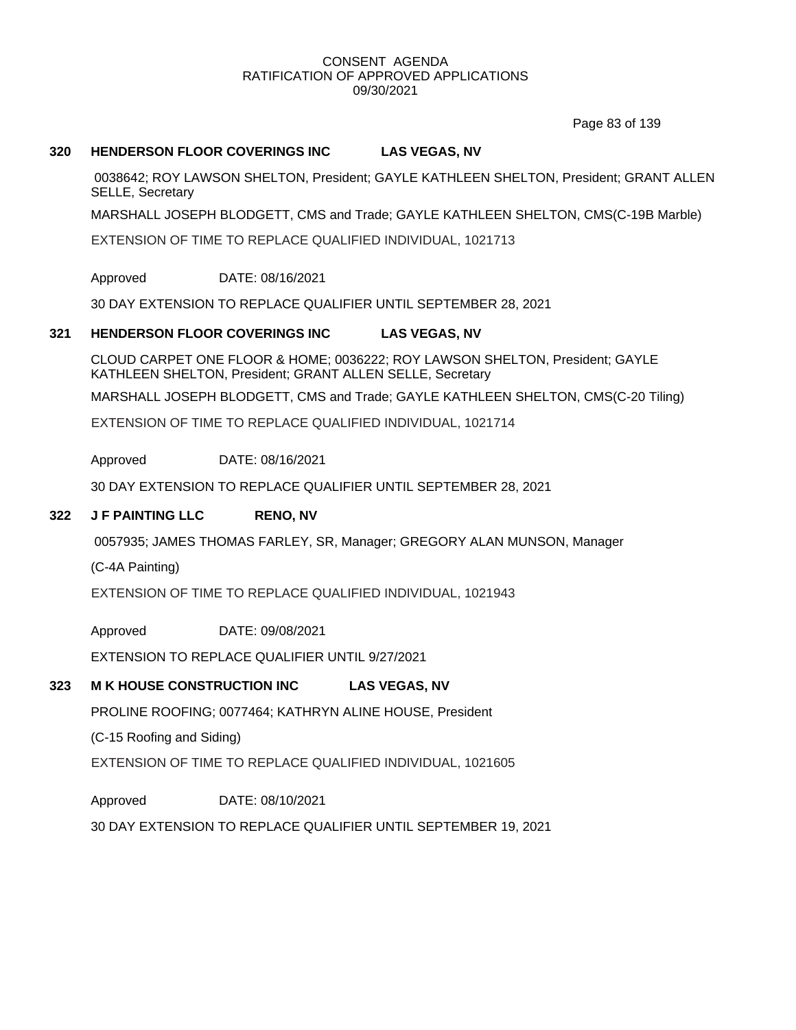CONSENT AGENDA
RATIFICATION OF APPROVED APPLICATIONS
09/30/2021

**320 HENDERSON FLOOR COVERINGS INC LAS VEGAS, NV**

0038642; ROY LAWSON SHELTON, President; GAYLE KATHLEEN SHELTON, President; GRANT ALLEN SELLE, Secretary

MARSHALL JOSEPH BLODGETT, CMS and Trade; GAYLE KATHLEEN SHELTON, CMS(C-19B Marble)

EXTENSION OF TIME TO REPLACE QUALIFIED INDIVIDUAL, 1021713

Approved DATE: 08/16/2021

30 DAY EXTENSION TO REPLACE QUALIFIER UNTIL SEPTEMBER 28, 2021

**321 HENDERSON FLOOR COVERINGS INC LAS VEGAS, NV**

CLOUD CARPET ONE FLOOR & HOME; 0036222; ROY LAWSON SHELTON, President; GAYLE KATHLEEN SHELTON, President; GRANT ALLEN SELLE, Secretary

MARSHALL JOSEPH BLODGETT, CMS and Trade; GAYLE KATHLEEN SHELTON, CMS(C-20 Tiling)

EXTENSION OF TIME TO REPLACE QUALIFIED INDIVIDUAL, 1021714

Approved DATE: 08/16/2021

30 DAY EXTENSION TO REPLACE QUALIFIER UNTIL SEPTEMBER 28, 2021

**322 J F PAINTING LLC RENO, NV**

0057935; JAMES THOMAS FARLEY, SR, Manager; GREGORY ALAN MUNSON, Manager

(C-4A Painting)

EXTENSION OF TIME TO REPLACE QUALIFIED INDIVIDUAL, 1021943

Approved DATE: 09/08/2021

EXTENSION TO REPLACE QUALIFIER UNTIL 9/27/2021

**323 M K HOUSE CONSTRUCTION INC LAS VEGAS, NV**

PROLINE ROOFING; 0077464; KATHRYN ALINE HOUSE, President

(C-15 Roofing and Siding)

EXTENSION OF TIME TO REPLACE QUALIFIED INDIVIDUAL, 1021605

Approved DATE: 08/10/2021

30 DAY EXTENSION TO REPLACE QUALIFIER UNTIL SEPTEMBER 19, 2021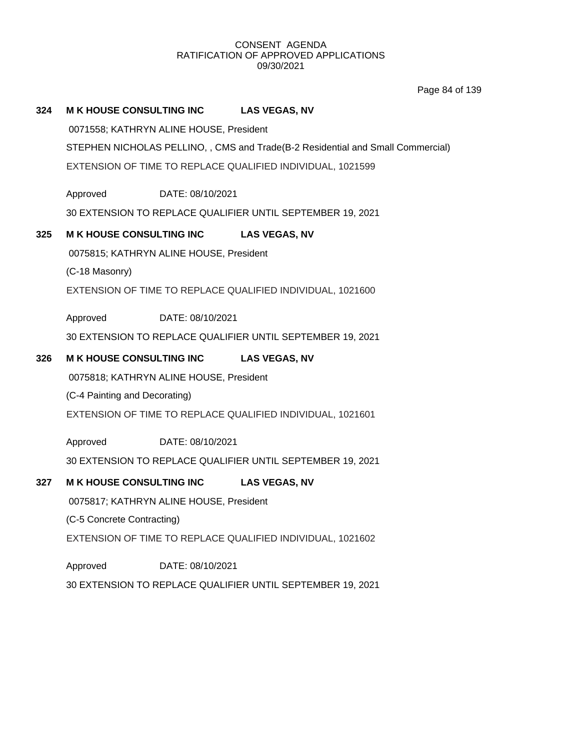**324 M K HOUSE CONSULTING INC LAS VEGAS, NV**

0071558; KATHRYN ALINE HOUSE, President

STEPHEN NICHOLAS PELLINO, , CMS and Trade(B-2 Residential and Small Commercial)

EXTENSION OF TIME TO REPLACE QUALIFIED INDIVIDUAL, 1021599

Approved DATE: 08/10/2021

30 EXTENSION TO REPLACE QUALIFIER UNTIL SEPTEMBER 19, 2021

**325 M K HOUSE CONSULTING INC LAS VEGAS, NV**

0075815; KATHRYN ALINE HOUSE, President

(C-18 Masonry)

EXTENSION OF TIME TO REPLACE QUALIFIED INDIVIDUAL, 1021600

Approved DATE: 08/10/2021

30 EXTENSION TO REPLACE QUALIFIER UNTIL SEPTEMBER 19, 2021

**326 M K HOUSE CONSULTING INC LAS VEGAS, NV**

0075818; KATHRYN ALINE HOUSE, President

(C-4 Painting and Decorating)

EXTENSION OF TIME TO REPLACE QUALIFIED INDIVIDUAL, 1021601

Approved DATE: 08/10/2021

30 EXTENSION TO REPLACE QUALIFIER UNTIL SEPTEMBER 19, 2021

**327 M K HOUSE CONSULTING INC LAS VEGAS, NV**

0075817; KATHRYN ALINE HOUSE, President

(C-5 Concrete Contracting)

EXTENSION OF TIME TO REPLACE QUALIFIED INDIVIDUAL, 1021602

Approved DATE: 08/10/2021

30 EXTENSION TO REPLACE QUALIFIER UNTIL SEPTEMBER 19, 2021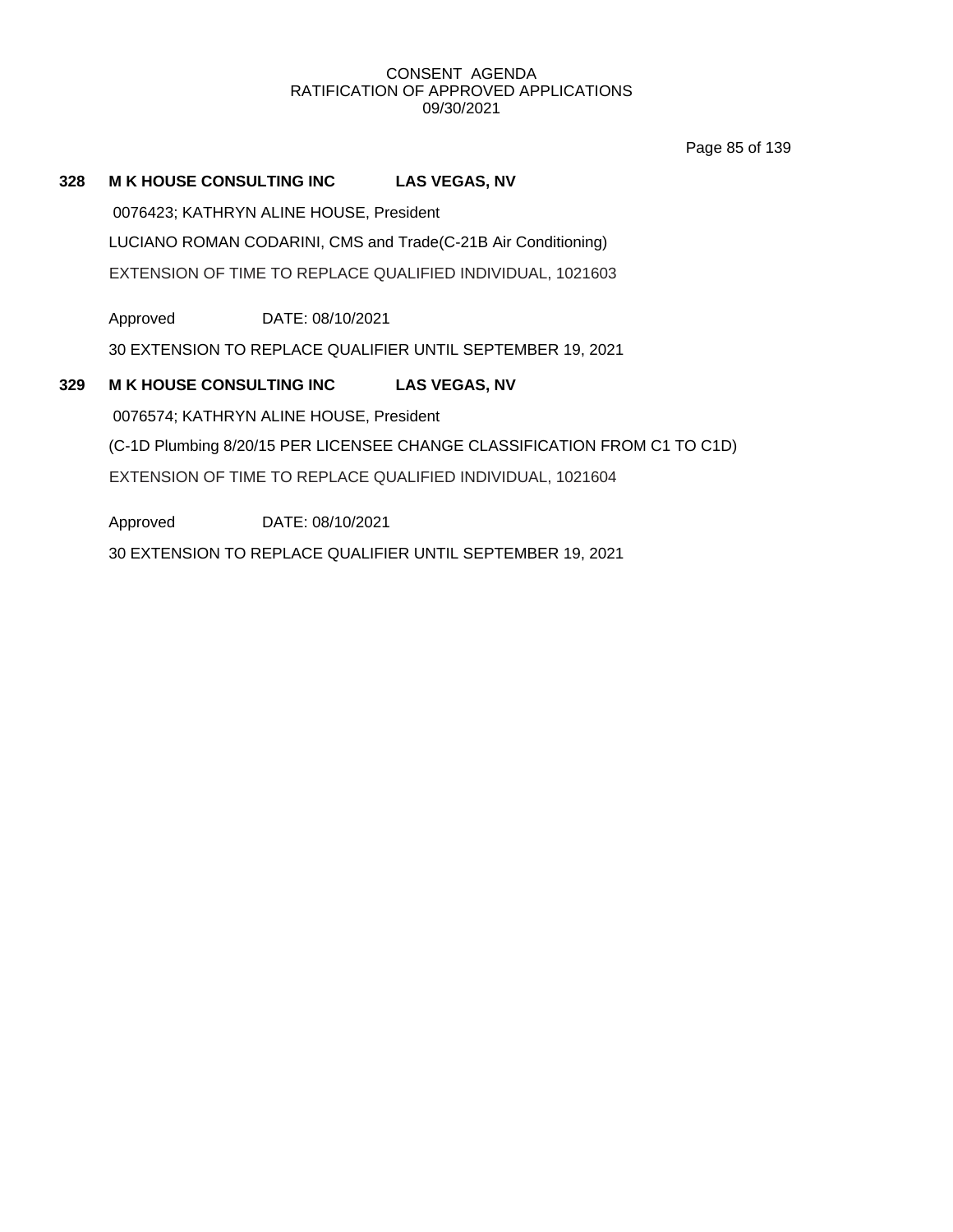**328 M K HOUSE CONSULTING INC LAS VEGAS, NV**

0076423; KATHRYN ALINE HOUSE, President

LUCIANO ROMAN CODARINI, CMS and Trade(C-21B Air Conditioning)

EXTENSION OF TIME TO REPLACE QUALIFIED INDIVIDUAL, 1021603

Approved DATE: 08/10/2021

30 EXTENSION TO REPLACE QUALIFIER UNTIL SEPTEMBER 19, 2021

**329 M K HOUSE CONSULTING INC LAS VEGAS, NV**

0076574; KATHRYN ALINE HOUSE, President

(C-1D Plumbing 8/20/15 PER LICENSEE CHANGE CLASSIFICATION FROM C1 TO C1D)

EXTENSION OF TIME TO REPLACE QUALIFIED INDIVIDUAL, 1021604

Approved DATE: 08/10/2021

30 EXTENSION TO REPLACE QUALIFIER UNTIL SEPTEMBER 19, 2021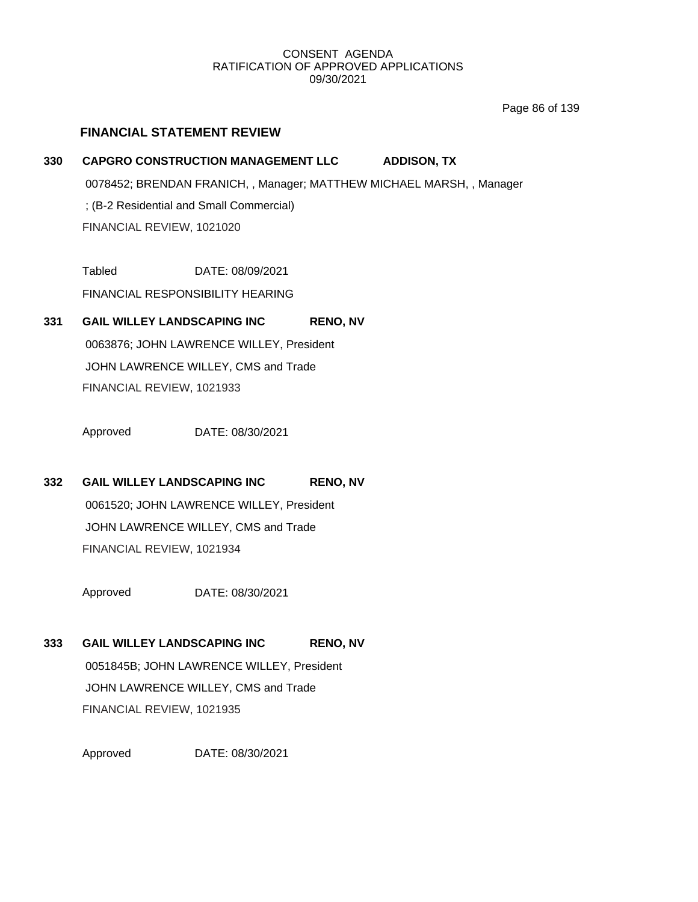## FINANCIAL STATEMENT REVIEW

**330 CAPGRO CONSTRUCTION MANAGEMENT LLC ADDISON, TX**

0078452; BRENDAN FRANICH, , Manager; MATTHEW MICHAEL MARSH, , Manager

; (B-2 Residential and Small Commercial)

FINANCIAL REVIEW, 1021020

Tabled DATE: 08/09/2021

FINANCIAL RESPONSIBILITY HEARING

**331 GAIL WILLEY LANDSCAPING INC RENO, NV**

0063876; JOHN LAWRENCE WILLEY, President

JOHN LAWRENCE WILLEY, CMS and Trade

FINANCIAL REVIEW, 1021933

Approved DATE: 08/30/2021

**332 GAIL WILLEY LANDSCAPING INC RENO, NV**

0061520; JOHN LAWRENCE WILLEY, President

JOHN LAWRENCE WILLEY, CMS and Trade

FINANCIAL REVIEW, 1021934

Approved DATE: 08/30/2021

**333 GAIL WILLEY LANDSCAPING INC RENO, NV**

0051845B; JOHN LAWRENCE WILLEY, President

JOHN LAWRENCE WILLEY, CMS and Trade

FINANCIAL REVIEW, 1021935

Approved DATE: 08/30/2021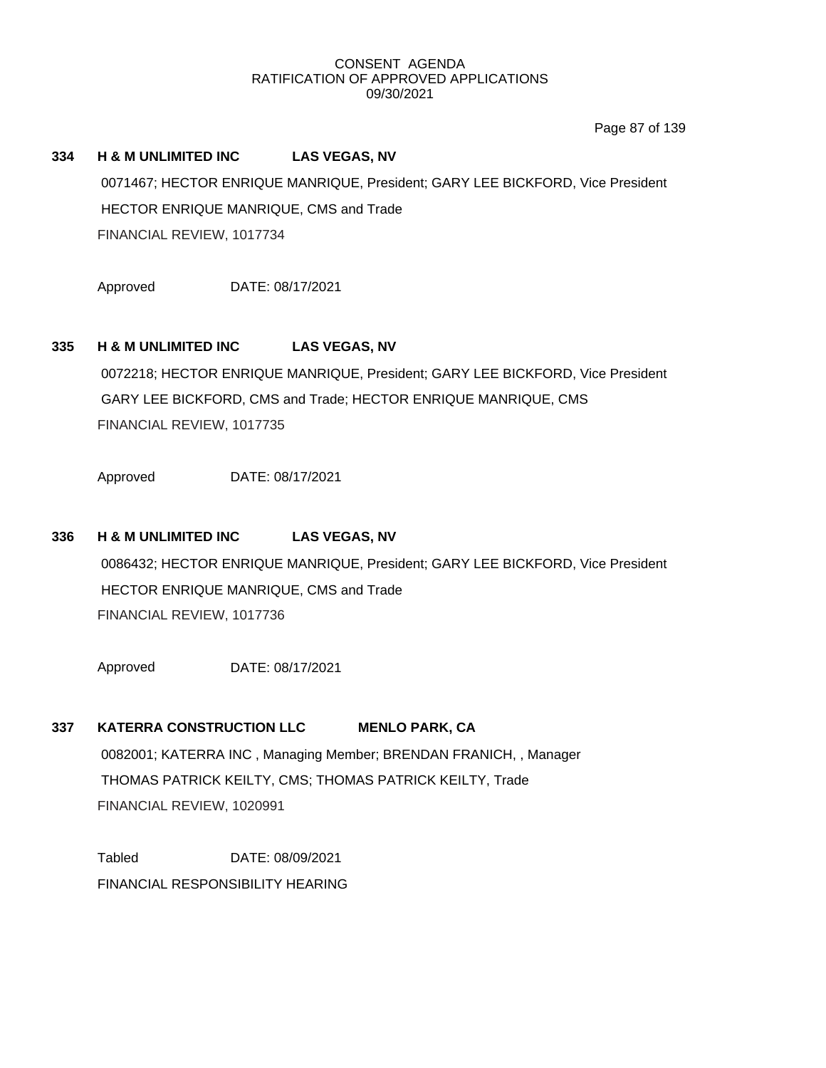CONSENT AGENDA
RATIFICATION OF APPROVED APPLICATIONS
09/30/2021

**334 H & M UNLIMITED INC LAS VEGAS, NV**

0071467; HECTOR ENRIQUE MANRIQUE, President; GARY LEE BICKFORD, Vice President
HECTOR ENRIQUE MANRIQUE, CMS and Trade
FINANCIAL REVIEW, 1017734

Approved DATE: 08/17/2021

**335 H & M UNLIMITED INC LAS VEGAS, NV**

0072218; HECTOR ENRIQUE MANRIQUE, President; GARY LEE BICKFORD, Vice President
GARY LEE BICKFORD, CMS and Trade; HECTOR ENRIQUE MANRIQUE, CMS
FINANCIAL REVIEW, 1017735

Approved DATE: 08/17/2021

**336 H & M UNLIMITED INC LAS VEGAS, NV**

0086432; HECTOR ENRIQUE MANRIQUE, President; GARY LEE BICKFORD, Vice President
HECTOR ENRIQUE MANRIQUE, CMS and Trade
FINANCIAL REVIEW, 1017736

Approved DATE: 08/17/2021

**337 KATERRA CONSTRUCTION LLC MENLO PARK, CA**

0082001; KATERRA INC , Managing Member; BRENDAN FRANICH, , Manager
THOMAS PATRICK KEILTY, CMS; THOMAS PATRICK KEILTY, Trade
FINANCIAL REVIEW, 1020991

Tabled DATE: 08/09/2021
FINANCIAL RESPONSIBILITY HEARING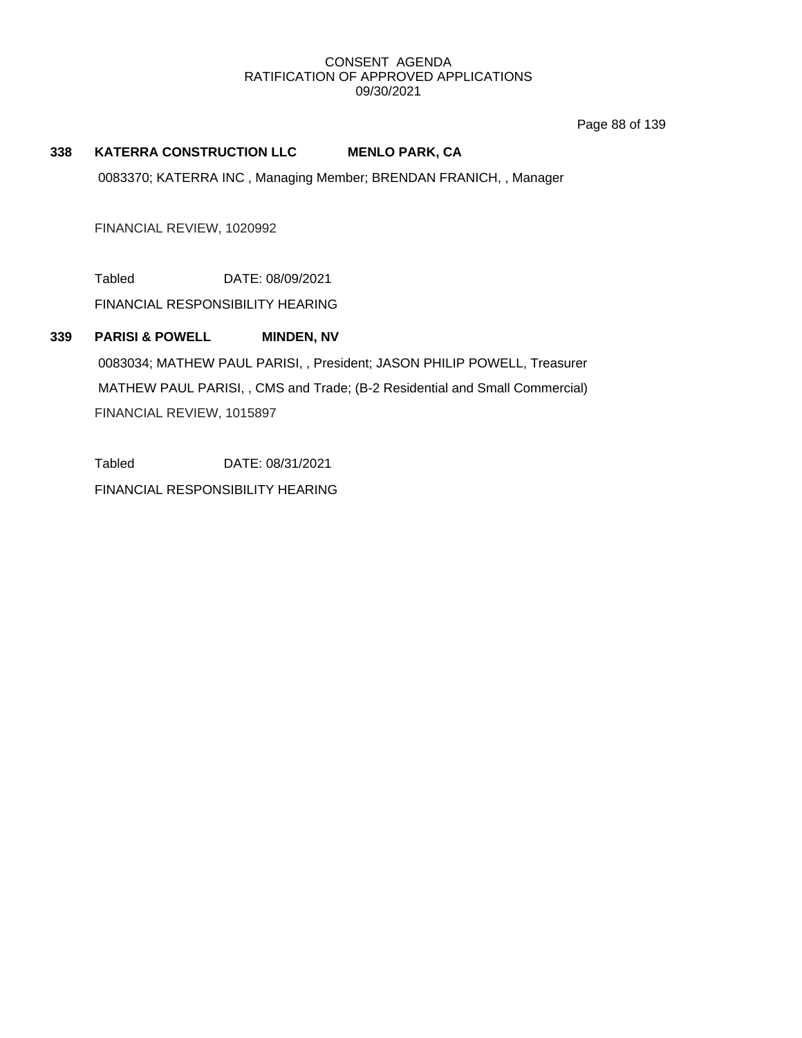### 338 KATERRA CONSTRUCTION LLC MENLO PARK, CA

0083370; KATERRA INC , Managing Member; BRENDAN FRANICH, , Manager

FINANCIAL REVIEW, 1020992

Tabled DATE: 08/09/2021

FINANCIAL RESPONSIBILITY HEARING

### 339 PARISI & POWELL MINDEN, NV

0083034; MATHEW PAUL PARISI, , President; JASON PHILIP POWELL, Treasurer

MATHEW PAUL PARISI, , CMS and Trade; (B-2 Residential and Small Commercial)

FINANCIAL REVIEW, 1015897

Tabled DATE: 08/31/2021

FINANCIAL RESPONSIBILITY HEARING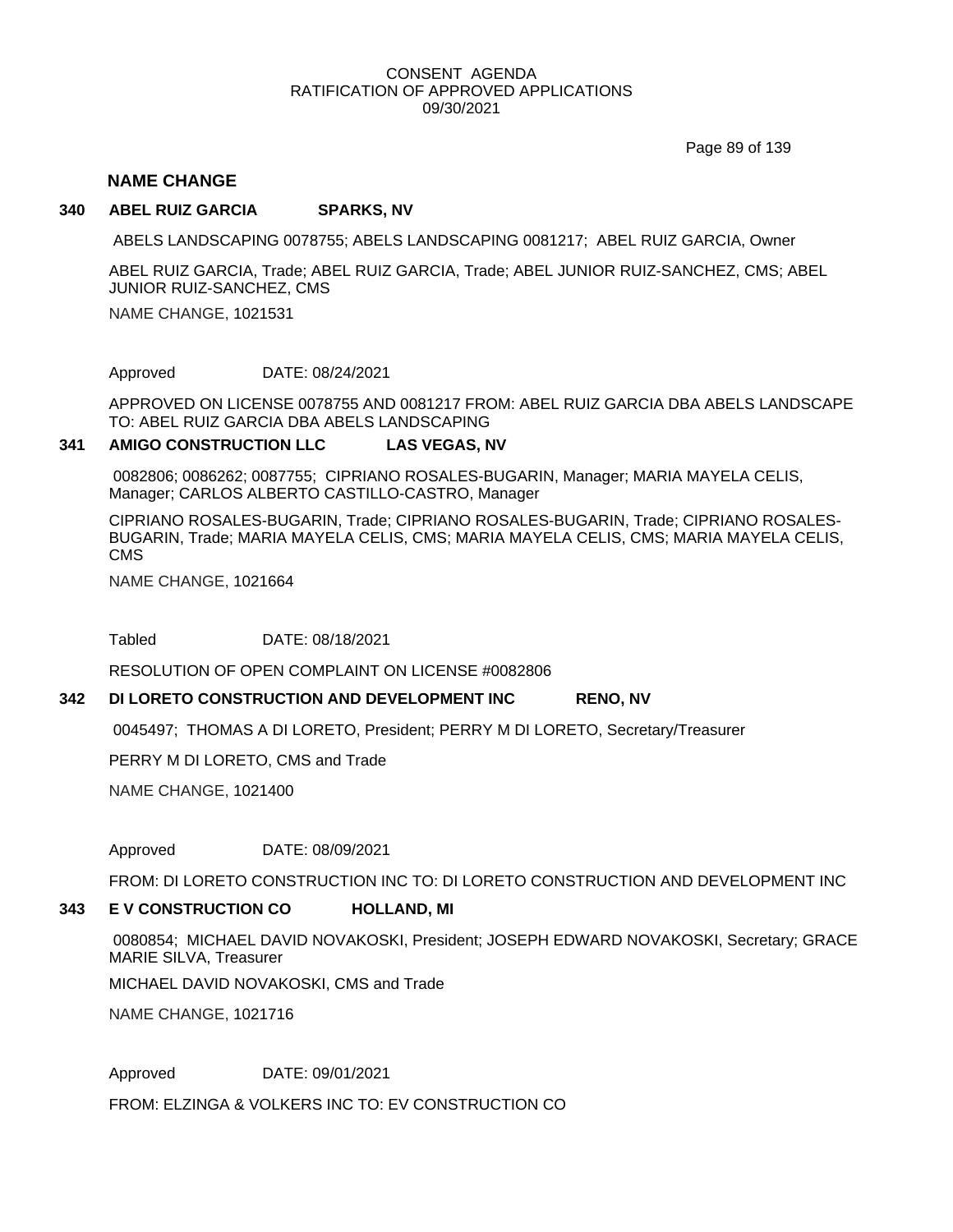CONSENT AGENDA
RATIFICATION OF APPROVED APPLICATIONS
09/30/2021

## NAME CHANGE

**340 ABEL RUIZ GARCIA SPARKS, NV**

ABELS LANDSCAPING 0078755; ABELS LANDSCAPING 0081217; ABEL RUIZ GARCIA, Owner

ABEL RUIZ GARCIA, Trade; ABEL RUIZ GARCIA, Trade; ABEL JUNIOR RUIZ-SANCHEZ, CMS; ABEL JUNIOR RUIZ-SANCHEZ, CMS

NAME CHANGE, 1021531

Approved DATE: 08/24/2021

APPROVED ON LICENSE 0078755 AND 0081217 FROM: ABEL RUIZ GARCIA DBA ABELS LANDSCAPE TO: ABEL RUIZ GARCIA DBA ABELS LANDSCAPING

**341 AMIGO CONSTRUCTION LLC LAS VEGAS, NV**

0082806; 0086262; 0087755; CIPRIANO ROSALES-BUGARIN, Manager; MARIA MAYELA CELIS, Manager; CARLOS ALBERTO CASTILLO-CASTRO, Manager

CIPRIANO ROSALES-BUGARIN, Trade; CIPRIANO ROSALES-BUGARIN, Trade; CIPRIANO ROSALES-BUGARIN, Trade; MARIA MAYELA CELIS, CMS; MARIA MAYELA CELIS, CMS; MARIA MAYELA CELIS, CMS

NAME CHANGE, 1021664

Tabled DATE: 08/18/2021

RESOLUTION OF OPEN COMPLAINT ON LICENSE #0082806

**342 DI LORETO CONSTRUCTION AND DEVELOPMENT INC RENO, NV**

0045497; THOMAS A DI LORETO, President; PERRY M DI LORETO, Secretary/Treasurer

PERRY M DI LORETO, CMS and Trade

NAME CHANGE, 1021400

Approved DATE: 08/09/2021

FROM: DI LORETO CONSTRUCTION INC TO: DI LORETO CONSTRUCTION AND DEVELOPMENT INC

**343 E V CONSTRUCTION CO HOLLAND, MI**

0080854; MICHAEL DAVID NOVAKOSKI, President; JOSEPH EDWARD NOVAKOSKI, Secretary; GRACE MARIE SILVA, Treasurer

MICHAEL DAVID NOVAKOSKI, CMS and Trade

NAME CHANGE, 1021716

Approved DATE: 09/01/2021

FROM: ELZINGA & VOLKERS INC TO: EV CONSTRUCTION CO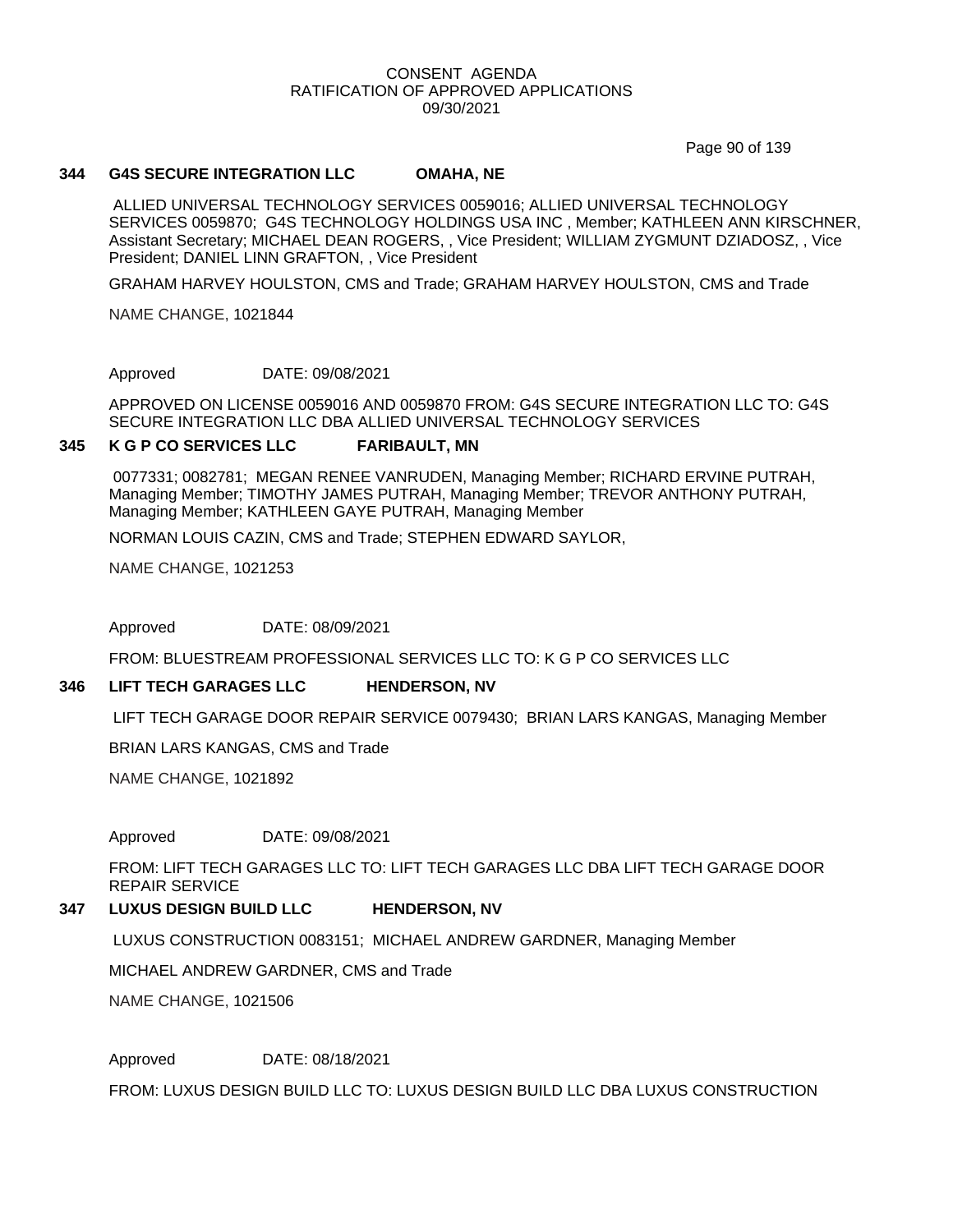## 344 G4S SECURE INTEGRATION LLC OMAHA, NE

ALLIED UNIVERSAL TECHNOLOGY SERVICES 0059016; ALLIED UNIVERSAL TECHNOLOGY SERVICES 0059870; G4S TECHNOLOGY HOLDINGS USA INC , Member; KATHLEEN ANN KIRSCHNER, Assistant Secretary; MICHAEL DEAN ROGERS, , Vice President; WILLIAM ZYGMUNT DZIADOSZ, , Vice President; DANIEL LINN GRAFTON, , Vice President

GRAHAM HARVEY HOULSTON, CMS and Trade; GRAHAM HARVEY HOULSTON, CMS and Trade

NAME CHANGE, 1021844

Approved DATE: 09/08/2021

APPROVED ON LICENSE 0059016 AND 0059870 FROM: G4S SECURE INTEGRATION LLC TO: G4S SECURE INTEGRATION LLC DBA ALLIED UNIVERSAL TECHNOLOGY SERVICES

## 345 K G P CO SERVICES LLC FARIBAULT, MN

0077331; 0082781; MEGAN RENEE VANRUDEN, Managing Member; RICHARD ERVINE PUTRAH, Managing Member; TIMOTHY JAMES PUTRAH, Managing Member; TREVOR ANTHONY PUTRAH, Managing Member; KATHLEEN GAYE PUTRAH, Managing Member

NORMAN LOUIS CAZIN, CMS and Trade; STEPHEN EDWARD SAYLOR,

NAME CHANGE, 1021253

Approved DATE: 08/09/2021

FROM: BLUESTREAM PROFESSIONAL SERVICES LLC TO: K G P CO SERVICES LLC

## 346 LIFT TECH GARAGES LLC HENDERSON, NV

LIFT TECH GARAGE DOOR REPAIR SERVICE 0079430; BRIAN LARS KANGAS, Managing Member

BRIAN LARS KANGAS, CMS and Trade

NAME CHANGE, 1021892

Approved DATE: 09/08/2021

FROM: LIFT TECH GARAGES LLC TO: LIFT TECH GARAGES LLC DBA LIFT TECH GARAGE DOOR REPAIR SERVICE

## 347 LUXUS DESIGN BUILD LLC HENDERSON, NV

LUXUS CONSTRUCTION 0083151; MICHAEL ANDREW GARDNER, Managing Member

MICHAEL ANDREW GARDNER, CMS and Trade

NAME CHANGE, 1021506

Approved DATE: 08/18/2021

FROM: LUXUS DESIGN BUILD LLC TO: LUXUS DESIGN BUILD LLC DBA LUXUS CONSTRUCTION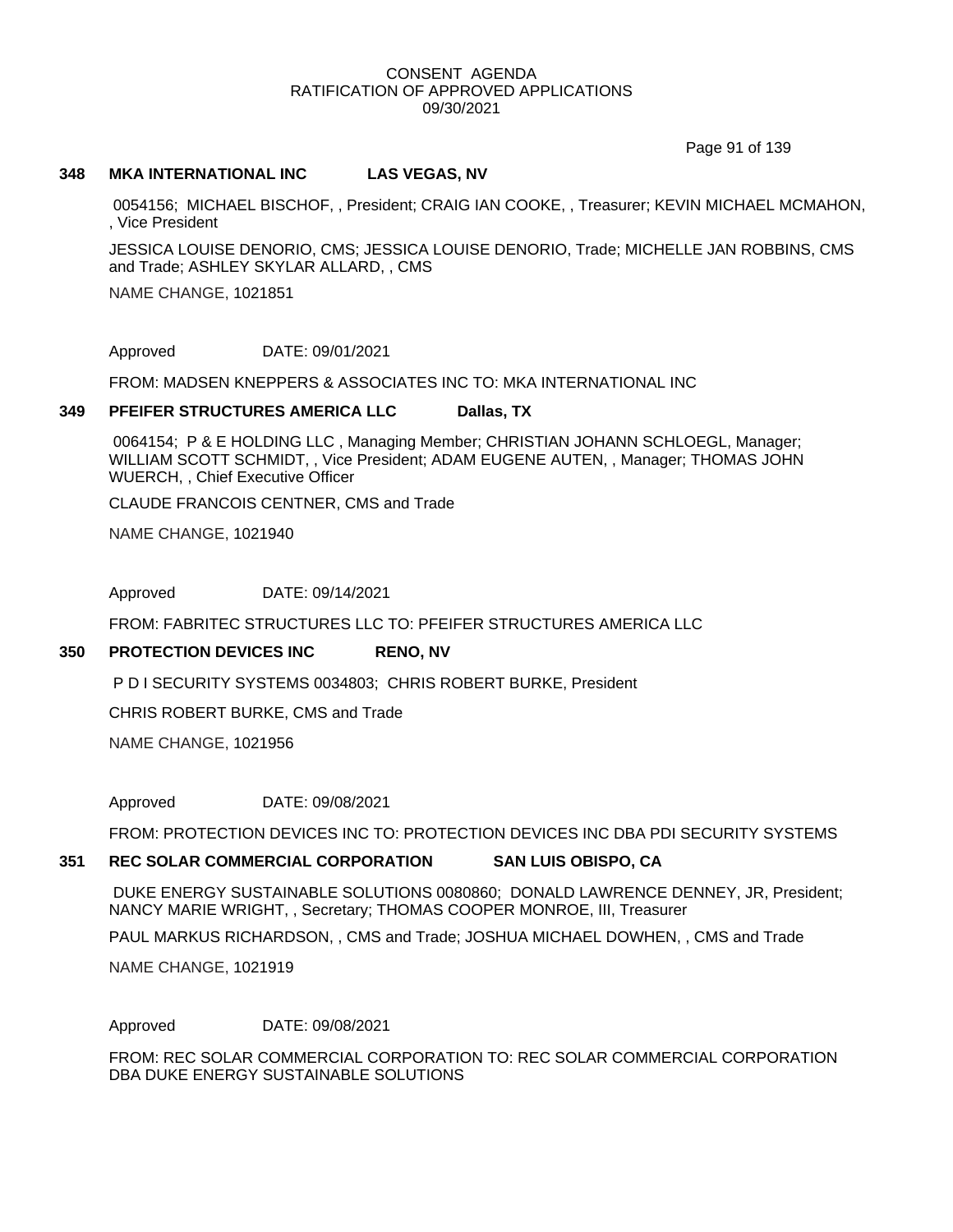CONSENT AGENDA
RATIFICATION OF APPROVED APPLICATIONS
09/30/2021

**348 MKA INTERNATIONAL INC LAS VEGAS, NV**

0054156; MICHAEL BISCHOF, , President; CRAIG IAN COOKE, , Treasurer; KEVIN MICHAEL MCMAHON, , Vice President

JESSICA LOUISE DENORIO, CMS; JESSICA LOUISE DENORIO, Trade; MICHELLE JAN ROBBINS, CMS and Trade; ASHLEY SKYLAR ALLARD, , CMS

NAME CHANGE, 1021851

Approved DATE: 09/01/2021

FROM: MADSEN KNEPPERS & ASSOCIATES INC TO: MKA INTERNATIONAL INC

**349 PFEIFER STRUCTURES AMERICA LLC Dallas, TX**

0064154; P & E HOLDING LLC , Managing Member; CHRISTIAN JOHANN SCHLOEGL, Manager; WILLIAM SCOTT SCHMIDT, , Vice President; ADAM EUGENE AUTEN, , Manager; THOMAS JOHN WUERCH, , Chief Executive Officer

CLAUDE FRANCOIS CENTNER, CMS and Trade

NAME CHANGE, 1021940

Approved DATE: 09/14/2021

FROM: FABRITEC STRUCTURES LLC TO: PFEIFER STRUCTURES AMERICA LLC

**350 PROTECTION DEVICES INC RENO, NV**

P D I SECURITY SYSTEMS 0034803; CHRIS ROBERT BURKE, President

CHRIS ROBERT BURKE, CMS and Trade

NAME CHANGE, 1021956

Approved DATE: 09/08/2021

FROM: PROTECTION DEVICES INC TO: PROTECTION DEVICES INC DBA PDI SECURITY SYSTEMS

**351 REC SOLAR COMMERCIAL CORPORATION SAN LUIS OBISPO, CA**

DUKE ENERGY SUSTAINABLE SOLUTIONS 0080860; DONALD LAWRENCE DENNEY, JR, President; NANCY MARIE WRIGHT, , Secretary; THOMAS COOPER MONROE, III, Treasurer

PAUL MARKUS RICHARDSON, , CMS and Trade; JOSHUA MICHAEL DOWHEN, , CMS and Trade

NAME CHANGE, 1021919

Approved DATE: 09/08/2021

FROM: REC SOLAR COMMERCIAL CORPORATION TO: REC SOLAR COMMERCIAL CORPORATION DBA DUKE ENERGY SUSTAINABLE SOLUTIONS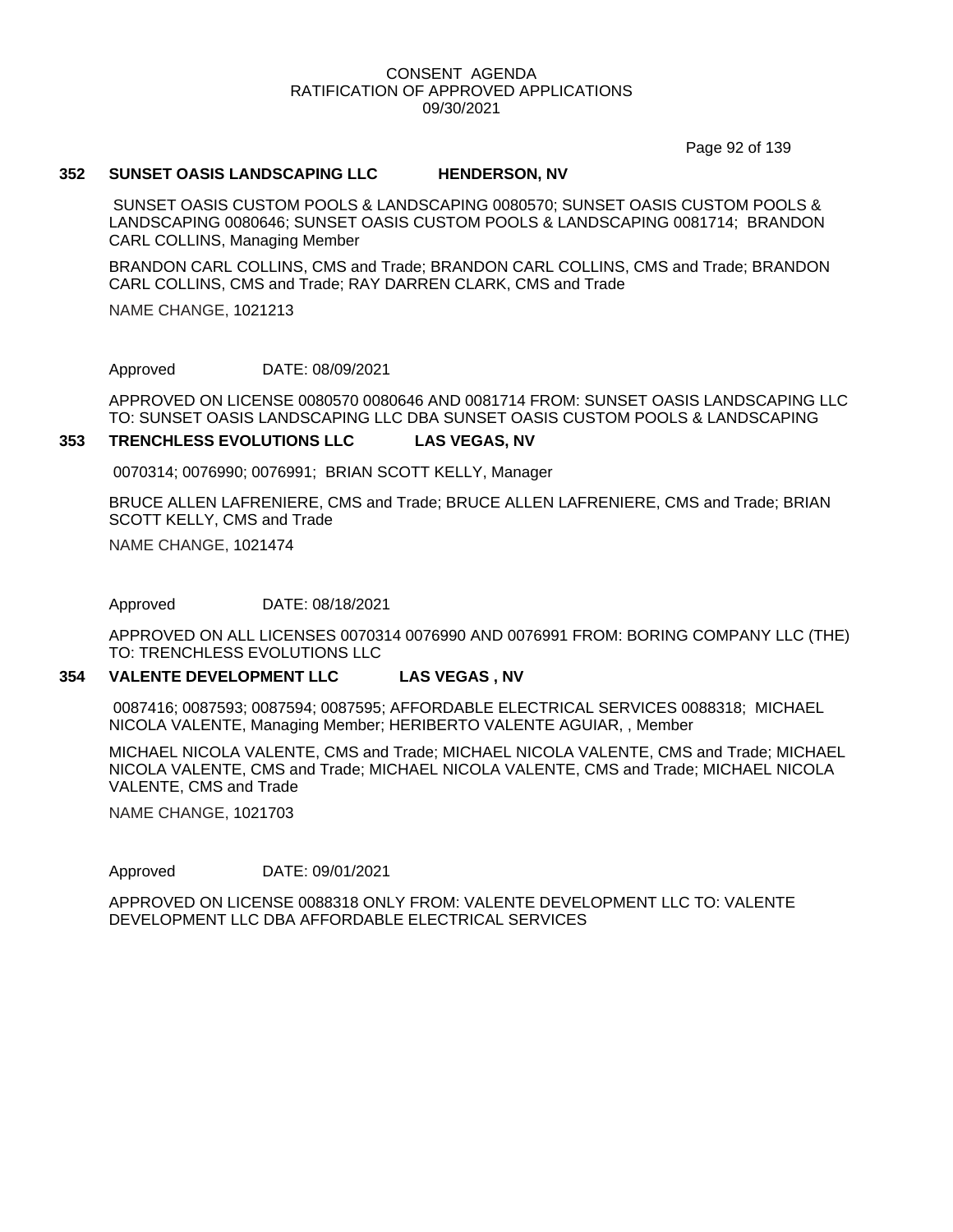CONSENT AGENDA
RATIFICATION OF APPROVED APPLICATIONS
09/30/2021

**352 SUNSET OASIS LANDSCAPING LLC HENDERSON, NV**

SUNSET OASIS CUSTOM POOLS & LANDSCAPING 0080570; SUNSET OASIS CUSTOM POOLS & LANDSCAPING 0080646; SUNSET OASIS CUSTOM POOLS & LANDSCAPING 0081714; BRANDON CARL COLLINS, Managing Member

BRANDON CARL COLLINS, CMS and Trade; BRANDON CARL COLLINS, CMS and Trade; BRANDON CARL COLLINS, CMS and Trade; RAY DARREN CLARK, CMS and Trade

NAME CHANGE, 1021213

Approved DATE: 08/09/2021

APPROVED ON LICENSE 0080570 0080646 AND 0081714 FROM: SUNSET OASIS LANDSCAPING LLC TO: SUNSET OASIS LANDSCAPING LLC DBA SUNSET OASIS CUSTOM POOLS & LANDSCAPING

**353 TRENCHLESS EVOLUTIONS LLC LAS VEGAS, NV**

0070314; 0076990; 0076991; BRIAN SCOTT KELLY, Manager

BRUCE ALLEN LAFRENIERE, CMS and Trade; BRUCE ALLEN LAFRENIERE, CMS and Trade; BRIAN SCOTT KELLY, CMS and Trade

NAME CHANGE, 1021474

Approved DATE: 08/18/2021

APPROVED ON ALL LICENSES 0070314 0076990 AND 0076991 FROM: BORING COMPANY LLC (THE) TO: TRENCHLESS EVOLUTIONS LLC

**354 VALENTE DEVELOPMENT LLC LAS VEGAS , NV**

0087416; 0087593; 0087594; 0087595; AFFORDABLE ELECTRICAL SERVICES 0088318; MICHAEL NICOLA VALENTE, Managing Member; HERIBERTO VALENTE AGUIAR, , Member

MICHAEL NICOLA VALENTE, CMS and Trade; MICHAEL NICOLA VALENTE, CMS and Trade; MICHAEL NICOLA VALENTE, CMS and Trade; MICHAEL NICOLA VALENTE, CMS and Trade; MICHAEL NICOLA VALENTE, CMS and Trade

NAME CHANGE, 1021703

Approved DATE: 09/01/2021

APPROVED ON LICENSE 0088318 ONLY FROM: VALENTE DEVELOPMENT LLC TO: VALENTE DEVELOPMENT LLC DBA AFFORDABLE ELECTRICAL SERVICES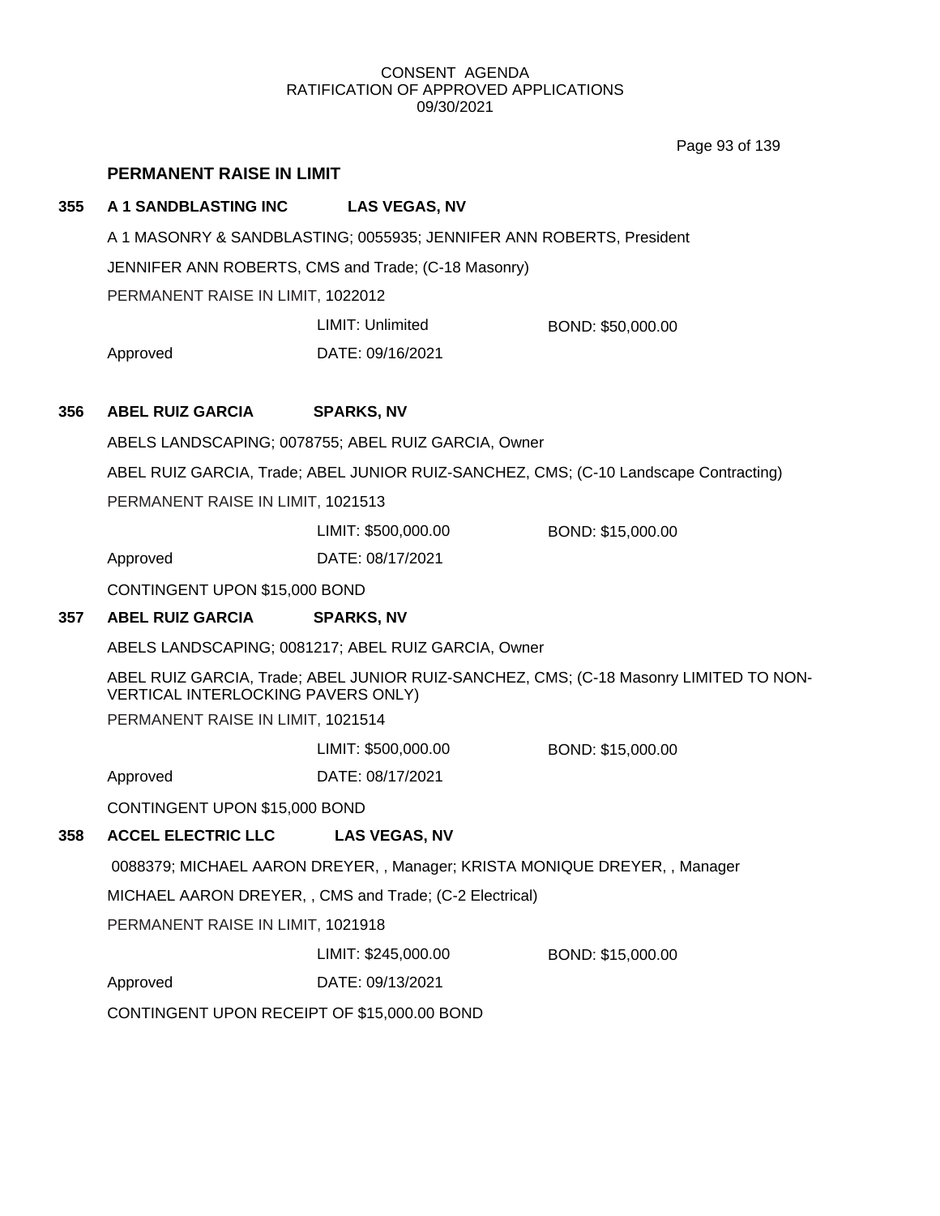CONSENT AGENDA
RATIFICATION OF APPROVED APPLICATIONS
09/30/2021

## PERMANENT RAISE IN LIMIT

**355 A 1 SANDBLASTING INC LAS VEGAS, NV**

A 1 MASONRY & SANDBLASTING; 0055935; JENNIFER ANN ROBERTS, President

JENNIFER ANN ROBERTS, CMS and Trade; (C-18 Masonry)

PERMANENT RAISE IN LIMIT, 1022012

LIMIT: Unlimited BOND: $50,000.00

Approved DATE: 09/16/2021

**356 ABEL RUIZ GARCIA SPARKS, NV**

ABELS LANDSCAPING; 0078755; ABEL RUIZ GARCIA, Owner

ABEL RUIZ GARCIA, Trade; ABEL JUNIOR RUIZ-SANCHEZ, CMS; (C-10 Landscape Contracting)

PERMANENT RAISE IN LIMIT, 1021513

LIMIT: $500,000.00 BOND: $15,000.00

Approved DATE: 08/17/2021

CONTINGENT UPON $15,000 BOND

**357 ABEL RUIZ GARCIA SPARKS, NV**

ABELS LANDSCAPING; 0081217; ABEL RUIZ GARCIA, Owner

ABEL RUIZ GARCIA, Trade; ABEL JUNIOR RUIZ-SANCHEZ, CMS; (C-18 Masonry LIMITED TO NON-VERTICAL INTERLOCKING PAVERS ONLY)

PERMANENT RAISE IN LIMIT, 1021514

LIMIT: $500,000.00 BOND: $15,000.00

Approved DATE: 08/17/2021

CONTINGENT UPON $15,000 BOND

**358 ACCEL ELECTRIC LLC LAS VEGAS, NV**

0088379; MICHAEL AARON DREYER, , Manager; KRISTA MONIQUE DREYER, , Manager

MICHAEL AARON DREYER, , CMS and Trade; (C-2 Electrical)

PERMANENT RAISE IN LIMIT, 1021918

LIMIT: $245,000.00 BOND: $15,000.00

Approved DATE: 09/13/2021

CONTINGENT UPON RECEIPT OF $15,000.00 BOND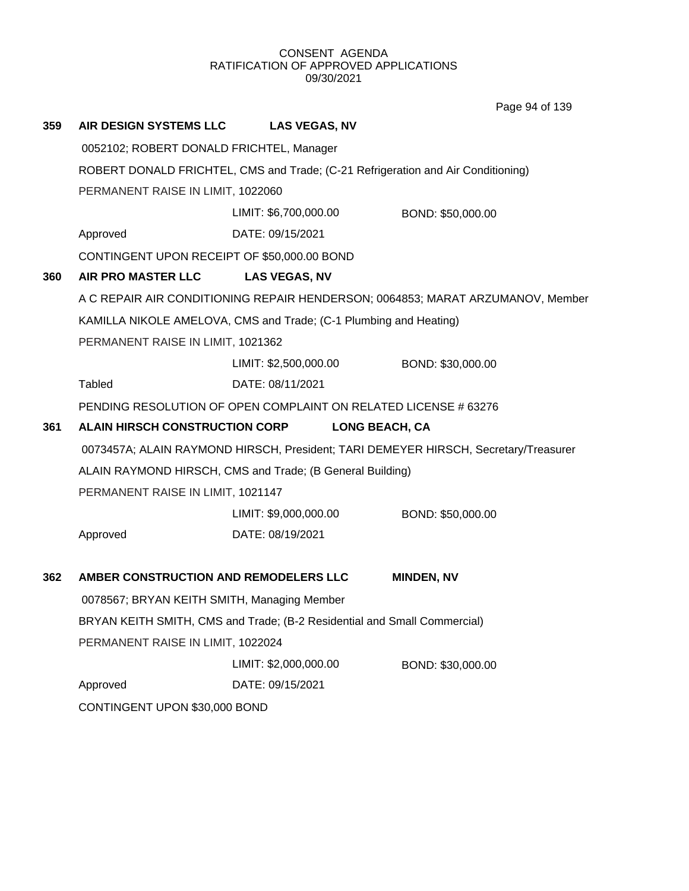CONSENT AGENDA
RATIFICATION OF APPROVED APPLICATIONS
09/30/2021

**359 AIR DESIGN SYSTEMS LLC LAS VEGAS, NV**

0052102; ROBERT DONALD FRICHTEL, Manager

ROBERT DONALD FRICHTEL, CMS and Trade; (C-21 Refrigeration and Air Conditioning)

PERMANENT RAISE IN LIMIT, 1022060

LIMIT: $6,700,000.00 BOND: $50,000.00

Approved DATE: 09/15/2021

CONTINGENT UPON RECEIPT OF $50,000.00 BOND

**360 AIR PRO MASTER LLC LAS VEGAS, NV**

A C REPAIR AIR CONDITIONING REPAIR HENDERSON; 0064853; MARAT ARZUMANOV, Member

KAMILLA NIKOLE AMELOVA, CMS and Trade; (C-1 Plumbing and Heating)

PERMANENT RAISE IN LIMIT, 1021362

LIMIT: $2,500,000.00 BOND: $30,000.00

Tabled DATE: 08/11/2021

PENDING RESOLUTION OF OPEN COMPLAINT ON RELATED LICENSE # 63276

**361 ALAIN HIRSCH CONSTRUCTION CORP LONG BEACH, CA**

0073457A; ALAIN RAYMOND HIRSCH, President; TARI DEMEYER HIRSCH, Secretary/Treasurer

ALAIN RAYMOND HIRSCH, CMS and Trade; (B General Building)

PERMANENT RAISE IN LIMIT, 1021147

LIMIT: $9,000,000.00 BOND: $50,000.00

Approved DATE: 08/19/2021

**362 AMBER CONSTRUCTION AND REMODELERS LLC MINDEN, NV**

0078567; BRYAN KEITH SMITH, Managing Member

BRYAN KEITH SMITH, CMS and Trade; (B-2 Residential and Small Commercial)

PERMANENT RAISE IN LIMIT, 1022024

LIMIT: $2,000,000.00 BOND: $30,000.00

Approved DATE: 09/15/2021

CONTINGENT UPON $30,000 BOND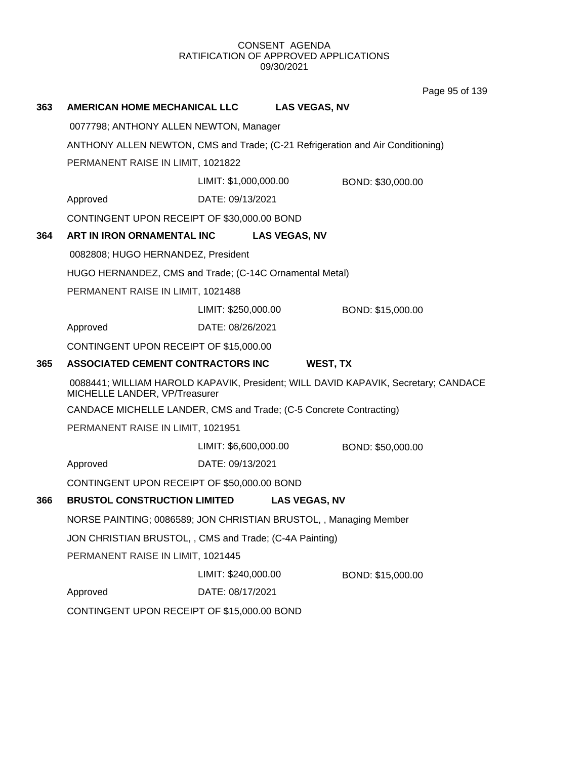CONSENT AGENDA
RATIFICATION OF APPROVED APPLICATIONS
09/30/2021

**363 AMERICAN HOME MECHANICAL LLC LAS VEGAS, NV**

0077798; ANTHONY ALLEN NEWTON, Manager

ANTHONY ALLEN NEWTON, CMS and Trade; (C-21 Refrigeration and Air Conditioning)

PERMANENT RAISE IN LIMIT, 1021822

LIMIT: $1,000,000.00 BOND: $30,000.00

Approved DATE: 09/13/2021

CONTINGENT UPON RECEIPT OF $30,000.00 BOND

**364 ART IN IRON ORNAMENTAL INC LAS VEGAS, NV**

0082808; HUGO HERNANDEZ, President

HUGO HERNANDEZ, CMS and Trade; (C-14C Ornamental Metal)

PERMANENT RAISE IN LIMIT, 1021488

LIMIT: $250,000.00 BOND: $15,000.00

Approved DATE: 08/26/2021

CONTINGENT UPON RECEIPT OF $15,000.00

**365 ASSOCIATED CEMENT CONTRACTORS INC WEST, TX**

0088441; WILLIAM HAROLD KAPAVIK, President; WILL DAVID KAPAVIK, Secretary; CANDACE MICHELLE LANDER, VP/Treasurer

CANDACE MICHELLE LANDER, CMS and Trade; (C-5 Concrete Contracting)

PERMANENT RAISE IN LIMIT, 1021951

LIMIT: $6,600,000.00 BOND: $50,000.00

Approved DATE: 09/13/2021

CONTINGENT UPON RECEIPT OF $50,000.00 BOND

**366 BRUSTOL CONSTRUCTION LIMITED LAS VEGAS, NV**

NORSE PAINTING; 0086589; JON CHRISTIAN BRUSTOL, , Managing Member

JON CHRISTIAN BRUSTOL, , CMS and Trade; (C-4A Painting)

PERMANENT RAISE IN LIMIT, 1021445

LIMIT: $240,000.00 BOND: $15,000.00

Approved DATE: 08/17/2021

CONTINGENT UPON RECEIPT OF $15,000.00 BOND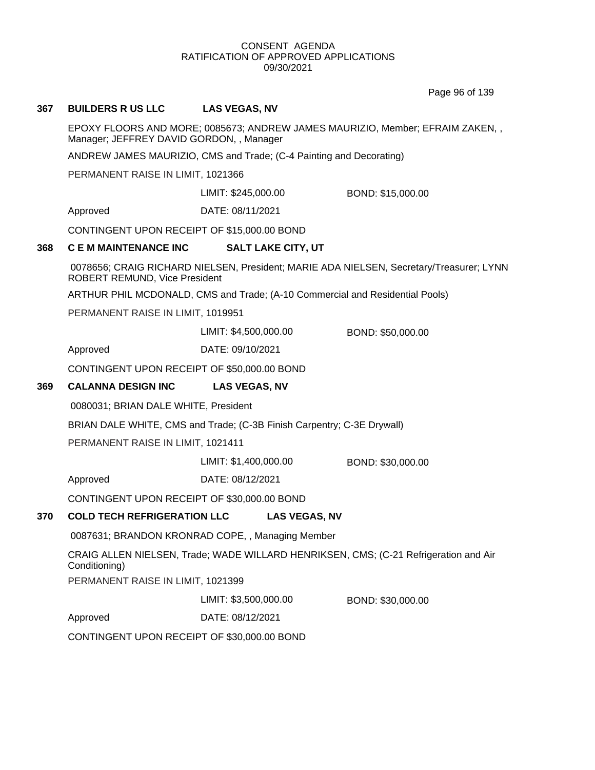CONSENT AGENDA
RATIFICATION OF APPROVED APPLICATIONS
09/30/2021

**367 BUILDERS R US LLC LAS VEGAS, NV**

EPOXY FLOORS AND MORE; 0085673; ANDREW JAMES MAURIZIO, Member; EFRAIM ZAKEN, , Manager; JEFFREY DAVID GORDON, , Manager

ANDREW JAMES MAURIZIO, CMS and Trade; (C-4 Painting and Decorating)

PERMANENT RAISE IN LIMIT, 1021366

LIMIT: $245,000.00 BOND: $15,000.00

Approved DATE: 08/11/2021

CONTINGENT UPON RECEIPT OF $15,000.00 BOND

**368 C E M MAINTENANCE INC SALT LAKE CITY, UT**

0078656; CRAIG RICHARD NIELSEN, President; MARIE ADA NIELSEN, Secretary/Treasurer; LYNN ROBERT REMUND, Vice President

ARTHUR PHIL MCDONALD, CMS and Trade; (A-10 Commercial and Residential Pools)

PERMANENT RAISE IN LIMIT, 1019951

LIMIT: $4,500,000.00 BOND: $50,000.00

Approved DATE: 09/10/2021

CONTINGENT UPON RECEIPT OF $50,000.00 BOND

**369 CALANNA DESIGN INC LAS VEGAS, NV**

0080031; BRIAN DALE WHITE, President

BRIAN DALE WHITE, CMS and Trade; (C-3B Finish Carpentry; C-3E Drywall)

PERMANENT RAISE IN LIMIT, 1021411

LIMIT: $1,400,000.00 BOND: $30,000.00

Approved DATE: 08/12/2021

CONTINGENT UPON RECEIPT OF $30,000.00 BOND

**370 COLD TECH REFRIGERATION LLC LAS VEGAS, NV**

0087631; BRANDON KRONRAD COPE, , Managing Member

CRAIG ALLEN NIELSEN, Trade; WADE WILLARD HENRIKSEN, CMS; (C-21 Refrigeration and Air Conditioning)

PERMANENT RAISE IN LIMIT, 1021399

LIMIT: $3,500,000.00 BOND: $30,000.00

Approved DATE: 08/12/2021

CONTINGENT UPON RECEIPT OF $30,000.00 BOND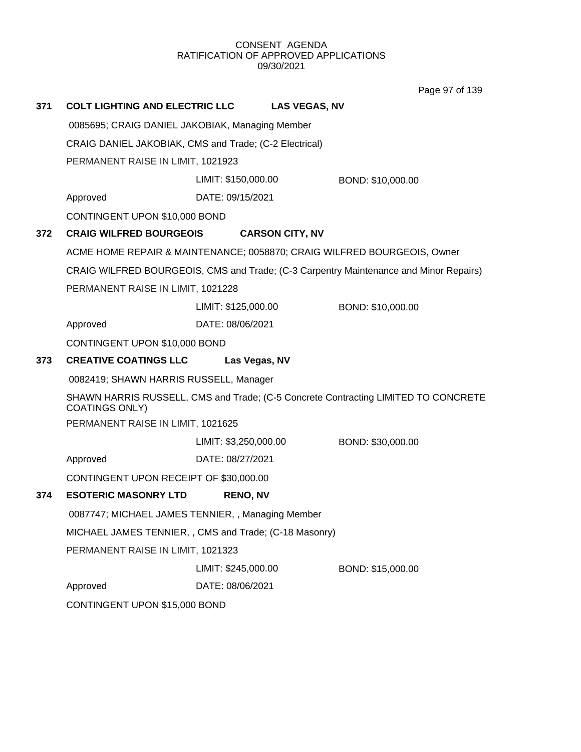CONSENT AGENDA
RATIFICATION OF APPROVED APPLICATIONS
09/30/2021

**371 COLT LIGHTING AND ELECTRIC LLC LAS VEGAS, NV**

0085695; CRAIG DANIEL JAKOBIAK, Managing Member

CRAIG DANIEL JAKOBIAK, CMS and Trade; (C-2 Electrical)

PERMANENT RAISE IN LIMIT, 1021923

LIMIT: $150,000.00 BOND: $10,000.00

Approved DATE: 09/15/2021

CONTINGENT UPON $10,000 BOND

**372 CRAIG WILFRED BOURGEOIS CARSON CITY, NV**

ACME HOME REPAIR & MAINTENANCE; 0058870; CRAIG WILFRED BOURGEOIS, Owner

CRAIG WILFRED BOURGEOIS, CMS and Trade; (C-3 Carpentry Maintenance and Minor Repairs)

PERMANENT RAISE IN LIMIT, 1021228

LIMIT: $125,000.00 BOND: $10,000.00

Approved DATE: 08/06/2021

CONTINGENT UPON $10,000 BOND

**373 CREATIVE COATINGS LLC Las Vegas, NV**

0082419; SHAWN HARRIS RUSSELL, Manager

SHAWN HARRIS RUSSELL, CMS and Trade; (C-5 Concrete Contracting LIMITED TO CONCRETE COATINGS ONLY)

PERMANENT RAISE IN LIMIT, 1021625

LIMIT: $3,250,000.00 BOND: $30,000.00

Approved DATE: 08/27/2021

CONTINGENT UPON RECEIPT OF $30,000.00

**374 ESOTERIC MASONRY LTD RENO, NV**

0087747; MICHAEL JAMES TENNIER, , Managing Member

MICHAEL JAMES TENNIER, , CMS and Trade; (C-18 Masonry)

PERMANENT RAISE IN LIMIT, 1021323

LIMIT: $245,000.00 BOND: $15,000.00

Approved DATE: 08/06/2021

CONTINGENT UPON $15,000 BOND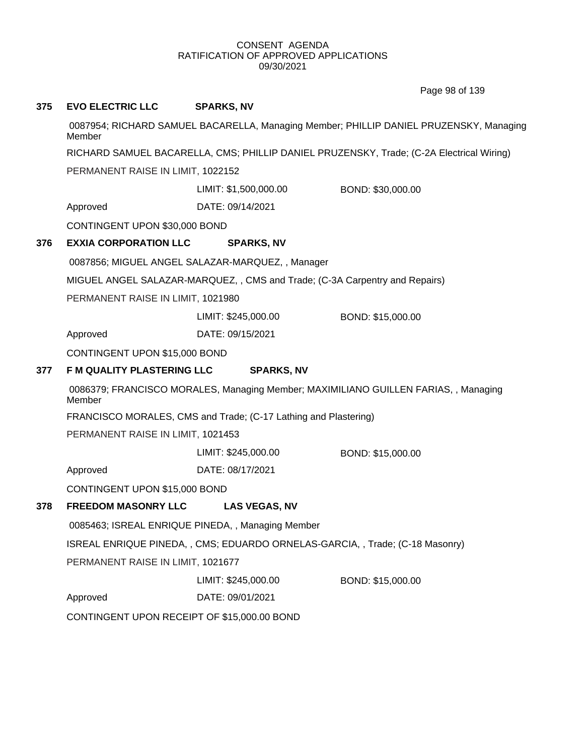CONSENT AGENDA
RATIFICATION OF APPROVED APPLICATIONS
09/30/2021

**375 EVO ELECTRIC LLC SPARKS, NV**

0087954; RICHARD SAMUEL BACARELLA, Managing Member; PHILLIP DANIEL PRUZENSKY, Managing Member

RICHARD SAMUEL BACARELLA, CMS; PHILLIP DANIEL PRUZENSKY, Trade; (C-2A Electrical Wiring)

PERMANENT RAISE IN LIMIT, 1022152

LIMIT: $1,500,000.00 BOND: $30,000.00

Approved DATE: 09/14/2021

CONTINGENT UPON $30,000 BOND

**376 EXXIA CORPORATION LLC SPARKS, NV**

0087856; MIGUEL ANGEL SALAZAR-MARQUEZ, , Manager

MIGUEL ANGEL SALAZAR-MARQUEZ, , CMS and Trade; (C-3A Carpentry and Repairs)

PERMANENT RAISE IN LIMIT, 1021980

LIMIT: $245,000.00 BOND: $15,000.00

Approved DATE: 09/15/2021

CONTINGENT UPON $15,000 BOND

**377 F M QUALITY PLASTERING LLC SPARKS, NV**

0086379; FRANCISCO MORALES, Managing Member; MAXIMILIANO GUILLEN FARIAS, , Managing Member

FRANCISCO MORALES, CMS and Trade; (C-17 Lathing and Plastering)

PERMANENT RAISE IN LIMIT, 1021453

LIMIT: $245,000.00 BOND: $15,000.00

Approved DATE: 08/17/2021

CONTINGENT UPON $15,000 BOND

**378 FREEDOM MASONRY LLC LAS VEGAS, NV**

0085463; ISREAL ENRIQUE PINEDA, , Managing Member

ISREAL ENRIQUE PINEDA, , CMS; EDUARDO ORNELAS-GARCIA, , Trade; (C-18 Masonry)

PERMANENT RAISE IN LIMIT, 1021677

LIMIT: $245,000.00 BOND: $15,000.00

Approved DATE: 09/01/2021

CONTINGENT UPON RECEIPT OF $15,000.00 BOND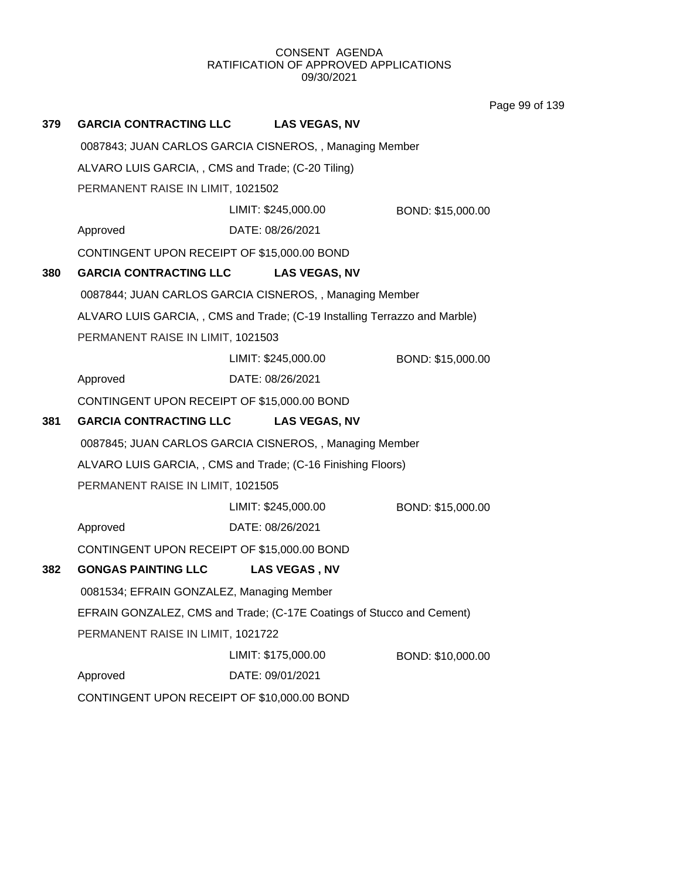CONSENT AGENDA
RATIFICATION OF APPROVED APPLICATIONS
09/30/2021

**379 GARCIA CONTRACTING LLC LAS VEGAS, NV**

0087843; JUAN CARLOS GARCIA CISNEROS, , Managing Member

ALVARO LUIS GARCIA, , CMS and Trade; (C-20 Tiling)

PERMANENT RAISE IN LIMIT, 1021502

LIMIT: $245,000.00 BOND: $15,000.00

Approved DATE: 08/26/2021

CONTINGENT UPON RECEIPT OF $15,000.00 BOND

**380 GARCIA CONTRACTING LLC LAS VEGAS, NV**

0087844; JUAN CARLOS GARCIA CISNEROS, , Managing Member

ALVARO LUIS GARCIA, , CMS and Trade; (C-19 Installing Terrazzo and Marble)

PERMANENT RAISE IN LIMIT, 1021503

LIMIT: $245,000.00 BOND: $15,000.00

Approved DATE: 08/26/2021

CONTINGENT UPON RECEIPT OF $15,000.00 BOND

**381 GARCIA CONTRACTING LLC LAS VEGAS, NV**

0087845; JUAN CARLOS GARCIA CISNEROS, , Managing Member

ALVARO LUIS GARCIA, , CMS and Trade; (C-16 Finishing Floors)

PERMANENT RAISE IN LIMIT, 1021505

LIMIT: $245,000.00 BOND: $15,000.00

Approved DATE: 08/26/2021

CONTINGENT UPON RECEIPT OF $15,000.00 BOND

**382 GONGAS PAINTING LLC LAS VEGAS , NV**

0081534; EFRAIN GONZALEZ, Managing Member

EFRAIN GONZALEZ, CMS and Trade; (C-17E Coatings of Stucco and Cement)

PERMANENT RAISE IN LIMIT, 1021722

LIMIT: $175,000.00 BOND: $10,000.00

Approved DATE: 09/01/2021

CONTINGENT UPON RECEIPT OF $10,000.00 BOND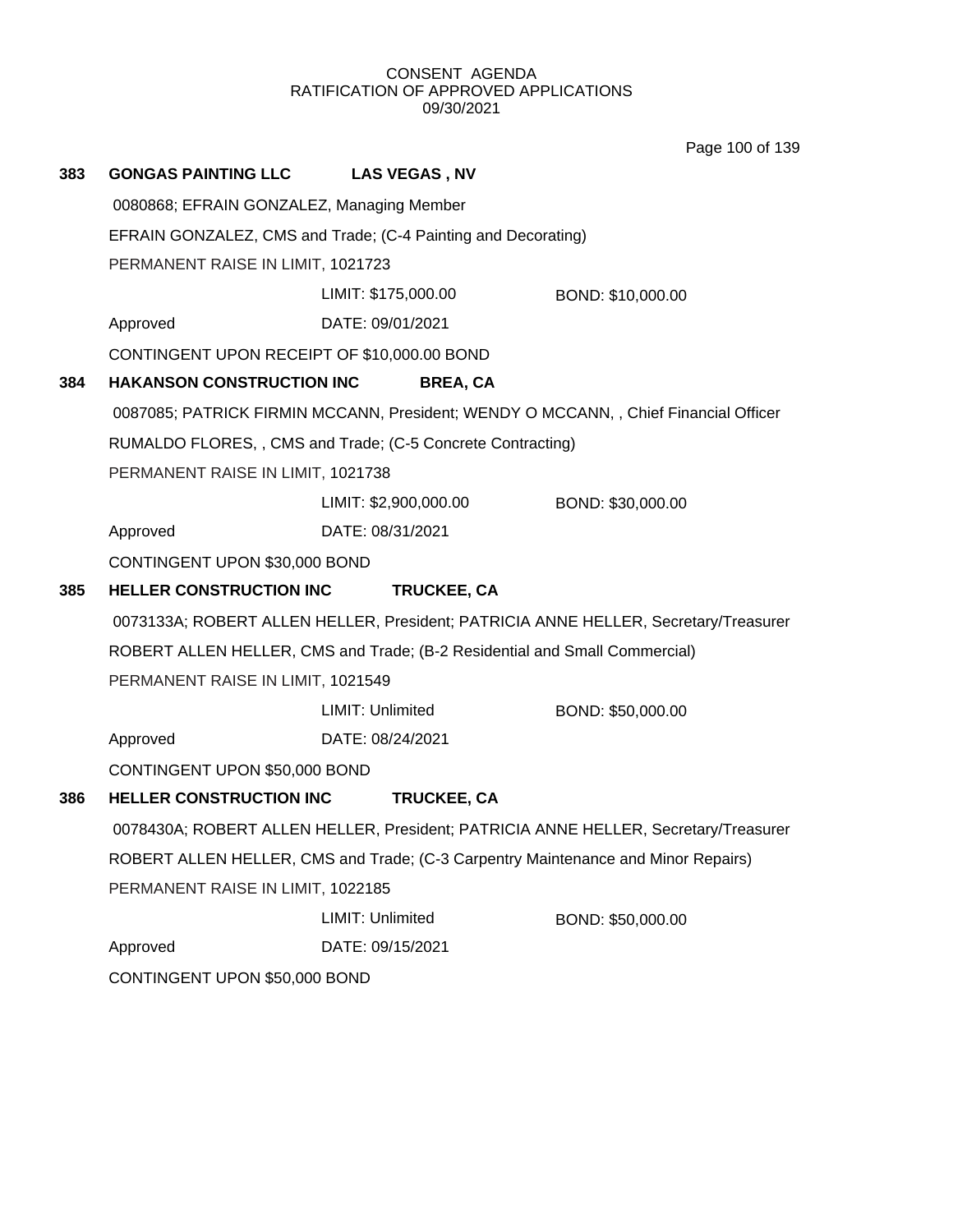CONSENT AGENDA
RATIFICATION OF APPROVED APPLICATIONS
09/30/2021

**383 GONGAS PAINTING LLC LAS VEGAS , NV**

0080868; EFRAIN GONZALEZ, Managing Member

EFRAIN GONZALEZ, CMS and Trade; (C-4 Painting and Decorating)

PERMANENT RAISE IN LIMIT, 1021723

LIMIT: $175,000.00 BOND: $10,000.00

Approved DATE: 09/01/2021

CONTINGENT UPON RECEIPT OF $10,000.00 BOND

**384 HAKANSON CONSTRUCTION INC BREA, CA**

0087085; PATRICK FIRMIN MCCANN, President; WENDY O MCCANN, , Chief Financial Officer

RUMALDO FLORES, , CMS and Trade; (C-5 Concrete Contracting)

PERMANENT RAISE IN LIMIT, 1021738

LIMIT: $2,900,000.00 BOND: $30,000.00

Approved DATE: 08/31/2021

CONTINGENT UPON $30,000 BOND

**385 HELLER CONSTRUCTION INC TRUCKEE, CA**

0073133A; ROBERT ALLEN HELLER, President; PATRICIA ANNE HELLER, Secretary/Treasurer

ROBERT ALLEN HELLER, CMS and Trade; (B-2 Residential and Small Commercial)

PERMANENT RAISE IN LIMIT, 1021549

LIMIT: Unlimited BOND: $50,000.00

Approved DATE: 08/24/2021

CONTINGENT UPON $50,000 BOND

**386 HELLER CONSTRUCTION INC TRUCKEE, CA**

0078430A; ROBERT ALLEN HELLER, President; PATRICIA ANNE HELLER, Secretary/Treasurer

ROBERT ALLEN HELLER, CMS and Trade; (C-3 Carpentry Maintenance and Minor Repairs)

PERMANENT RAISE IN LIMIT, 1022185

LIMIT: Unlimited BOND: $50,000.00

Approved DATE: 09/15/2021

CONTINGENT UPON $50,000 BOND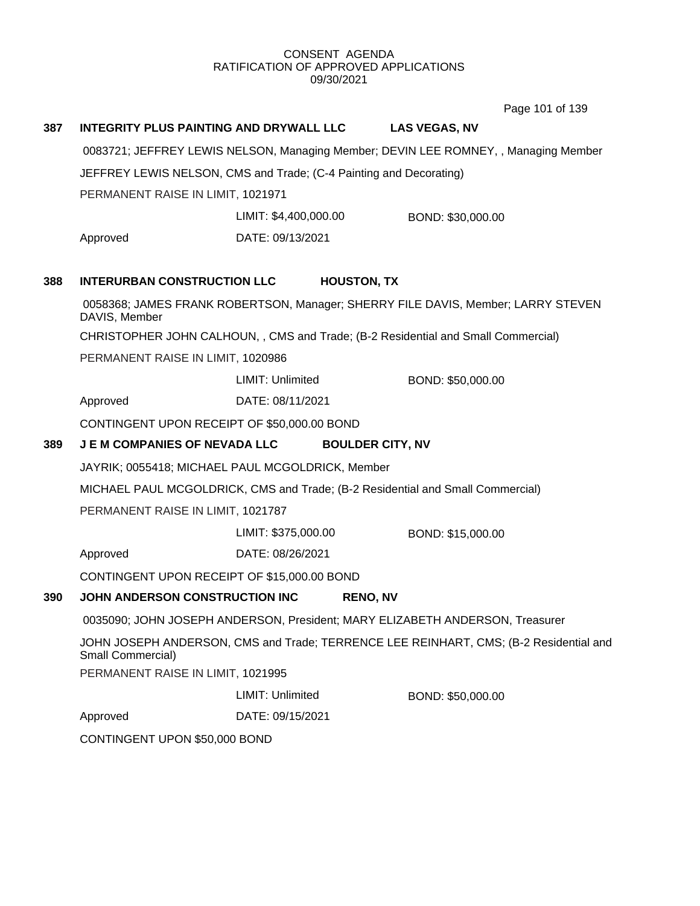**387 INTEGRITY PLUS PAINTING AND DRYWALL LLC LAS VEGAS, NV**

0083721; JEFFREY LEWIS NELSON, Managing Member; DEVIN LEE ROMNEY, , Managing Member

JEFFREY LEWIS NELSON, CMS and Trade; (C-4 Painting and Decorating)

PERMANENT RAISE IN LIMIT, 1021971

LIMIT: $4,400,000.00 BOND: $30,000.00

Approved DATE: 09/13/2021

**388 INTERURBAN CONSTRUCTION LLC HOUSTON, TX**

0058368; JAMES FRANK ROBERTSON, Manager; SHERRY FILE DAVIS, Member; LARRY STEVEN DAVIS, Member

CHRISTOPHER JOHN CALHOUN, , CMS and Trade; (B-2 Residential and Small Commercial)

PERMANENT RAISE IN LIMIT, 1020986

LIMIT: Unlimited BOND: $50,000.00

Approved DATE: 08/11/2021

CONTINGENT UPON RECEIPT OF $50,000.00 BOND

**389 J E M COMPANIES OF NEVADA LLC BOULDER CITY, NV**

JAYRIK; 0055418; MICHAEL PAUL MCGOLDRICK, Member

MICHAEL PAUL MCGOLDRICK, CMS and Trade; (B-2 Residential and Small Commercial)

PERMANENT RAISE IN LIMIT, 1021787

LIMIT: $375,000.00 BOND: $15,000.00

Approved DATE: 08/26/2021

CONTINGENT UPON RECEIPT OF $15,000.00 BOND

**390 JOHN ANDERSON CONSTRUCTION INC RENO, NV**

0035090; JOHN JOSEPH ANDERSON, President; MARY ELIZABETH ANDERSON, Treasurer

JOHN JOSEPH ANDERSON, CMS and Trade; TERRENCE LEE REINHART, CMS; (B-2 Residential and Small Commercial)

PERMANENT RAISE IN LIMIT, 1021995

LIMIT: Unlimited BOND: $50,000.00

Approved DATE: 09/15/2021

CONTINGENT UPON $50,000 BOND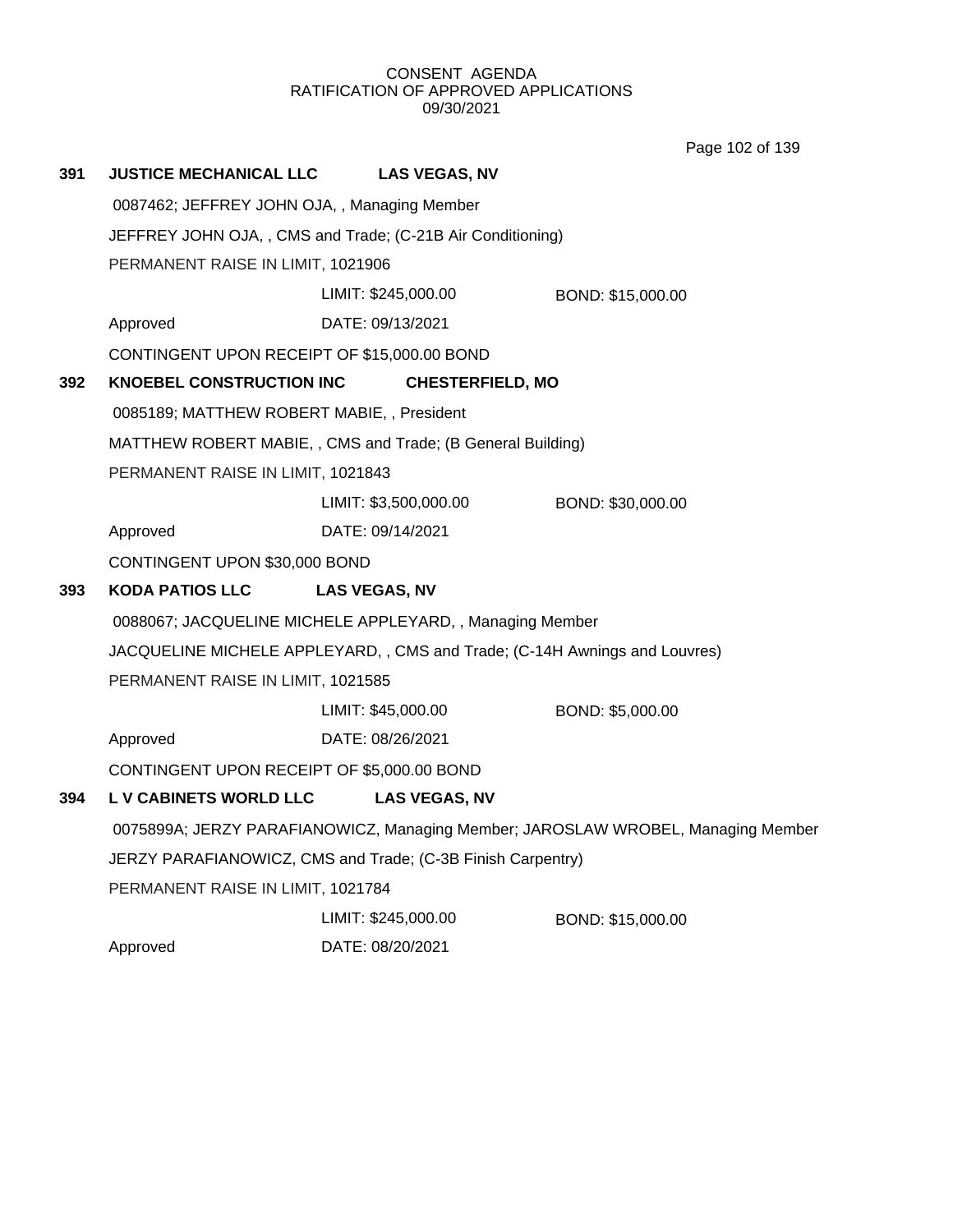CONSENT AGENDA
RATIFICATION OF APPROVED APPLICATIONS
09/30/2021

**391 JUSTICE MECHANICAL LLC LAS VEGAS, NV**

0087462; JEFFREY JOHN OJA, , Managing Member

JEFFREY JOHN OJA, , CMS and Trade; (C-21B Air Conditioning)

PERMANENT RAISE IN LIMIT, 1021906

LIMIT: $245,000.00 BOND: $15,000.00

Approved DATE: 09/13/2021

CONTINGENT UPON RECEIPT OF $15,000.00 BOND

**392 KNOEBEL CONSTRUCTION INC CHESTERFIELD, MO**

0085189; MATTHEW ROBERT MABIE, , President

MATTHEW ROBERT MABIE, , CMS and Trade; (B General Building)

PERMANENT RAISE IN LIMIT, 1021843

LIMIT: $3,500,000.00 BOND: $30,000.00

Approved DATE: 09/14/2021

CONTINGENT UPON $30,000 BOND

**393 KODA PATIOS LLC LAS VEGAS, NV**

0088067; JACQUELINE MICHELE APPLEYARD, , Managing Member

JACQUELINE MICHELE APPLEYARD, , CMS and Trade; (C-14H Awnings and Louvres)

PERMANENT RAISE IN LIMIT, 1021585

LIMIT: $45,000.00 BOND: $5,000.00

Approved DATE: 08/26/2021

CONTINGENT UPON RECEIPT OF $5,000.00 BOND

**394 L V CABINETS WORLD LLC LAS VEGAS, NV**

0075899A; JERZY PARAFIANOWICZ, Managing Member; JAROSLAW WROBEL, Managing Member

JERZY PARAFIANOWICZ, CMS and Trade; (C-3B Finish Carpentry)

PERMANENT RAISE IN LIMIT, 1021784

LIMIT: $245,000.00 BOND: $15,000.00

Approved DATE: 08/20/2021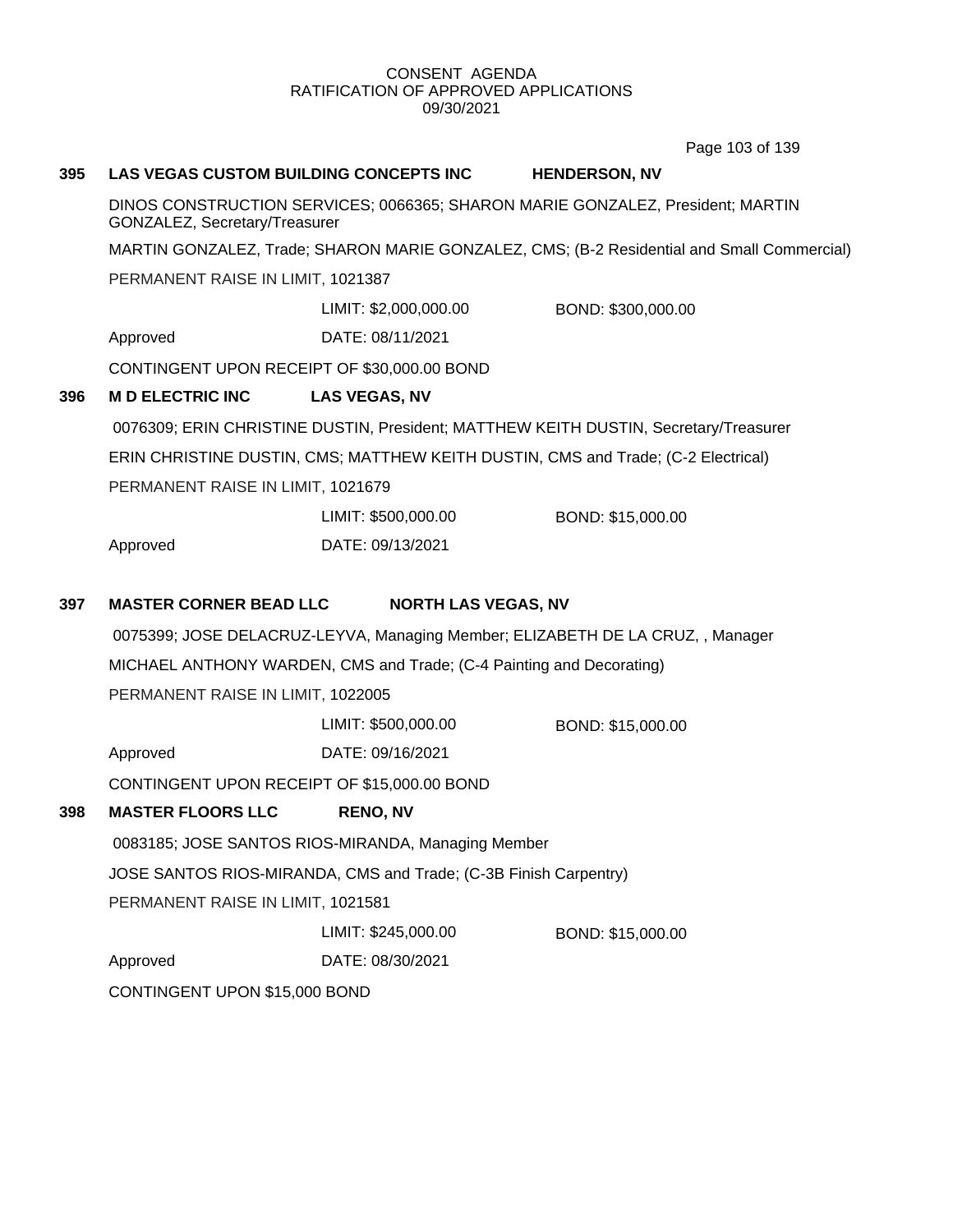CONSENT AGENDA
RATIFICATION OF APPROVED APPLICATIONS
09/30/2021

**395 LAS VEGAS CUSTOM BUILDING CONCEPTS INC HENDERSON, NV**

DINOS CONSTRUCTION SERVICES; 0066365; SHARON MARIE GONZALEZ, President; MARTIN GONZALEZ, Secretary/Treasurer

MARTIN GONZALEZ, Trade; SHARON MARIE GONZALEZ, CMS; (B-2 Residential and Small Commercial)

PERMANENT RAISE IN LIMIT, 1021387

LIMIT: $2,000,000.00 BOND: $300,000.00

Approved DATE: 08/11/2021

CONTINGENT UPON RECEIPT OF $30,000.00 BOND

**396 M D ELECTRIC INC LAS VEGAS, NV**

0076309; ERIN CHRISTINE DUSTIN, President; MATTHEW KEITH DUSTIN, Secretary/Treasurer

ERIN CHRISTINE DUSTIN, CMS; MATTHEW KEITH DUSTIN, CMS and Trade; (C-2 Electrical)

PERMANENT RAISE IN LIMIT, 1021679

LIMIT: $500,000.00 BOND: $15,000.00

Approved DATE: 09/13/2021

**397 MASTER CORNER BEAD LLC NORTH LAS VEGAS, NV**

0075399; JOSE DELACRUZ-LEYVA, Managing Member; ELIZABETH DE LA CRUZ, , Manager

MICHAEL ANTHONY WARDEN, CMS and Trade; (C-4 Painting and Decorating)

PERMANENT RAISE IN LIMIT, 1022005

LIMIT: $500,000.00 BOND: $15,000.00

Approved DATE: 09/16/2021

CONTINGENT UPON RECEIPT OF $15,000.00 BOND

**398 MASTER FLOORS LLC RENO, NV**

0083185; JOSE SANTOS RIOS-MIRANDA, Managing Member

JOSE SANTOS RIOS-MIRANDA, CMS and Trade; (C-3B Finish Carpentry)

PERMANENT RAISE IN LIMIT, 1021581

LIMIT: $245,000.00 BOND: $15,000.00

Approved DATE: 08/30/2021

CONTINGENT UPON $15,000 BOND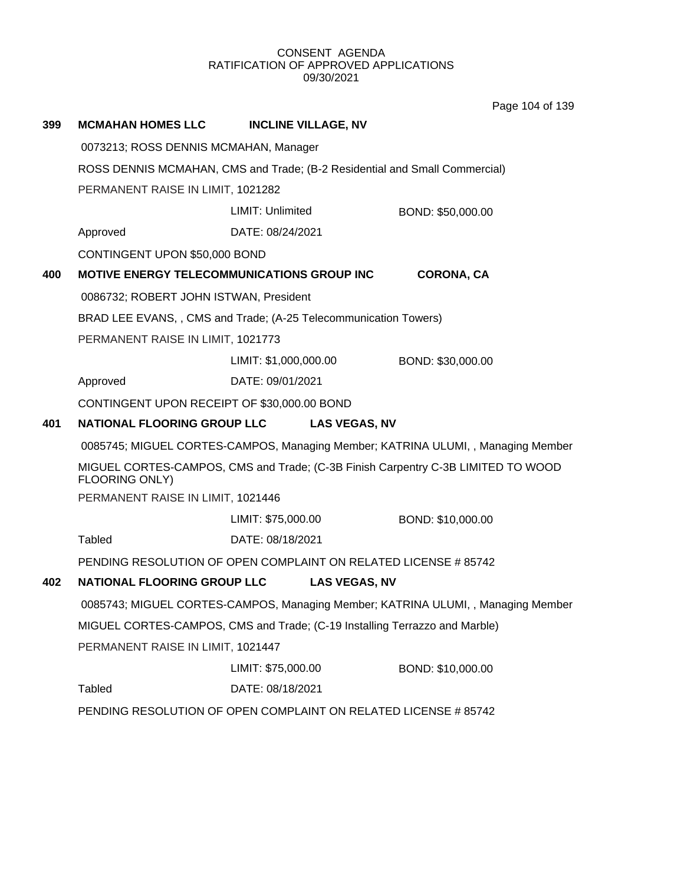CONSENT AGENDA
RATIFICATION OF APPROVED APPLICATIONS
09/30/2021

**399 MCMAHAN HOMES LLC INCLINE VILLAGE, NV**

0073213; ROSS DENNIS MCMAHAN, Manager

ROSS DENNIS MCMAHAN, CMS and Trade; (B-2 Residential and Small Commercial)

PERMANENT RAISE IN LIMIT, 1021282

LIMIT: Unlimited BOND: $50,000.00

Approved DATE: 08/24/2021

CONTINGENT UPON $50,000 BOND

**400 MOTIVE ENERGY TELECOMMUNICATIONS GROUP INC CORONA, CA**

0086732; ROBERT JOHN ISTWAN, President

BRAD LEE EVANS, , CMS and Trade; (A-25 Telecommunication Towers)

PERMANENT RAISE IN LIMIT, 1021773

LIMIT: $1,000,000.00 BOND: $30,000.00

Approved DATE: 09/01/2021

CONTINGENT UPON RECEIPT OF $30,000.00 BOND

**401 NATIONAL FLOORING GROUP LLC LAS VEGAS, NV**

0085745; MIGUEL CORTES-CAMPOS, Managing Member; KATRINA ULUMI, , Managing Member

MIGUEL CORTES-CAMPOS, CMS and Trade; (C-3B Finish Carpentry C-3B LIMITED TO WOOD FLOORING ONLY)

PERMANENT RAISE IN LIMIT, 1021446

LIMIT: $75,000.00 BOND: $10,000.00

Tabled DATE: 08/18/2021

PENDING RESOLUTION OF OPEN COMPLAINT ON RELATED LICENSE # 85742

**402 NATIONAL FLOORING GROUP LLC LAS VEGAS, NV**

0085743; MIGUEL CORTES-CAMPOS, Managing Member; KATRINA ULUMI, , Managing Member

MIGUEL CORTES-CAMPOS, CMS and Trade; (C-19 Installing Terrazzo and Marble)

PERMANENT RAISE IN LIMIT, 1021447

LIMIT: $75,000.00 BOND: $10,000.00

Tabled DATE: 08/18/2021

PENDING RESOLUTION OF OPEN COMPLAINT ON RELATED LICENSE # 85742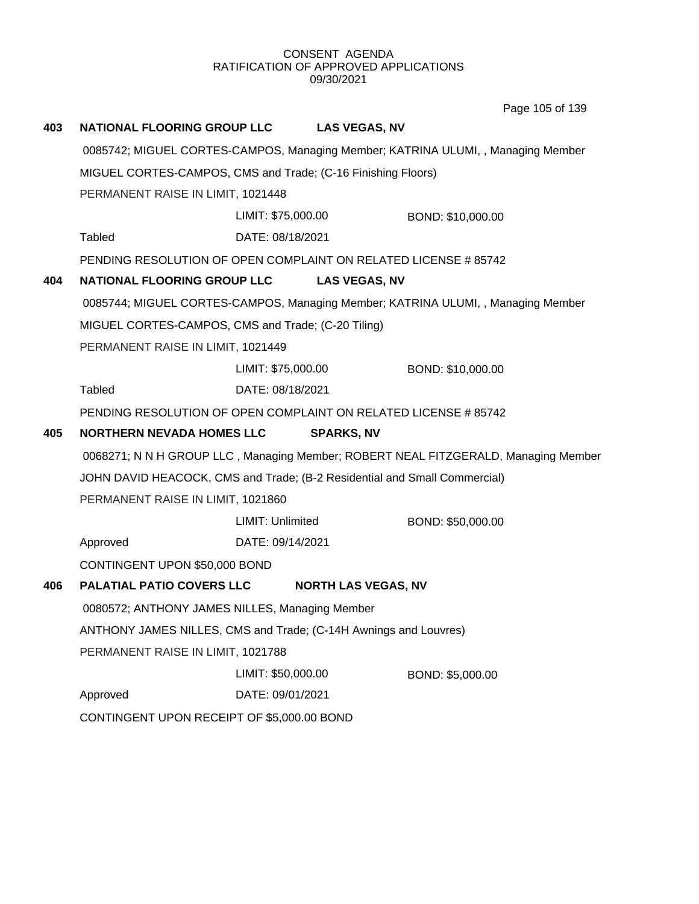CONSENT AGENDA
RATIFICATION OF APPROVED APPLICATIONS
09/30/2021

**403 NATIONAL FLOORING GROUP LLC LAS VEGAS, NV**

0085742; MIGUEL CORTES-CAMPOS, Managing Member; KATRINA ULUMI, , Managing Member

MIGUEL CORTES-CAMPOS, CMS and Trade; (C-16 Finishing Floors)

PERMANENT RAISE IN LIMIT, 1021448

LIMIT: $75,000.00 BOND: $10,000.00

Tabled DATE: 08/18/2021

PENDING RESOLUTION OF OPEN COMPLAINT ON RELATED LICENSE # 85742

**404 NATIONAL FLOORING GROUP LLC LAS VEGAS, NV**

0085744; MIGUEL CORTES-CAMPOS, Managing Member; KATRINA ULUMI, , Managing Member

MIGUEL CORTES-CAMPOS, CMS and Trade; (C-20 Tiling)

PERMANENT RAISE IN LIMIT, 1021449

LIMIT: $75,000.00 BOND: $10,000.00

Tabled DATE: 08/18/2021

PENDING RESOLUTION OF OPEN COMPLAINT ON RELATED LICENSE # 85742

**405 NORTHERN NEVADA HOMES LLC SPARKS, NV**

0068271; N N H GROUP LLC , Managing Member; ROBERT NEAL FITZGERALD, Managing Member

JOHN DAVID HEACOCK, CMS and Trade; (B-2 Residential and Small Commercial)

PERMANENT RAISE IN LIMIT, 1021860

LIMIT: Unlimited BOND: $50,000.00

Approved DATE: 09/14/2021

CONTINGENT UPON $50,000 BOND

**406 PALATIAL PATIO COVERS LLC NORTH LAS VEGAS, NV**

0080572; ANTHONY JAMES NILLES, Managing Member

ANTHONY JAMES NILLES, CMS and Trade; (C-14H Awnings and Louvres)

PERMANENT RAISE IN LIMIT, 1021788

LIMIT: $50,000.00 BOND: $5,000.00

Approved DATE: 09/01/2021

CONTINGENT UPON RECEIPT OF $5,000.00 BOND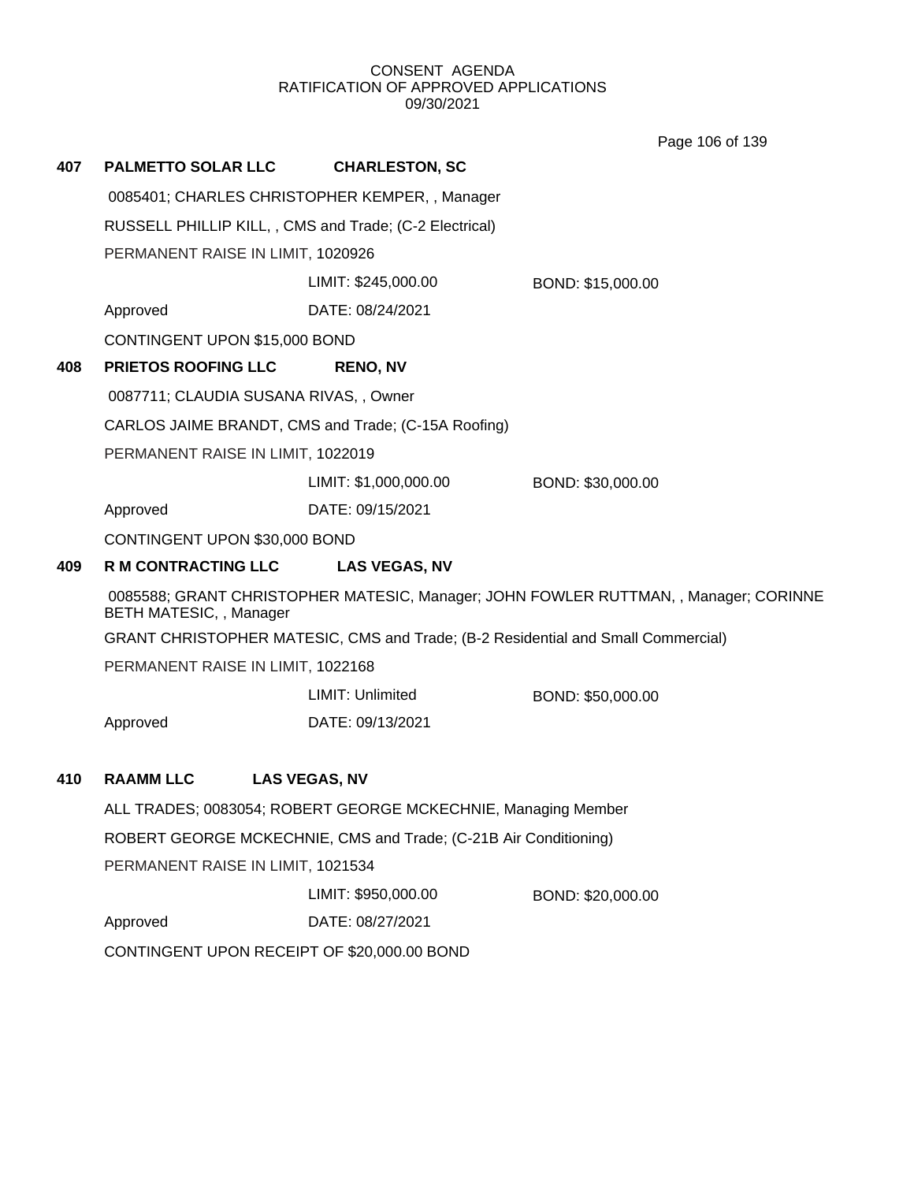CONSENT AGENDA
RATIFICATION OF APPROVED APPLICATIONS
09/30/2021

**407 PALMETTO SOLAR LLC CHARLESTON, SC**

0085401; CHARLES CHRISTOPHER KEMPER, , Manager

RUSSELL PHILLIP KILL, , CMS and Trade; (C-2 Electrical)

PERMANENT RAISE IN LIMIT, 1020926

LIMIT: $245,000.00 BOND: $15,000.00

Approved DATE: 08/24/2021

CONTINGENT UPON $15,000 BOND

**408 PRIETOS ROOFING LLC RENO, NV**

0087711; CLAUDIA SUSANA RIVAS, , Owner

CARLOS JAIME BRANDT, CMS and Trade; (C-15A Roofing)

PERMANENT RAISE IN LIMIT, 1022019

LIMIT: $1,000,000.00 BOND: $30,000.00

Approved DATE: 09/15/2021

CONTINGENT UPON $30,000 BOND

**409 R M CONTRACTING LLC LAS VEGAS, NV**

0085588; GRANT CHRISTOPHER MATESIC, Manager; JOHN FOWLER RUTTMAN, , Manager; CORINNE BETH MATESIC, , Manager

GRANT CHRISTOPHER MATESIC, CMS and Trade; (B-2 Residential and Small Commercial)

PERMANENT RAISE IN LIMIT, 1022168

LIMIT: Unlimited BOND: $50,000.00

Approved DATE: 09/13/2021

**410 RAAMM LLC LAS VEGAS, NV**

ALL TRADES; 0083054; ROBERT GEORGE MCKECHNIE, Managing Member

ROBERT GEORGE MCKECHNIE, CMS and Trade; (C-21B Air Conditioning)

PERMANENT RAISE IN LIMIT, 1021534

LIMIT: $950,000.00 BOND: $20,000.00

Approved DATE: 08/27/2021

CONTINGENT UPON RECEIPT OF $20,000.00 BOND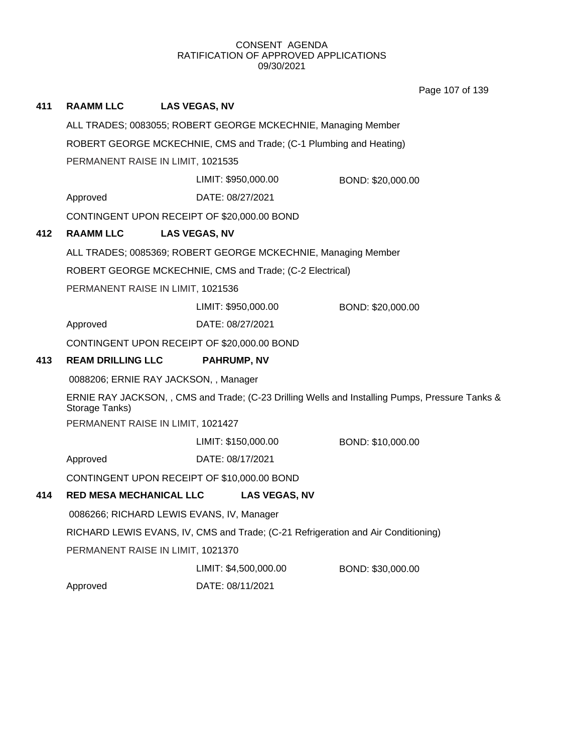CONSENT AGENDA
RATIFICATION OF APPROVED APPLICATIONS
09/30/2021

**411 RAAMM LLC LAS VEGAS, NV**

ALL TRADES; 0083055; ROBERT GEORGE MCKECHNIE, Managing Member

ROBERT GEORGE MCKECHNIE, CMS and Trade; (C-1 Plumbing and Heating)

PERMANENT RAISE IN LIMIT, 1021535

LIMIT: $950,000.00 BOND: $20,000.00

Approved DATE: 08/27/2021

CONTINGENT UPON RECEIPT OF $20,000.00 BOND

**412 RAAMM LLC LAS VEGAS, NV**

ALL TRADES; 0085369; ROBERT GEORGE MCKECHNIE, Managing Member

ROBERT GEORGE MCKECHNIE, CMS and Trade; (C-2 Electrical)

PERMANENT RAISE IN LIMIT, 1021536

LIMIT: $950,000.00 BOND: $20,000.00

Approved DATE: 08/27/2021

CONTINGENT UPON RECEIPT OF $20,000.00 BOND

**413 REAM DRILLING LLC PAHRUMP, NV**

0088206; ERNIE RAY JACKSON, , Manager

ERNIE RAY JACKSON, , CMS and Trade; (C-23 Drilling Wells and Installing Pumps, Pressure Tanks & Storage Tanks)

PERMANENT RAISE IN LIMIT, 1021427

LIMIT: $150,000.00 BOND: $10,000.00

Approved DATE: 08/17/2021

CONTINGENT UPON RECEIPT OF $10,000.00 BOND

**414 RED MESA MECHANICAL LLC LAS VEGAS, NV**

0086266; RICHARD LEWIS EVANS, IV, Manager

RICHARD LEWIS EVANS, IV, CMS and Trade; (C-21 Refrigeration and Air Conditioning)

PERMANENT RAISE IN LIMIT, 1021370

LIMIT: $4,500,000.00 BOND: $30,000.00

Approved DATE: 08/11/2021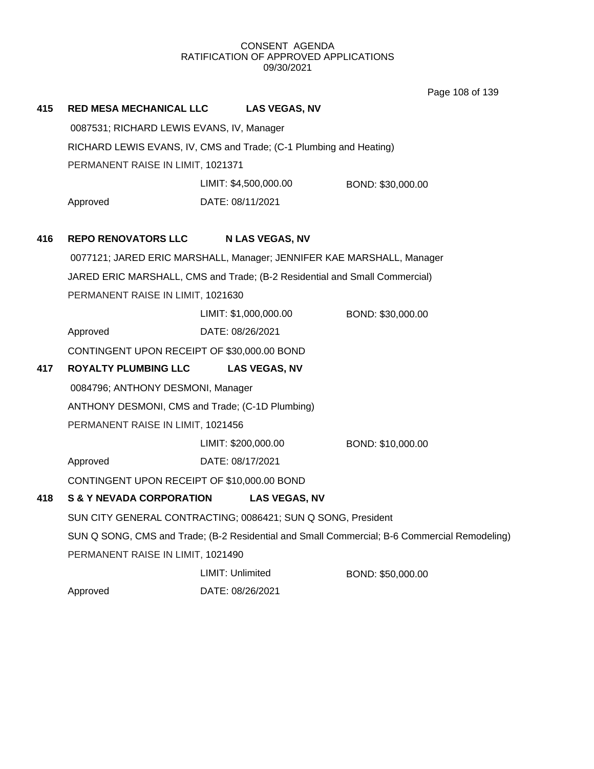CONSENT AGENDA
RATIFICATION OF APPROVED APPLICATIONS
09/30/2021

**415 RED MESA MECHANICAL LLC LAS VEGAS, NV**

0087531; RICHARD LEWIS EVANS, IV, Manager

RICHARD LEWIS EVANS, IV, CMS and Trade; (C-1 Plumbing and Heating)

PERMANENT RAISE IN LIMIT, 1021371

LIMIT: $4,500,000.00 BOND: $30,000.00

Approved DATE: 08/11/2021

**416 REPO RENOVATORS LLC N LAS VEGAS, NV**

0077121; JARED ERIC MARSHALL, Manager; JENNIFER KAE MARSHALL, Manager

JARED ERIC MARSHALL, CMS and Trade; (B-2 Residential and Small Commercial)

PERMANENT RAISE IN LIMIT, 1021630

LIMIT: $1,000,000.00 BOND: $30,000.00

Approved DATE: 08/26/2021

CONTINGENT UPON RECEIPT OF $30,000.00 BOND

**417 ROYALTY PLUMBING LLC LAS VEGAS, NV**

0084796; ANTHONY DESMONI, Manager

ANTHONY DESMONI, CMS and Trade; (C-1D Plumbing)

PERMANENT RAISE IN LIMIT, 1021456

LIMIT: $200,000.00 BOND: $10,000.00

Approved DATE: 08/17/2021

CONTINGENT UPON RECEIPT OF $10,000.00 BOND

**418 S & Y NEVADA CORPORATION LAS VEGAS, NV**

SUN CITY GENERAL CONTRACTING; 0086421; SUN Q SONG, President

SUN Q SONG, CMS and Trade; (B-2 Residential and Small Commercial; B-6 Commercial Remodeling)

PERMANENT RAISE IN LIMIT, 1021490

LIMIT: Unlimited BOND: $50,000.00

Approved DATE: 08/26/2021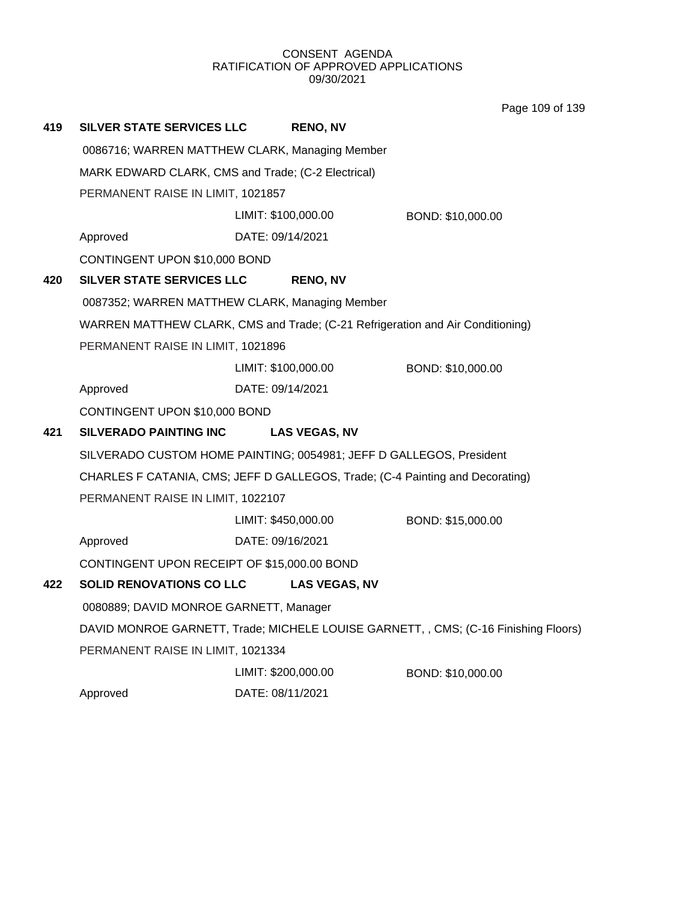CONSENT AGENDA
RATIFICATION OF APPROVED APPLICATIONS
09/30/2021

**419 SILVER STATE SERVICES LLC RENO, NV**

0086716; WARREN MATTHEW CLARK, Managing Member

MARK EDWARD CLARK, CMS and Trade; (C-2 Electrical)

PERMANENT RAISE IN LIMIT, 1021857

LIMIT: $100,000.00 BOND: $10,000.00

Approved DATE: 09/14/2021

CONTINGENT UPON $10,000 BOND

**420 SILVER STATE SERVICES LLC RENO, NV**

0087352; WARREN MATTHEW CLARK, Managing Member

WARREN MATTHEW CLARK, CMS and Trade; (C-21 Refrigeration and Air Conditioning)

PERMANENT RAISE IN LIMIT, 1021896

LIMIT: $100,000.00 BOND: $10,000.00

Approved DATE: 09/14/2021

CONTINGENT UPON $10,000 BOND

**421 SILVERADO PAINTING INC LAS VEGAS, NV**

SILVERADO CUSTOM HOME PAINTING; 0054981; JEFF D GALLEGOS, President

CHARLES F CATANIA, CMS; JEFF D GALLEGOS, Trade; (C-4 Painting and Decorating)

PERMANENT RAISE IN LIMIT, 1022107

LIMIT: $450,000.00 BOND: $15,000.00

Approved DATE: 09/16/2021

CONTINGENT UPON RECEIPT OF $15,000.00 BOND

**422 SOLID RENOVATIONS CO LLC LAS VEGAS, NV**

0080889; DAVID MONROE GARNETT, Manager

DAVID MONROE GARNETT, Trade; MICHELE LOUISE GARNETT, , CMS; (C-16 Finishing Floors)

PERMANENT RAISE IN LIMIT, 1021334

LIMIT: $200,000.00 BOND: $10,000.00

Approved DATE: 08/11/2021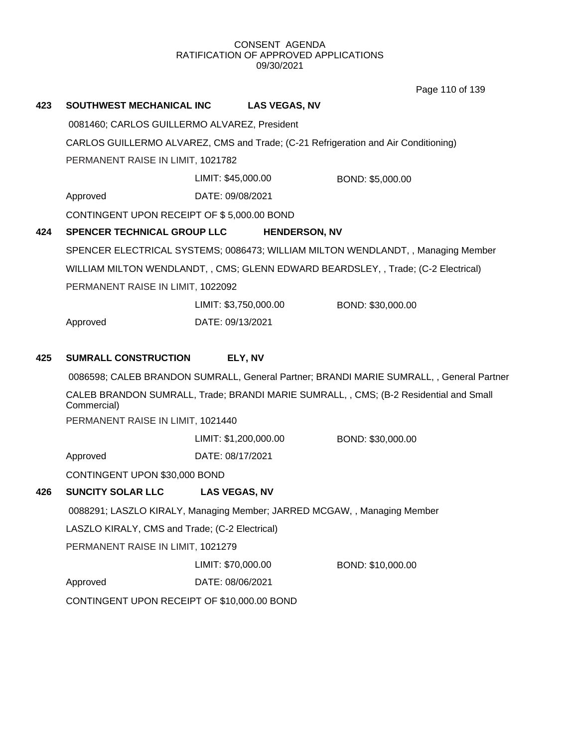CONSENT AGENDA
RATIFICATION OF APPROVED APPLICATIONS
09/30/2021

**423 SOUTHWEST MECHANICAL INC LAS VEGAS, NV**

0081460; CARLOS GUILLERMO ALVAREZ, President

CARLOS GUILLERMO ALVAREZ, CMS and Trade; (C-21 Refrigeration and Air Conditioning)

PERMANENT RAISE IN LIMIT, 1021782

LIMIT: $45,000.00 BOND: $5,000.00

Approved DATE: 09/08/2021

CONTINGENT UPON RECEIPT OF $ 5,000.00 BOND

**424 SPENCER TECHNICAL GROUP LLC HENDERSON, NV**

SPENCER ELECTRICAL SYSTEMS; 0086473; WILLIAM MILTON WENDLANDT, , Managing Member

WILLIAM MILTON WENDLANDT, , CMS; GLENN EDWARD BEARDSLEY, , Trade; (C-2 Electrical)

PERMANENT RAISE IN LIMIT, 1022092

LIMIT: $3,750,000.00 BOND: $30,000.00

Approved DATE: 09/13/2021

**425 SUMRALL CONSTRUCTION ELY, NV**

0086598; CALEB BRANDON SUMRALL, General Partner; BRANDI MARIE SUMRALL, , General Partner

CALEB BRANDON SUMRALL, Trade; BRANDI MARIE SUMRALL, , CMS; (B-2 Residential and Small Commercial)

PERMANENT RAISE IN LIMIT, 1021440

LIMIT: $1,200,000.00 BOND: $30,000.00

Approved DATE: 08/17/2021

CONTINGENT UPON $30,000 BOND

**426 SUNCITY SOLAR LLC LAS VEGAS, NV**

0088291; LASZLO KIRALY, Managing Member; JARRED MCGAW, , Managing Member

LASZLO KIRALY, CMS and Trade; (C-2 Electrical)

PERMANENT RAISE IN LIMIT, 1021279

LIMIT: $70,000.00 BOND: $10,000.00

Approved DATE: 08/06/2021

CONTINGENT UPON RECEIPT OF $10,000.00 BOND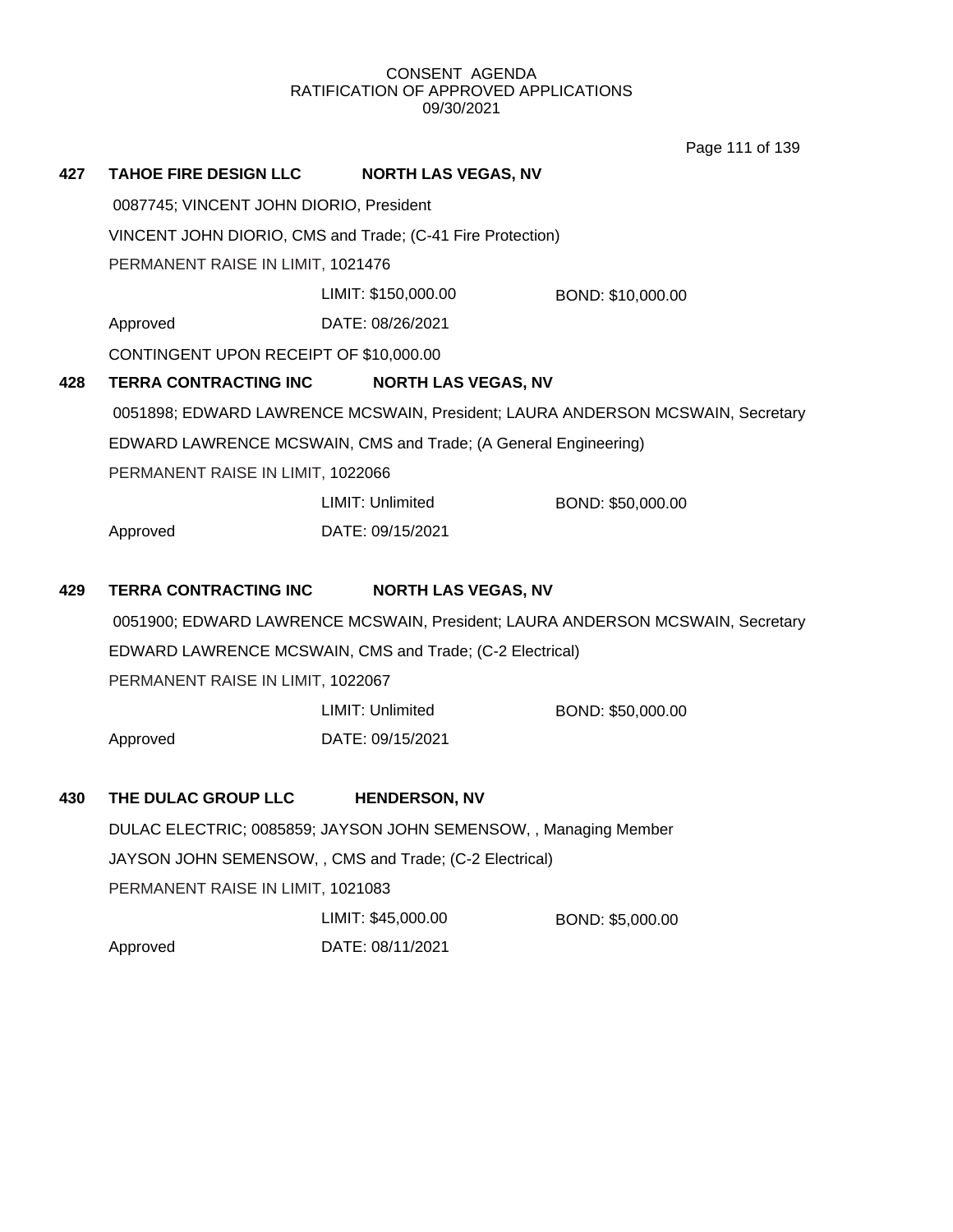CONSENT AGENDA
RATIFICATION OF APPROVED APPLICATIONS
09/30/2021

**427 TAHOE FIRE DESIGN LLC NORTH LAS VEGAS, NV**

0087745; VINCENT JOHN DIORIO, President

VINCENT JOHN DIORIO, CMS and Trade; (C-41 Fire Protection)

PERMANENT RAISE IN LIMIT, 1021476

LIMIT: $150,000.00 BOND: $10,000.00

Approved DATE: 08/26/2021

CONTINGENT UPON RECEIPT OF $10,000.00

**428 TERRA CONTRACTING INC NORTH LAS VEGAS, NV**

0051898; EDWARD LAWRENCE MCSWAIN, President; LAURA ANDERSON MCSWAIN, Secretary

EDWARD LAWRENCE MCSWAIN, CMS and Trade; (A General Engineering)

PERMANENT RAISE IN LIMIT, 1022066

LIMIT: Unlimited BOND: $50,000.00

Approved DATE: 09/15/2021

**429 TERRA CONTRACTING INC NORTH LAS VEGAS, NV**

0051900; EDWARD LAWRENCE MCSWAIN, President; LAURA ANDERSON MCSWAIN, Secretary

EDWARD LAWRENCE MCSWAIN, CMS and Trade; (C-2 Electrical)

PERMANENT RAISE IN LIMIT, 1022067

LIMIT: Unlimited BOND: $50,000.00

Approved DATE: 09/15/2021

**430 THE DULAC GROUP LLC HENDERSON, NV**

DULAC ELECTRIC; 0085859; JAYSON JOHN SEMENSOW, , Managing Member

JAYSON JOHN SEMENSOW, , CMS and Trade; (C-2 Electrical)

PERMANENT RAISE IN LIMIT, 1021083

LIMIT: $45,000.00 BOND: $5,000.00

Approved DATE: 08/11/2021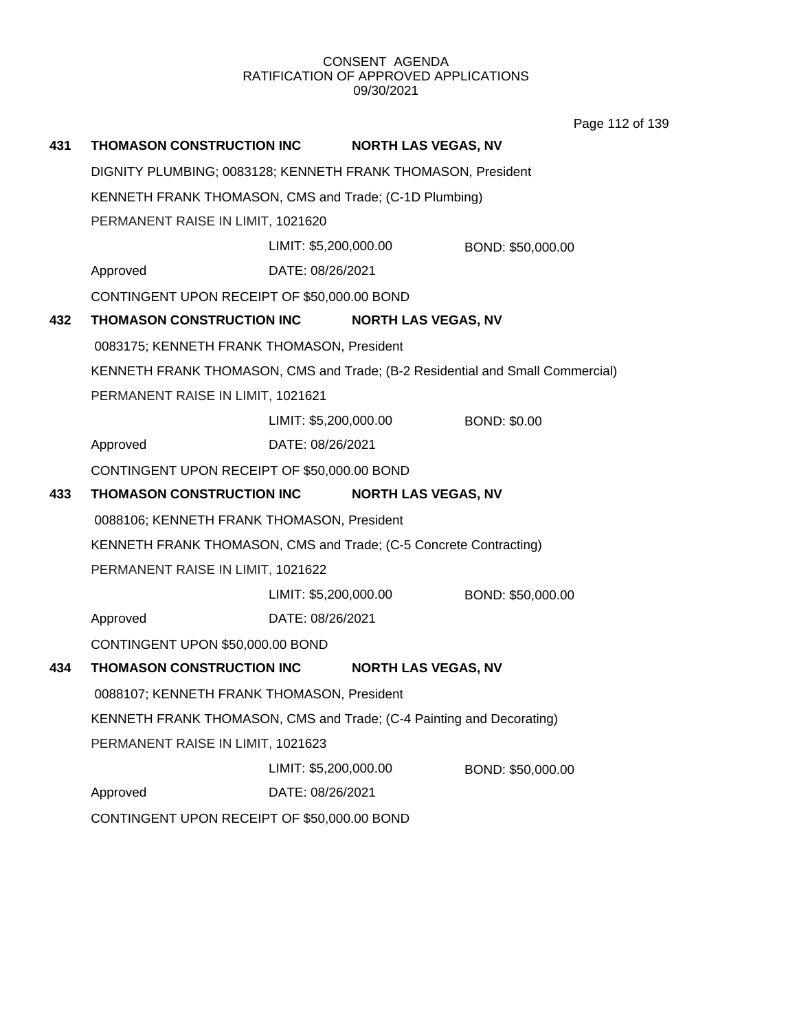CONSENT AGENDA
RATIFICATION OF APPROVED APPLICATIONS
09/30/2021

**431 THOMASON CONSTRUCTION INC — NORTH LAS VEGAS, NV**

DIGNITY PLUMBING; 0083128; KENNETH FRANK THOMASON, President

KENNETH FRANK THOMASON, CMS and Trade; (C-1D Plumbing)

PERMANENT RAISE IN LIMIT, 1021620

LIMIT: $5,200,000.00 — BOND: $50,000.00

Approved — DATE: 08/26/2021

CONTINGENT UPON RECEIPT OF $50,000.00 BOND

**432 THOMASON CONSTRUCTION INC — NORTH LAS VEGAS, NV**

0083175; KENNETH FRANK THOMASON, President

KENNETH FRANK THOMASON, CMS and Trade; (B-2 Residential and Small Commercial)

PERMANENT RAISE IN LIMIT, 1021621

LIMIT: $5,200,000.00 — BOND: $0.00

Approved — DATE: 08/26/2021

CONTINGENT UPON RECEIPT OF $50,000.00 BOND

**433 THOMASON CONSTRUCTION INC — NORTH LAS VEGAS, NV**

0088106; KENNETH FRANK THOMASON, President

KENNETH FRANK THOMASON, CMS and Trade; (C-5 Concrete Contracting)

PERMANENT RAISE IN LIMIT, 1021622

LIMIT: $5,200,000.00 — BOND: $50,000.00

Approved — DATE: 08/26/2021

CONTINGENT UPON $50,000.00 BOND

**434 THOMASON CONSTRUCTION INC — NORTH LAS VEGAS, NV**

0088107; KENNETH FRANK THOMASON, President

KENNETH FRANK THOMASON, CMS and Trade; (C-4 Painting and Decorating)

PERMANENT RAISE IN LIMIT, 1021623

LIMIT: $5,200,000.00 — BOND: $50,000.00

Approved — DATE: 08/26/2021

CONTINGENT UPON RECEIPT OF $50,000.00 BOND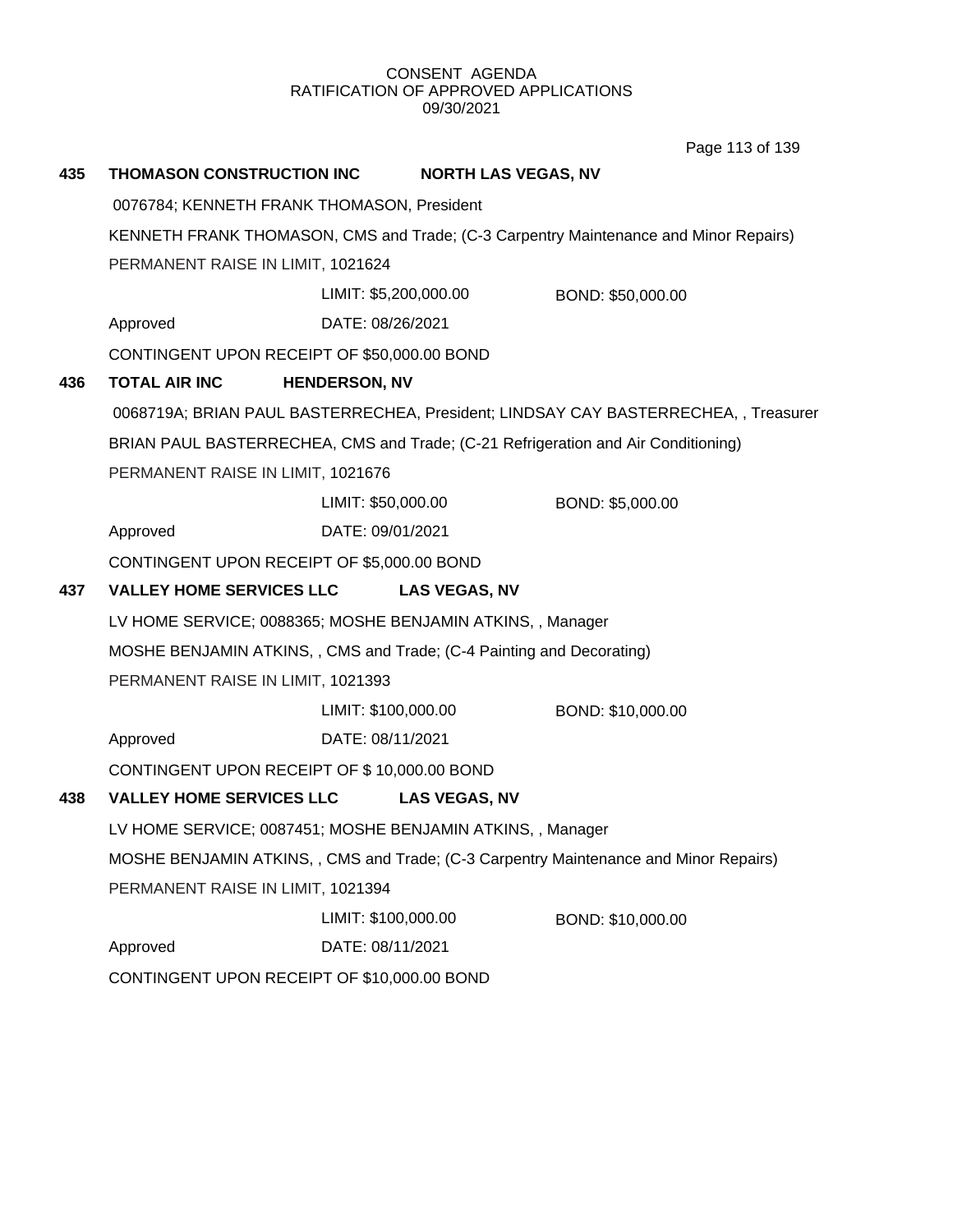CONSENT AGENDA
RATIFICATION OF APPROVED APPLICATIONS
09/30/2021

**435 THOMASON CONSTRUCTION INC NORTH LAS VEGAS, NV**

0076784; KENNETH FRANK THOMASON, President

KENNETH FRANK THOMASON, CMS and Trade; (C-3 Carpentry Maintenance and Minor Repairs)

PERMANENT RAISE IN LIMIT, 1021624

LIMIT: $5,200,000.00 BOND: $50,000.00

Approved DATE: 08/26/2021

CONTINGENT UPON RECEIPT OF $50,000.00 BOND

**436 TOTAL AIR INC HENDERSON, NV**

0068719A; BRIAN PAUL BASTERRECHEA, President; LINDSAY CAY BASTERRECHEA, , Treasurer

BRIAN PAUL BASTERRECHEA, CMS and Trade; (C-21 Refrigeration and Air Conditioning)

PERMANENT RAISE IN LIMIT, 1021676

LIMIT: $50,000.00 BOND: $5,000.00

Approved DATE: 09/01/2021

CONTINGENT UPON RECEIPT OF $5,000.00 BOND

**437 VALLEY HOME SERVICES LLC LAS VEGAS, NV**

LV HOME SERVICE; 0088365; MOSHE BENJAMIN ATKINS, , Manager

MOSHE BENJAMIN ATKINS, , CMS and Trade; (C-4 Painting and Decorating)

PERMANENT RAISE IN LIMIT, 1021393

LIMIT: $100,000.00 BOND: $10,000.00

Approved DATE: 08/11/2021

CONTINGENT UPON RECEIPT OF $ 10,000.00 BOND

**438 VALLEY HOME SERVICES LLC LAS VEGAS, NV**

LV HOME SERVICE; 0087451; MOSHE BENJAMIN ATKINS, , Manager

MOSHE BENJAMIN ATKINS, , CMS and Trade; (C-3 Carpentry Maintenance and Minor Repairs)

PERMANENT RAISE IN LIMIT, 1021394

LIMIT: $100,000.00 BOND: $10,000.00

Approved DATE: 08/11/2021

CONTINGENT UPON RECEIPT OF $10,000.00 BOND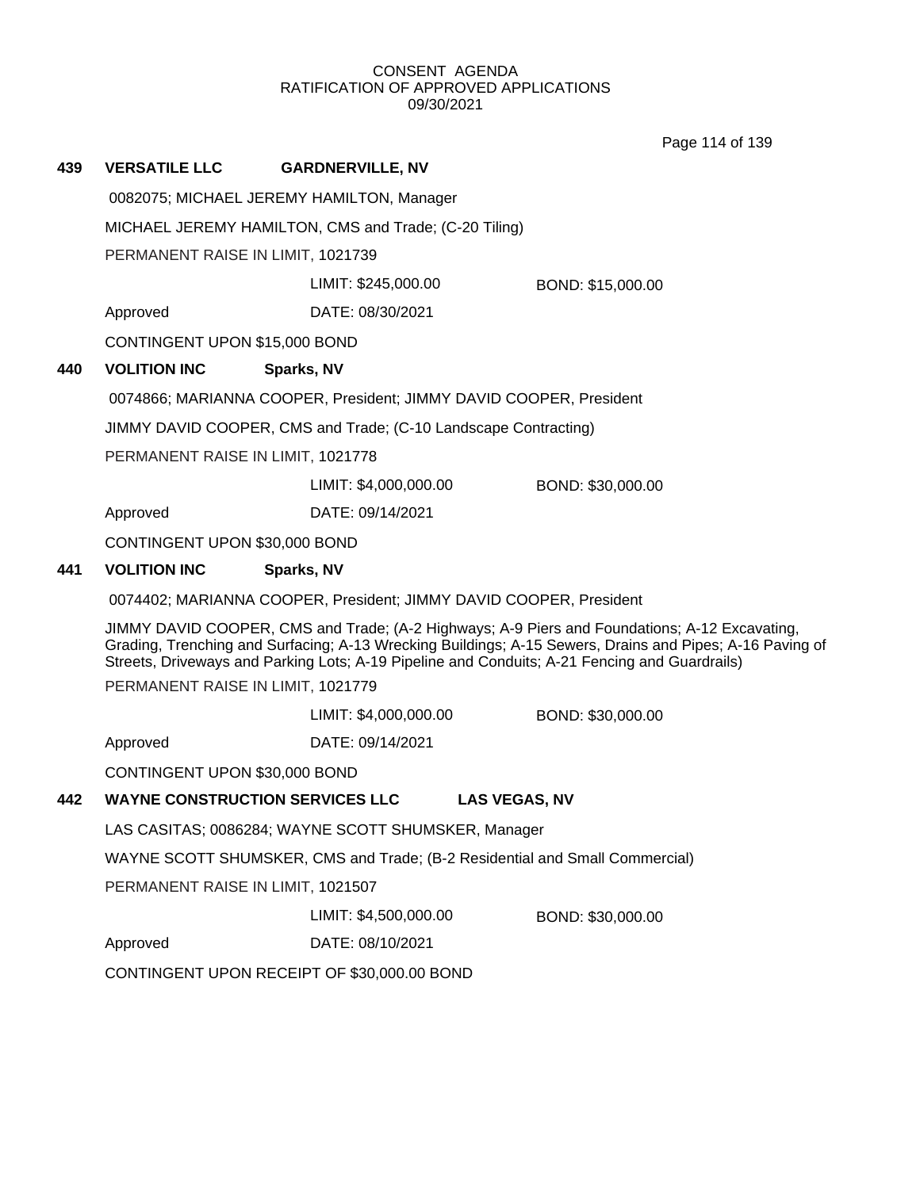CONSENT AGENDA
RATIFICATION OF APPROVED APPLICATIONS
09/30/2021

**439 VERSATILE LLC GARDNERVILLE, NV**

0082075; MICHAEL JEREMY HAMILTON, Manager

MICHAEL JEREMY HAMILTON, CMS and Trade; (C-20 Tiling)

PERMANENT RAISE IN LIMIT, 1021739

LIMIT: $245,000.00 BOND: $15,000.00

Approved DATE: 08/30/2021

CONTINGENT UPON $15,000 BOND

**440 VOLITION INC Sparks, NV**

0074866; MARIANNA COOPER, President; JIMMY DAVID COOPER, President

JIMMY DAVID COOPER, CMS and Trade; (C-10 Landscape Contracting)

PERMANENT RAISE IN LIMIT, 1021778

LIMIT: $4,000,000.00 BOND: $30,000.00

Approved DATE: 09/14/2021

CONTINGENT UPON $30,000 BOND

**441 VOLITION INC Sparks, NV**

0074402; MARIANNA COOPER, President; JIMMY DAVID COOPER, President

JIMMY DAVID COOPER, CMS and Trade; (A-2 Highways; A-9 Piers and Foundations; A-12 Excavating, Grading, Trenching and Surfacing; A-13 Wrecking Buildings; A-15 Sewers, Drains and Pipes; A-16 Paving of Streets, Driveways and Parking Lots; A-19 Pipeline and Conduits; A-21 Fencing and Guardrails)

PERMANENT RAISE IN LIMIT, 1021779

LIMIT: $4,000,000.00 BOND: $30,000.00

Approved DATE: 09/14/2021

CONTINGENT UPON $30,000 BOND

**442 WAYNE CONSTRUCTION SERVICES LLC LAS VEGAS, NV**

LAS CASITAS; 0086284; WAYNE SCOTT SHUMSKER, Manager

WAYNE SCOTT SHUMSKER, CMS and Trade; (B-2 Residential and Small Commercial)

PERMANENT RAISE IN LIMIT, 1021507

LIMIT: $4,500,000.00 BOND: $30,000.00

Approved DATE: 08/10/2021

CONTINGENT UPON RECEIPT OF $30,000.00 BOND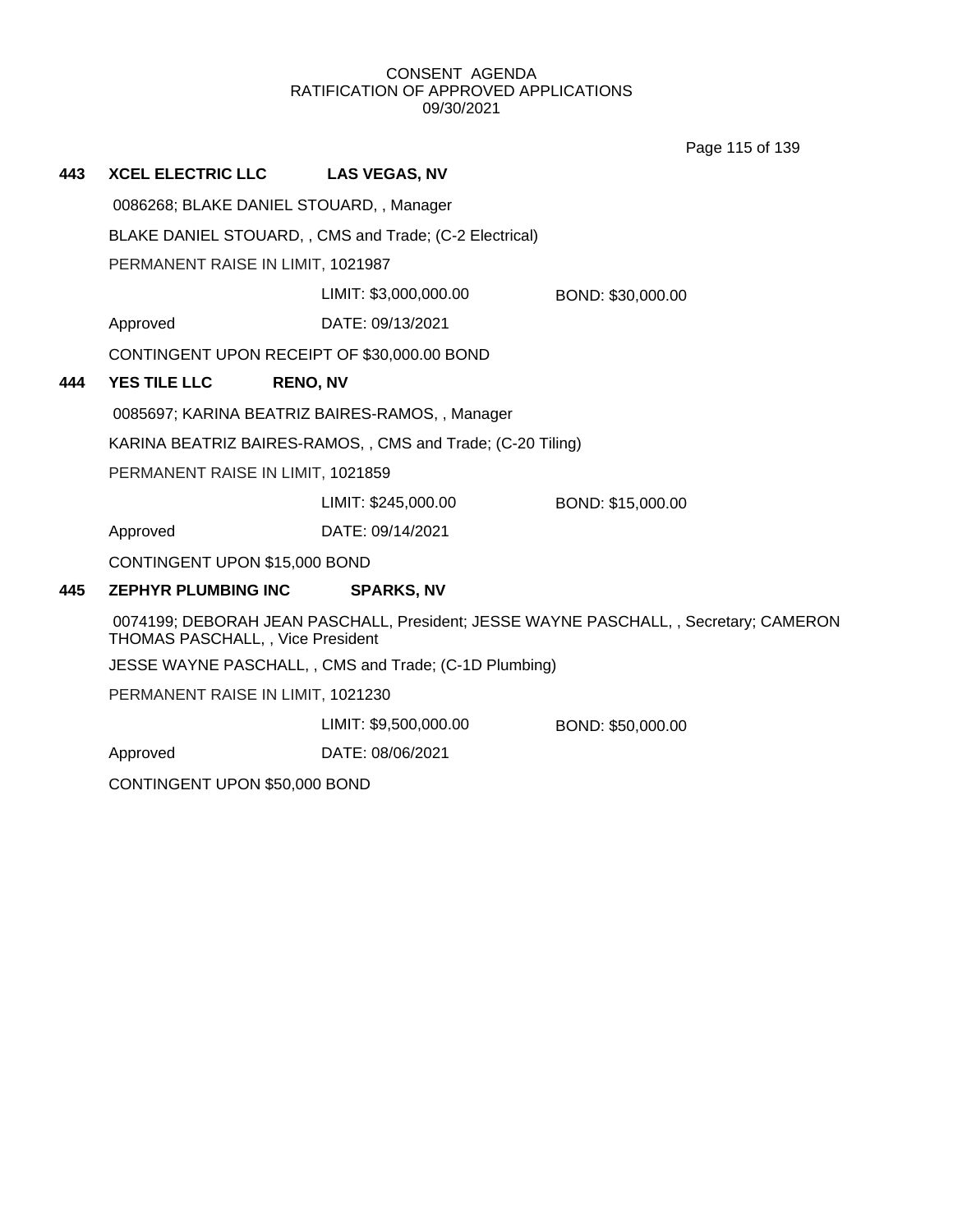CONSENT AGENDA
RATIFICATION OF APPROVED APPLICATIONS
09/30/2021

**443 XCEL ELECTRIC LLC LAS VEGAS, NV**

0086268; BLAKE DANIEL STOUARD, , Manager

BLAKE DANIEL STOUARD, , CMS and Trade; (C-2 Electrical)

PERMANENT RAISE IN LIMIT, 1021987

LIMIT: $3,000,000.00 BOND: $30,000.00

Approved DATE: 09/13/2021

CONTINGENT UPON RECEIPT OF $30,000.00 BOND

**444 YES TILE LLC RENO, NV**

0085697; KARINA BEATRIZ BAIRES-RAMOS, , Manager

KARINA BEATRIZ BAIRES-RAMOS, , CMS and Trade; (C-20 Tiling)

PERMANENT RAISE IN LIMIT, 1021859

LIMIT: $245,000.00 BOND: $15,000.00

Approved DATE: 09/14/2021

CONTINGENT UPON $15,000 BOND

**445 ZEPHYR PLUMBING INC SPARKS, NV**

0074199; DEBORAH JEAN PASCHALL, President; JESSE WAYNE PASCHALL, , Secretary; CAMERON THOMAS PASCHALL, , Vice President

JESSE WAYNE PASCHALL, , CMS and Trade; (C-1D Plumbing)

PERMANENT RAISE IN LIMIT, 1021230

LIMIT: $9,500,000.00 BOND: $50,000.00

Approved DATE: 08/06/2021

CONTINGENT UPON $50,000 BOND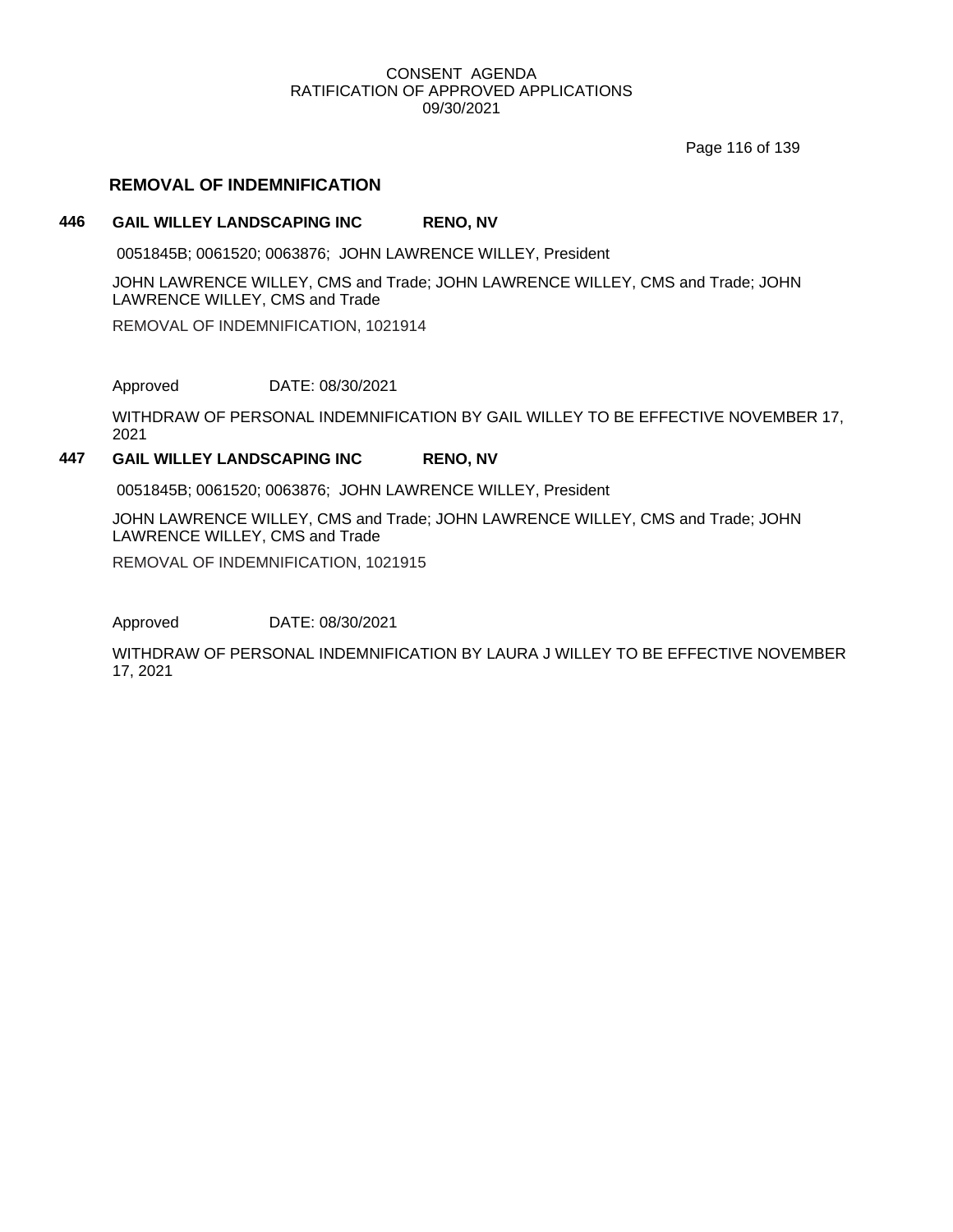## REMOVAL OF INDEMNIFICATION

**446 GAIL WILLEY LANDSCAPING INC RENO, NV**

0051845B; 0061520; 0063876; JOHN LAWRENCE WILLEY, President

JOHN LAWRENCE WILLEY, CMS and Trade; JOHN LAWRENCE WILLEY, CMS and Trade; JOHN LAWRENCE WILLEY, CMS and Trade

REMOVAL OF INDEMNIFICATION, 1021914

Approved DATE: 08/30/2021

WITHDRAW OF PERSONAL INDEMNIFICATION BY GAIL WILLEY TO BE EFFECTIVE NOVEMBER 17, 2021

**447 GAIL WILLEY LANDSCAPING INC RENO, NV**

0051845B; 0061520; 0063876; JOHN LAWRENCE WILLEY, President

JOHN LAWRENCE WILLEY, CMS and Trade; JOHN LAWRENCE WILLEY, CMS and Trade; JOHN LAWRENCE WILLEY, CMS and Trade

REMOVAL OF INDEMNIFICATION, 1021915

Approved DATE: 08/30/2021

WITHDRAW OF PERSONAL INDEMNIFICATION BY LAURA J WILLEY TO BE EFFECTIVE NOVEMBER 17, 2021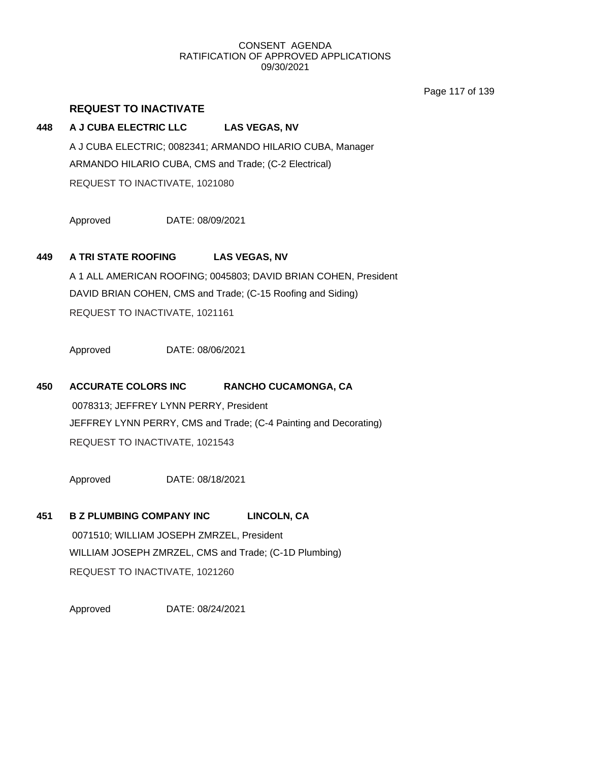## REQUEST TO INACTIVATE

**448 A J CUBA ELECTRIC LLC LAS VEGAS, NV**

A J CUBA ELECTRIC; 0082341; ARMANDO HILARIO CUBA, Manager
ARMANDO HILARIO CUBA, CMS and Trade; (C-2 Electrical)
REQUEST TO INACTIVATE, 1021080

Approved DATE: 08/09/2021

**449 A TRI STATE ROOFING LAS VEGAS, NV**

A 1 ALL AMERICAN ROOFING; 0045803; DAVID BRIAN COHEN, President
DAVID BRIAN COHEN, CMS and Trade; (C-15 Roofing and Siding)
REQUEST TO INACTIVATE, 1021161

Approved DATE: 08/06/2021

**450 ACCURATE COLORS INC RANCHO CUCAMONGA, CA**

0078313; JEFFREY LYNN PERRY, President
JEFFREY LYNN PERRY, CMS and Trade; (C-4 Painting and Decorating)
REQUEST TO INACTIVATE, 1021543

Approved DATE: 08/18/2021

**451 B Z PLUMBING COMPANY INC LINCOLN, CA**

0071510; WILLIAM JOSEPH ZMRZEL, President
WILLIAM JOSEPH ZMRZEL, CMS and Trade; (C-1D Plumbing)
REQUEST TO INACTIVATE, 1021260

Approved DATE: 08/24/2021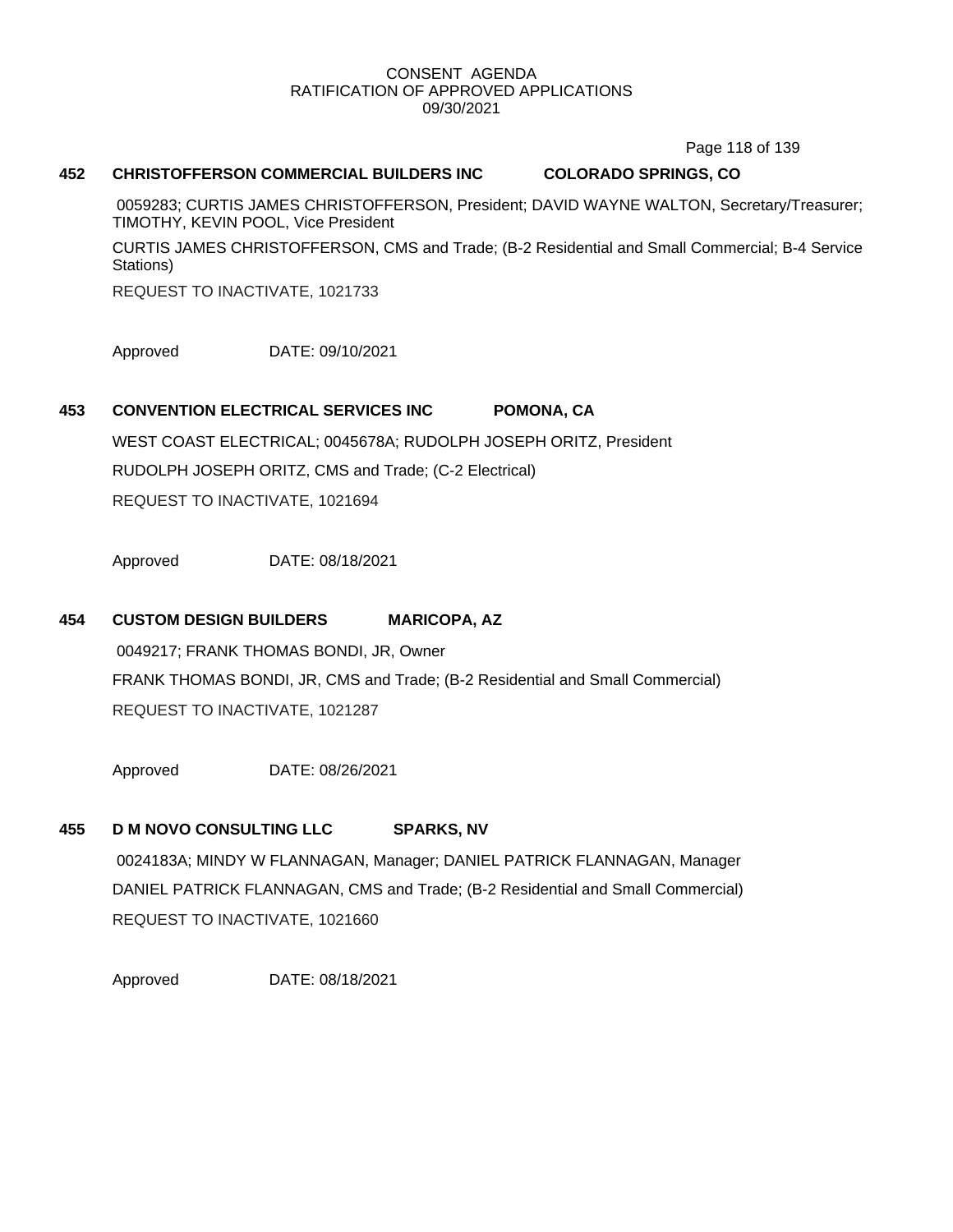CONSENT AGENDA
RATIFICATION OF APPROVED APPLICATIONS
09/30/2021

**452 CHRISTOFFERSON COMMERCIAL BUILDERS INC COLORADO SPRINGS, CO**

0059283; CURTIS JAMES CHRISTOFFERSON, President; DAVID WAYNE WALTON, Secretary/Treasurer; TIMOTHY, KEVIN POOL, Vice President

CURTIS JAMES CHRISTOFFERSON, CMS and Trade; (B-2 Residential and Small Commercial; B-4 Service Stations)

REQUEST TO INACTIVATE, 1021733

Approved DATE: 09/10/2021

**453 CONVENTION ELECTRICAL SERVICES INC POMONA, CA**

WEST COAST ELECTRICAL; 0045678A; RUDOLPH JOSEPH ORITZ, President

RUDOLPH JOSEPH ORITZ, CMS and Trade; (C-2 Electrical)

REQUEST TO INACTIVATE, 1021694

Approved DATE: 08/18/2021

**454 CUSTOM DESIGN BUILDERS MARICOPA, AZ**

0049217; FRANK THOMAS BONDI, JR, Owner

FRANK THOMAS BONDI, JR, CMS and Trade; (B-2 Residential and Small Commercial)

REQUEST TO INACTIVATE, 1021287

Approved DATE: 08/26/2021

**455 D M NOVO CONSULTING LLC SPARKS, NV**

0024183A; MINDY W FLANNAGAN, Manager; DANIEL PATRICK FLANNAGAN, Manager

DANIEL PATRICK FLANNAGAN, CMS and Trade; (B-2 Residential and Small Commercial)

REQUEST TO INACTIVATE, 1021660

Approved DATE: 08/18/2021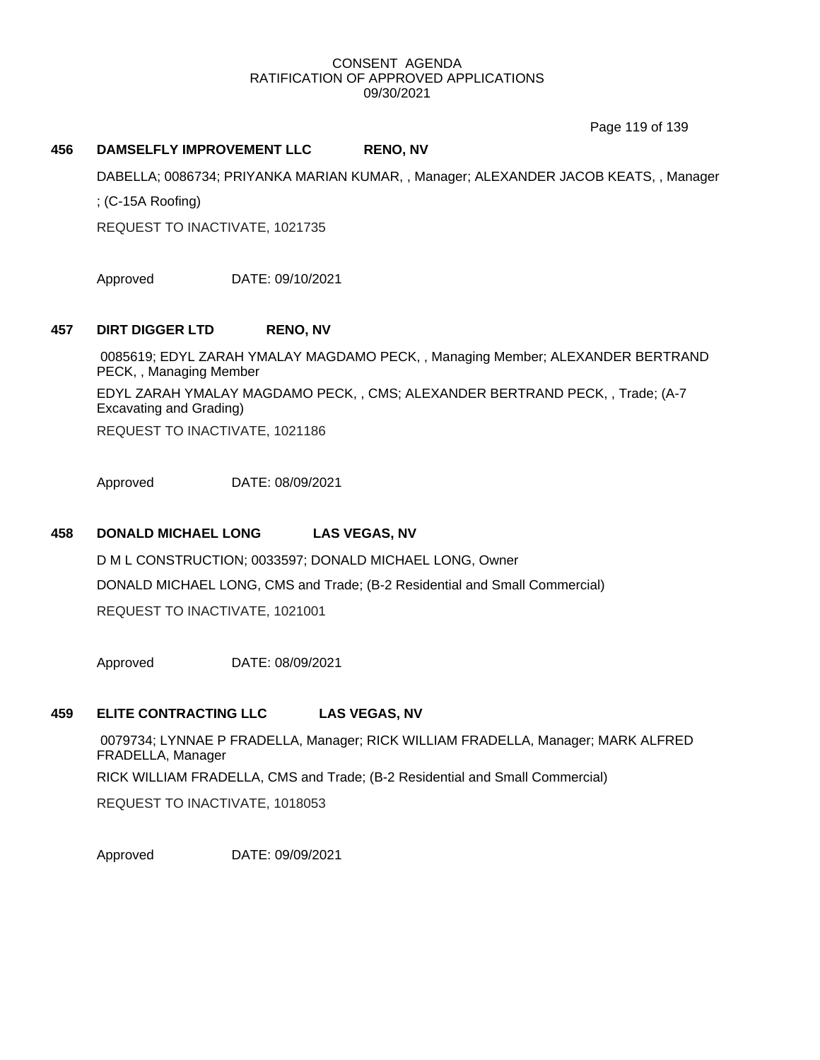CONSENT AGENDA
RATIFICATION OF APPROVED APPLICATIONS
09/30/2021

**456 DAMSELFLY IMPROVEMENT LLC RENO, NV**

DABELLA; 0086734; PRIYANKA MARIAN KUMAR, , Manager; ALEXANDER JACOB KEATS, , Manager

; (C-15A Roofing)

REQUEST TO INACTIVATE, 1021735

Approved DATE: 09/10/2021

**457 DIRT DIGGER LTD RENO, NV**

0085619; EDYL ZARAH YMALAY MAGDAMO PECK, , Managing Member; ALEXANDER BERTRAND PECK, , Managing Member

EDYL ZARAH YMALAY MAGDAMO PECK, , CMS; ALEXANDER BERTRAND PECK, , Trade; (A-7 Excavating and Grading)

REQUEST TO INACTIVATE, 1021186

Approved DATE: 08/09/2021

**458 DONALD MICHAEL LONG LAS VEGAS, NV**

D M L CONSTRUCTION; 0033597; DONALD MICHAEL LONG, Owner

DONALD MICHAEL LONG, CMS and Trade; (B-2 Residential and Small Commercial)

REQUEST TO INACTIVATE, 1021001

Approved DATE: 08/09/2021

**459 ELITE CONTRACTING LLC LAS VEGAS, NV**

0079734; LYNNAE P FRADELLA, Manager; RICK WILLIAM FRADELLA, Manager; MARK ALFRED FRADELLA, Manager

RICK WILLIAM FRADELLA, CMS and Trade; (B-2 Residential and Small Commercial)

REQUEST TO INACTIVATE, 1018053

Approved DATE: 09/09/2021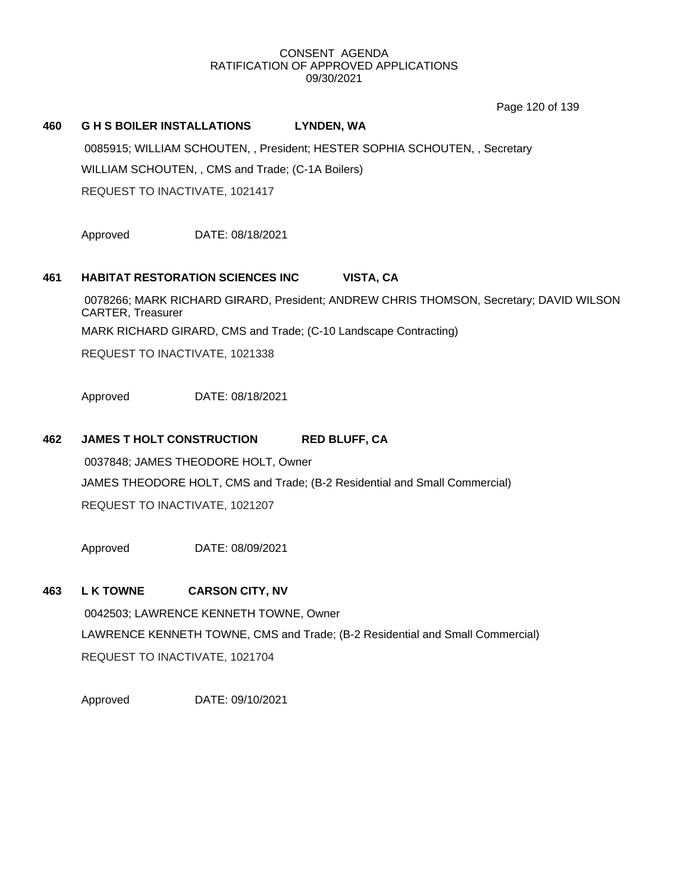CONSENT AGENDA
RATIFICATION OF APPROVED APPLICATIONS
09/30/2021

**460 G H S BOILER INSTALLATIONS LYNDEN, WA**

0085915; WILLIAM SCHOUTEN, , President; HESTER SOPHIA SCHOUTEN, , Secretary

WILLIAM SCHOUTEN, , CMS and Trade; (C-1A Boilers)

REQUEST TO INACTIVATE, 1021417

Approved DATE: 08/18/2021

**461 HABITAT RESTORATION SCIENCES INC VISTA, CA**

0078266; MARK RICHARD GIRARD, President; ANDREW CHRIS THOMSON, Secretary; DAVID WILSON CARTER, Treasurer

MARK RICHARD GIRARD, CMS and Trade; (C-10 Landscape Contracting)

REQUEST TO INACTIVATE, 1021338

Approved DATE: 08/18/2021

**462 JAMES T HOLT CONSTRUCTION RED BLUFF, CA**

0037848; JAMES THEODORE HOLT, Owner

JAMES THEODORE HOLT, CMS and Trade; (B-2 Residential and Small Commercial)

REQUEST TO INACTIVATE, 1021207

Approved DATE: 08/09/2021

**463 L K TOWNE CARSON CITY, NV**

0042503; LAWRENCE KENNETH TOWNE, Owner

LAWRENCE KENNETH TOWNE, CMS and Trade; (B-2 Residential and Small Commercial)

REQUEST TO INACTIVATE, 1021704

Approved DATE: 09/10/2021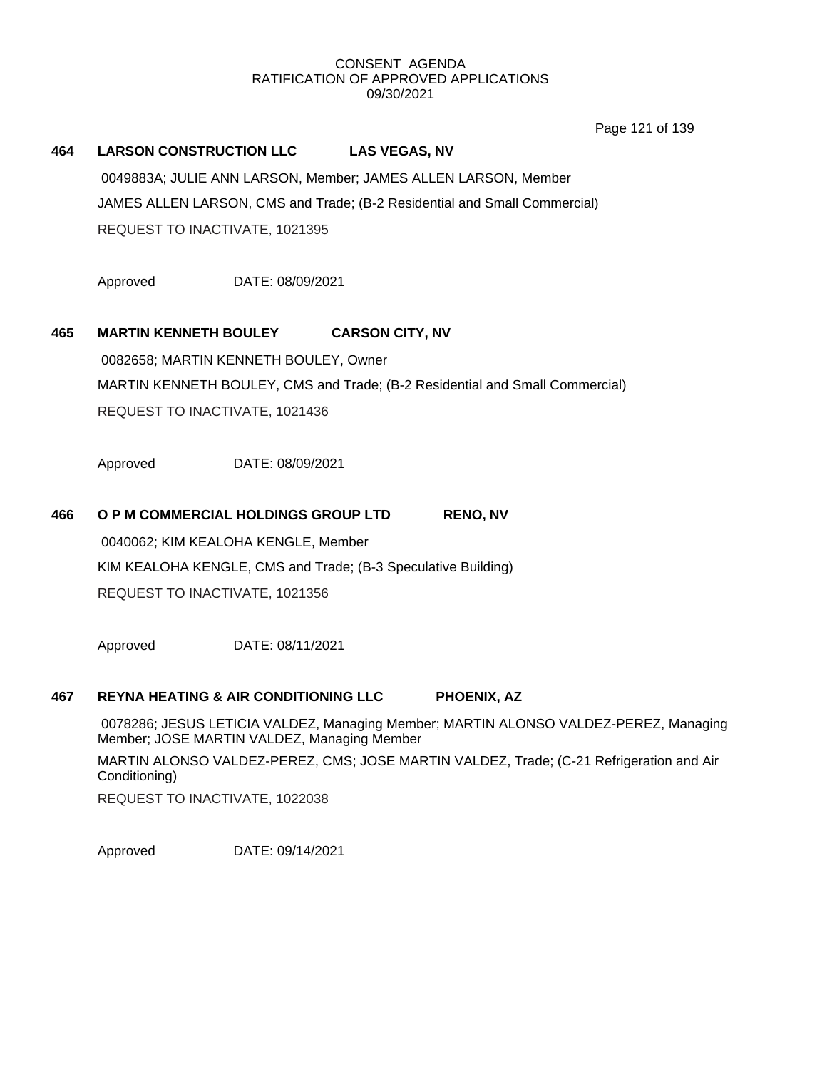CONSENT AGENDA
RATIFICATION OF APPROVED APPLICATIONS
09/30/2021

**464 LARSON CONSTRUCTION LLC LAS VEGAS, NV**

0049883A; JULIE ANN LARSON, Member; JAMES ALLEN LARSON, Member

JAMES ALLEN LARSON, CMS and Trade; (B-2 Residential and Small Commercial)

REQUEST TO INACTIVATE, 1021395

Approved DATE: 08/09/2021

**465 MARTIN KENNETH BOULEY CARSON CITY, NV**

0082658; MARTIN KENNETH BOULEY, Owner

MARTIN KENNETH BOULEY, CMS and Trade; (B-2 Residential and Small Commercial)

REQUEST TO INACTIVATE, 1021436

Approved DATE: 08/09/2021

**466 O P M COMMERCIAL HOLDINGS GROUP LTD RENO, NV**

0040062; KIM KEALOHA KENGLE, Member

KIM KEALOHA KENGLE, CMS and Trade; (B-3 Speculative Building)

REQUEST TO INACTIVATE, 1021356

Approved DATE: 08/11/2021

**467 REYNA HEATING & AIR CONDITIONING LLC PHOENIX, AZ**

0078286; JESUS LETICIA VALDEZ, Managing Member; MARTIN ALONSO VALDEZ-PEREZ, Managing Member; JOSE MARTIN VALDEZ, Managing Member

MARTIN ALONSO VALDEZ-PEREZ, CMS; JOSE MARTIN VALDEZ, Trade; (C-21 Refrigeration and Air Conditioning)

REQUEST TO INACTIVATE, 1022038

Approved DATE: 09/14/2021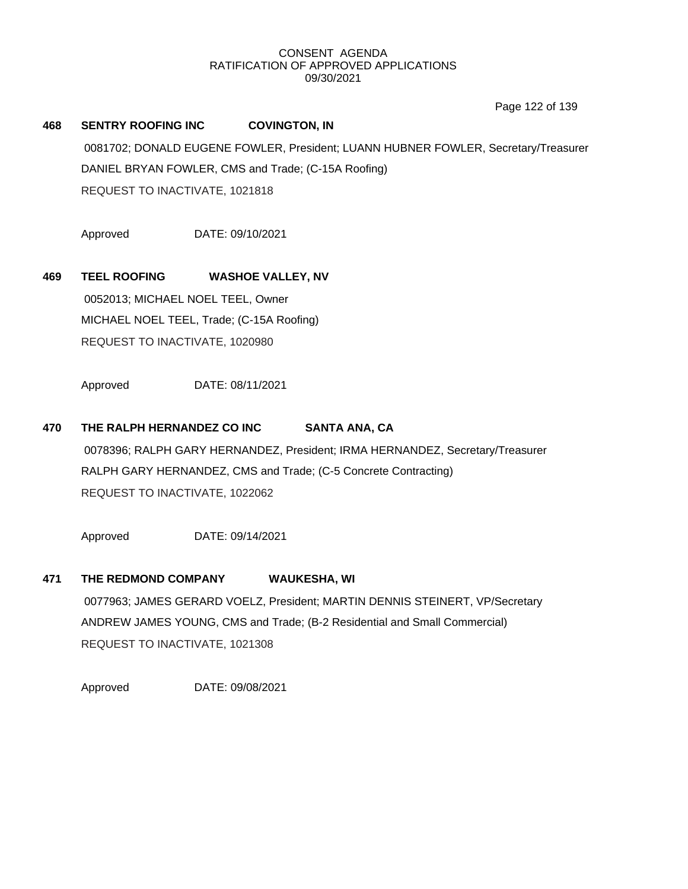**468 SENTRY ROOFING INC COVINGTON, IN**

0081702; DONALD EUGENE FOWLER, President; LUANN HUBNER FOWLER, Secretary/Treasurer
DANIEL BRYAN FOWLER, CMS and Trade; (C-15A Roofing)
REQUEST TO INACTIVATE, 1021818

Approved DATE: 09/10/2021

**469 TEEL ROOFING WASHOE VALLEY, NV**

0052013; MICHAEL NOEL TEEL, Owner
MICHAEL NOEL TEEL, Trade; (C-15A Roofing)
REQUEST TO INACTIVATE, 1020980

Approved DATE: 08/11/2021

**470 THE RALPH HERNANDEZ CO INC SANTA ANA, CA**

0078396; RALPH GARY HERNANDEZ, President; IRMA HERNANDEZ, Secretary/Treasurer
RALPH GARY HERNANDEZ, CMS and Trade; (C-5 Concrete Contracting)
REQUEST TO INACTIVATE, 1022062

Approved DATE: 09/14/2021

**471 THE REDMOND COMPANY WAUKESHA, WI**

0077963; JAMES GERARD VOELZ, President; MARTIN DENNIS STEINERT, VP/Secretary
ANDREW JAMES YOUNG, CMS and Trade; (B-2 Residential and Small Commercial)
REQUEST TO INACTIVATE, 1021308

Approved DATE: 09/08/2021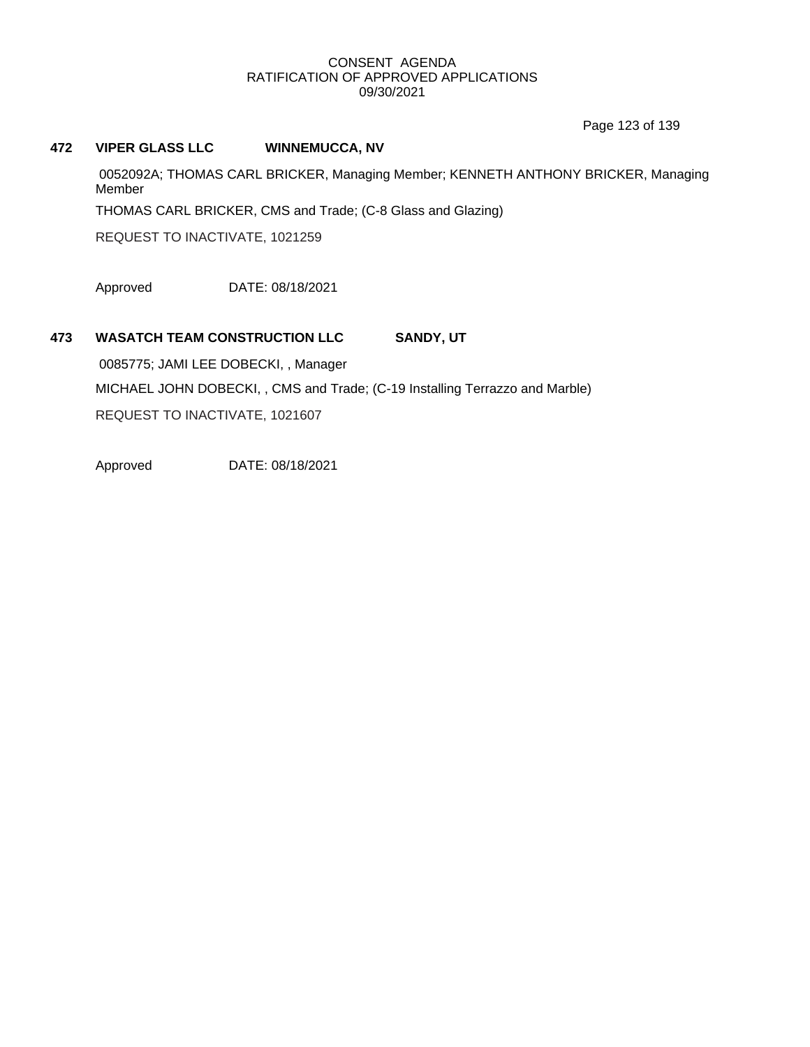**472 VIPER GLASS LLC WINNEMUCCA, NV**

0052092A; THOMAS CARL BRICKER, Managing Member; KENNETH ANTHONY BRICKER, Managing Member

THOMAS CARL BRICKER, CMS and Trade; (C-8 Glass and Glazing)

REQUEST TO INACTIVATE, 1021259

Approved DATE: 08/18/2021

**473 WASATCH TEAM CONSTRUCTION LLC SANDY, UT**

0085775; JAMI LEE DOBECKI, , Manager

MICHAEL JOHN DOBECKI, , CMS and Trade; (C-19 Installing Terrazzo and Marble)

REQUEST TO INACTIVATE, 1021607

Approved DATE: 08/18/2021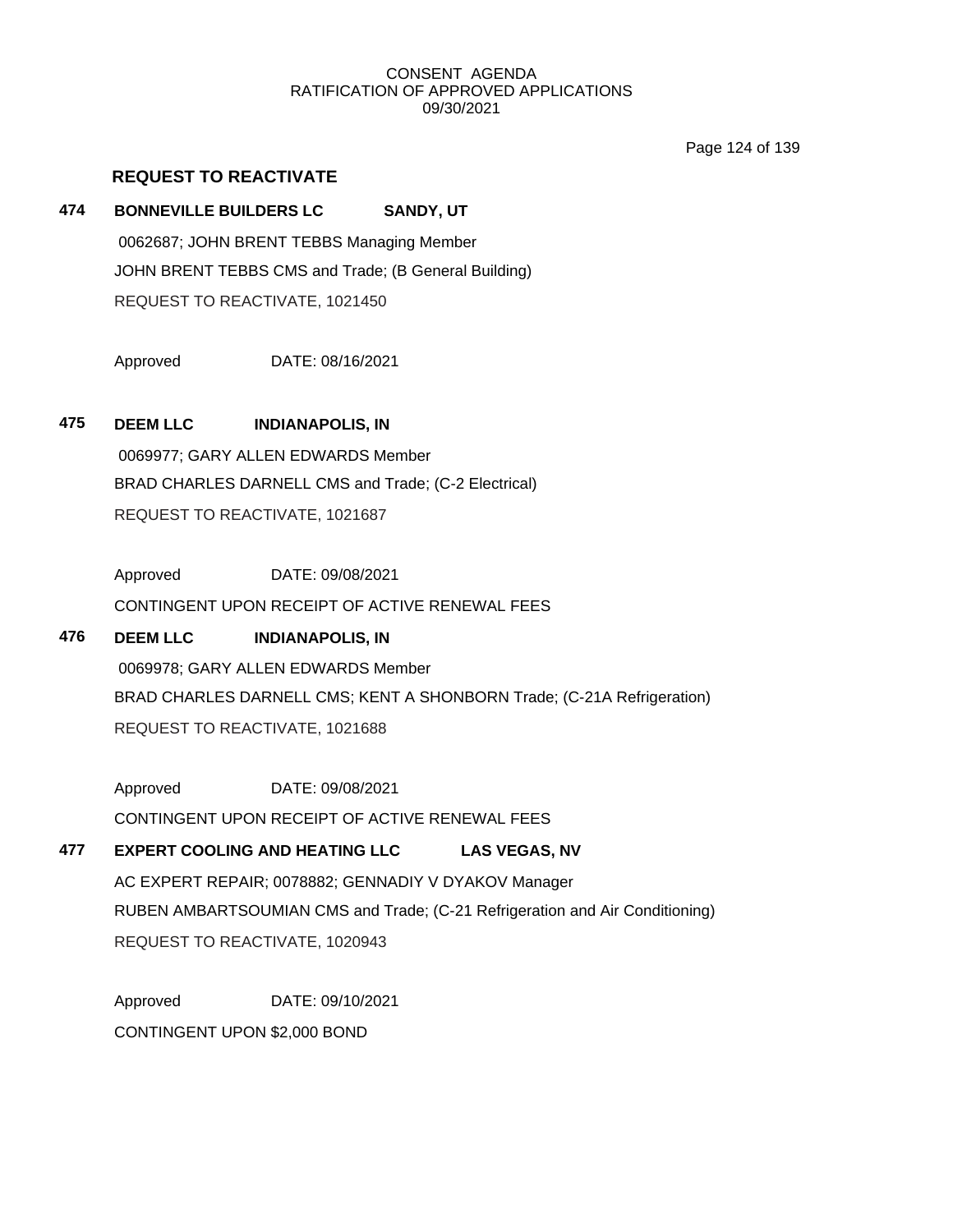## REQUEST TO REACTIVATE

**474 BONNEVILLE BUILDERS LC SANDY, UT**

0062687; JOHN BRENT TEBBS Managing Member

JOHN BRENT TEBBS CMS and Trade; (B General Building)

REQUEST TO REACTIVATE, 1021450

Approved DATE: 08/16/2021

**475 DEEM LLC INDIANAPOLIS, IN**

0069977; GARY ALLEN EDWARDS Member

BRAD CHARLES DARNELL CMS and Trade; (C-2 Electrical)

REQUEST TO REACTIVATE, 1021687

Approved DATE: 09/08/2021

CONTINGENT UPON RECEIPT OF ACTIVE RENEWAL FEES

**476 DEEM LLC INDIANAPOLIS, IN**

0069978; GARY ALLEN EDWARDS Member

BRAD CHARLES DARNELL CMS; KENT A SHONBORN Trade; (C-21A Refrigeration)

REQUEST TO REACTIVATE, 1021688

Approved DATE: 09/08/2021

CONTINGENT UPON RECEIPT OF ACTIVE RENEWAL FEES

**477 EXPERT COOLING AND HEATING LLC LAS VEGAS, NV**

AC EXPERT REPAIR; 0078882; GENNADIY V DYAKOV Manager

RUBEN AMBARTSOUMIAN CMS and Trade; (C-21 Refrigeration and Air Conditioning)

REQUEST TO REACTIVATE, 1020943

Approved DATE: 09/10/2021

CONTINGENT UPON $2,000 BOND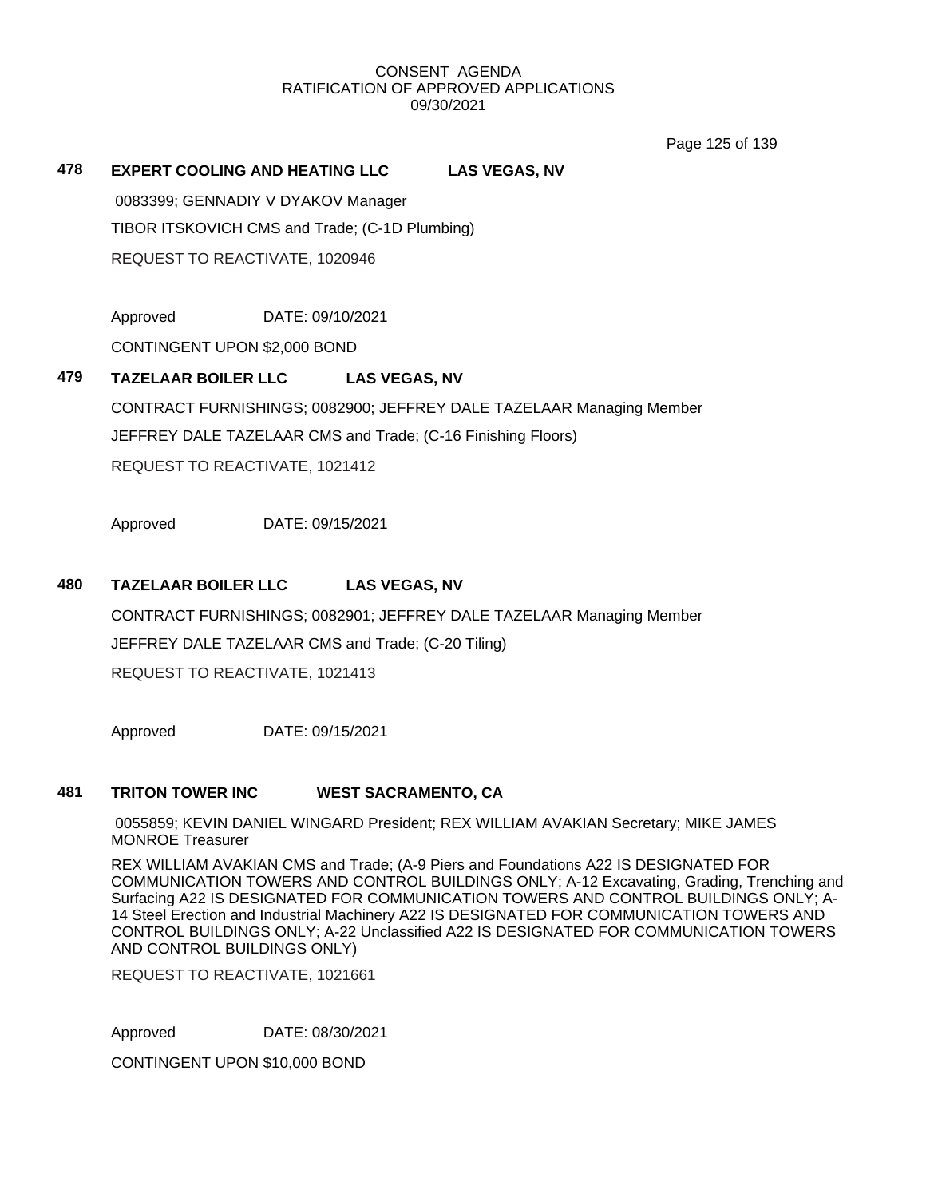CONSENT AGENDA
RATIFICATION OF APPROVED APPLICATIONS
09/30/2021

**478 EXPERT COOLING AND HEATING LLC LAS VEGAS, NV**

0083399; GENNADIY V DYAKOV Manager

TIBOR ITSKOVICH CMS and Trade; (C-1D Plumbing)

REQUEST TO REACTIVATE, 1020946

Approved DATE: 09/10/2021

CONTINGENT UPON $2,000 BOND

**479 TAZELAAR BOILER LLC LAS VEGAS, NV**

CONTRACT FURNISHINGS; 0082900; JEFFREY DALE TAZELAAR Managing Member

JEFFREY DALE TAZELAAR CMS and Trade; (C-16 Finishing Floors)

REQUEST TO REACTIVATE, 1021412

Approved DATE: 09/15/2021

**480 TAZELAAR BOILER LLC LAS VEGAS, NV**

CONTRACT FURNISHINGS; 0082901; JEFFREY DALE TAZELAAR Managing Member

JEFFREY DALE TAZELAAR CMS and Trade; (C-20 Tiling)

REQUEST TO REACTIVATE, 1021413

Approved DATE: 09/15/2021

**481 TRITON TOWER INC WEST SACRAMENTO, CA**

0055859; KEVIN DANIEL WINGARD President; REX WILLIAM AVAKIAN Secretary; MIKE JAMES MONROE Treasurer

REX WILLIAM AVAKIAN CMS and Trade; (A-9 Piers and Foundations A22 IS DESIGNATED FOR COMMUNICATION TOWERS AND CONTROL BUILDINGS ONLY; A-12 Excavating, Grading, Trenching and Surfacing A22 IS DESIGNATED FOR COMMUNICATION TOWERS AND CONTROL BUILDINGS ONLY; A-14 Steel Erection and Industrial Machinery A22 IS DESIGNATED FOR COMMUNICATION TOWERS AND CONTROL BUILDINGS ONLY; A-22 Unclassified A22 IS DESIGNATED FOR COMMUNICATION TOWERS AND CONTROL BUILDINGS ONLY)

REQUEST TO REACTIVATE, 1021661

Approved DATE: 08/30/2021

CONTINGENT UPON $10,000 BOND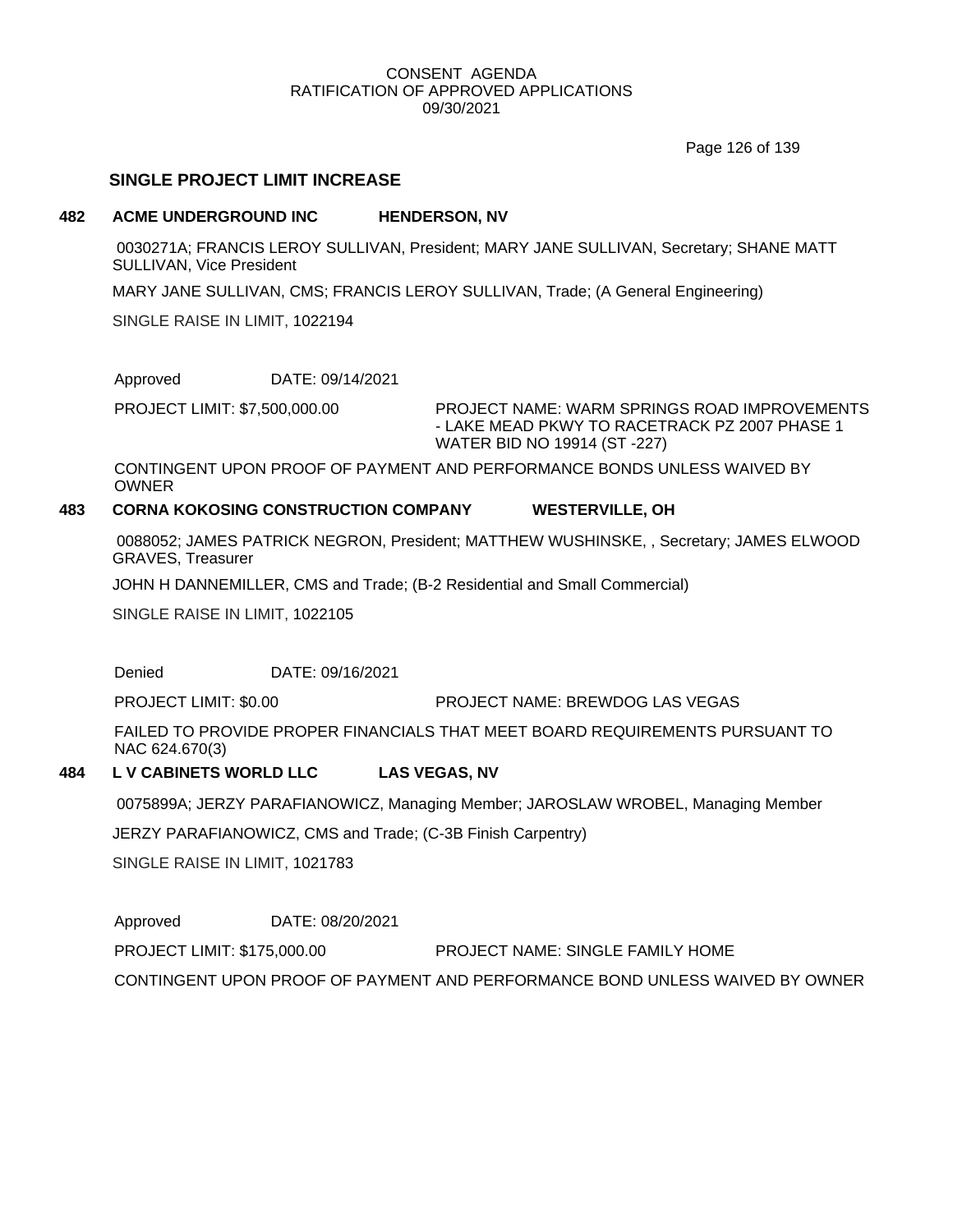CONSENT AGENDA
RATIFICATION OF APPROVED APPLICATIONS
09/30/2021

## SINGLE PROJECT LIMIT INCREASE

**482 ACME UNDERGROUND INC HENDERSON, NV**

0030271A; FRANCIS LEROY SULLIVAN, President; MARY JANE SULLIVAN, Secretary; SHANE MATT SULLIVAN, Vice President

MARY JANE SULLIVAN, CMS; FRANCIS LEROY SULLIVAN, Trade; (A General Engineering)

SINGLE RAISE IN LIMIT, 1022194

Approved DATE: 09/14/2021

PROJECT LIMIT: $7,500,000.00

PROJECT NAME: WARM SPRINGS ROAD IMPROVEMENTS - LAKE MEAD PKWY TO RACETRACK PZ 2007 PHASE 1 WATER BID NO 19914 (ST -227)

CONTINGENT UPON PROOF OF PAYMENT AND PERFORMANCE BONDS UNLESS WAIVED BY OWNER

**483 CORNA KOKOSING CONSTRUCTION COMPANY WESTERVILLE, OH**

0088052; JAMES PATRICK NEGRON, President; MATTHEW WUSHINSKE, , Secretary; JAMES ELWOOD GRAVES, Treasurer

JOHN H DANNEMILLER, CMS and Trade; (B-2 Residential and Small Commercial)

SINGLE RAISE IN LIMIT, 1022105

Denied DATE: 09/16/2021

PROJECT LIMIT: $0.00

PROJECT NAME: BREWDOG LAS VEGAS

FAILED TO PROVIDE PROPER FINANCIALS THAT MEET BOARD REQUIREMENTS PURSUANT TO NAC 624.670(3)

**484 L V CABINETS WORLD LLC LAS VEGAS, NV**

0075899A; JERZY PARAFIANOWICZ, Managing Member; JAROSLAW WROBEL, Managing Member

JERZY PARAFIANOWICZ, CMS and Trade; (C-3B Finish Carpentry)

SINGLE RAISE IN LIMIT, 1021783

Approved DATE: 08/20/2021

PROJECT LIMIT: $175,000.00

PROJECT NAME: SINGLE FAMILY HOME

CONTINGENT UPON PROOF OF PAYMENT AND PERFORMANCE BOND UNLESS WAIVED BY OWNER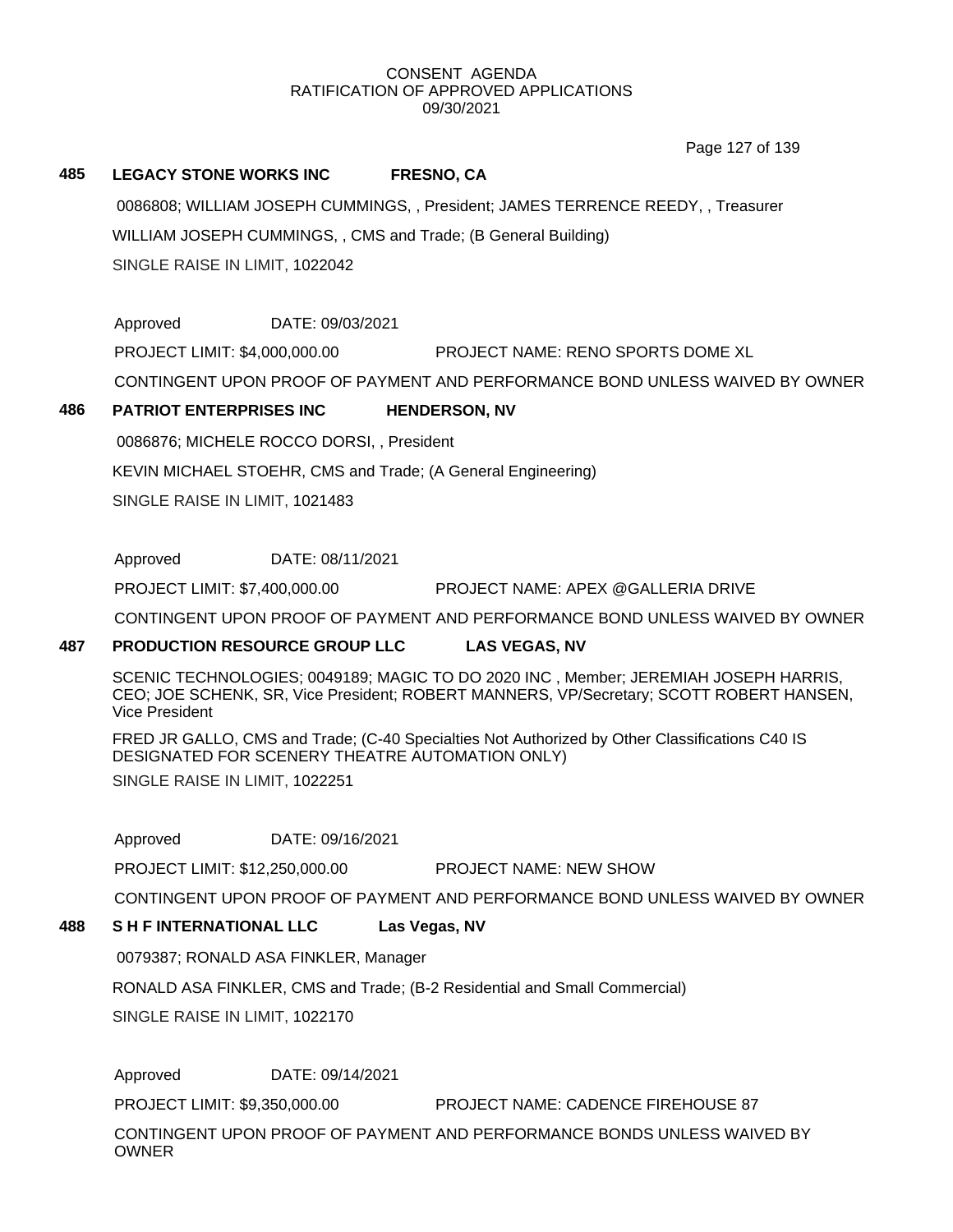CONSENT AGENDA
RATIFICATION OF APPROVED APPLICATIONS
09/30/2021

**485 LEGACY STONE WORKS INC FRESNO, CA**

0086808; WILLIAM JOSEPH CUMMINGS, , President; JAMES TERRENCE REEDY, , Treasurer

WILLIAM JOSEPH CUMMINGS, , CMS and Trade; (B General Building)

SINGLE RAISE IN LIMIT, 1022042

Approved DATE: 09/03/2021

PROJECT LIMIT: $4,000,000.00 PROJECT NAME: RENO SPORTS DOME XL

CONTINGENT UPON PROOF OF PAYMENT AND PERFORMANCE BOND UNLESS WAIVED BY OWNER

**486 PATRIOT ENTERPRISES INC HENDERSON, NV**

0086876; MICHELE ROCCO DORSI, , President

KEVIN MICHAEL STOEHR, CMS and Trade; (A General Engineering)

SINGLE RAISE IN LIMIT, 1021483

Approved DATE: 08/11/2021

PROJECT LIMIT: $7,400,000.00 PROJECT NAME: APEX @GALLERIA DRIVE

CONTINGENT UPON PROOF OF PAYMENT AND PERFORMANCE BOND UNLESS WAIVED BY OWNER

**487 PRODUCTION RESOURCE GROUP LLC LAS VEGAS, NV**

SCENIC TECHNOLOGIES; 0049189; MAGIC TO DO 2020 INC , Member; JEREMIAH JOSEPH HARRIS, CEO; JOE SCHENK, SR, Vice President; ROBERT MANNERS, VP/Secretary; SCOTT ROBERT HANSEN, Vice President

FRED JR GALLO, CMS and Trade; (C-40 Specialties Not Authorized by Other Classifications C40 IS DESIGNATED FOR SCENERY THEATRE AUTOMATION ONLY)

SINGLE RAISE IN LIMIT, 1022251

Approved DATE: 09/16/2021

PROJECT LIMIT: $12,250,000.00 PROJECT NAME: NEW SHOW

CONTINGENT UPON PROOF OF PAYMENT AND PERFORMANCE BOND UNLESS WAIVED BY OWNER

**488 S H F INTERNATIONAL LLC Las Vegas, NV**

0079387; RONALD ASA FINKLER, Manager

RONALD ASA FINKLER, CMS and Trade; (B-2 Residential and Small Commercial)

SINGLE RAISE IN LIMIT, 1022170

Approved DATE: 09/14/2021

PROJECT LIMIT: $9,350,000.00 PROJECT NAME: CADENCE FIREHOUSE 87

CONTINGENT UPON PROOF OF PAYMENT AND PERFORMANCE BONDS UNLESS WAIVED BY OWNER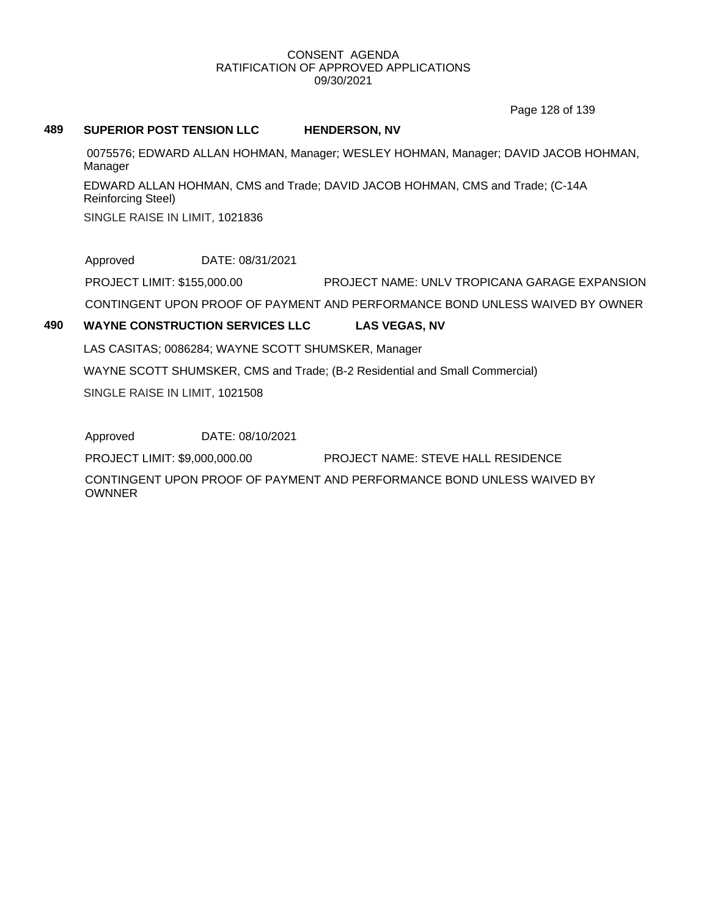CONSENT AGENDA
RATIFICATION OF APPROVED APPLICATIONS
09/30/2021

**489 SUPERIOR POST TENSION LLC HENDERSON, NV**

0075576; EDWARD ALLAN HOHMAN, Manager; WESLEY HOHMAN, Manager; DAVID JACOB HOHMAN, Manager

EDWARD ALLAN HOHMAN, CMS and Trade; DAVID JACOB HOHMAN, CMS and Trade; (C-14A Reinforcing Steel)

SINGLE RAISE IN LIMIT, 1021836

Approved DATE: 08/31/2021

PROJECT LIMIT: $155,000.00 PROJECT NAME: UNLV TROPICANA GARAGE EXPANSION

CONTINGENT UPON PROOF OF PAYMENT AND PERFORMANCE BOND UNLESS WAIVED BY OWNER

**490 WAYNE CONSTRUCTION SERVICES LLC LAS VEGAS, NV**

LAS CASITAS; 0086284; WAYNE SCOTT SHUMSKER, Manager

WAYNE SCOTT SHUMSKER, CMS and Trade; (B-2 Residential and Small Commercial)

SINGLE RAISE IN LIMIT, 1021508

Approved DATE: 08/10/2021

PROJECT LIMIT: $9,000,000.00 PROJECT NAME: STEVE HALL RESIDENCE

CONTINGENT UPON PROOF OF PAYMENT AND PERFORMANCE BOND UNLESS WAIVED BY OWNNER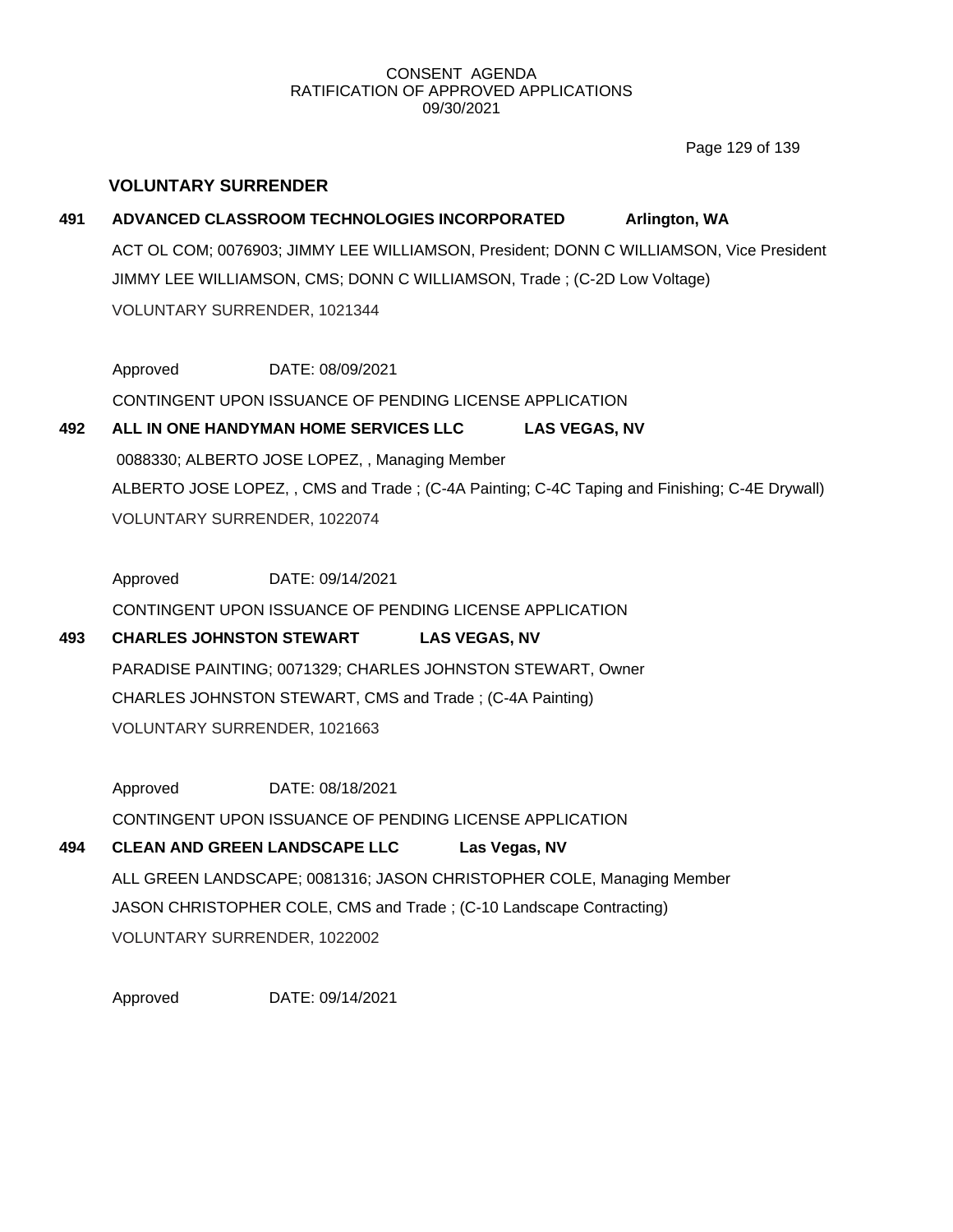## VOLUNTARY SURRENDER

**491 ADVANCED CLASSROOM TECHNOLOGIES INCORPORATED Arlington, WA**

ACT OL COM; 0076903; JIMMY LEE WILLIAMSON, President; DONN C WILLIAMSON, Vice President

JIMMY LEE WILLIAMSON, CMS; DONN C WILLIAMSON, Trade ; (C-2D Low Voltage)

VOLUNTARY SURRENDER, 1021344

Approved DATE: 08/09/2021

CONTINGENT UPON ISSUANCE OF PENDING LICENSE APPLICATION

**492 ALL IN ONE HANDYMAN HOME SERVICES LLC LAS VEGAS, NV**

0088330; ALBERTO JOSE LOPEZ, , Managing Member

ALBERTO JOSE LOPEZ, , CMS and Trade ; (C-4A Painting; C-4C Taping and Finishing; C-4E Drywall)

VOLUNTARY SURRENDER, 1022074

Approved DATE: 09/14/2021

CONTINGENT UPON ISSUANCE OF PENDING LICENSE APPLICATION

**493 CHARLES JOHNSTON STEWART LAS VEGAS, NV**

PARADISE PAINTING; 0071329; CHARLES JOHNSTON STEWART, Owner

CHARLES JOHNSTON STEWART, CMS and Trade ; (C-4A Painting)

VOLUNTARY SURRENDER, 1021663

Approved DATE: 08/18/2021

CONTINGENT UPON ISSUANCE OF PENDING LICENSE APPLICATION

**494 CLEAN AND GREEN LANDSCAPE LLC Las Vegas, NV**

ALL GREEN LANDSCAPE; 0081316; JASON CHRISTOPHER COLE, Managing Member

JASON CHRISTOPHER COLE, CMS and Trade ; (C-10 Landscape Contracting)

VOLUNTARY SURRENDER, 1022002

Approved DATE: 09/14/2021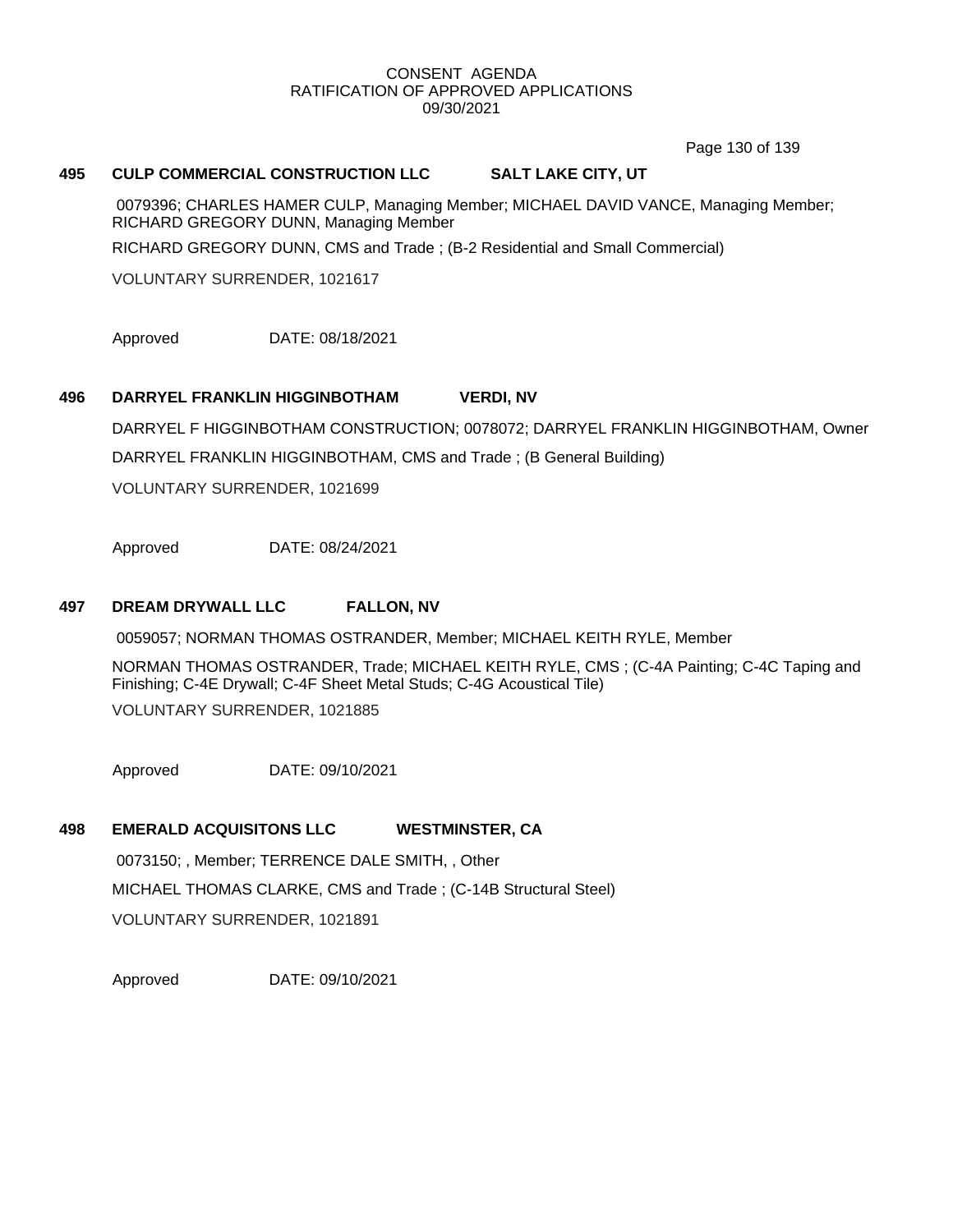CONSENT AGENDA
RATIFICATION OF APPROVED APPLICATIONS
09/30/2021

**495 CULP COMMERCIAL CONSTRUCTION LLC SALT LAKE CITY, UT**

0079396; CHARLES HAMER CULP, Managing Member; MICHAEL DAVID VANCE, Managing Member; RICHARD GREGORY DUNN, Managing Member

RICHARD GREGORY DUNN, CMS and Trade ; (B-2 Residential and Small Commercial)

VOLUNTARY SURRENDER, 1021617

Approved DATE: 08/18/2021

**496 DARRYEL FRANKLIN HIGGINBOTHAM VERDI, NV**

DARRYEL F HIGGINBOTHAM CONSTRUCTION; 0078072; DARRYEL FRANKLIN HIGGINBOTHAM, Owner

DARRYEL FRANKLIN HIGGINBOTHAM, CMS and Trade ; (B General Building)

VOLUNTARY SURRENDER, 1021699

Approved DATE: 08/24/2021

**497 DREAM DRYWALL LLC FALLON, NV**

0059057; NORMAN THOMAS OSTRANDER, Member; MICHAEL KEITH RYLE, Member

NORMAN THOMAS OSTRANDER, Trade; MICHAEL KEITH RYLE, CMS ; (C-4A Painting; C-4C Taping and Finishing; C-4E Drywall; C-4F Sheet Metal Studs; C-4G Acoustical Tile)

VOLUNTARY SURRENDER, 1021885

Approved DATE: 09/10/2021

**498 EMERALD ACQUISITONS LLC WESTMINSTER, CA**

0073150; , Member; TERRENCE DALE SMITH, , Other

MICHAEL THOMAS CLARKE, CMS and Trade ; (C-14B Structural Steel)

VOLUNTARY SURRENDER, 1021891

Approved DATE: 09/10/2021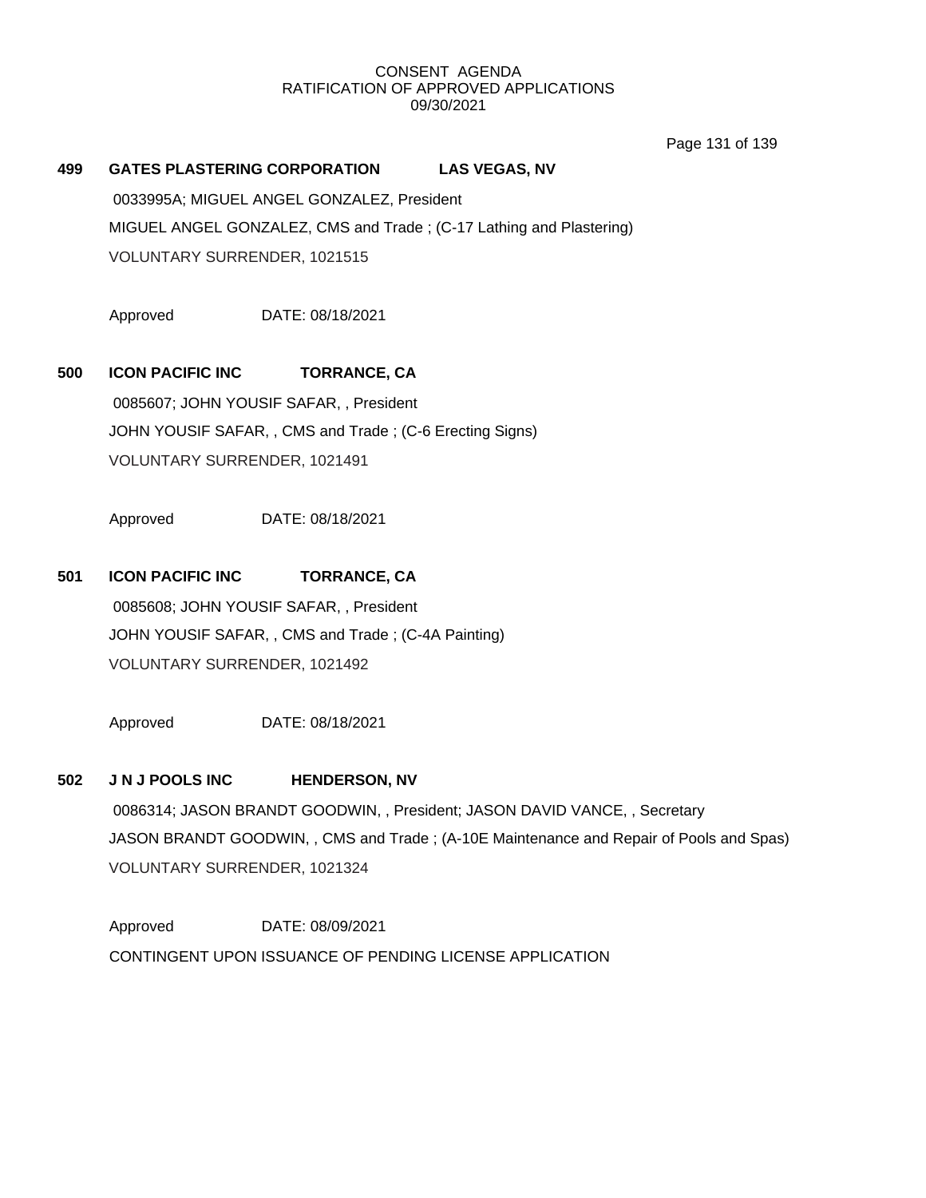CONSENT AGENDA
RATIFICATION OF APPROVED APPLICATIONS
09/30/2021

**499 GATES PLASTERING CORPORATION LAS VEGAS, NV**

0033995A; MIGUEL ANGEL GONZALEZ, President

MIGUEL ANGEL GONZALEZ, CMS and Trade ; (C-17 Lathing and Plastering)

VOLUNTARY SURRENDER, 1021515

Approved DATE: 08/18/2021

**500 ICON PACIFIC INC TORRANCE, CA**

0085607; JOHN YOUSIF SAFAR, , President

JOHN YOUSIF SAFAR, , CMS and Trade ; (C-6 Erecting Signs)

VOLUNTARY SURRENDER, 1021491

Approved DATE: 08/18/2021

**501 ICON PACIFIC INC TORRANCE, CA**

0085608; JOHN YOUSIF SAFAR, , President

JOHN YOUSIF SAFAR, , CMS and Trade ; (C-4A Painting)

VOLUNTARY SURRENDER, 1021492

Approved DATE: 08/18/2021

**502 J N J POOLS INC HENDERSON, NV**

0086314; JASON BRANDT GOODWIN, , President; JASON DAVID VANCE, , Secretary

JASON BRANDT GOODWIN, , CMS and Trade ; (A-10E Maintenance and Repair of Pools and Spas)

VOLUNTARY SURRENDER, 1021324

Approved DATE: 08/09/2021

CONTINGENT UPON ISSUANCE OF PENDING LICENSE APPLICATION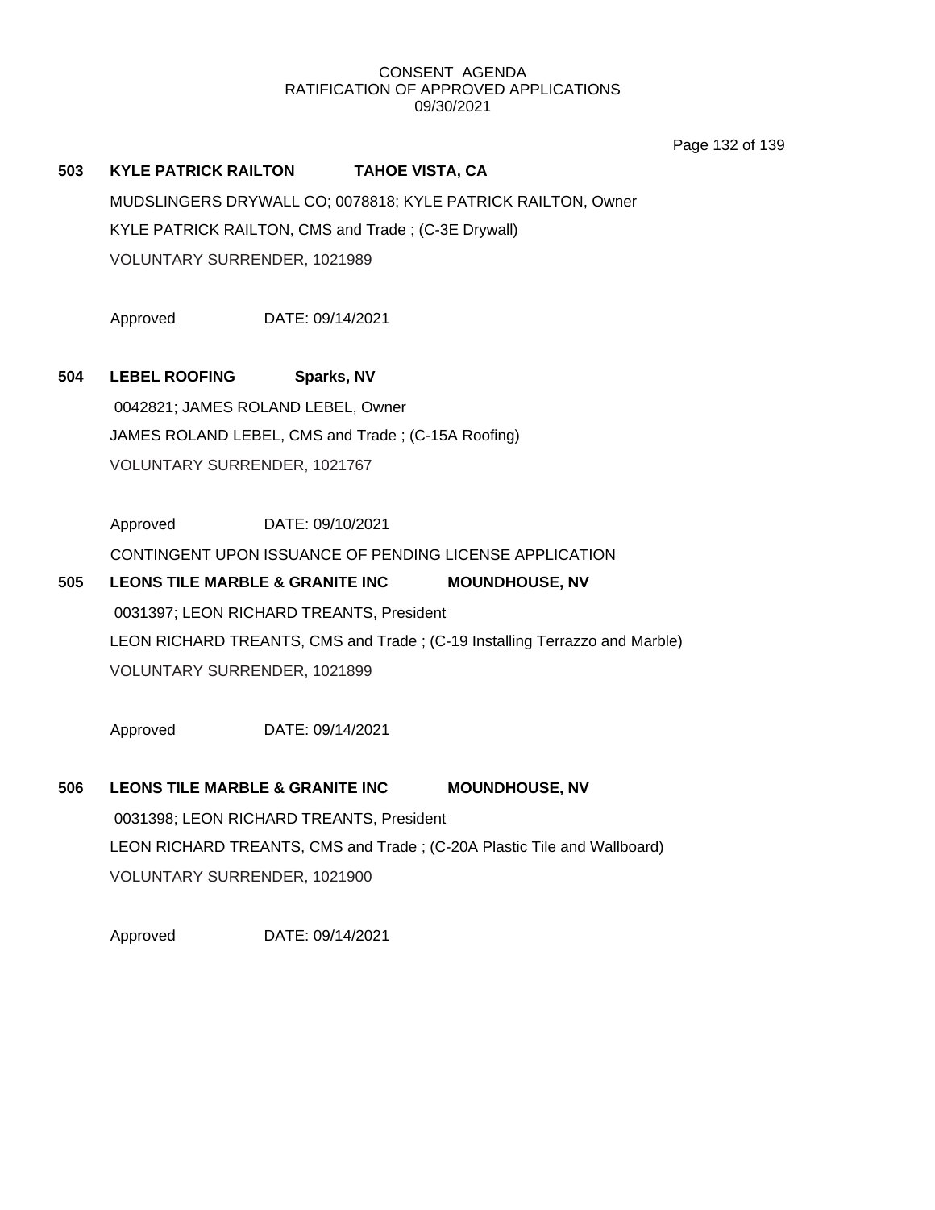CONSENT AGENDA
RATIFICATION OF APPROVED APPLICATIONS
09/30/2021

**503 KYLE PATRICK RAILTON TAHOE VISTA, CA**

MUDSLINGERS DRYWALL CO; 0078818; KYLE PATRICK RAILTON, Owner

KYLE PATRICK RAILTON, CMS and Trade ; (C-3E Drywall)

VOLUNTARY SURRENDER, 1021989

Approved DATE: 09/14/2021

**504 LEBEL ROOFING Sparks, NV**

0042821; JAMES ROLAND LEBEL, Owner

JAMES ROLAND LEBEL, CMS and Trade ; (C-15A Roofing)

VOLUNTARY SURRENDER, 1021767

Approved DATE: 09/10/2021

CONTINGENT UPON ISSUANCE OF PENDING LICENSE APPLICATION

**505 LEONS TILE MARBLE & GRANITE INC MOUNDHOUSE, NV**

0031397; LEON RICHARD TREANTS, President

LEON RICHARD TREANTS, CMS and Trade ; (C-19 Installing Terrazzo and Marble)

VOLUNTARY SURRENDER, 1021899

Approved DATE: 09/14/2021

**506 LEONS TILE MARBLE & GRANITE INC MOUNDHOUSE, NV**

0031398; LEON RICHARD TREANTS, President

LEON RICHARD TREANTS, CMS and Trade ; (C-20A Plastic Tile and Wallboard)

VOLUNTARY SURRENDER, 1021900

Approved DATE: 09/14/2021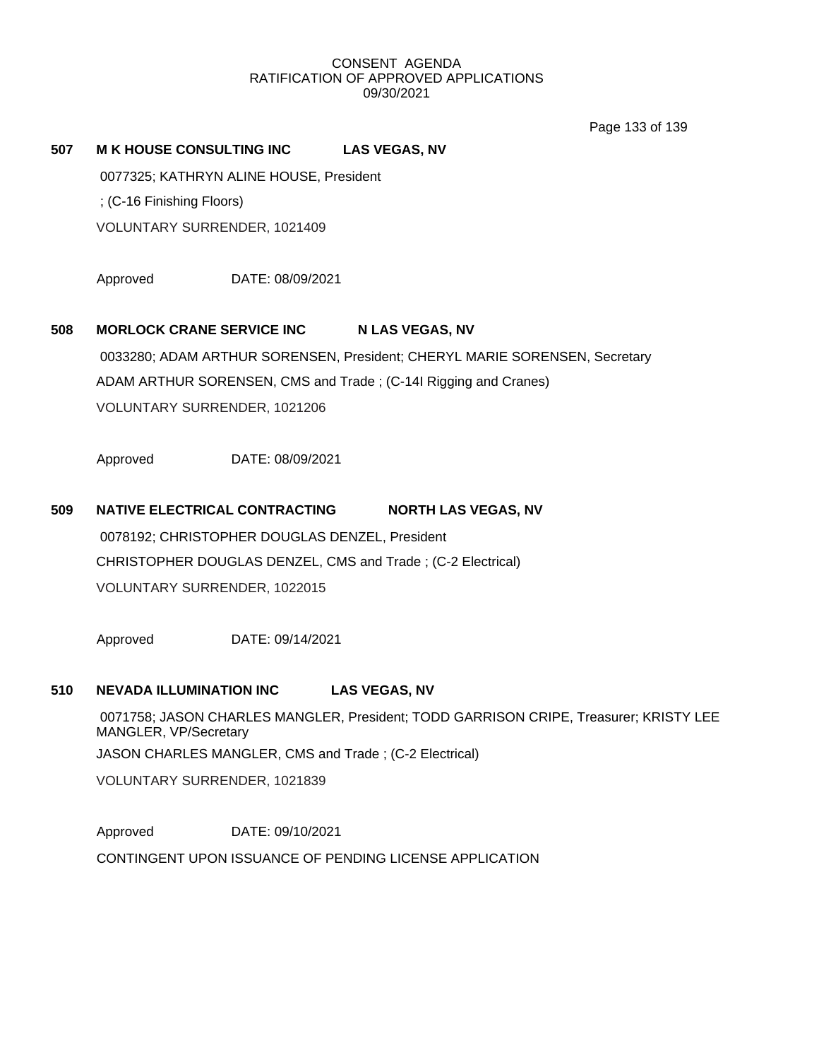CONSENT AGENDA
RATIFICATION OF APPROVED APPLICATIONS
09/30/2021

**507 M K HOUSE CONSULTING INC LAS VEGAS, NV**

0077325; KATHRYN ALINE HOUSE, President

; (C-16 Finishing Floors)

VOLUNTARY SURRENDER, 1021409

Approved DATE: 08/09/2021

**508 MORLOCK CRANE SERVICE INC N LAS VEGAS, NV**

0033280; ADAM ARTHUR SORENSEN, President; CHERYL MARIE SORENSEN, Secretary

ADAM ARTHUR SORENSEN, CMS and Trade ; (C-14I Rigging and Cranes)

VOLUNTARY SURRENDER, 1021206

Approved DATE: 08/09/2021

**509 NATIVE ELECTRICAL CONTRACTING NORTH LAS VEGAS, NV**

0078192; CHRISTOPHER DOUGLAS DENZEL, President

CHRISTOPHER DOUGLAS DENZEL, CMS and Trade ; (C-2 Electrical)

VOLUNTARY SURRENDER, 1022015

Approved DATE: 09/14/2021

**510 NEVADA ILLUMINATION INC LAS VEGAS, NV**

0071758; JASON CHARLES MANGLER, President; TODD GARRISON CRIPE, Treasurer; KRISTY LEE MANGLER, VP/Secretary

JASON CHARLES MANGLER, CMS and Trade ; (C-2 Electrical)

VOLUNTARY SURRENDER, 1021839

Approved DATE: 09/10/2021

CONTINGENT UPON ISSUANCE OF PENDING LICENSE APPLICATION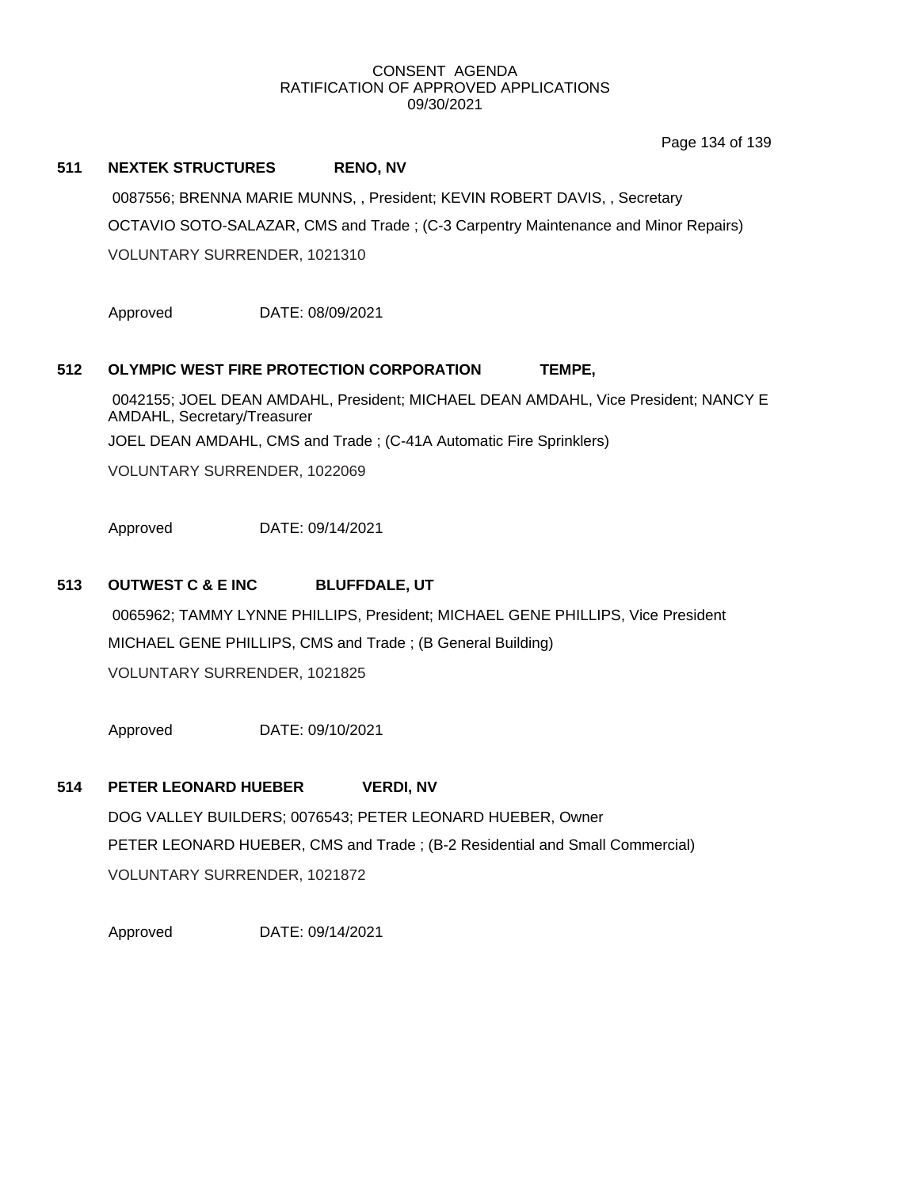CONSENT AGENDA
RATIFICATION OF APPROVED APPLICATIONS
09/30/2021

**511 NEXTEK STRUCTURES RENO, NV**

0087556; BRENNA MARIE MUNNS, , President; KEVIN ROBERT DAVIS, , Secretary

OCTAVIO SOTO-SALAZAR, CMS and Trade ; (C-3 Carpentry Maintenance and Minor Repairs)

VOLUNTARY SURRENDER, 1021310

Approved DATE: 08/09/2021

**512 OLYMPIC WEST FIRE PROTECTION CORPORATION TEMPE,**

0042155; JOEL DEAN AMDAHL, President; MICHAEL DEAN AMDAHL, Vice President; NANCY E AMDAHL, Secretary/Treasurer

JOEL DEAN AMDAHL, CMS and Trade ; (C-41A Automatic Fire Sprinklers)

VOLUNTARY SURRENDER, 1022069

Approved DATE: 09/14/2021

**513 OUTWEST C & E INC BLUFFDALE, UT**

0065962; TAMMY LYNNE PHILLIPS, President; MICHAEL GENE PHILLIPS, Vice President

MICHAEL GENE PHILLIPS, CMS and Trade ; (B General Building)

VOLUNTARY SURRENDER, 1021825

Approved DATE: 09/10/2021

**514 PETER LEONARD HUEBER VERDI, NV**

DOG VALLEY BUILDERS; 0076543; PETER LEONARD HUEBER, Owner

PETER LEONARD HUEBER, CMS and Trade ; (B-2 Residential and Small Commercial)

VOLUNTARY SURRENDER, 1021872

Approved DATE: 09/14/2021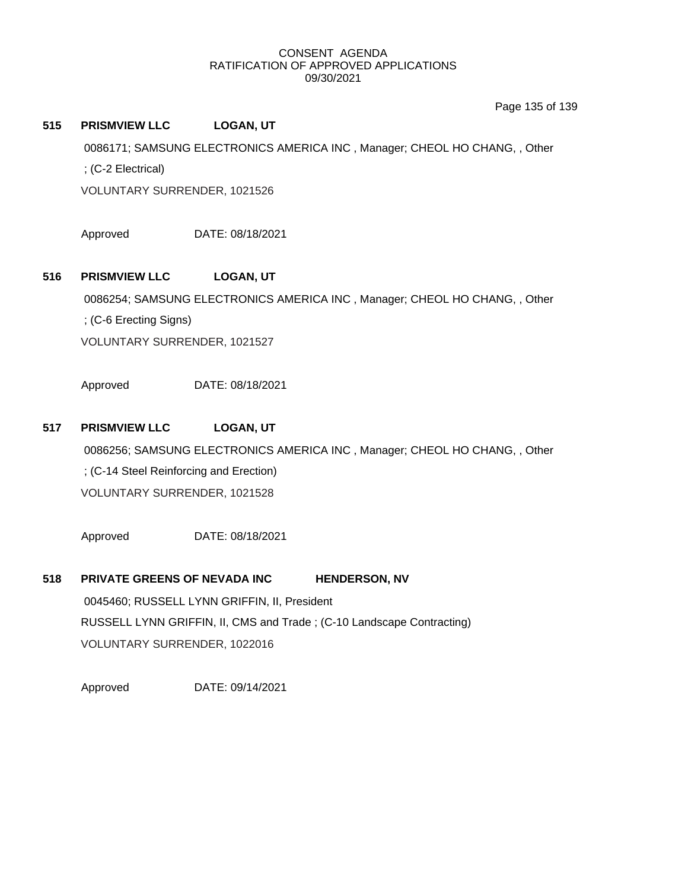CONSENT AGENDA
RATIFICATION OF APPROVED APPLICATIONS
09/30/2021

**515 PRISMVIEW LLC LOGAN, UT**

0086171; SAMSUNG ELECTRONICS AMERICA INC , Manager; CHEOL HO CHANG, , Other
; (C-2 Electrical)
VOLUNTARY SURRENDER, 1021526

Approved DATE: 08/18/2021

**516 PRISMVIEW LLC LOGAN, UT**

0086254; SAMSUNG ELECTRONICS AMERICA INC , Manager; CHEOL HO CHANG, , Other
; (C-6 Erecting Signs)
VOLUNTARY SURRENDER, 1021527

Approved DATE: 08/18/2021

**517 PRISMVIEW LLC LOGAN, UT**

0086256; SAMSUNG ELECTRONICS AMERICA INC , Manager; CHEOL HO CHANG, , Other
; (C-14 Steel Reinforcing and Erection)
VOLUNTARY SURRENDER, 1021528

Approved DATE: 08/18/2021

**518 PRIVATE GREENS OF NEVADA INC HENDERSON, NV**

0045460; RUSSELL LYNN GRIFFIN, II, President
RUSSELL LYNN GRIFFIN, II, CMS and Trade ; (C-10 Landscape Contracting)
VOLUNTARY SURRENDER, 1022016

Approved DATE: 09/14/2021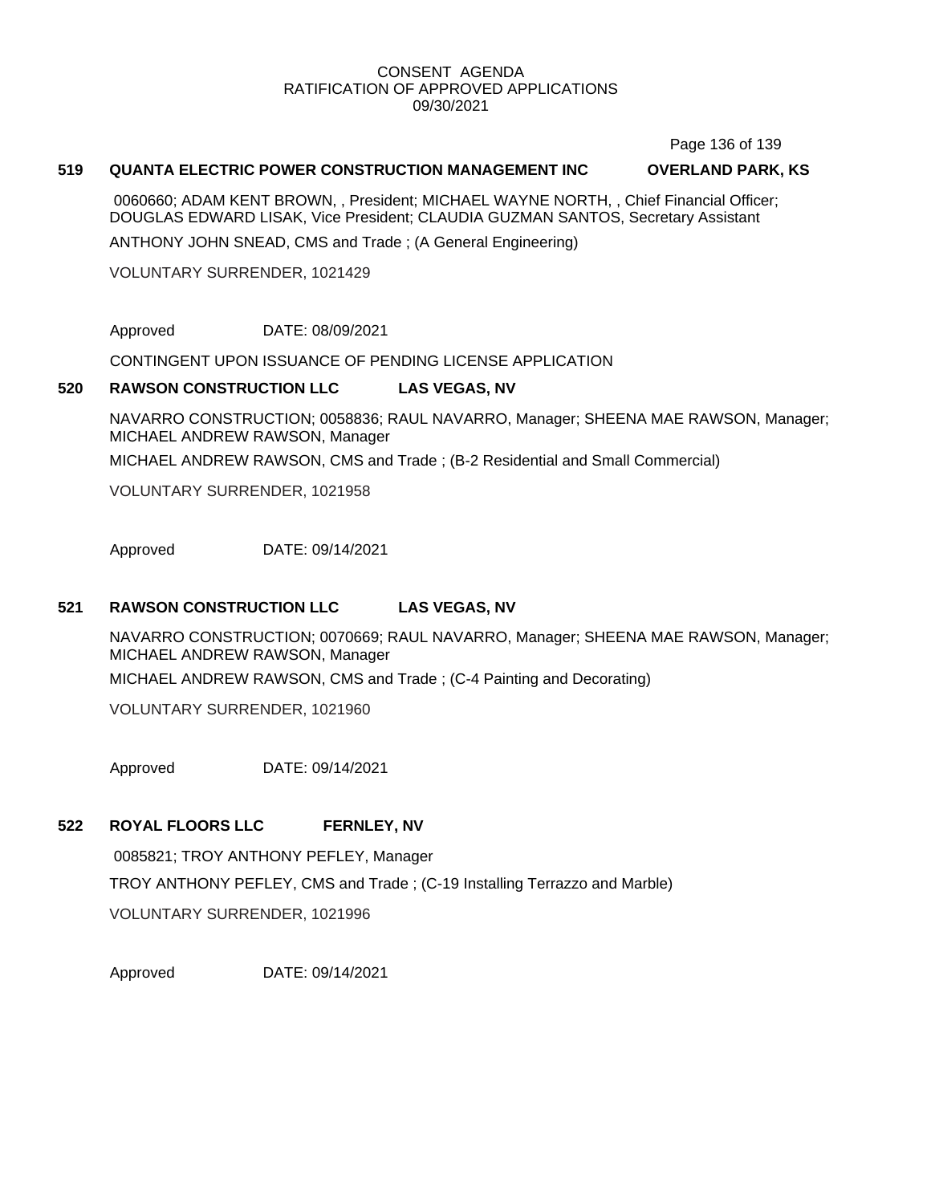CONSENT AGENDA
RATIFICATION OF APPROVED APPLICATIONS
09/30/2021

**519 QUANTA ELECTRIC POWER CONSTRUCTION MANAGEMENT INC OVERLAND PARK, KS**

0060660; ADAM KENT BROWN, , President; MICHAEL WAYNE NORTH, , Chief Financial Officer; DOUGLAS EDWARD LISAK, Vice President; CLAUDIA GUZMAN SANTOS, Secretary Assistant

ANTHONY JOHN SNEAD, CMS and Trade ; (A General Engineering)

VOLUNTARY SURRENDER, 1021429

Approved DATE: 08/09/2021

CONTINGENT UPON ISSUANCE OF PENDING LICENSE APPLICATION

**520 RAWSON CONSTRUCTION LLC LAS VEGAS, NV**

NAVARRO CONSTRUCTION; 0058836; RAUL NAVARRO, Manager; SHEENA MAE RAWSON, Manager; MICHAEL ANDREW RAWSON, Manager

MICHAEL ANDREW RAWSON, CMS and Trade ; (B-2 Residential and Small Commercial)

VOLUNTARY SURRENDER, 1021958

Approved DATE: 09/14/2021

**521 RAWSON CONSTRUCTION LLC LAS VEGAS, NV**

NAVARRO CONSTRUCTION; 0070669; RAUL NAVARRO, Manager; SHEENA MAE RAWSON, Manager; MICHAEL ANDREW RAWSON, Manager

MICHAEL ANDREW RAWSON, CMS and Trade ; (C-4 Painting and Decorating)

VOLUNTARY SURRENDER, 1021960

Approved DATE: 09/14/2021

**522 ROYAL FLOORS LLC FERNLEY, NV**

0085821; TROY ANTHONY PEFLEY, Manager

TROY ANTHONY PEFLEY, CMS and Trade ; (C-19 Installing Terrazzo and Marble)

VOLUNTARY SURRENDER, 1021996

Approved DATE: 09/14/2021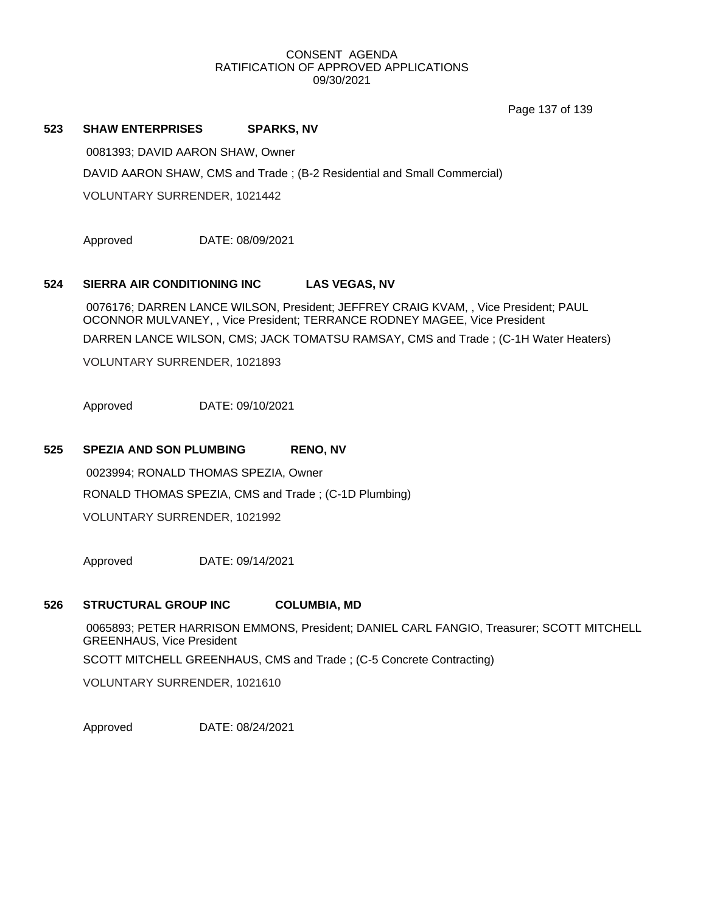CONSENT AGENDA
RATIFICATION OF APPROVED APPLICATIONS
09/30/2021

**523 SHAW ENTERPRISES SPARKS, NV**

0081393; DAVID AARON SHAW, Owner

DAVID AARON SHAW, CMS and Trade ; (B-2 Residential and Small Commercial)

VOLUNTARY SURRENDER, 1021442

Approved DATE: 08/09/2021

**524 SIERRA AIR CONDITIONING INC LAS VEGAS, NV**

0076176; DARREN LANCE WILSON, President; JEFFREY CRAIG KVAM, , Vice President; PAUL OCONNOR MULVANEY, , Vice President; TERRANCE RODNEY MAGEE, Vice President

DARREN LANCE WILSON, CMS; JACK TOMATSU RAMSAY, CMS and Trade ; (C-1H Water Heaters)

VOLUNTARY SURRENDER, 1021893

Approved DATE: 09/10/2021

**525 SPEZIA AND SON PLUMBING RENO, NV**

0023994; RONALD THOMAS SPEZIA, Owner

RONALD THOMAS SPEZIA, CMS and Trade ; (C-1D Plumbing)

VOLUNTARY SURRENDER, 1021992

Approved DATE: 09/14/2021

**526 STRUCTURAL GROUP INC COLUMBIA, MD**

0065893; PETER HARRISON EMMONS, President; DANIEL CARL FANGIO, Treasurer; SCOTT MITCHELL GREENHAUS, Vice President

SCOTT MITCHELL GREENHAUS, CMS and Trade ; (C-5 Concrete Contracting)

VOLUNTARY SURRENDER, 1021610

Approved DATE: 08/24/2021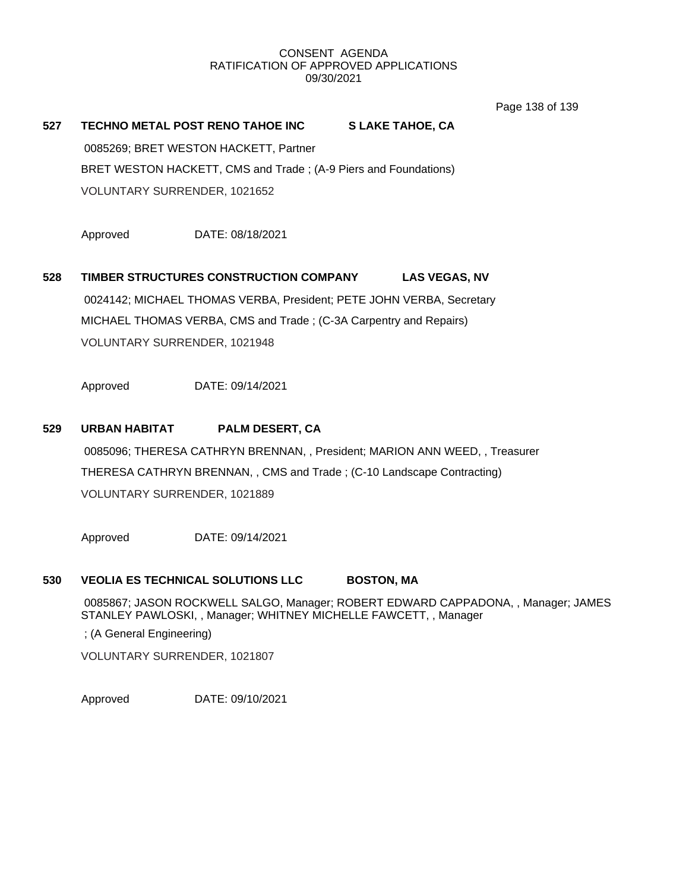**527 TECHNO METAL POST RENO TAHOE INC S LAKE TAHOE, CA**

0085269; BRET WESTON HACKETT, Partner

BRET WESTON HACKETT, CMS and Trade ; (A-9 Piers and Foundations)

VOLUNTARY SURRENDER, 1021652

Approved DATE: 08/18/2021

**528 TIMBER STRUCTURES CONSTRUCTION COMPANY LAS VEGAS, NV**

0024142; MICHAEL THOMAS VERBA, President; PETE JOHN VERBA, Secretary

MICHAEL THOMAS VERBA, CMS and Trade ; (C-3A Carpentry and Repairs)

VOLUNTARY SURRENDER, 1021948

Approved DATE: 09/14/2021

**529 URBAN HABITAT PALM DESERT, CA**

0085096; THERESA CATHRYN BRENNAN, , President; MARION ANN WEED, , Treasurer

THERESA CATHRYN BRENNAN, , CMS and Trade ; (C-10 Landscape Contracting)

VOLUNTARY SURRENDER, 1021889

Approved DATE: 09/14/2021

**530 VEOLIA ES TECHNICAL SOLUTIONS LLC BOSTON, MA**

0085867; JASON ROCKWELL SALGO, Manager; ROBERT EDWARD CAPPADONA, , Manager; JAMES STANLEY PAWLOSKI, , Manager; WHITNEY MICHELLE FAWCETT, , Manager

; (A General Engineering)

VOLUNTARY SURRENDER, 1021807

Approved DATE: 09/10/2021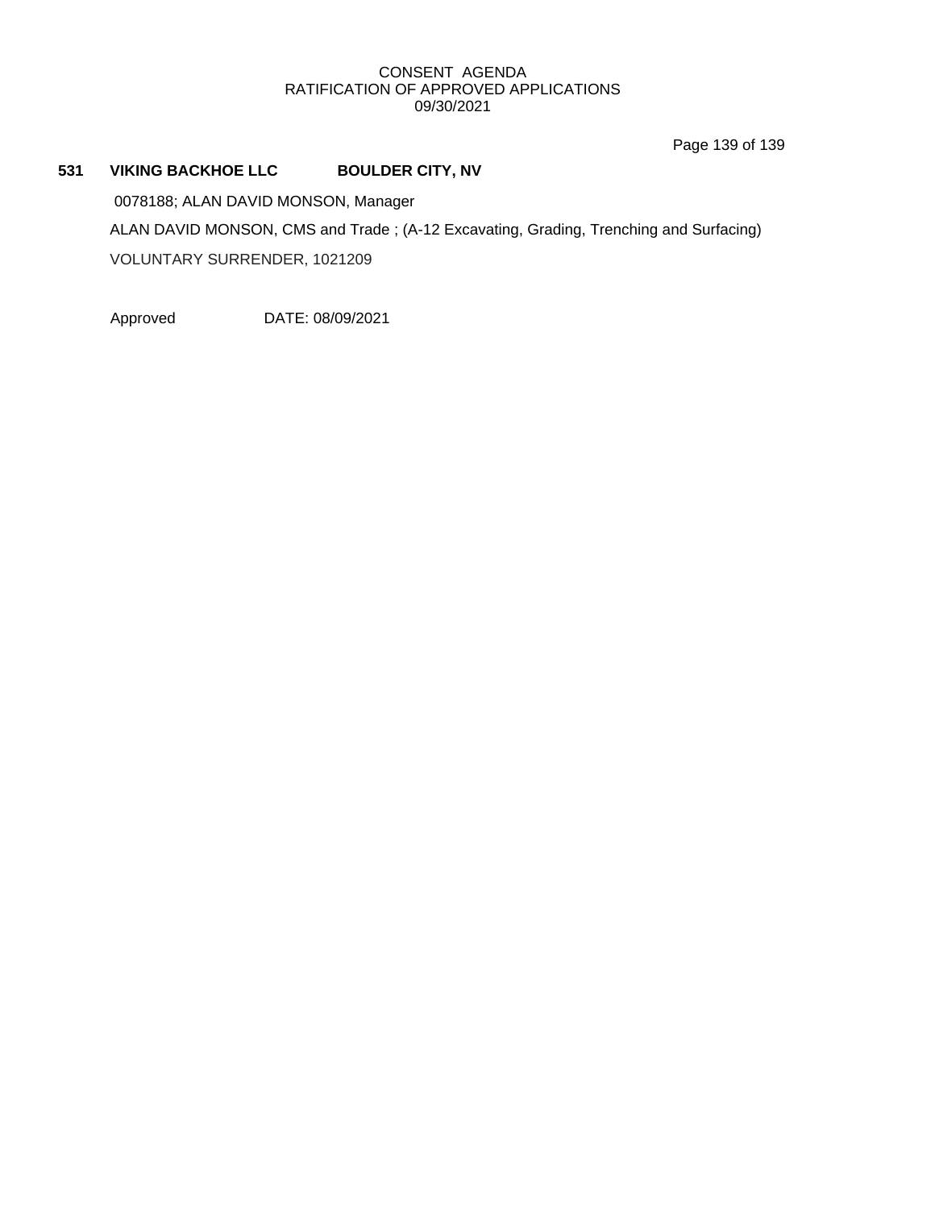**531 VIKING BACKHOE LLC BOULDER CITY, NV**

0078188; ALAN DAVID MONSON, Manager

ALAN DAVID MONSON, CMS and Trade ; (A-12 Excavating, Grading, Trenching and Surfacing)

VOLUNTARY SURRENDER, 1021209

Approved DATE: 08/09/2021